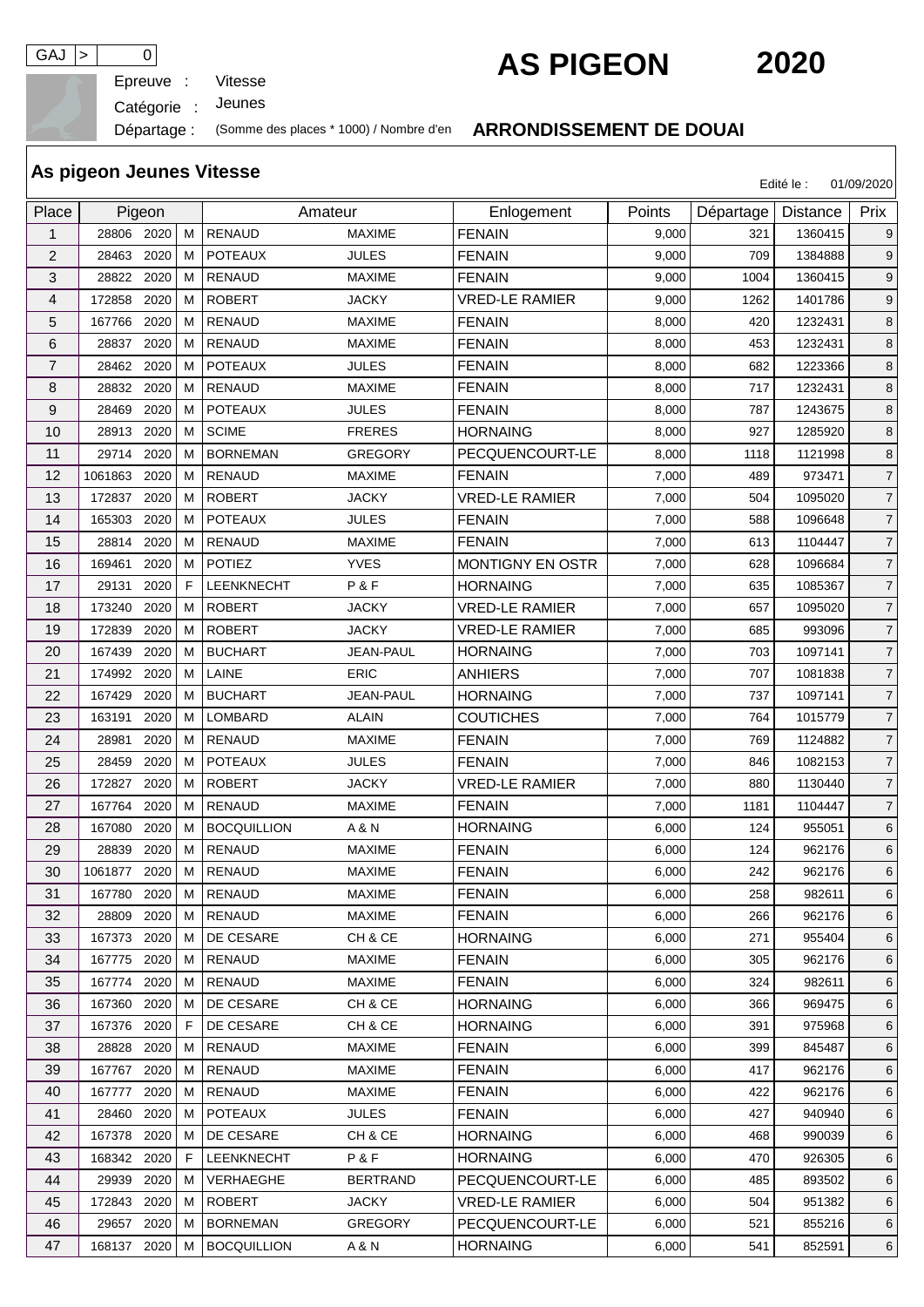GAJ > 0

# AS PIGEON 2020

Epreuve : Vitesse

Catégorie : Jeunes

Départage : (Somme des places * 1000) / Nombre d'en

**ARRONDISSEMENT DE DOUAI**

## As pigeon Jeunes Vitesse

Edité le : 01/09/2020

| Place | Pigeon | | | Amateur | | Enlogement | Points | Départage | Distance | Prix |
|---|---|---|---|---|---|---|---|---|---|---|
| 1 | 28806 | 2020 | M | RENAUD | MAXIME | FENAIN | 9,000 | 321 | 1360415 | 9 |
| 2 | 28463 | 2020 | M | POTEAUX | JULES | FENAIN | 9,000 | 709 | 1384888 | 9 |
| 3 | 28822 | 2020 | M | RENAUD | MAXIME | FENAIN | 9,000 | 1004 | 1360415 | 9 |
| 4 | 172858 | 2020 | M | ROBERT | JACKY | VRED-LE RAMIER | 9,000 | 1262 | 1401786 | 9 |
| 5 | 167766 | 2020 | M | RENAUD | MAXIME | FENAIN | 8,000 | 420 | 1232431 | 8 |
| 6 | 28837 | 2020 | M | RENAUD | MAXIME | FENAIN | 8,000 | 453 | 1232431 | 8 |
| 7 | 28462 | 2020 | M | POTEAUX | JULES | FENAIN | 8,000 | 682 | 1223366 | 8 |
| 8 | 28832 | 2020 | M | RENAUD | MAXIME | FENAIN | 8,000 | 717 | 1232431 | 8 |
| 9 | 28469 | 2020 | M | POTEAUX | JULES | FENAIN | 8,000 | 787 | 1243675 | 8 |
| 10 | 28913 | 2020 | M | SCIME | FRERES | HORNAING | 8,000 | 927 | 1285920 | 8 |
| 11 | 29714 | 2020 | M | BORNEMAN | GREGORY | PECQUENCOURT-LE | 8,000 | 1118 | 1121998 | 8 |
| 12 | 1061863 | 2020 | M | RENAUD | MAXIME | FENAIN | 7,000 | 489 | 973471 | 7 |
| 13 | 172837 | 2020 | M | ROBERT | JACKY | VRED-LE RAMIER | 7,000 | 504 | 1095020 | 7 |
| 14 | 165303 | 2020 | M | POTEAUX | JULES | FENAIN | 7,000 | 588 | 1096648 | 7 |
| 15 | 28814 | 2020 | M | RENAUD | MAXIME | FENAIN | 7,000 | 613 | 1104447 | 7 |
| 16 | 169461 | 2020 | M | POTIEZ | YVES | MONTIGNY EN OSTR | 7,000 | 628 | 1096684 | 7 |
| 17 | 29131 | 2020 | F | LEENKNECHT | P & F | HORNAING | 7,000 | 635 | 1085367 | 7 |
| 18 | 173240 | 2020 | M | ROBERT | JACKY | VRED-LE RAMIER | 7,000 | 657 | 1095020 | 7 |
| 19 | 172839 | 2020 | M | ROBERT | JACKY | VRED-LE RAMIER | 7,000 | 685 | 993096 | 7 |
| 20 | 167439 | 2020 | M | BUCHART | JEAN-PAUL | HORNAING | 7,000 | 703 | 1097141 | 7 |
| 21 | 174992 | 2020 | M | LAINE | ERIC | ANHIERS | 7,000 | 707 | 1081838 | 7 |
| 22 | 167429 | 2020 | M | BUCHART | JEAN-PAUL | HORNAING | 7,000 | 737 | 1097141 | 7 |
| 23 | 163191 | 2020 | M | LOMBARD | ALAIN | COUTICHES | 7,000 | 764 | 1015779 | 7 |
| 24 | 28981 | 2020 | M | RENAUD | MAXIME | FENAIN | 7,000 | 769 | 1124882 | 7 |
| 25 | 28459 | 2020 | M | POTEAUX | JULES | FENAIN | 7,000 | 846 | 1082153 | 7 |
| 26 | 172827 | 2020 | M | ROBERT | JACKY | VRED-LE RAMIER | 7,000 | 880 | 1130440 | 7 |
| 27 | 167764 | 2020 | M | RENAUD | MAXIME | FENAIN | 7,000 | 1181 | 1104447 | 7 |
| 28 | 167080 | 2020 | M | BOCQUILLION | A & N | HORNAING | 6,000 | 124 | 955051 | 6 |
| 29 | 28839 | 2020 | M | RENAUD | MAXIME | FENAIN | 6,000 | 124 | 962176 | 6 |
| 30 | 1061877 | 2020 | M | RENAUD | MAXIME | FENAIN | 6,000 | 242 | 962176 | 6 |
| 31 | 167780 | 2020 | M | RENAUD | MAXIME | FENAIN | 6,000 | 258 | 982611 | 6 |
| 32 | 28809 | 2020 | M | RENAUD | MAXIME | FENAIN | 6,000 | 266 | 962176 | 6 |
| 33 | 167373 | 2020 | M | DE CESARE | CH & CE | HORNAING | 6,000 | 271 | 955404 | 6 |
| 34 | 167775 | 2020 | M | RENAUD | MAXIME | FENAIN | 6,000 | 305 | 962176 | 6 |
| 35 | 167774 | 2020 | M | RENAUD | MAXIME | FENAIN | 6,000 | 324 | 982611 | 6 |
| 36 | 167360 | 2020 | M | DE CESARE | CH & CE | HORNAING | 6,000 | 366 | 969475 | 6 |
| 37 | 167376 | 2020 | F | DE CESARE | CH & CE | HORNAING | 6,000 | 391 | 975968 | 6 |
| 38 | 28828 | 2020 | M | RENAUD | MAXIME | FENAIN | 6,000 | 399 | 845487 | 6 |
| 39 | 167767 | 2020 | M | RENAUD | MAXIME | FENAIN | 6,000 | 417 | 962176 | 6 |
| 40 | 167777 | 2020 | M | RENAUD | MAXIME | FENAIN | 6,000 | 422 | 962176 | 6 |
| 41 | 28460 | 2020 | M | POTEAUX | JULES | FENAIN | 6,000 | 427 | 940940 | 6 |
| 42 | 167378 | 2020 | M | DE CESARE | CH & CE | HORNAING | 6,000 | 468 | 990039 | 6 |
| 43 | 168342 | 2020 | F | LEENKNECHT | P & F | HORNAING | 6,000 | 470 | 926305 | 6 |
| 44 | 29939 | 2020 | M | VERHAEGHE | BERTRAND | PECQUENCOURT-LE | 6,000 | 485 | 893502 | 6 |
| 45 | 172843 | 2020 | M | ROBERT | JACKY | VRED-LE RAMIER | 6,000 | 504 | 951382 | 6 |
| 46 | 29657 | 2020 | M | BORNEMAN | GREGORY | PECQUENCOURT-LE | 6,000 | 521 | 855216 | 6 |
| 47 | 168137 | 2020 | M | BOCQUILLION | A & N | HORNAING | 6,000 | 541 | 852591 | 6 |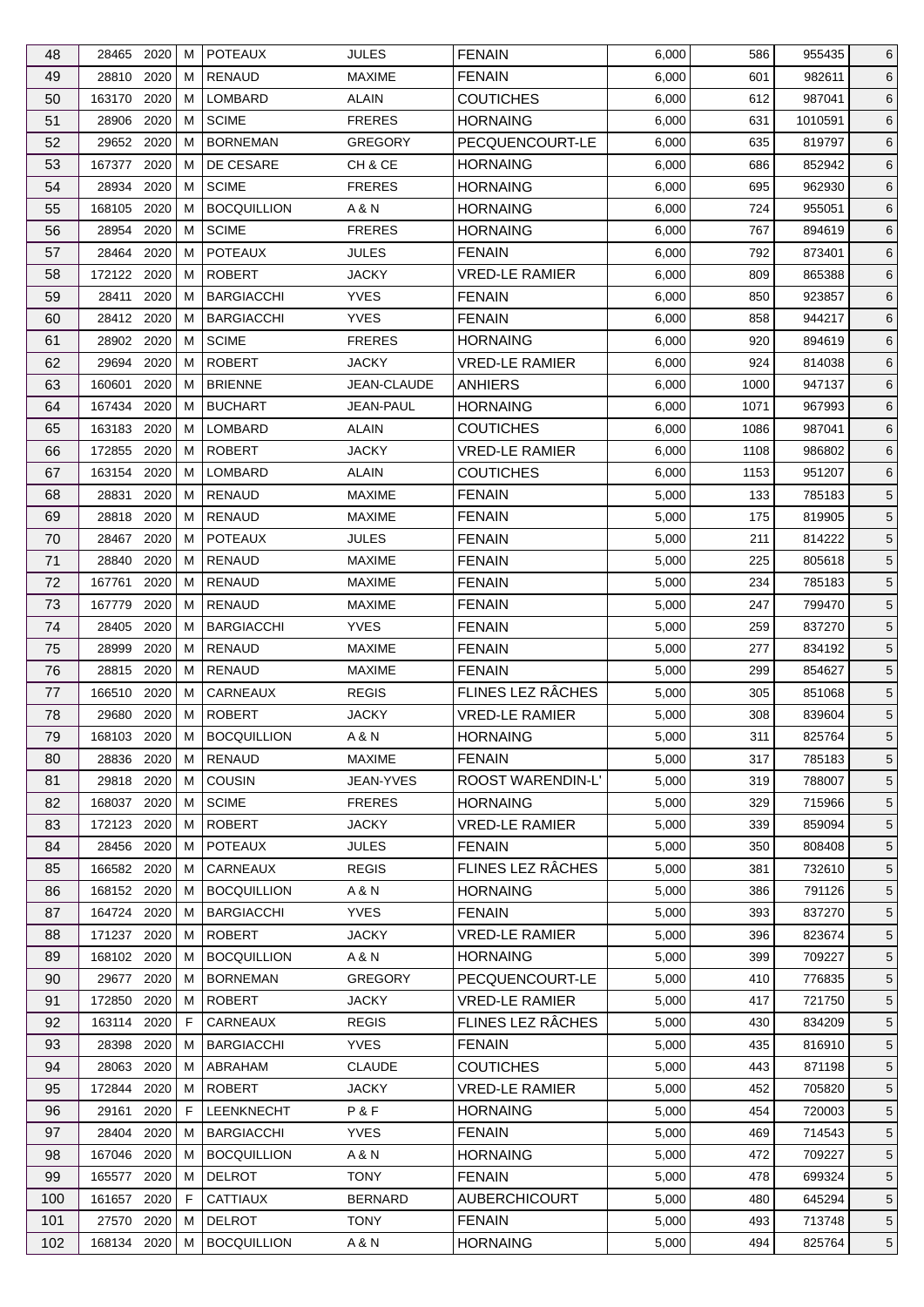| | | | | | | | | | | |
|---|---|---|---|---|---|---|---|---|---|---|
| 48 | 28465 | 2020 | M | POTEAUX | JULES | FENAIN | 6,000 | 586 | 955435 | 6 |
| 49 | 28810 | 2020 | M | RENAUD | MAXIME | FENAIN | 6,000 | 601 | 982611 | 6 |
| 50 | 163170 | 2020 | M | LOMBARD | ALAIN | COUTICHES | 6,000 | 612 | 987041 | 6 |
| 51 | 28906 | 2020 | M | SCIME | FRERES | HORNAING | 6,000 | 631 | 1010591 | 6 |
| 52 | 29652 | 2020 | M | BORNEMAN | GREGORY | PECQUENCOURT-LE | 6,000 | 635 | 819797 | 6 |
| 53 | 167377 | 2020 | M | DE CESARE | CH & CE | HORNAING | 6,000 | 686 | 852942 | 6 |
| 54 | 28934 | 2020 | M | SCIME | FRERES | HORNAING | 6,000 | 695 | 962930 | 6 |
| 55 | 168105 | 2020 | M | BOCQUILLION | A & N | HORNAING | 6,000 | 724 | 955051 | 6 |
| 56 | 28954 | 2020 | M | SCIME | FRERES | HORNAING | 6,000 | 767 | 894619 | 6 |
| 57 | 28464 | 2020 | M | POTEAUX | JULES | FENAIN | 6,000 | 792 | 873401 | 6 |
| 58 | 172122 | 2020 | M | ROBERT | JACKY | VRED-LE RAMIER | 6,000 | 809 | 865388 | 6 |
| 59 | 28411 | 2020 | M | BARGIACCHI | YVES | FENAIN | 6,000 | 850 | 923857 | 6 |
| 60 | 28412 | 2020 | M | BARGIACCHI | YVES | FENAIN | 6,000 | 858 | 944217 | 6 |
| 61 | 28902 | 2020 | M | SCIME | FRERES | HORNAING | 6,000 | 920 | 894619 | 6 |
| 62 | 29694 | 2020 | M | ROBERT | JACKY | VRED-LE RAMIER | 6,000 | 924 | 814038 | 6 |
| 63 | 160601 | 2020 | M | BRIENNE | JEAN-CLAUDE | ANHIERS | 6,000 | 1000 | 947137 | 6 |
| 64 | 167434 | 2020 | M | BUCHART | JEAN-PAUL | HORNAING | 6,000 | 1071 | 967993 | 6 |
| 65 | 163183 | 2020 | M | LOMBARD | ALAIN | COUTICHES | 6,000 | 1086 | 987041 | 6 |
| 66 | 172855 | 2020 | M | ROBERT | JACKY | VRED-LE RAMIER | 6,000 | 1108 | 986802 | 6 |
| 67 | 163154 | 2020 | M | LOMBARD | ALAIN | COUTICHES | 6,000 | 1153 | 951207 | 6 |
| 68 | 28831 | 2020 | M | RENAUD | MAXIME | FENAIN | 5,000 | 133 | 785183 | 5 |
| 69 | 28818 | 2020 | M | RENAUD | MAXIME | FENAIN | 5,000 | 175 | 819905 | 5 |
| 70 | 28467 | 2020 | M | POTEAUX | JULES | FENAIN | 5,000 | 211 | 814222 | 5 |
| 71 | 28840 | 2020 | M | RENAUD | MAXIME | FENAIN | 5,000 | 225 | 805618 | 5 |
| 72 | 167761 | 2020 | M | RENAUD | MAXIME | FENAIN | 5,000 | 234 | 785183 | 5 |
| 73 | 167779 | 2020 | M | RENAUD | MAXIME | FENAIN | 5,000 | 247 | 799470 | 5 |
| 74 | 28405 | 2020 | M | BARGIACCHI | YVES | FENAIN | 5,000 | 259 | 837270 | 5 |
| 75 | 28999 | 2020 | M | RENAUD | MAXIME | FENAIN | 5,000 | 277 | 834192 | 5 |
| 76 | 28815 | 2020 | M | RENAUD | MAXIME | FENAIN | 5,000 | 299 | 854627 | 5 |
| 77 | 166510 | 2020 | M | CARNEAUX | REGIS | FLINES LEZ RÂCHES | 5,000 | 305 | 851068 | 5 |
| 78 | 29680 | 2020 | M | ROBERT | JACKY | VRED-LE RAMIER | 5,000 | 308 | 839604 | 5 |
| 79 | 168103 | 2020 | M | BOCQUILLION | A & N | HORNAING | 5,000 | 311 | 825764 | 5 |
| 80 | 28836 | 2020 | M | RENAUD | MAXIME | FENAIN | 5,000 | 317 | 785183 | 5 |
| 81 | 29818 | 2020 | M | COUSIN | JEAN-YVES | ROOST WARENDIN-L' | 5,000 | 319 | 788007 | 5 |
| 82 | 168037 | 2020 | M | SCIME | FRERES | HORNAING | 5,000 | 329 | 715966 | 5 |
| 83 | 172123 | 2020 | M | ROBERT | JACKY | VRED-LE RAMIER | 5,000 | 339 | 859094 | 5 |
| 84 | 28456 | 2020 | M | POTEAUX | JULES | FENAIN | 5,000 | 350 | 808408 | 5 |
| 85 | 166582 | 2020 | M | CARNEAUX | REGIS | FLINES LEZ RÂCHES | 5,000 | 381 | 732610 | 5 |
| 86 | 168152 | 2020 | M | BOCQUILLION | A & N | HORNAING | 5,000 | 386 | 791126 | 5 |
| 87 | 164724 | 2020 | M | BARGIACCHI | YVES | FENAIN | 5,000 | 393 | 837270 | 5 |
| 88 | 171237 | 2020 | M | ROBERT | JACKY | VRED-LE RAMIER | 5,000 | 396 | 823674 | 5 |
| 89 | 168102 | 2020 | M | BOCQUILLION | A & N | HORNAING | 5,000 | 399 | 709227 | 5 |
| 90 | 29677 | 2020 | M | BORNEMAN | GREGORY | PECQUENCOURT-LE | 5,000 | 410 | 776835 | 5 |
| 91 | 172850 | 2020 | M | ROBERT | JACKY | VRED-LE RAMIER | 5,000 | 417 | 721750 | 5 |
| 92 | 163114 | 2020 | F | CARNEAUX | REGIS | FLINES LEZ RÂCHES | 5,000 | 430 | 834209 | 5 |
| 93 | 28398 | 2020 | M | BARGIACCHI | YVES | FENAIN | 5,000 | 435 | 816910 | 5 |
| 94 | 28063 | 2020 | M | ABRAHAM | CLAUDE | COUTICHES | 5,000 | 443 | 871198 | 5 |
| 95 | 172844 | 2020 | M | ROBERT | JACKY | VRED-LE RAMIER | 5,000 | 452 | 705820 | 5 |
| 96 | 29161 | 2020 | F | LEENKNECHT | P & F | HORNAING | 5,000 | 454 | 720003 | 5 |
| 97 | 28404 | 2020 | M | BARGIACCHI | YVES | FENAIN | 5,000 | 469 | 714543 | 5 |
| 98 | 167046 | 2020 | M | BOCQUILLION | A & N | HORNAING | 5,000 | 472 | 709227 | 5 |
| 99 | 165577 | 2020 | M | DELROT | TONY | FENAIN | 5,000 | 478 | 699324 | 5 |
| 100 | 161657 | 2020 | F | CATTIAUX | BERNARD | AUBERCHICOURT | 5,000 | 480 | 645294 | 5 |
| 101 | 27570 | 2020 | M | DELROT | TONY | FENAIN | 5,000 | 493 | 713748 | 5 |
| 102 | 168134 | 2020 | M | BOCQUILLION | A & N | HORNAING | 5,000 | 494 | 825764 | 5 |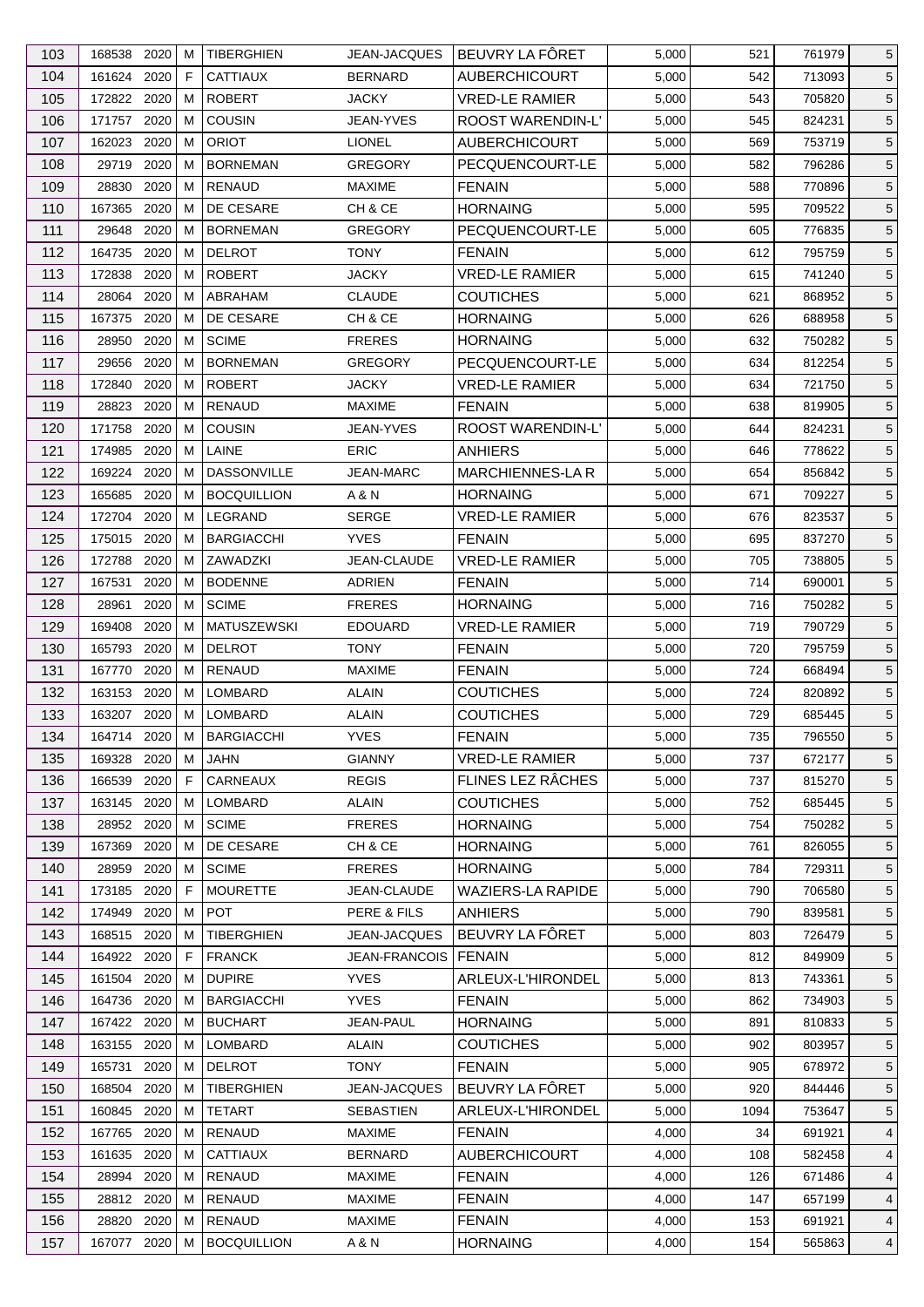| 103 | 168538 | 2020 | M | TIBERGHIEN | JEAN-JACQUES | BEUVRY LA FÔRET | 5,000 | 521 | 761979 | 5 |
|---|---|---|---|---|---|---|---|---|---|---|
| 104 | 161624 | 2020 | F | CATTIAUX | BERNARD | AUBERCHICOURT | 5,000 | 542 | 713093 | 5 |
| 105 | 172822 | 2020 | M | ROBERT | JACKY | VRED-LE RAMIER | 5,000 | 543 | 705820 | 5 |
| 106 | 171757 | 2020 | M | COUSIN | JEAN-YVES | ROOST WARENDIN-L' | 5,000 | 545 | 824231 | 5 |
| 107 | 162023 | 2020 | M | ORIOT | LIONEL | AUBERCHICOURT | 5,000 | 569 | 753719 | 5 |
| 108 | 29719 | 2020 | M | BORNEMAN | GREGORY | PECQUENCOURT-LE | 5,000 | 582 | 796286 | 5 |
| 109 | 28830 | 2020 | M | RENAUD | MAXIME | FENAIN | 5,000 | 588 | 770896 | 5 |
| 110 | 167365 | 2020 | M | DE CESARE | CH & CE | HORNAING | 5,000 | 595 | 709522 | 5 |
| 111 | 29648 | 2020 | M | BORNEMAN | GREGORY | PECQUENCOURT-LE | 5,000 | 605 | 776835 | 5 |
| 112 | 164735 | 2020 | M | DELROT | TONY | FENAIN | 5,000 | 612 | 795759 | 5 |
| 113 | 172838 | 2020 | M | ROBERT | JACKY | VRED-LE RAMIER | 5,000 | 615 | 741240 | 5 |
| 114 | 28064 | 2020 | M | ABRAHAM | CLAUDE | COUTICHES | 5,000 | 621 | 868952 | 5 |
| 115 | 167375 | 2020 | M | DE CESARE | CH & CE | HORNAING | 5,000 | 626 | 688958 | 5 |
| 116 | 28950 | 2020 | M | SCIME | FRERES | HORNAING | 5,000 | 632 | 750282 | 5 |
| 117 | 29656 | 2020 | M | BORNEMAN | GREGORY | PECQUENCOURT-LE | 5,000 | 634 | 812254 | 5 |
| 118 | 172840 | 2020 | M | ROBERT | JACKY | VRED-LE RAMIER | 5,000 | 634 | 721750 | 5 |
| 119 | 28823 | 2020 | M | RENAUD | MAXIME | FENAIN | 5,000 | 638 | 819905 | 5 |
| 120 | 171758 | 2020 | M | COUSIN | JEAN-YVES | ROOST WARENDIN-L' | 5,000 | 644 | 824231 | 5 |
| 121 | 174985 | 2020 | M | LAINE | ERIC | ANHIERS | 5,000 | 646 | 778622 | 5 |
| 122 | 169224 | 2020 | M | DASSONVILLE | JEAN-MARC | MARCHIENNES-LA R | 5,000 | 654 | 856842 | 5 |
| 123 | 165685 | 2020 | M | BOCQUILLION | A & N | HORNAING | 5,000 | 671 | 709227 | 5 |
| 124 | 172704 | 2020 | M | LEGRAND | SERGE | VRED-LE RAMIER | 5,000 | 676 | 823537 | 5 |
| 125 | 175015 | 2020 | M | BARGIACCHI | YVES | FENAIN | 5,000 | 695 | 837270 | 5 |
| 126 | 172788 | 2020 | M | ZAWADZKI | JEAN-CLAUDE | VRED-LE RAMIER | 5,000 | 705 | 738805 | 5 |
| 127 | 167531 | 2020 | M | BODENNE | ADRIEN | FENAIN | 5,000 | 714 | 690001 | 5 |
| 128 | 28961 | 2020 | M | SCIME | FRERES | HORNAING | 5,000 | 716 | 750282 | 5 |
| 129 | 169408 | 2020 | M | MATUSZEWSKI | EDOUARD | VRED-LE RAMIER | 5,000 | 719 | 790729 | 5 |
| 130 | 165793 | 2020 | M | DELROT | TONY | FENAIN | 5,000 | 720 | 795759 | 5 |
| 131 | 167770 | 2020 | M | RENAUD | MAXIME | FENAIN | 5,000 | 724 | 668494 | 5 |
| 132 | 163153 | 2020 | M | LOMBARD | ALAIN | COUTICHES | 5,000 | 724 | 820892 | 5 |
| 133 | 163207 | 2020 | M | LOMBARD | ALAIN | COUTICHES | 5,000 | 729 | 685445 | 5 |
| 134 | 164714 | 2020 | M | BARGIACCHI | YVES | FENAIN | 5,000 | 735 | 796550 | 5 |
| 135 | 169328 | 2020 | M | JAHN | GIANNY | VRED-LE RAMIER | 5,000 | 737 | 672177 | 5 |
| 136 | 166539 | 2020 | F | CARNEAUX | REGIS | FLINES LEZ RÂCHES | 5,000 | 737 | 815270 | 5 |
| 137 | 163145 | 2020 | M | LOMBARD | ALAIN | COUTICHES | 5,000 | 752 | 685445 | 5 |
| 138 | 28952 | 2020 | M | SCIME | FRERES | HORNAING | 5,000 | 754 | 750282 | 5 |
| 139 | 167369 | 2020 | M | DE CESARE | CH & CE | HORNAING | 5,000 | 761 | 826055 | 5 |
| 140 | 28959 | 2020 | M | SCIME | FRERES | HORNAING | 5,000 | 784 | 729311 | 5 |
| 141 | 173185 | 2020 | F | MOURETTE | JEAN-CLAUDE | WAZIERS-LA RAPIDE | 5,000 | 790 | 706580 | 5 |
| 142 | 174949 | 2020 | M | POT | PERE & FILS | ANHIERS | 5,000 | 790 | 839581 | 5 |
| 143 | 168515 | 2020 | M | TIBERGHIEN | JEAN-JACQUES | BEUVRY LA FÔRET | 5,000 | 803 | 726479 | 5 |
| 144 | 164922 | 2020 | F | FRANCK | JEAN-FRANCOIS | FENAIN | 5,000 | 812 | 849909 | 5 |
| 145 | 161504 | 2020 | M | DUPIRE | YVES | ARLEUX-L'HIRONDEL | 5,000 | 813 | 743361 | 5 |
| 146 | 164736 | 2020 | M | BARGIACCHI | YVES | FENAIN | 5,000 | 862 | 734903 | 5 |
| 147 | 167422 | 2020 | M | BUCHART | JEAN-PAUL | HORNAING | 5,000 | 891 | 810833 | 5 |
| 148 | 163155 | 2020 | M | LOMBARD | ALAIN | COUTICHES | 5,000 | 902 | 803957 | 5 |
| 149 | 165731 | 2020 | M | DELROT | TONY | FENAIN | 5,000 | 905 | 678972 | 5 |
| 150 | 168504 | 2020 | M | TIBERGHIEN | JEAN-JACQUES | BEUVRY LA FÔRET | 5,000 | 920 | 844446 | 5 |
| 151 | 160845 | 2020 | M | TETART | SEBASTIEN | ARLEUX-L'HIRONDEL | 5,000 | 1094 | 753647 | 5 |
| 152 | 167765 | 2020 | M | RENAUD | MAXIME | FENAIN | 4,000 | 34 | 691921 | 4 |
| 153 | 161635 | 2020 | M | CATTIAUX | BERNARD | AUBERCHICOURT | 4,000 | 108 | 582458 | 4 |
| 154 | 28994 | 2020 | M | RENAUD | MAXIME | FENAIN | 4,000 | 126 | 671486 | 4 |
| 155 | 28812 | 2020 | M | RENAUD | MAXIME | FENAIN | 4,000 | 147 | 657199 | 4 |
| 156 | 28820 | 2020 | M | RENAUD | MAXIME | FENAIN | 4,000 | 153 | 691921 | 4 |
| 157 | 167077 | 2020 | M | BOCQUILLION | A & N | HORNAING | 4,000 | 154 | 565863 | 4 |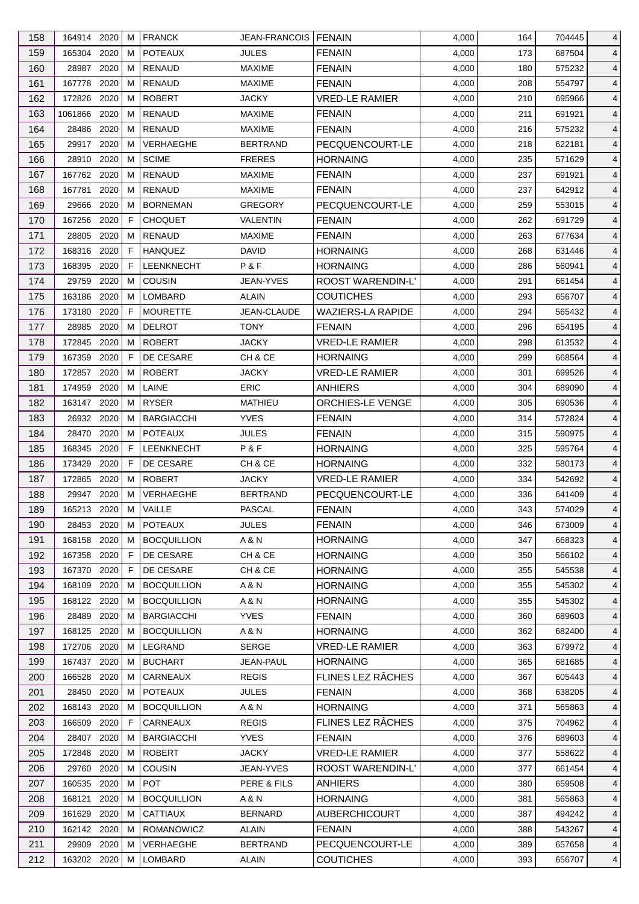| 158 | 164914 | 2020 | M | FRANCK | JEAN-FRANCOIS | FENAIN | 4,000 | 164 | 704445 | 4 |
|---|---|---|---|---|---|---|---|---|---|---|
| 159 | 165304 | 2020 | M | POTEAUX | JULES | FENAIN | 4,000 | 173 | 687504 | 4 |
| 160 | 28987 | 2020 | M | RENAUD | MAXIME | FENAIN | 4,000 | 180 | 575232 | 4 |
| 161 | 167778 | 2020 | M | RENAUD | MAXIME | FENAIN | 4,000 | 208 | 554797 | 4 |
| 162 | 172826 | 2020 | M | ROBERT | JACKY | VRED-LE RAMIER | 4,000 | 210 | 695966 | 4 |
| 163 | 1061866 | 2020 | M | RENAUD | MAXIME | FENAIN | 4,000 | 211 | 691921 | 4 |
| 164 | 28486 | 2020 | M | RENAUD | MAXIME | FENAIN | 4,000 | 216 | 575232 | 4 |
| 165 | 29917 | 2020 | M | VERHAEGHE | BERTRAND | PECQUENCOURT-LE | 4,000 | 218 | 622181 | 4 |
| 166 | 28910 | 2020 | M | SCIME | FRERES | HORNAING | 4,000 | 235 | 571629 | 4 |
| 167 | 167762 | 2020 | M | RENAUD | MAXIME | FENAIN | 4,000 | 237 | 691921 | 4 |
| 168 | 167781 | 2020 | M | RENAUD | MAXIME | FENAIN | 4,000 | 237 | 642912 | 4 |
| 169 | 29666 | 2020 | M | BORNEMAN | GREGORY | PECQUENCOURT-LE | 4,000 | 259 | 553015 | 4 |
| 170 | 167256 | 2020 | F | CHOQUET | VALENTIN | FENAIN | 4,000 | 262 | 691729 | 4 |
| 171 | 28805 | 2020 | M | RENAUD | MAXIME | FENAIN | 4,000 | 263 | 677634 | 4 |
| 172 | 168316 | 2020 | F | HANQUEZ | DAVID | HORNAING | 4,000 | 268 | 631446 | 4 |
| 173 | 168395 | 2020 | F | LEENKNECHT | P & F | HORNAING | 4,000 | 286 | 560941 | 4 |
| 174 | 29759 | 2020 | M | COUSIN | JEAN-YVES | ROOST WARENDIN-L' | 4,000 | 291 | 661454 | 4 |
| 175 | 163186 | 2020 | M | LOMBARD | ALAIN | COUTICHES | 4,000 | 293 | 656707 | 4 |
| 176 | 173180 | 2020 | F | MOURETTE | JEAN-CLAUDE | WAZIERS-LA RAPIDE | 4,000 | 294 | 565432 | 4 |
| 177 | 28985 | 2020 | M | DELROT | TONY | FENAIN | 4,000 | 296 | 654195 | 4 |
| 178 | 172845 | 2020 | M | ROBERT | JACKY | VRED-LE RAMIER | 4,000 | 298 | 613532 | 4 |
| 179 | 167359 | 2020 | F | DE CESARE | CH & CE | HORNAING | 4,000 | 299 | 668564 | 4 |
| 180 | 172857 | 2020 | M | ROBERT | JACKY | VRED-LE RAMIER | 4,000 | 301 | 699526 | 4 |
| 181 | 174959 | 2020 | M | LAINE | ERIC | ANHIERS | 4,000 | 304 | 689090 | 4 |
| 182 | 163147 | 2020 | M | RYSER | MATHIEU | ORCHIES-LE VENGE | 4,000 | 305 | 690536 | 4 |
| 183 | 26932 | 2020 | M | BARGIACCHI | YVES | FENAIN | 4,000 | 314 | 572824 | 4 |
| 184 | 28470 | 2020 | M | POTEAUX | JULES | FENAIN | 4,000 | 315 | 590975 | 4 |
| 185 | 168345 | 2020 | F | LEENKNECHT | P & F | HORNAING | 4,000 | 325 | 595764 | 4 |
| 186 | 173429 | 2020 | F | DE CESARE | CH & CE | HORNAING | 4,000 | 332 | 580173 | 4 |
| 187 | 172865 | 2020 | M | ROBERT | JACKY | VRED-LE RAMIER | 4,000 | 334 | 542692 | 4 |
| 188 | 29947 | 2020 | M | VERHAEGHE | BERTRAND | PECQUENCOURT-LE | 4,000 | 336 | 641409 | 4 |
| 189 | 165213 | 2020 | M | VAILLE | PASCAL | FENAIN | 4,000 | 343 | 574029 | 4 |
| 190 | 28453 | 2020 | M | POTEAUX | JULES | FENAIN | 4,000 | 346 | 673009 | 4 |
| 191 | 168158 | 2020 | M | BOCQUILLION | A & N | HORNAING | 4,000 | 347 | 668323 | 4 |
| 192 | 167358 | 2020 | F | DE CESARE | CH & CE | HORNAING | 4,000 | 350 | 566102 | 4 |
| 193 | 167370 | 2020 | F | DE CESARE | CH & CE | HORNAING | 4,000 | 355 | 545538 | 4 |
| 194 | 168109 | 2020 | M | BOCQUILLION | A & N | HORNAING | 4,000 | 355 | 545302 | 4 |
| 195 | 168122 | 2020 | M | BOCQUILLION | A & N | HORNAING | 4,000 | 355 | 545302 | 4 |
| 196 | 28489 | 2020 | M | BARGIACCHI | YVES | FENAIN | 4,000 | 360 | 689603 | 4 |
| 197 | 168125 | 2020 | M | BOCQUILLION | A & N | HORNAING | 4,000 | 362 | 682400 | 4 |
| 198 | 172706 | 2020 | M | LEGRAND | SERGE | VRED-LE RAMIER | 4,000 | 363 | 679972 | 4 |
| 199 | 167437 | 2020 | M | BUCHART | JEAN-PAUL | HORNAING | 4,000 | 365 | 681685 | 4 |
| 200 | 166528 | 2020 | M | CARNEAUX | REGIS | FLINES LEZ RÂCHES | 4,000 | 367 | 605443 | 4 |
| 201 | 28450 | 2020 | M | POTEAUX | JULES | FENAIN | 4,000 | 368 | 638205 | 4 |
| 202 | 168143 | 2020 | M | BOCQUILLION | A & N | HORNAING | 4,000 | 371 | 565863 | 4 |
| 203 | 166509 | 2020 | F | CARNEAUX | REGIS | FLINES LEZ RÂCHES | 4,000 | 375 | 704962 | 4 |
| 204 | 28407 | 2020 | M | BARGIACCHI | YVES | FENAIN | 4,000 | 376 | 689603 | 4 |
| 205 | 172848 | 2020 | M | ROBERT | JACKY | VRED-LE RAMIER | 4,000 | 377 | 558622 | 4 |
| 206 | 29760 | 2020 | M | COUSIN | JEAN-YVES | ROOST WARENDIN-L' | 4,000 | 377 | 661454 | 4 |
| 207 | 160535 | 2020 | M | POT | PERE & FILS | ANHIERS | 4,000 | 380 | 659508 | 4 |
| 208 | 168121 | 2020 | M | BOCQUILLION | A & N | HORNAING | 4,000 | 381 | 565863 | 4 |
| 209 | 161629 | 2020 | M | CATTIAUX | BERNARD | AUBERCHICOURT | 4,000 | 387 | 494242 | 4 |
| 210 | 162142 | 2020 | M | ROMANOWICZ | ALAIN | FENAIN | 4,000 | 388 | 543267 | 4 |
| 211 | 29909 | 2020 | M | VERHAEGHE | BERTRAND | PECQUENCOURT-LE | 4,000 | 389 | 657658 | 4 |
| 212 | 163202 | 2020 | M | LOMBARD | ALAIN | COUTICHES | 4,000 | 393 | 656707 | 4 |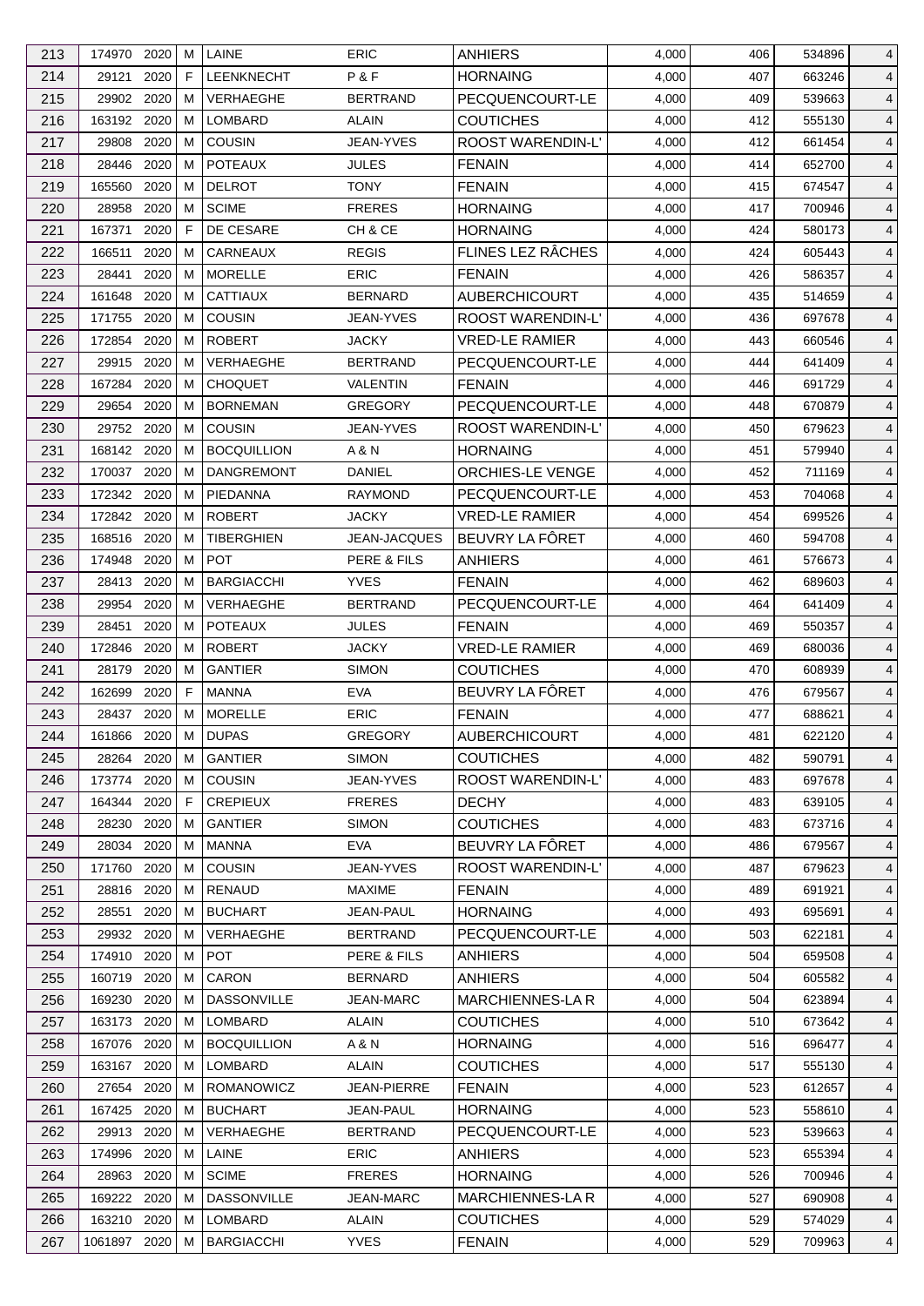| 213 | 174970 | 2020 | M | LAINE | ERIC | ANHIERS | 4,000 | 406 | 534896 | 4 |
|---|---|---|---|---|---|---|---|---|---|---|
| 214 | 29121 | 2020 | F | LEENKNECHT | P & F | HORNAING | 4,000 | 407 | 663246 | 4 |
| 215 | 29902 | 2020 | M | VERHAEGHE | BERTRAND | PECQUENCOURT-LE | 4,000 | 409 | 539663 | 4 |
| 216 | 163192 | 2020 | M | LOMBARD | ALAIN | COUTICHES | 4,000 | 412 | 555130 | 4 |
| 217 | 29808 | 2020 | M | COUSIN | JEAN-YVES | ROOST WARENDIN-L' | 4,000 | 412 | 661454 | 4 |
| 218 | 28446 | 2020 | M | POTEAUX | JULES | FENAIN | 4,000 | 414 | 652700 | 4 |
| 219 | 165560 | 2020 | M | DELROT | TONY | FENAIN | 4,000 | 415 | 674547 | 4 |
| 220 | 28958 | 2020 | M | SCIME | FRERES | HORNAING | 4,000 | 417 | 700946 | 4 |
| 221 | 167371 | 2020 | F | DE CESARE | CH & CE | HORNAING | 4,000 | 424 | 580173 | 4 |
| 222 | 166511 | 2020 | M | CARNEAUX | REGIS | FLINES LEZ RÂCHES | 4,000 | 424 | 605443 | 4 |
| 223 | 28441 | 2020 | M | MORELLE | ERIC | FENAIN | 4,000 | 426 | 586357 | 4 |
| 224 | 161648 | 2020 | M | CATTIAUX | BERNARD | AUBERCHICOURT | 4,000 | 435 | 514659 | 4 |
| 225 | 171755 | 2020 | M | COUSIN | JEAN-YVES | ROOST WARENDIN-L' | 4,000 | 436 | 697678 | 4 |
| 226 | 172854 | 2020 | M | ROBERT | JACKY | VRED-LE RAMIER | 4,000 | 443 | 660546 | 4 |
| 227 | 29915 | 2020 | M | VERHAEGHE | BERTRAND | PECQUENCOURT-LE | 4,000 | 444 | 641409 | 4 |
| 228 | 167284 | 2020 | M | CHOQUET | VALENTIN | FENAIN | 4,000 | 446 | 691729 | 4 |
| 229 | 29654 | 2020 | M | BORNEMAN | GREGORY | PECQUENCOURT-LE | 4,000 | 448 | 670879 | 4 |
| 230 | 29752 | 2020 | M | COUSIN | JEAN-YVES | ROOST WARENDIN-L' | 4,000 | 450 | 679623 | 4 |
| 231 | 168142 | 2020 | M | BOCQUILLION | A & N | HORNAING | 4,000 | 451 | 579940 | 4 |
| 232 | 170037 | 2020 | M | DANGREMONT | DANIEL | ORCHIES-LE VENGE | 4,000 | 452 | 711169 | 4 |
| 233 | 172342 | 2020 | M | PIEDANNA | RAYMOND | PECQUENCOURT-LE | 4,000 | 453 | 704068 | 4 |
| 234 | 172842 | 2020 | M | ROBERT | JACKY | VRED-LE RAMIER | 4,000 | 454 | 699526 | 4 |
| 235 | 168516 | 2020 | M | TIBERGHIEN | JEAN-JACQUES | BEUVRY LA FÔRET | 4,000 | 460 | 594708 | 4 |
| 236 | 174948 | 2020 | M | POT | PERE & FILS | ANHIERS | 4,000 | 461 | 576673 | 4 |
| 237 | 28413 | 2020 | M | BARGIACCHI | YVES | FENAIN | 4,000 | 462 | 689603 | 4 |
| 238 | 29954 | 2020 | M | VERHAEGHE | BERTRAND | PECQUENCOURT-LE | 4,000 | 464 | 641409 | 4 |
| 239 | 28451 | 2020 | M | POTEAUX | JULES | FENAIN | 4,000 | 469 | 550357 | 4 |
| 240 | 172846 | 2020 | M | ROBERT | JACKY | VRED-LE RAMIER | 4,000 | 469 | 680036 | 4 |
| 241 | 28179 | 2020 | M | GANTIER | SIMON | COUTICHES | 4,000 | 470 | 608939 | 4 |
| 242 | 162699 | 2020 | F | MANNA | EVA | BEUVRY LA FÔRET | 4,000 | 476 | 679567 | 4 |
| 243 | 28437 | 2020 | M | MORELLE | ERIC | FENAIN | 4,000 | 477 | 688621 | 4 |
| 244 | 161866 | 2020 | M | DUPAS | GREGORY | AUBERCHICOURT | 4,000 | 481 | 622120 | 4 |
| 245 | 28264 | 2020 | M | GANTIER | SIMON | COUTICHES | 4,000 | 482 | 590791 | 4 |
| 246 | 173774 | 2020 | M | COUSIN | JEAN-YVES | ROOST WARENDIN-L' | 4,000 | 483 | 697678 | 4 |
| 247 | 164344 | 2020 | F | CREPIEUX | FRERES | DECHY | 4,000 | 483 | 639105 | 4 |
| 248 | 28230 | 2020 | M | GANTIER | SIMON | COUTICHES | 4,000 | 483 | 673716 | 4 |
| 249 | 28034 | 2020 | M | MANNA | EVA | BEUVRY LA FÔRET | 4,000 | 486 | 679567 | 4 |
| 250 | 171760 | 2020 | M | COUSIN | JEAN-YVES | ROOST WARENDIN-L' | 4,000 | 487 | 679623 | 4 |
| 251 | 28816 | 2020 | M | RENAUD | MAXIME | FENAIN | 4,000 | 489 | 691921 | 4 |
| 252 | 28551 | 2020 | M | BUCHART | JEAN-PAUL | HORNAING | 4,000 | 493 | 695691 | 4 |
| 253 | 29932 | 2020 | M | VERHAEGHE | BERTRAND | PECQUENCOURT-LE | 4,000 | 503 | 622181 | 4 |
| 254 | 174910 | 2020 | M | POT | PERE & FILS | ANHIERS | 4,000 | 504 | 659508 | 4 |
| 255 | 160719 | 2020 | M | CARON | BERNARD | ANHIERS | 4,000 | 504 | 605582 | 4 |
| 256 | 169230 | 2020 | M | DASSONVILLE | JEAN-MARC | MARCHIENNES-LA R | 4,000 | 504 | 623894 | 4 |
| 257 | 163173 | 2020 | M | LOMBARD | ALAIN | COUTICHES | 4,000 | 510 | 673642 | 4 |
| 258 | 167076 | 2020 | M | BOCQUILLION | A & N | HORNAING | 4,000 | 516 | 696477 | 4 |
| 259 | 163167 | 2020 | M | LOMBARD | ALAIN | COUTICHES | 4,000 | 517 | 555130 | 4 |
| 260 | 27654 | 2020 | M | ROMANOWICZ | JEAN-PIERRE | FENAIN | 4,000 | 523 | 612657 | 4 |
| 261 | 167425 | 2020 | M | BUCHART | JEAN-PAUL | HORNAING | 4,000 | 523 | 558610 | 4 |
| 262 | 29913 | 2020 | M | VERHAEGHE | BERTRAND | PECQUENCOURT-LE | 4,000 | 523 | 539663 | 4 |
| 263 | 174996 | 2020 | M | LAINE | ERIC | ANHIERS | 4,000 | 523 | 655394 | 4 |
| 264 | 28963 | 2020 | M | SCIME | FRERES | HORNAING | 4,000 | 526 | 700946 | 4 |
| 265 | 169222 | 2020 | M | DASSONVILLE | JEAN-MARC | MARCHIENNES-LA R | 4,000 | 527 | 690908 | 4 |
| 266 | 163210 | 2020 | M | LOMBARD | ALAIN | COUTICHES | 4,000 | 529 | 574029 | 4 |
| 267 | 1061897 | 2020 | M | BARGIACCHI | YVES | FENAIN | 4,000 | 529 | 709963 | 4 |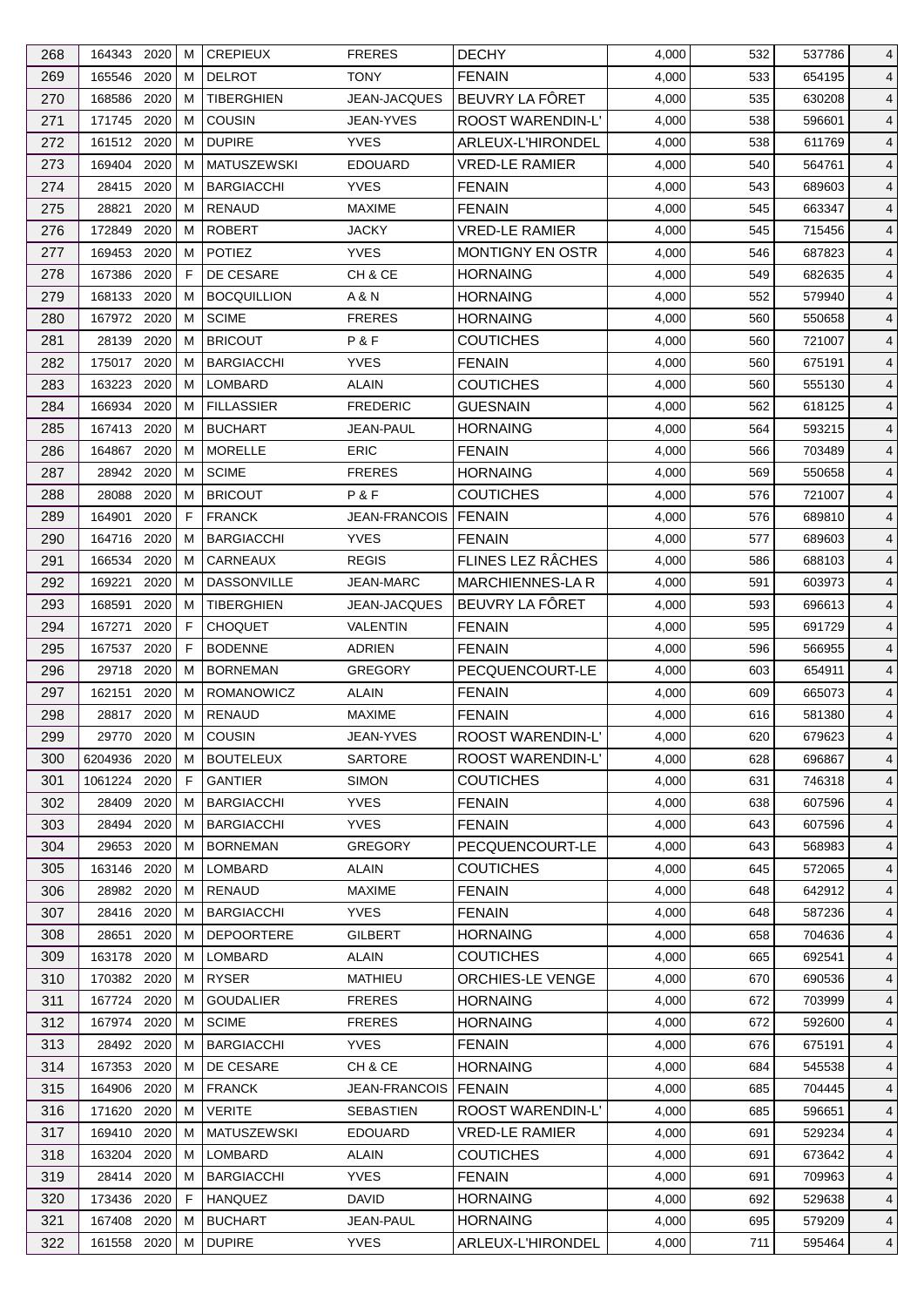| 268 | 164343 | 2020 | M | CREPIEUX | FRERES | DECHY | 4,000 | 532 | 537786 | 4 |
|---|---|---|---|---|---|---|---|---|---|---|
| 269 | 165546 | 2020 | M | DELROT | TONY | FENAIN | 4,000 | 533 | 654195 | 4 |
| 270 | 168586 | 2020 | M | TIBERGHIEN | JEAN-JACQUES | BEUVRY LA FÔRET | 4,000 | 535 | 630208 | 4 |
| 271 | 171745 | 2020 | M | COUSIN | JEAN-YVES | ROOST WARENDIN-L' | 4,000 | 538 | 596601 | 4 |
| 272 | 161512 | 2020 | M | DUPIRE | YVES | ARLEUX-L'HIRONDEL | 4,000 | 538 | 611769 | 4 |
| 273 | 169404 | 2020 | M | MATUSZEWSKI | EDOUARD | VRED-LE RAMIER | 4,000 | 540 | 564761 | 4 |
| 274 | 28415 | 2020 | M | BARGIACCHI | YVES | FENAIN | 4,000 | 543 | 689603 | 4 |
| 275 | 28821 | 2020 | M | RENAUD | MAXIME | FENAIN | 4,000 | 545 | 663347 | 4 |
| 276 | 172849 | 2020 | M | ROBERT | JACKY | VRED-LE RAMIER | 4,000 | 545 | 715456 | 4 |
| 277 | 169453 | 2020 | M | POTIEZ | YVES | MONTIGNY EN OSTR | 4,000 | 546 | 687823 | 4 |
| 278 | 167386 | 2020 | F | DE CESARE | CH & CE | HORNAING | 4,000 | 549 | 682635 | 4 |
| 279 | 168133 | 2020 | M | BOCQUILLION | A & N | HORNAING | 4,000 | 552 | 579940 | 4 |
| 280 | 167972 | 2020 | M | SCIME | FRERES | HORNAING | 4,000 | 560 | 550658 | 4 |
| 281 | 28139 | 2020 | M | BRICOUT | P & F | COUTICHES | 4,000 | 560 | 721007 | 4 |
| 282 | 175017 | 2020 | M | BARGIACCHI | YVES | FENAIN | 4,000 | 560 | 675191 | 4 |
| 283 | 163223 | 2020 | M | LOMBARD | ALAIN | COUTICHES | 4,000 | 560 | 555130 | 4 |
| 284 | 166934 | 2020 | M | FILLASSIER | FREDERIC | GUESNAIN | 4,000 | 562 | 618125 | 4 |
| 285 | 167413 | 2020 | M | BUCHART | JEAN-PAUL | HORNAING | 4,000 | 564 | 593215 | 4 |
| 286 | 164867 | 2020 | M | MORELLE | ERIC | FENAIN | 4,000 | 566 | 703489 | 4 |
| 287 | 28942 | 2020 | M | SCIME | FRERES | HORNAING | 4,000 | 569 | 550658 | 4 |
| 288 | 28088 | 2020 | M | BRICOUT | P & F | COUTICHES | 4,000 | 576 | 721007 | 4 |
| 289 | 164901 | 2020 | F | FRANCK | JEAN-FRANCOIS | FENAIN | 4,000 | 576 | 689810 | 4 |
| 290 | 164716 | 2020 | M | BARGIACCHI | YVES | FENAIN | 4,000 | 577 | 689603 | 4 |
| 291 | 166534 | 2020 | M | CARNEAUX | REGIS | FLINES LEZ RÂCHES | 4,000 | 586 | 688103 | 4 |
| 292 | 169221 | 2020 | M | DASSONVILLE | JEAN-MARC | MARCHIENNES-LA R | 4,000 | 591 | 603973 | 4 |
| 293 | 168591 | 2020 | M | TIBERGHIEN | JEAN-JACQUES | BEUVRY LA FÔRET | 4,000 | 593 | 696613 | 4 |
| 294 | 167271 | 2020 | F | CHOQUET | VALENTIN | FENAIN | 4,000 | 595 | 691729 | 4 |
| 295 | 167537 | 2020 | F | BODENNE | ADRIEN | FENAIN | 4,000 | 596 | 566955 | 4 |
| 296 | 29718 | 2020 | M | BORNEMAN | GREGORY | PECQUENCOURT-LE | 4,000 | 603 | 654911 | 4 |
| 297 | 162151 | 2020 | M | ROMANOWICZ | ALAIN | FENAIN | 4,000 | 609 | 665073 | 4 |
| 298 | 28817 | 2020 | M | RENAUD | MAXIME | FENAIN | 4,000 | 616 | 581380 | 4 |
| 299 | 29770 | 2020 | M | COUSIN | JEAN-YVES | ROOST WARENDIN-L' | 4,000 | 620 | 679623 | 4 |
| 300 | 6204936 | 2020 | M | BOUTELEUX | SARTORE | ROOST WARENDIN-L' | 4,000 | 628 | 696867 | 4 |
| 301 | 1061224 | 2020 | F | GANTIER | SIMON | COUTICHES | 4,000 | 631 | 746318 | 4 |
| 302 | 28409 | 2020 | M | BARGIACCHI | YVES | FENAIN | 4,000 | 638 | 607596 | 4 |
| 303 | 28494 | 2020 | M | BARGIACCHI | YVES | FENAIN | 4,000 | 643 | 607596 | 4 |
| 304 | 29653 | 2020 | M | BORNEMAN | GREGORY | PECQUENCOURT-LE | 4,000 | 643 | 568983 | 4 |
| 305 | 163146 | 2020 | M | LOMBARD | ALAIN | COUTICHES | 4,000 | 645 | 572065 | 4 |
| 306 | 28982 | 2020 | M | RENAUD | MAXIME | FENAIN | 4,000 | 648 | 642912 | 4 |
| 307 | 28416 | 2020 | M | BARGIACCHI | YVES | FENAIN | 4,000 | 648 | 587236 | 4 |
| 308 | 28651 | 2020 | M | DEPOORTERE | GILBERT | HORNAING | 4,000 | 658 | 704636 | 4 |
| 309 | 163178 | 2020 | M | LOMBARD | ALAIN | COUTICHES | 4,000 | 665 | 692541 | 4 |
| 310 | 170382 | 2020 | M | RYSER | MATHIEU | ORCHIES-LE VENGE | 4,000 | 670 | 690536 | 4 |
| 311 | 167724 | 2020 | M | GOUDALIER | FRERES | HORNAING | 4,000 | 672 | 703999 | 4 |
| 312 | 167974 | 2020 | M | SCIME | FRERES | HORNAING | 4,000 | 672 | 592600 | 4 |
| 313 | 28492 | 2020 | M | BARGIACCHI | YVES | FENAIN | 4,000 | 676 | 675191 | 4 |
| 314 | 167353 | 2020 | M | DE CESARE | CH & CE | HORNAING | 4,000 | 684 | 545538 | 4 |
| 315 | 164906 | 2020 | M | FRANCK | JEAN-FRANCOIS | FENAIN | 4,000 | 685 | 704445 | 4 |
| 316 | 171620 | 2020 | M | VERITE | SEBASTIEN | ROOST WARENDIN-L' | 4,000 | 685 | 596651 | 4 |
| 317 | 169410 | 2020 | M | MATUSZEWSKI | EDOUARD | VRED-LE RAMIER | 4,000 | 691 | 529234 | 4 |
| 318 | 163204 | 2020 | M | LOMBARD | ALAIN | COUTICHES | 4,000 | 691 | 673642 | 4 |
| 319 | 28414 | 2020 | M | BARGIACCHI | YVES | FENAIN | 4,000 | 691 | 709963 | 4 |
| 320 | 173436 | 2020 | F | HANQUEZ | DAVID | HORNAING | 4,000 | 692 | 529638 | 4 |
| 321 | 167408 | 2020 | M | BUCHART | JEAN-PAUL | HORNAING | 4,000 | 695 | 579209 | 4 |
| 322 | 161558 | 2020 | M | DUPIRE | YVES | ARLEUX-L'HIRONDEL | 4,000 | 711 | 595464 | 4 |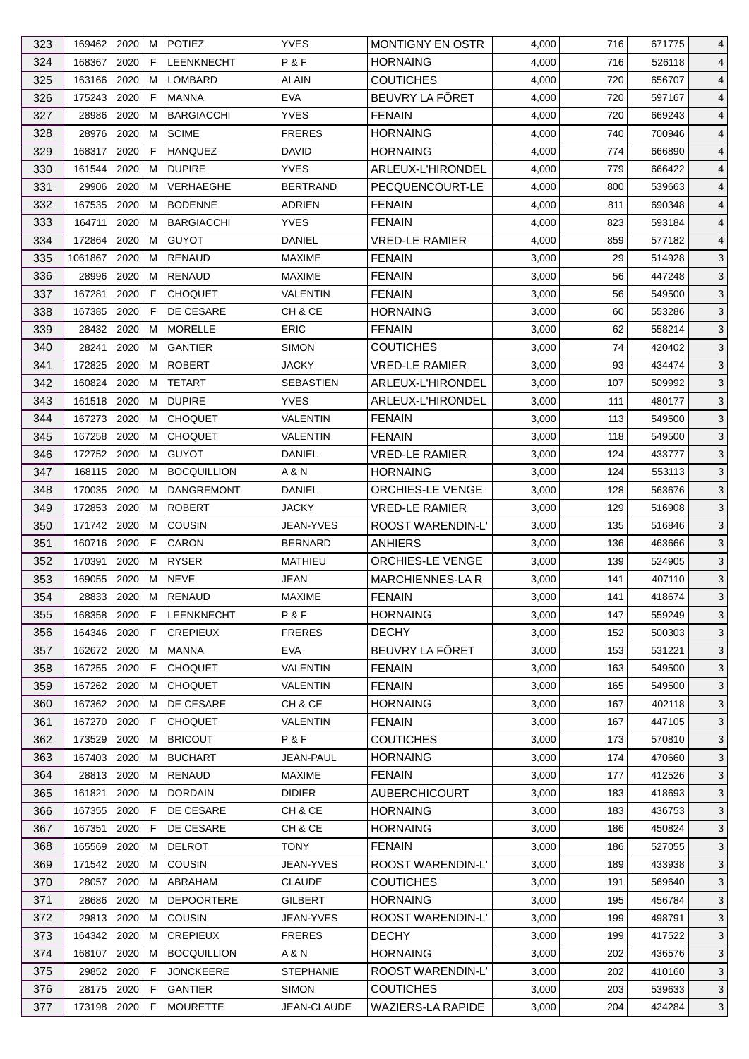| 323 | 169462 | 2020 | M | POTIEZ | YVES | MONTIGNY EN OSTR | 4,000 | 716 | 671775 | 4 |
|---|---|---|---|---|---|---|---|---|---|---|
| 324 | 168367 | 2020 | F | LEENKNECHT | P & F | HORNAING | 4,000 | 716 | 526118 | 4 |
| 325 | 163166 | 2020 | M | LOMBARD | ALAIN | COUTICHES | 4,000 | 720 | 656707 | 4 |
| 326 | 175243 | 2020 | F | MANNA | EVA | BEUVRY LA FÔRET | 4,000 | 720 | 597167 | 4 |
| 327 | 28986 | 2020 | M | BARGIACCHI | YVES | FENAIN | 4,000 | 720 | 669243 | 4 |
| 328 | 28976 | 2020 | M | SCIME | FRERES | HORNAING | 4,000 | 740 | 700946 | 4 |
| 329 | 168317 | 2020 | F | HANQUEZ | DAVID | HORNAING | 4,000 | 774 | 666890 | 4 |
| 330 | 161544 | 2020 | M | DUPIRE | YVES | ARLEUX-L'HIRONDEL | 4,000 | 779 | 666422 | 4 |
| 331 | 29906 | 2020 | M | VERHAEGHE | BERTRAND | PECQUENCOURT-LE | 4,000 | 800 | 539663 | 4 |
| 332 | 167535 | 2020 | M | BODENNE | ADRIEN | FENAIN | 4,000 | 811 | 690348 | 4 |
| 333 | 164711 | 2020 | M | BARGIACCHI | YVES | FENAIN | 4,000 | 823 | 593184 | 4 |
| 334 | 172864 | 2020 | M | GUYOT | DANIEL | VRED-LE RAMIER | 4,000 | 859 | 577182 | 4 |
| 335 | 1061867 | 2020 | M | RENAUD | MAXIME | FENAIN | 3,000 | 29 | 514928 | 3 |
| 336 | 28996 | 2020 | M | RENAUD | MAXIME | FENAIN | 3,000 | 56 | 447248 | 3 |
| 337 | 167281 | 2020 | F | CHOQUET | VALENTIN | FENAIN | 3,000 | 56 | 549500 | 3 |
| 338 | 167385 | 2020 | F | DE CESARE | CH & CE | HORNAING | 3,000 | 60 | 553286 | 3 |
| 339 | 28432 | 2020 | M | MORELLE | ERIC | FENAIN | 3,000 | 62 | 558214 | 3 |
| 340 | 28241 | 2020 | M | GANTIER | SIMON | COUTICHES | 3,000 | 74 | 420402 | 3 |
| 341 | 172825 | 2020 | M | ROBERT | JACKY | VRED-LE RAMIER | 3,000 | 93 | 434474 | 3 |
| 342 | 160824 | 2020 | M | TETART | SEBASTIEN | ARLEUX-L'HIRONDEL | 3,000 | 107 | 509992 | 3 |
| 343 | 161518 | 2020 | M | DUPIRE | YVES | ARLEUX-L'HIRONDEL | 3,000 | 111 | 480177 | 3 |
| 344 | 167273 | 2020 | M | CHOQUET | VALENTIN | FENAIN | 3,000 | 113 | 549500 | 3 |
| 345 | 167258 | 2020 | M | CHOQUET | VALENTIN | FENAIN | 3,000 | 118 | 549500 | 3 |
| 346 | 172752 | 2020 | M | GUYOT | DANIEL | VRED-LE RAMIER | 3,000 | 124 | 433777 | 3 |
| 347 | 168115 | 2020 | M | BOCQUILLION | A & N | HORNAING | 3,000 | 124 | 553113 | 3 |
| 348 | 170035 | 2020 | M | DANGREMONT | DANIEL | ORCHIES-LE VENGE | 3,000 | 128 | 563676 | 3 |
| 349 | 172853 | 2020 | M | ROBERT | JACKY | VRED-LE RAMIER | 3,000 | 129 | 516908 | 3 |
| 350 | 171742 | 2020 | M | COUSIN | JEAN-YVES | ROOST WARENDIN-L' | 3,000 | 135 | 516846 | 3 |
| 351 | 160716 | 2020 | F | CARON | BERNARD | ANHIERS | 3,000 | 136 | 463666 | 3 |
| 352 | 170391 | 2020 | M | RYSER | MATHIEU | ORCHIES-LE VENGE | 3,000 | 139 | 524905 | 3 |
| 353 | 169055 | 2020 | M | NEVE | JEAN | MARCHIENNES-LA R | 3,000 | 141 | 407110 | 3 |
| 354 | 28833 | 2020 | M | RENAUD | MAXIME | FENAIN | 3,000 | 141 | 418674 | 3 |
| 355 | 168358 | 2020 | F | LEENKNECHT | P & F | HORNAING | 3,000 | 147 | 559249 | 3 |
| 356 | 164346 | 2020 | F | CREPIEUX | FRERES | DECHY | 3,000 | 152 | 500303 | 3 |
| 357 | 162672 | 2020 | M | MANNA | EVA | BEUVRY LA FÔRET | 3,000 | 153 | 531221 | 3 |
| 358 | 167255 | 2020 | F | CHOQUET | VALENTIN | FENAIN | 3,000 | 163 | 549500 | 3 |
| 359 | 167262 | 2020 | M | CHOQUET | VALENTIN | FENAIN | 3,000 | 165 | 549500 | 3 |
| 360 | 167362 | 2020 | M | DE CESARE | CH & CE | HORNAING | 3,000 | 167 | 402118 | 3 |
| 361 | 167270 | 2020 | F | CHOQUET | VALENTIN | FENAIN | 3,000 | 167 | 447105 | 3 |
| 362 | 173529 | 2020 | M | BRICOUT | P & F | COUTICHES | 3,000 | 173 | 570810 | 3 |
| 363 | 167403 | 2020 | M | BUCHART | JEAN-PAUL | HORNAING | 3,000 | 174 | 470660 | 3 |
| 364 | 28813 | 2020 | M | RENAUD | MAXIME | FENAIN | 3,000 | 177 | 412526 | 3 |
| 365 | 161821 | 2020 | M | DORDAIN | DIDIER | AUBERCHICOURT | 3,000 | 183 | 418693 | 3 |
| 366 | 167355 | 2020 | F | DE CESARE | CH & CE | HORNAING | 3,000 | 183 | 436753 | 3 |
| 367 | 167351 | 2020 | F | DE CESARE | CH & CE | HORNAING | 3,000 | 186 | 450824 | 3 |
| 368 | 165569 | 2020 | M | DELROT | TONY | FENAIN | 3,000 | 186 | 527055 | 3 |
| 369 | 171542 | 2020 | M | COUSIN | JEAN-YVES | ROOST WARENDIN-L' | 3,000 | 189 | 433938 | 3 |
| 370 | 28057 | 2020 | M | ABRAHAM | CLAUDE | COUTICHES | 3,000 | 191 | 569640 | 3 |
| 371 | 28686 | 2020 | M | DEPOORTERE | GILBERT | HORNAING | 3,000 | 195 | 456784 | 3 |
| 372 | 29813 | 2020 | M | COUSIN | JEAN-YVES | ROOST WARENDIN-L' | 3,000 | 199 | 498791 | 3 |
| 373 | 164342 | 2020 | M | CREPIEUX | FRERES | DECHY | 3,000 | 199 | 417522 | 3 |
| 374 | 168107 | 2020 | M | BOCQUILLION | A & N | HORNAING | 3,000 | 202 | 436576 | 3 |
| 375 | 29852 | 2020 | F | JONCKEERE | STEPHANIE | ROOST WARENDIN-L' | 3,000 | 202 | 410160 | 3 |
| 376 | 28175 | 2020 | F | GANTIER | SIMON | COUTICHES | 3,000 | 203 | 539633 | 3 |
| 377 | 173198 | 2020 | F | MOURETTE | JEAN-CLAUDE | WAZIERS-LA RAPIDE | 3,000 | 204 | 424284 | 3 |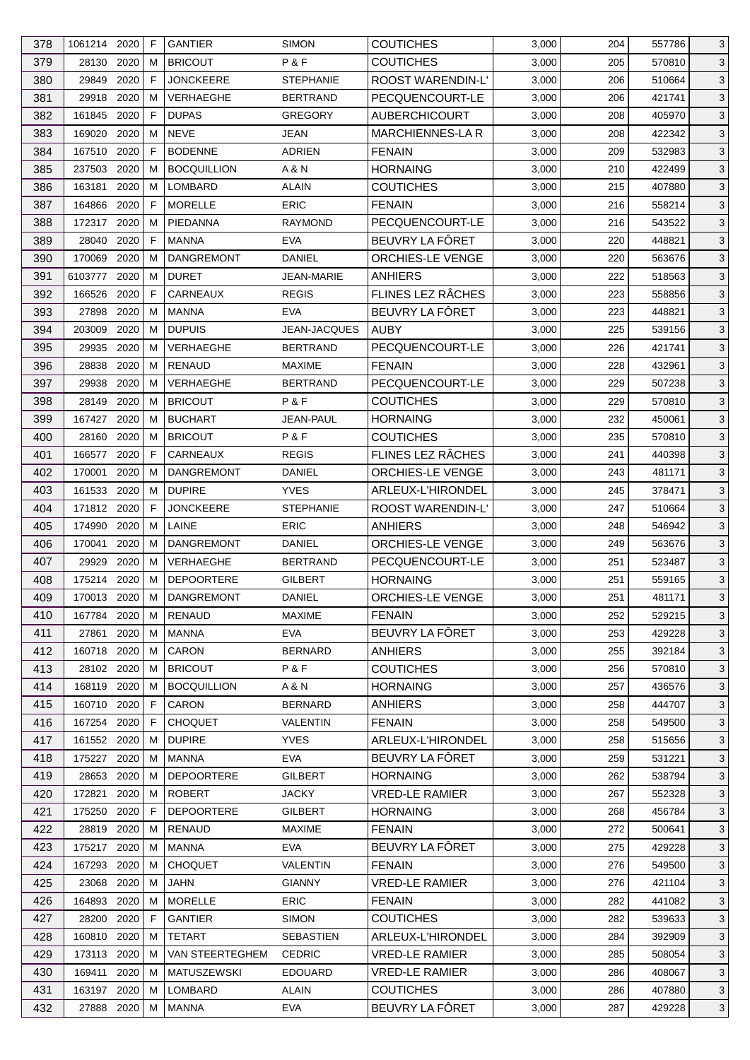| 378 | 1061214 | 2020 | F | GANTIER | SIMON | COUTICHES | 3,000 | 204 | 557786 | 3 |
|---|---|---|---|---|---|---|---|---|---|---|
| 379 | 28130 | 2020 | M | BRICOUT | P & F | COUTICHES | 3,000 | 205 | 570810 | 3 |
| 380 | 29849 | 2020 | F | JONCKEERE | STEPHANIE | ROOST WARENDIN-L' | 3,000 | 206 | 510664 | 3 |
| 381 | 29918 | 2020 | M | VERHAEGHE | BERTRAND | PECQUENCOURT-LE | 3,000 | 206 | 421741 | 3 |
| 382 | 161845 | 2020 | F | DUPAS | GREGORY | AUBERCHICOURT | 3,000 | 208 | 405970 | 3 |
| 383 | 169020 | 2020 | M | NEVE | JEAN | MARCHIENNES-LA R | 3,000 | 208 | 422342 | 3 |
| 384 | 167510 | 2020 | F | BODENNE | ADRIEN | FENAIN | 3,000 | 209 | 532983 | 3 |
| 385 | 237503 | 2020 | M | BOCQUILLION | A & N | HORNAING | 3,000 | 210 | 422499 | 3 |
| 386 | 163181 | 2020 | M | LOMBARD | ALAIN | COUTICHES | 3,000 | 215 | 407880 | 3 |
| 387 | 164866 | 2020 | F | MORELLE | ERIC | FENAIN | 3,000 | 216 | 558214 | 3 |
| 388 | 172317 | 2020 | M | PIEDANNA | RAYMOND | PECQUENCOURT-LE | 3,000 | 216 | 543522 | 3 |
| 389 | 28040 | 2020 | F | MANNA | EVA | BEUVRY LA FÔRET | 3,000 | 220 | 448821 | 3 |
| 390 | 170069 | 2020 | M | DANGREMONT | DANIEL | ORCHIES-LE VENGE | 3,000 | 220 | 563676 | 3 |
| 391 | 6103777 | 2020 | M | DURET | JEAN-MARIE | ANHIERS | 3,000 | 222 | 518563 | 3 |
| 392 | 166526 | 2020 | F | CARNEAUX | REGIS | FLINES LEZ RÂCHES | 3,000 | 223 | 558856 | 3 |
| 393 | 27898 | 2020 | M | MANNA | EVA | BEUVRY LA FÔRET | 3,000 | 223 | 448821 | 3 |
| 394 | 203009 | 2020 | M | DUPUIS | JEAN-JACQUES | AUBY | 3,000 | 225 | 539156 | 3 |
| 395 | 29935 | 2020 | M | VERHAEGHE | BERTRAND | PECQUENCOURT-LE | 3,000 | 226 | 421741 | 3 |
| 396 | 28838 | 2020 | M | RENAUD | MAXIME | FENAIN | 3,000 | 228 | 432961 | 3 |
| 397 | 29938 | 2020 | M | VERHAEGHE | BERTRAND | PECQUENCOURT-LE | 3,000 | 229 | 507238 | 3 |
| 398 | 28149 | 2020 | M | BRICOUT | P & F | COUTICHES | 3,000 | 229 | 570810 | 3 |
| 399 | 167427 | 2020 | M | BUCHART | JEAN-PAUL | HORNAING | 3,000 | 232 | 450061 | 3 |
| 400 | 28160 | 2020 | M | BRICOUT | P & F | COUTICHES | 3,000 | 235 | 570810 | 3 |
| 401 | 166577 | 2020 | F | CARNEAUX | REGIS | FLINES LEZ RÂCHES | 3,000 | 241 | 440398 | 3 |
| 402 | 170001 | 2020 | M | DANGREMONT | DANIEL | ORCHIES-LE VENGE | 3,000 | 243 | 481171 | 3 |
| 403 | 161533 | 2020 | M | DUPIRE | YVES | ARLEUX-L'HIRONDEL | 3,000 | 245 | 378471 | 3 |
| 404 | 171812 | 2020 | F | JONCKEERE | STEPHANIE | ROOST WARENDIN-L' | 3,000 | 247 | 510664 | 3 |
| 405 | 174990 | 2020 | M | LAINE | ERIC | ANHIERS | 3,000 | 248 | 546942 | 3 |
| 406 | 170041 | 2020 | M | DANGREMONT | DANIEL | ORCHIES-LE VENGE | 3,000 | 249 | 563676 | 3 |
| 407 | 29929 | 2020 | M | VERHAEGHE | BERTRAND | PECQUENCOURT-LE | 3,000 | 251 | 523487 | 3 |
| 408 | 175214 | 2020 | M | DEPOORTERE | GILBERT | HORNAING | 3,000 | 251 | 559165 | 3 |
| 409 | 170013 | 2020 | M | DANGREMONT | DANIEL | ORCHIES-LE VENGE | 3,000 | 251 | 481171 | 3 |
| 410 | 167784 | 2020 | M | RENAUD | MAXIME | FENAIN | 3,000 | 252 | 529215 | 3 |
| 411 | 27861 | 2020 | M | MANNA | EVA | BEUVRY LA FÔRET | 3,000 | 253 | 429228 | 3 |
| 412 | 160718 | 2020 | M | CARON | BERNARD | ANHIERS | 3,000 | 255 | 392184 | 3 |
| 413 | 28102 | 2020 | M | BRICOUT | P & F | COUTICHES | 3,000 | 256 | 570810 | 3 |
| 414 | 168119 | 2020 | M | BOCQUILLION | A & N | HORNAING | 3,000 | 257 | 436576 | 3 |
| 415 | 160710 | 2020 | F | CARON | BERNARD | ANHIERS | 3,000 | 258 | 444707 | 3 |
| 416 | 167254 | 2020 | F | CHOQUET | VALENTIN | FENAIN | 3,000 | 258 | 549500 | 3 |
| 417 | 161552 | 2020 | M | DUPIRE | YVES | ARLEUX-L'HIRONDEL | 3,000 | 258 | 515656 | 3 |
| 418 | 175227 | 2020 | M | MANNA | EVA | BEUVRY LA FÔRET | 3,000 | 259 | 531221 | 3 |
| 419 | 28653 | 2020 | M | DEPOORTERE | GILBERT | HORNAING | 3,000 | 262 | 538794 | 3 |
| 420 | 172821 | 2020 | M | ROBERT | JACKY | VRED-LE RAMIER | 3,000 | 267 | 552328 | 3 |
| 421 | 175250 | 2020 | F | DEPOORTERE | GILBERT | HORNAING | 3,000 | 268 | 456784 | 3 |
| 422 | 28819 | 2020 | M | RENAUD | MAXIME | FENAIN | 3,000 | 272 | 500641 | 3 |
| 423 | 175217 | 2020 | M | MANNA | EVA | BEUVRY LA FÔRET | 3,000 | 275 | 429228 | 3 |
| 424 | 167293 | 2020 | M | CHOQUET | VALENTIN | FENAIN | 3,000 | 276 | 549500 | 3 |
| 425 | 23068 | 2020 | M | JAHN | GIANNY | VRED-LE RAMIER | 3,000 | 276 | 421104 | 3 |
| 426 | 164893 | 2020 | M | MORELLE | ERIC | FENAIN | 3,000 | 282 | 441082 | 3 |
| 427 | 28200 | 2020 | F | GANTIER | SIMON | COUTICHES | 3,000 | 282 | 539633 | 3 |
| 428 | 160810 | 2020 | M | TETART | SEBASTIEN | ARLEUX-L'HIRONDEL | 3,000 | 284 | 392909 | 3 |
| 429 | 173113 | 2020 | M | VAN STEERTEGHEM | CEDRIC | VRED-LE RAMIER | 3,000 | 285 | 508054 | 3 |
| 430 | 169411 | 2020 | M | MATUSZEWSKI | EDOUARD | VRED-LE RAMIER | 3,000 | 286 | 408067 | 3 |
| 431 | 163197 | 2020 | M | LOMBARD | ALAIN | COUTICHES | 3,000 | 286 | 407880 | 3 |
| 432 | 27888 | 2020 | M | MANNA | EVA | BEUVRY LA FÔRET | 3,000 | 287 | 429228 | 3 |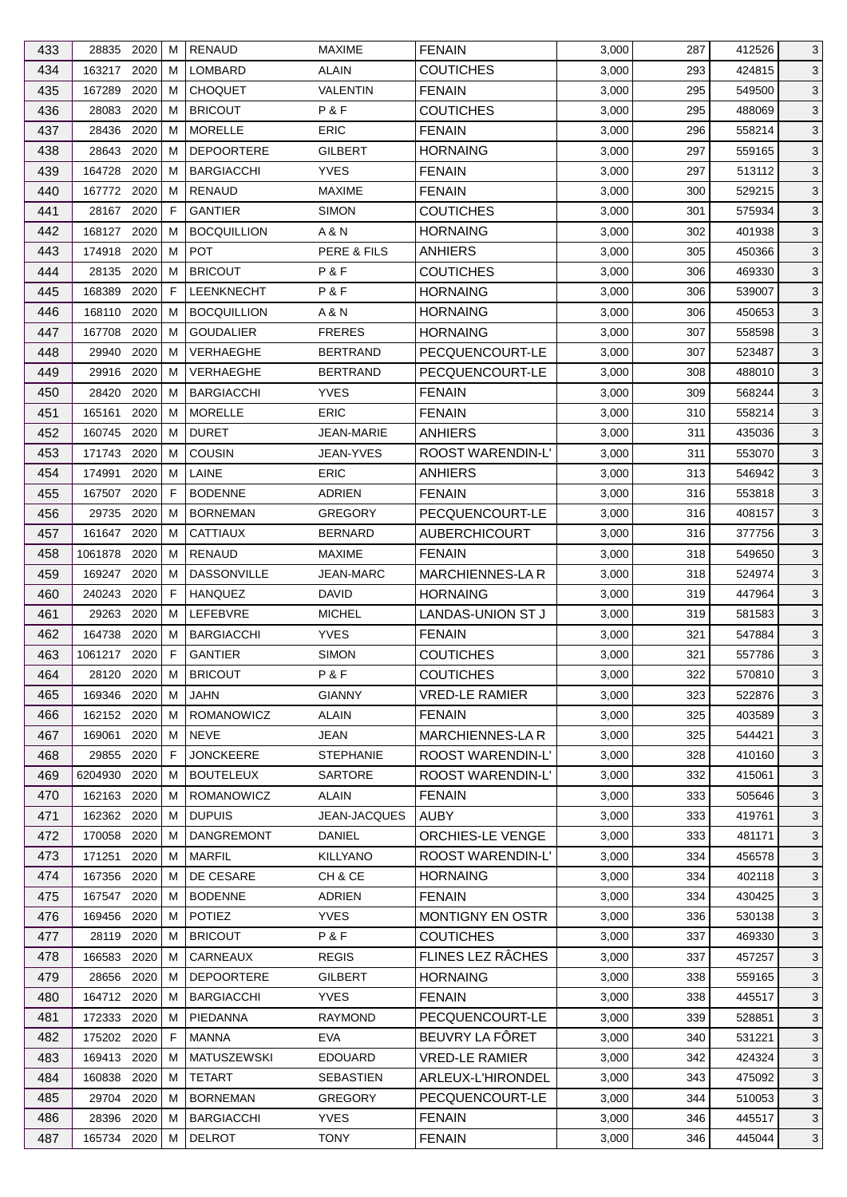| 433 | 28835 | 2020 | M | RENAUD | MAXIME | FENAIN | 3,000 | 287 | 412526 | 3 |
|---|---|---|---|---|---|---|---|---|---|---|
| 434 | 163217 | 2020 | M | LOMBARD | ALAIN | COUTICHES | 3,000 | 293 | 424815 | 3 |
| 435 | 167289 | 2020 | M | CHOQUET | VALENTIN | FENAIN | 3,000 | 295 | 549500 | 3 |
| 436 | 28083 | 2020 | M | BRICOUT | P & F | COUTICHES | 3,000 | 295 | 488069 | 3 |
| 437 | 28436 | 2020 | M | MORELLE | ERIC | FENAIN | 3,000 | 296 | 558214 | 3 |
| 438 | 28643 | 2020 | M | DEPOORTERE | GILBERT | HORNAING | 3,000 | 297 | 559165 | 3 |
| 439 | 164728 | 2020 | M | BARGIACCHI | YVES | FENAIN | 3,000 | 297 | 513112 | 3 |
| 440 | 167772 | 2020 | M | RENAUD | MAXIME | FENAIN | 3,000 | 300 | 529215 | 3 |
| 441 | 28167 | 2020 | F | GANTIER | SIMON | COUTICHES | 3,000 | 301 | 575934 | 3 |
| 442 | 168127 | 2020 | M | BOCQUILLION | A & N | HORNAING | 3,000 | 302 | 401938 | 3 |
| 443 | 174918 | 2020 | M | POT | PERE & FILS | ANHIERS | 3,000 | 305 | 450366 | 3 |
| 444 | 28135 | 2020 | M | BRICOUT | P & F | COUTICHES | 3,000 | 306 | 469330 | 3 |
| 445 | 168389 | 2020 | F | LEENKNECHT | P & F | HORNAING | 3,000 | 306 | 539007 | 3 |
| 446 | 168110 | 2020 | M | BOCQUILLION | A & N | HORNAING | 3,000 | 306 | 450653 | 3 |
| 447 | 167708 | 2020 | M | GOUDALIER | FRERES | HORNAING | 3,000 | 307 | 558598 | 3 |
| 448 | 29940 | 2020 | M | VERHAEGHE | BERTRAND | PECQUENCOURT-LE | 3,000 | 307 | 523487 | 3 |
| 449 | 29916 | 2020 | M | VERHAEGHE | BERTRAND | PECQUENCOURT-LE | 3,000 | 308 | 488010 | 3 |
| 450 | 28420 | 2020 | M | BARGIACCHI | YVES | FENAIN | 3,000 | 309 | 568244 | 3 |
| 451 | 165161 | 2020 | M | MORELLE | ERIC | FENAIN | 3,000 | 310 | 558214 | 3 |
| 452 | 160745 | 2020 | M | DURET | JEAN-MARIE | ANHIERS | 3,000 | 311 | 435036 | 3 |
| 453 | 171743 | 2020 | M | COUSIN | JEAN-YVES | ROOST WARENDIN-L' | 3,000 | 311 | 553070 | 3 |
| 454 | 174991 | 2020 | M | LAINE | ERIC | ANHIERS | 3,000 | 313 | 546942 | 3 |
| 455 | 167507 | 2020 | F | BODENNE | ADRIEN | FENAIN | 3,000 | 316 | 553818 | 3 |
| 456 | 29735 | 2020 | M | BORNEMAN | GREGORY | PECQUENCOURT-LE | 3,000 | 316 | 408157 | 3 |
| 457 | 161647 | 2020 | M | CATTIAUX | BERNARD | AUBERCHICOURT | 3,000 | 316 | 377756 | 3 |
| 458 | 1061878 | 2020 | M | RENAUD | MAXIME | FENAIN | 3,000 | 318 | 549650 | 3 |
| 459 | 169247 | 2020 | M | DASSONVILLE | JEAN-MARC | MARCHIENNES-LA R | 3,000 | 318 | 524974 | 3 |
| 460 | 240243 | 2020 | F | HANQUEZ | DAVID | HORNAING | 3,000 | 319 | 447964 | 3 |
| 461 | 29263 | 2020 | M | LEFEBVRE | MICHEL | LANDAS-UNION ST J | 3,000 | 319 | 581583 | 3 |
| 462 | 164738 | 2020 | M | BARGIACCHI | YVES | FENAIN | 3,000 | 321 | 547884 | 3 |
| 463 | 1061217 | 2020 | F | GANTIER | SIMON | COUTICHES | 3,000 | 321 | 557786 | 3 |
| 464 | 28120 | 2020 | M | BRICOUT | P & F | COUTICHES | 3,000 | 322 | 570810 | 3 |
| 465 | 169346 | 2020 | M | JAHN | GIANNY | VRED-LE RAMIER | 3,000 | 323 | 522876 | 3 |
| 466 | 162152 | 2020 | M | ROMANOWICZ | ALAIN | FENAIN | 3,000 | 325 | 403589 | 3 |
| 467 | 169061 | 2020 | M | NEVE | JEAN | MARCHIENNES-LA R | 3,000 | 325 | 544421 | 3 |
| 468 | 29855 | 2020 | F | JONCKEERE | STEPHANIE | ROOST WARENDIN-L' | 3,000 | 328 | 410160 | 3 |
| 469 | 6204930 | 2020 | M | BOUTELEUX | SARTORE | ROOST WARENDIN-L' | 3,000 | 332 | 415061 | 3 |
| 470 | 162163 | 2020 | M | ROMANOWICZ | ALAIN | FENAIN | 3,000 | 333 | 505646 | 3 |
| 471 | 162362 | 2020 | M | DUPUIS | JEAN-JACQUES | AUBY | 3,000 | 333 | 419761 | 3 |
| 472 | 170058 | 2020 | M | DANGREMONT | DANIEL | ORCHIES-LE VENGE | 3,000 | 333 | 481171 | 3 |
| 473 | 171251 | 2020 | M | MARFIL | KILLYANO | ROOST WARENDIN-L' | 3,000 | 334 | 456578 | 3 |
| 474 | 167356 | 2020 | M | DE CESARE | CH & CE | HORNAING | 3,000 | 334 | 402118 | 3 |
| 475 | 167547 | 2020 | M | BODENNE | ADRIEN | FENAIN | 3,000 | 334 | 430425 | 3 |
| 476 | 169456 | 2020 | M | POTIEZ | YVES | MONTIGNY EN OSTR | 3,000 | 336 | 530138 | 3 |
| 477 | 28119 | 2020 | M | BRICOUT | P & F | COUTICHES | 3,000 | 337 | 469330 | 3 |
| 478 | 166583 | 2020 | M | CARNEAUX | REGIS | FLINES LEZ RÂCHES | 3,000 | 337 | 457257 | 3 |
| 479 | 28656 | 2020 | M | DEPOORTERE | GILBERT | HORNAING | 3,000 | 338 | 559165 | 3 |
| 480 | 164712 | 2020 | M | BARGIACCHI | YVES | FENAIN | 3,000 | 338 | 445517 | 3 |
| 481 | 172333 | 2020 | M | PIEDANNA | RAYMOND | PECQUENCOURT-LE | 3,000 | 339 | 528851 | 3 |
| 482 | 175202 | 2020 | F | MANNA | EVA | BEUVRY LA FÔRET | 3,000 | 340 | 531221 | 3 |
| 483 | 169413 | 2020 | M | MATUSZEWSKI | EDOUARD | VRED-LE RAMIER | 3,000 | 342 | 424324 | 3 |
| 484 | 160838 | 2020 | M | TETART | SEBASTIEN | ARLEUX-L'HIRONDEL | 3,000 | 343 | 475092 | 3 |
| 485 | 29704 | 2020 | M | BORNEMAN | GREGORY | PECQUENCOURT-LE | 3,000 | 344 | 510053 | 3 |
| 486 | 28396 | 2020 | M | BARGIACCHI | YVES | FENAIN | 3,000 | 346 | 445517 | 3 |
| 487 | 165734 | 2020 | M | DELROT | TONY | FENAIN | 3,000 | 346 | 445044 | 3 |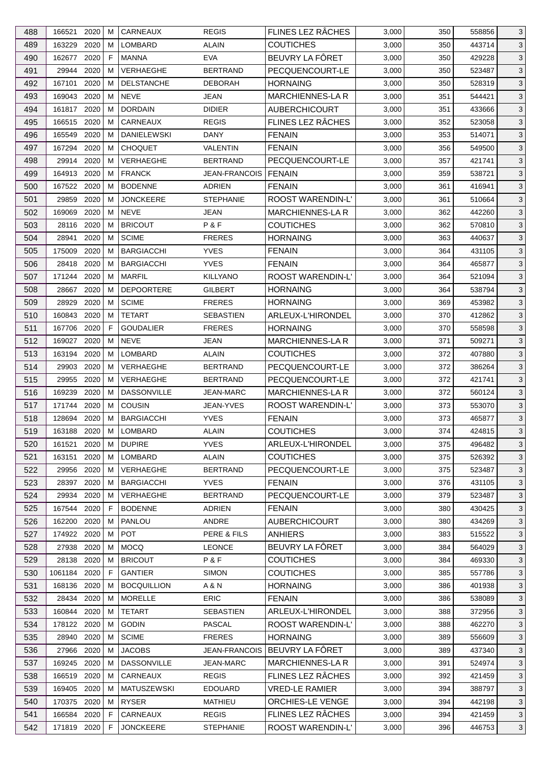| 488 | 166521 | 2020 | M | CARNEAUX | REGIS | FLINES LEZ RÂCHES | 3,000 | 350 | 558856 | 3 |
|---|---|---|---|---|---|---|---|---|---|---|
| 489 | 163229 | 2020 | M | LOMBARD | ALAIN | COUTICHES | 3,000 | 350 | 443714 | 3 |
| 490 | 162677 | 2020 | F | MANNA | EVA | BEUVRY LA FÔRET | 3,000 | 350 | 429228 | 3 |
| 491 | 29944 | 2020 | M | VERHAEGHE | BERTRAND | PECQUENCOURT-LE | 3,000 | 350 | 523487 | 3 |
| 492 | 167101 | 2020 | M | DELSTANCHE | DEBORAH | HORNAING | 3,000 | 350 | 528319 | 3 |
| 493 | 169043 | 2020 | M | NEVE | JEAN | MARCHIENNES-LA R | 3,000 | 351 | 544421 | 3 |
| 494 | 161817 | 2020 | M | DORDAIN | DIDIER | AUBERCHICOURT | 3,000 | 351 | 433666 | 3 |
| 495 | 166515 | 2020 | M | CARNEAUX | REGIS | FLINES LEZ RÂCHES | 3,000 | 352 | 523058 | 3 |
| 496 | 165549 | 2020 | M | DANIELEWSKI | DANY | FENAIN | 3,000 | 353 | 514071 | 3 |
| 497 | 167294 | 2020 | M | CHOQUET | VALENTIN | FENAIN | 3,000 | 356 | 549500 | 3 |
| 498 | 29914 | 2020 | M | VERHAEGHE | BERTRAND | PECQUENCOURT-LE | 3,000 | 357 | 421741 | 3 |
| 499 | 164913 | 2020 | M | FRANCK | JEAN-FRANCOIS | FENAIN | 3,000 | 359 | 538721 | 3 |
| 500 | 167522 | 2020 | M | BODENNE | ADRIEN | FENAIN | 3,000 | 361 | 416941 | 3 |
| 501 | 29859 | 2020 | M | JONCKEERE | STEPHANIE | ROOST WARENDIN-L' | 3,000 | 361 | 510664 | 3 |
| 502 | 169069 | 2020 | M | NEVE | JEAN | MARCHIENNES-LA R | 3,000 | 362 | 442260 | 3 |
| 503 | 28116 | 2020 | M | BRICOUT | P & F | COUTICHES | 3,000 | 362 | 570810 | 3 |
| 504 | 28941 | 2020 | M | SCIME | FRERES | HORNAING | 3,000 | 363 | 440637 | 3 |
| 505 | 175009 | 2020 | M | BARGIACCHI | YVES | FENAIN | 3,000 | 364 | 431105 | 3 |
| 506 | 28418 | 2020 | M | BARGIACCHI | YVES | FENAIN | 3,000 | 364 | 465877 | 3 |
| 507 | 171244 | 2020 | M | MARFIL | KILLYANO | ROOST WARENDIN-L' | 3,000 | 364 | 521094 | 3 |
| 508 | 28667 | 2020 | M | DEPOORTERE | GILBERT | HORNAING | 3,000 | 364 | 538794 | 3 |
| 509 | 28929 | 2020 | M | SCIME | FRERES | HORNAING | 3,000 | 369 | 453982 | 3 |
| 510 | 160843 | 2020 | M | TETART | SEBASTIEN | ARLEUX-L'HIRONDEL | 3,000 | 370 | 412862 | 3 |
| 511 | 167706 | 2020 | F | GOUDALIER | FRERES | HORNAING | 3,000 | 370 | 558598 | 3 |
| 512 | 169027 | 2020 | M | NEVE | JEAN | MARCHIENNES-LA R | 3,000 | 371 | 509271 | 3 |
| 513 | 163194 | 2020 | M | LOMBARD | ALAIN | COUTICHES | 3,000 | 372 | 407880 | 3 |
| 514 | 29903 | 2020 | M | VERHAEGHE | BERTRAND | PECQUENCOURT-LE | 3,000 | 372 | 386264 | 3 |
| 515 | 29955 | 2020 | M | VERHAEGHE | BERTRAND | PECQUENCOURT-LE | 3,000 | 372 | 421741 | 3 |
| 516 | 169239 | 2020 | M | DASSONVILLE | JEAN-MARC | MARCHIENNES-LA R | 3,000 | 372 | 560124 | 3 |
| 517 | 171744 | 2020 | M | COUSIN | JEAN-YVES | ROOST WARENDIN-L' | 3,000 | 373 | 553070 | 3 |
| 518 | 128694 | 2020 | M | BARGIACCHI | YVES | FENAIN | 3,000 | 373 | 465877 | 3 |
| 519 | 163188 | 2020 | M | LOMBARD | ALAIN | COUTICHES | 3,000 | 374 | 424815 | 3 |
| 520 | 161521 | 2020 | M | DUPIRE | YVES | ARLEUX-L'HIRONDEL | 3,000 | 375 | 496482 | 3 |
| 521 | 163151 | 2020 | M | LOMBARD | ALAIN | COUTICHES | 3,000 | 375 | 526392 | 3 |
| 522 | 29956 | 2020 | M | VERHAEGHE | BERTRAND | PECQUENCOURT-LE | 3,000 | 375 | 523487 | 3 |
| 523 | 28397 | 2020 | M | BARGIACCHI | YVES | FENAIN | 3,000 | 376 | 431105 | 3 |
| 524 | 29934 | 2020 | M | VERHAEGHE | BERTRAND | PECQUENCOURT-LE | 3,000 | 379 | 523487 | 3 |
| 525 | 167544 | 2020 | F | BODENNE | ADRIEN | FENAIN | 3,000 | 380 | 430425 | 3 |
| 526 | 162200 | 2020 | M | PANLOU | ANDRE | AUBERCHICOURT | 3,000 | 380 | 434269 | 3 |
| 527 | 174922 | 2020 | M | POT | PERE & FILS | ANHIERS | 3,000 | 383 | 515522 | 3 |
| 528 | 27938 | 2020 | M | MOCQ | LEONCE | BEUVRY LA FÔRET | 3,000 | 384 | 564029 | 3 |
| 529 | 28138 | 2020 | M | BRICOUT | P & F | COUTICHES | 3,000 | 384 | 469330 | 3 |
| 530 | 1061184 | 2020 | F | GANTIER | SIMON | COUTICHES | 3,000 | 385 | 557786 | 3 |
| 531 | 168136 | 2020 | M | BOCQUILLION | A & N | HORNAING | 3,000 | 386 | 401938 | 3 |
| 532 | 28434 | 2020 | M | MORELLE | ERIC | FENAIN | 3,000 | 386 | 538089 | 3 |
| 533 | 160844 | 2020 | M | TETART | SEBASTIEN | ARLEUX-L'HIRONDEL | 3,000 | 388 | 372956 | 3 |
| 534 | 178122 | 2020 | M | GODIN | PASCAL | ROOST WARENDIN-L' | 3,000 | 388 | 462270 | 3 |
| 535 | 28940 | 2020 | M | SCIME | FRERES | HORNAING | 3,000 | 389 | 556609 | 3 |
| 536 | 27966 | 2020 | M | JACOBS | JEAN-FRANCOIS | BEUVRY LA FÔRET | 3,000 | 389 | 437340 | 3 |
| 537 | 169245 | 2020 | M | DASSONVILLE | JEAN-MARC | MARCHIENNES-LA R | 3,000 | 391 | 524974 | 3 |
| 538 | 166519 | 2020 | M | CARNEAUX | REGIS | FLINES LEZ RÂCHES | 3,000 | 392 | 421459 | 3 |
| 539 | 169405 | 2020 | M | MATUSZEWSKI | EDOUARD | VRED-LE RAMIER | 3,000 | 394 | 388797 | 3 |
| 540 | 170375 | 2020 | M | RYSER | MATHIEU | ORCHIES-LE VENGE | 3,000 | 394 | 442198 | 3 |
| 541 | 166584 | 2020 | F | CARNEAUX | REGIS | FLINES LEZ RÂCHES | 3,000 | 394 | 421459 | 3 |
| 542 | 171819 | 2020 | F | JONCKEERE | STEPHANIE | ROOST WARENDIN-L' | 3,000 | 396 | 446753 | 3 |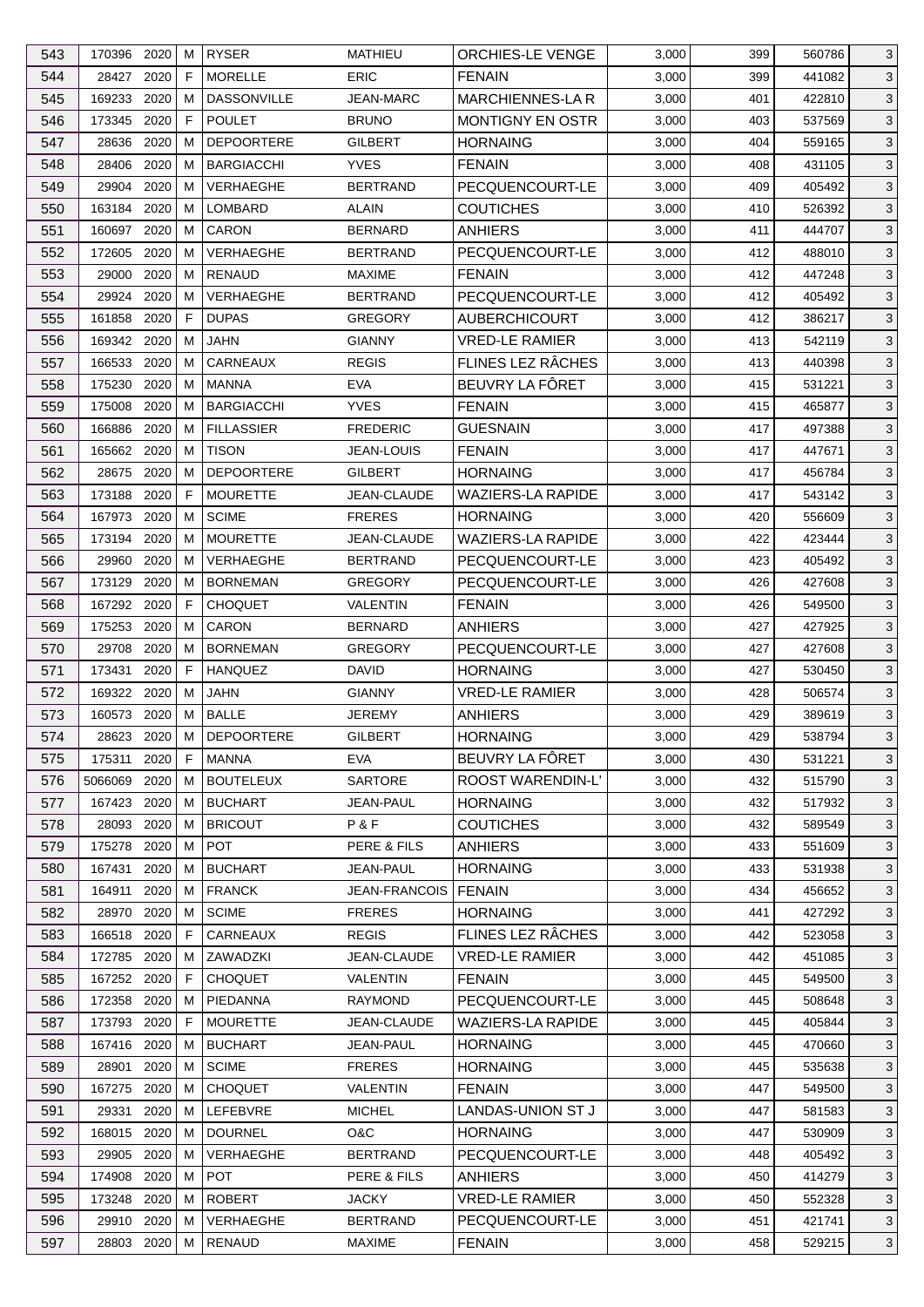| 543 | 170396 | 2020 | M | RYSER | MATHIEU | ORCHIES-LE VENGE | 3,000 | 399 | 560786 | 3 |
|---|---|---|---|---|---|---|---|---|---|---|
| 544 | 28427 | 2020 | F | MORELLE | ERIC | FENAIN | 3,000 | 399 | 441082 | 3 |
| 545 | 169233 | 2020 | M | DASSONVILLE | JEAN-MARC | MARCHIENNES-LA R | 3,000 | 401 | 422810 | 3 |
| 546 | 173345 | 2020 | F | POULET | BRUNO | MONTIGNY EN OSTR | 3,000 | 403 | 537569 | 3 |
| 547 | 28636 | 2020 | M | DEPOORTERE | GILBERT | HORNAING | 3,000 | 404 | 559165 | 3 |
| 548 | 28406 | 2020 | M | BARGIACCHI | YVES | FENAIN | 3,000 | 408 | 431105 | 3 |
| 549 | 29904 | 2020 | M | VERHAEGHE | BERTRAND | PECQUENCOURT-LE | 3,000 | 409 | 405492 | 3 |
| 550 | 163184 | 2020 | M | LOMBARD | ALAIN | COUTICHES | 3,000 | 410 | 526392 | 3 |
| 551 | 160697 | 2020 | M | CARON | BERNARD | ANHIERS | 3,000 | 411 | 444707 | 3 |
| 552 | 172605 | 2020 | M | VERHAEGHE | BERTRAND | PECQUENCOURT-LE | 3,000 | 412 | 488010 | 3 |
| 553 | 29000 | 2020 | M | RENAUD | MAXIME | FENAIN | 3,000 | 412 | 447248 | 3 |
| 554 | 29924 | 2020 | M | VERHAEGHE | BERTRAND | PECQUENCOURT-LE | 3,000 | 412 | 405492 | 3 |
| 555 | 161858 | 2020 | F | DUPAS | GREGORY | AUBERCHICOURT | 3,000 | 412 | 386217 | 3 |
| 556 | 169342 | 2020 | M | JAHN | GIANNY | VRED-LE RAMIER | 3,000 | 413 | 542119 | 3 |
| 557 | 166533 | 2020 | M | CARNEAUX | REGIS | FLINES LEZ RÂCHES | 3,000 | 413 | 440398 | 3 |
| 558 | 175230 | 2020 | M | MANNA | EVA | BEUVRY LA FÔRET | 3,000 | 415 | 531221 | 3 |
| 559 | 175008 | 2020 | M | BARGIACCHI | YVES | FENAIN | 3,000 | 415 | 465877 | 3 |
| 560 | 166886 | 2020 | M | FILLASSIER | FREDERIC | GUESNAIN | 3,000 | 417 | 497388 | 3 |
| 561 | 165662 | 2020 | M | TISON | JEAN-LOUIS | FENAIN | 3,000 | 417 | 447671 | 3 |
| 562 | 28675 | 2020 | M | DEPOORTERE | GILBERT | HORNAING | 3,000 | 417 | 456784 | 3 |
| 563 | 173188 | 2020 | F | MOURETTE | JEAN-CLAUDE | WAZIERS-LA RAPIDE | 3,000 | 417 | 543142 | 3 |
| 564 | 167973 | 2020 | M | SCIME | FRERES | HORNAING | 3,000 | 420 | 556609 | 3 |
| 565 | 173194 | 2020 | M | MOURETTE | JEAN-CLAUDE | WAZIERS-LA RAPIDE | 3,000 | 422 | 423444 | 3 |
| 566 | 29960 | 2020 | M | VERHAEGHE | BERTRAND | PECQUENCOURT-LE | 3,000 | 423 | 405492 | 3 |
| 567 | 173129 | 2020 | M | BORNEMAN | GREGORY | PECQUENCOURT-LE | 3,000 | 426 | 427608 | 3 |
| 568 | 167292 | 2020 | F | CHOQUET | VALENTIN | FENAIN | 3,000 | 426 | 549500 | 3 |
| 569 | 175253 | 2020 | M | CARON | BERNARD | ANHIERS | 3,000 | 427 | 427925 | 3 |
| 570 | 29708 | 2020 | M | BORNEMAN | GREGORY | PECQUENCOURT-LE | 3,000 | 427 | 427608 | 3 |
| 571 | 173431 | 2020 | F | HANQUEZ | DAVID | HORNAING | 3,000 | 427 | 530450 | 3 |
| 572 | 169322 | 2020 | M | JAHN | GIANNY | VRED-LE RAMIER | 3,000 | 428 | 506574 | 3 |
| 573 | 160573 | 2020 | M | BALLE | JEREMY | ANHIERS | 3,000 | 429 | 389619 | 3 |
| 574 | 28623 | 2020 | M | DEPOORTERE | GILBERT | HORNAING | 3,000 | 429 | 538794 | 3 |
| 575 | 175311 | 2020 | F | MANNA | EVA | BEUVRY LA FÔRET | 3,000 | 430 | 531221 | 3 |
| 576 | 5066069 | 2020 | M | BOUTELEUX | SARTORE | ROOST WARENDIN-L' | 3,000 | 432 | 515790 | 3 |
| 577 | 167423 | 2020 | M | BUCHART | JEAN-PAUL | HORNAING | 3,000 | 432 | 517932 | 3 |
| 578 | 28093 | 2020 | M | BRICOUT | P & F | COUTICHES | 3,000 | 432 | 589549 | 3 |
| 579 | 175278 | 2020 | M | POT | PERE & FILS | ANHIERS | 3,000 | 433 | 551609 | 3 |
| 580 | 167431 | 2020 | M | BUCHART | JEAN-PAUL | HORNAING | 3,000 | 433 | 531938 | 3 |
| 581 | 164911 | 2020 | M | FRANCK | JEAN-FRANCOIS | FENAIN | 3,000 | 434 | 456652 | 3 |
| 582 | 28970 | 2020 | M | SCIME | FRERES | HORNAING | 3,000 | 441 | 427292 | 3 |
| 583 | 166518 | 2020 | F | CARNEAUX | REGIS | FLINES LEZ RÂCHES | 3,000 | 442 | 523058 | 3 |
| 584 | 172785 | 2020 | M | ZAWADZKI | JEAN-CLAUDE | VRED-LE RAMIER | 3,000 | 442 | 451085 | 3 |
| 585 | 167252 | 2020 | F | CHOQUET | VALENTIN | FENAIN | 3,000 | 445 | 549500 | 3 |
| 586 | 172358 | 2020 | M | PIEDANNA | RAYMOND | PECQUENCOURT-LE | 3,000 | 445 | 508648 | 3 |
| 587 | 173793 | 2020 | F | MOURETTE | JEAN-CLAUDE | WAZIERS-LA RAPIDE | 3,000 | 445 | 405844 | 3 |
| 588 | 167416 | 2020 | M | BUCHART | JEAN-PAUL | HORNAING | 3,000 | 445 | 470660 | 3 |
| 589 | 28901 | 2020 | M | SCIME | FRERES | HORNAING | 3,000 | 445 | 535638 | 3 |
| 590 | 167275 | 2020 | M | CHOQUET | VALENTIN | FENAIN | 3,000 | 447 | 549500 | 3 |
| 591 | 29331 | 2020 | M | LEFEBVRE | MICHEL | LANDAS-UNION ST J | 3,000 | 447 | 581583 | 3 |
| 592 | 168015 | 2020 | M | DOURNEL | O&C | HORNAING | 3,000 | 447 | 530909 | 3 |
| 593 | 29905 | 2020 | M | VERHAEGHE | BERTRAND | PECQUENCOURT-LE | 3,000 | 448 | 405492 | 3 |
| 594 | 174908 | 2020 | M | POT | PERE & FILS | ANHIERS | 3,000 | 450 | 414279 | 3 |
| 595 | 173248 | 2020 | M | ROBERT | JACKY | VRED-LE RAMIER | 3,000 | 450 | 552328 | 3 |
| 596 | 29910 | 2020 | M | VERHAEGHE | BERTRAND | PECQUENCOURT-LE | 3,000 | 451 | 421741 | 3 |
| 597 | 28803 | 2020 | M | RENAUD | MAXIME | FENAIN | 3,000 | 458 | 529215 | 3 |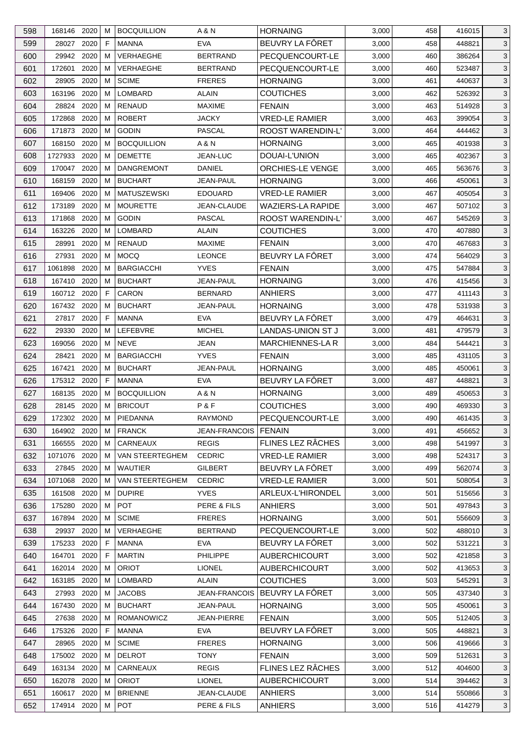| 598 | 168146 | 2020 | M | BOCQUILLION | A & N | HORNAING | 3,000 | 458 | 416015 | 3 |
|---|---|---|---|---|---|---|---|---|---|---|
| 599 | 28027 | 2020 | F | MANNA | EVA | BEUVRY LA FÔRET | 3,000 | 458 | 448821 | 3 |
| 600 | 29942 | 2020 | M | VERHAEGHE | BERTRAND | PECQUENCOURT-LE | 3,000 | 460 | 386264 | 3 |
| 601 | 172601 | 2020 | M | VERHAEGHE | BERTRAND | PECQUENCOURT-LE | 3,000 | 460 | 523487 | 3 |
| 602 | 28905 | 2020 | M | SCIME | FRERES | HORNAING | 3,000 | 461 | 440637 | 3 |
| 603 | 163196 | 2020 | M | LOMBARD | ALAIN | COUTICHES | 3,000 | 462 | 526392 | 3 |
| 604 | 28824 | 2020 | M | RENAUD | MAXIME | FENAIN | 3,000 | 463 | 514928 | 3 |
| 605 | 172868 | 2020 | M | ROBERT | JACKY | VRED-LE RAMIER | 3,000 | 463 | 399054 | 3 |
| 606 | 171873 | 2020 | M | GODIN | PASCAL | ROOST WARENDIN-L' | 3,000 | 464 | 444462 | 3 |
| 607 | 168150 | 2020 | M | BOCQUILLION | A & N | HORNAING | 3,000 | 465 | 401938 | 3 |
| 608 | 1727933 | 2020 | M | DEMETTE | JEAN-LUC | DOUAI-L'UNION | 3,000 | 465 | 402367 | 3 |
| 609 | 170047 | 2020 | M | DANGREMONT | DANIEL | ORCHIES-LE VENGE | 3,000 | 465 | 563676 | 3 |
| 610 | 168159 | 2020 | M | BUCHART | JEAN-PAUL | HORNAING | 3,000 | 466 | 450061 | 3 |
| 611 | 169406 | 2020 | M | MATUSZEWSKI | EDOUARD | VRED-LE RAMIER | 3,000 | 467 | 405054 | 3 |
| 612 | 173189 | 2020 | M | MOURETTE | JEAN-CLAUDE | WAZIERS-LA RAPIDE | 3,000 | 467 | 507102 | 3 |
| 613 | 171868 | 2020 | M | GODIN | PASCAL | ROOST WARENDIN-L' | 3,000 | 467 | 545269 | 3 |
| 614 | 163226 | 2020 | M | LOMBARD | ALAIN | COUTICHES | 3,000 | 470 | 407880 | 3 |
| 615 | 28991 | 2020 | M | RENAUD | MAXIME | FENAIN | 3,000 | 470 | 467683 | 3 |
| 616 | 27931 | 2020 | M | MOCQ | LEONCE | BEUVRY LA FÔRET | 3,000 | 474 | 564029 | 3 |
| 617 | 1061898 | 2020 | M | BARGIACCHI | YVES | FENAIN | 3,000 | 475 | 547884 | 3 |
| 618 | 167410 | 2020 | M | BUCHART | JEAN-PAUL | HORNAING | 3,000 | 476 | 415456 | 3 |
| 619 | 160712 | 2020 | F | CARON | BERNARD | ANHIERS | 3,000 | 477 | 411143 | 3 |
| 620 | 167432 | 2020 | M | BUCHART | JEAN-PAUL | HORNAING | 3,000 | 478 | 531938 | 3 |
| 621 | 27817 | 2020 | F | MANNA | EVA | BEUVRY LA FÔRET | 3,000 | 479 | 464631 | 3 |
| 622 | 29330 | 2020 | M | LEFEBVRE | MICHEL | LANDAS-UNION ST J | 3,000 | 481 | 479579 | 3 |
| 623 | 169056 | 2020 | M | NEVE | JEAN | MARCHIENNES-LA R | 3,000 | 484 | 544421 | 3 |
| 624 | 28421 | 2020 | M | BARGIACCHI | YVES | FENAIN | 3,000 | 485 | 431105 | 3 |
| 625 | 167421 | 2020 | M | BUCHART | JEAN-PAUL | HORNAING | 3,000 | 485 | 450061 | 3 |
| 626 | 175312 | 2020 | F | MANNA | EVA | BEUVRY LA FÔRET | 3,000 | 487 | 448821 | 3 |
| 627 | 168135 | 2020 | M | BOCQUILLION | A & N | HORNAING | 3,000 | 489 | 450653 | 3 |
| 628 | 28145 | 2020 | M | BRICOUT | P & F | COUTICHES | 3,000 | 490 | 469330 | 3 |
| 629 | 172302 | 2020 | M | PIEDANNA | RAYMOND | PECQUENCOURT-LE | 3,000 | 490 | 461435 | 3 |
| 630 | 164902 | 2020 | M | FRANCK | JEAN-FRANCOIS | FENAIN | 3,000 | 491 | 456652 | 3 |
| 631 | 166555 | 2020 | M | CARNEAUX | REGIS | FLINES LEZ RÂCHES | 3,000 | 498 | 541997 | 3 |
| 632 | 1071076 | 2020 | M | VAN STEERTEGHEM | CEDRIC | VRED-LE RAMIER | 3,000 | 498 | 524317 | 3 |
| 633 | 27845 | 2020 | M | WAUTIER | GILBERT | BEUVRY LA FÔRET | 3,000 | 499 | 562074 | 3 |
| 634 | 1071068 | 2020 | M | VAN STEERTEGHEM | CEDRIC | VRED-LE RAMIER | 3,000 | 501 | 508054 | 3 |
| 635 | 161508 | 2020 | M | DUPIRE | YVES | ARLEUX-L'HIRONDEL | 3,000 | 501 | 515656 | 3 |
| 636 | 175280 | 2020 | M | POT | PERE & FILS | ANHIERS | 3,000 | 501 | 497843 | 3 |
| 637 | 167894 | 2020 | M | SCIME | FRERES | HORNAING | 3,000 | 501 | 556609 | 3 |
| 638 | 29937 | 2020 | M | VERHAEGHE | BERTRAND | PECQUENCOURT-LE | 3,000 | 502 | 488010 | 3 |
| 639 | 175233 | 2020 | F | MANNA | EVA | BEUVRY LA FÔRET | 3,000 | 502 | 531221 | 3 |
| 640 | 164701 | 2020 | F | MARTIN | PHILIPPE | AUBERCHICOURT | 3,000 | 502 | 421858 | 3 |
| 641 | 162014 | 2020 | M | ORIOT | LIONEL | AUBERCHICOURT | 3,000 | 502 | 413653 | 3 |
| 642 | 163185 | 2020 | M | LOMBARD | ALAIN | COUTICHES | 3,000 | 503 | 545291 | 3 |
| 643 | 27993 | 2020 | M | JACOBS | JEAN-FRANCOIS | BEUVRY LA FÔRET | 3,000 | 505 | 437340 | 3 |
| 644 | 167430 | 2020 | M | BUCHART | JEAN-PAUL | HORNAING | 3,000 | 505 | 450061 | 3 |
| 645 | 27638 | 2020 | M | ROMANOWICZ | JEAN-PIERRE | FENAIN | 3,000 | 505 | 512405 | 3 |
| 646 | 175326 | 2020 | F | MANNA | EVA | BEUVRY LA FÔRET | 3,000 | 505 | 448821 | 3 |
| 647 | 28965 | 2020 | M | SCIME | FRERES | HORNAING | 3,000 | 506 | 419666 | 3 |
| 648 | 175002 | 2020 | M | DELROT | TONY | FENAIN | 3,000 | 509 | 512631 | 3 |
| 649 | 163134 | 2020 | M | CARNEAUX | REGIS | FLINES LEZ RÂCHES | 3,000 | 512 | 404600 | 3 |
| 650 | 162078 | 2020 | M | ORIOT | LIONEL | AUBERCHICOURT | 3,000 | 514 | 394462 | 3 |
| 651 | 160617 | 2020 | M | BRIENNE | JEAN-CLAUDE | ANHIERS | 3,000 | 514 | 550866 | 3 |
| 652 | 174914 | 2020 | M | POT | PERE & FILS | ANHIERS | 3,000 | 516 | 414279 | 3 |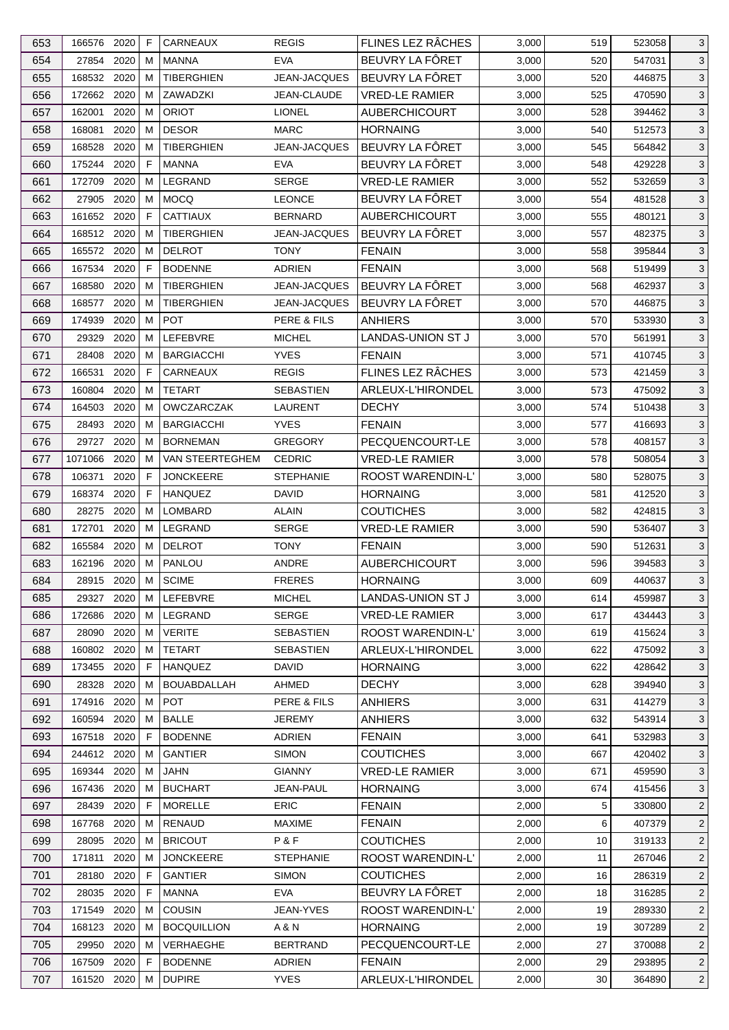| 653 | 166576 | 2020 | F | CARNEAUX | REGIS | FLINES LEZ RÂCHES | 3,000 | 519 | 523058 | 3 |
|---|---|---|---|---|---|---|---|---|---|---|
| 654 | 27854 | 2020 | M | MANNA | EVA | BEUVRY LA FÔRET | 3,000 | 520 | 547031 | 3 |
| 655 | 168532 | 2020 | M | TIBERGHIEN | JEAN-JACQUES | BEUVRY LA FÔRET | 3,000 | 520 | 446875 | 3 |
| 656 | 172662 | 2020 | M | ZAWADZKI | JEAN-CLAUDE | VRED-LE RAMIER | 3,000 | 525 | 470590 | 3 |
| 657 | 162001 | 2020 | M | ORIOT | LIONEL | AUBERCHICOURT | 3,000 | 528 | 394462 | 3 |
| 658 | 168081 | 2020 | M | DESOR | MARC | HORNAING | 3,000 | 540 | 512573 | 3 |
| 659 | 168528 | 2020 | M | TIBERGHIEN | JEAN-JACQUES | BEUVRY LA FÔRET | 3,000 | 545 | 564842 | 3 |
| 660 | 175244 | 2020 | F | MANNA | EVA | BEUVRY LA FÔRET | 3,000 | 548 | 429228 | 3 |
| 661 | 172709 | 2020 | M | LEGRAND | SERGE | VRED-LE RAMIER | 3,000 | 552 | 532659 | 3 |
| 662 | 27905 | 2020 | M | MOCQ | LEONCE | BEUVRY LA FÔRET | 3,000 | 554 | 481528 | 3 |
| 663 | 161652 | 2020 | F | CATTIAUX | BERNARD | AUBERCHICOURT | 3,000 | 555 | 480121 | 3 |
| 664 | 168512 | 2020 | M | TIBERGHIEN | JEAN-JACQUES | BEUVRY LA FÔRET | 3,000 | 557 | 482375 | 3 |
| 665 | 165572 | 2020 | M | DELROT | TONY | FENAIN | 3,000 | 558 | 395844 | 3 |
| 666 | 167534 | 2020 | F | BODENNE | ADRIEN | FENAIN | 3,000 | 568 | 519499 | 3 |
| 667 | 168580 | 2020 | M | TIBERGHIEN | JEAN-JACQUES | BEUVRY LA FÔRET | 3,000 | 568 | 462937 | 3 |
| 668 | 168577 | 2020 | M | TIBERGHIEN | JEAN-JACQUES | BEUVRY LA FÔRET | 3,000 | 570 | 446875 | 3 |
| 669 | 174939 | 2020 | M | POT | PERE & FILS | ANHIERS | 3,000 | 570 | 533930 | 3 |
| 670 | 29329 | 2020 | M | LEFEBVRE | MICHEL | LANDAS-UNION ST J | 3,000 | 570 | 561991 | 3 |
| 671 | 28408 | 2020 | M | BARGIACCHI | YVES | FENAIN | 3,000 | 571 | 410745 | 3 |
| 672 | 166531 | 2020 | F | CARNEAUX | REGIS | FLINES LEZ RÂCHES | 3,000 | 573 | 421459 | 3 |
| 673 | 160804 | 2020 | M | TETART | SEBASTIEN | ARLEUX-L'HIRONDEL | 3,000 | 573 | 475092 | 3 |
| 674 | 164503 | 2020 | M | OWCZARCZAK | LAURENT | DECHY | 3,000 | 574 | 510438 | 3 |
| 675 | 28493 | 2020 | M | BARGIACCHI | YVES | FENAIN | 3,000 | 577 | 416693 | 3 |
| 676 | 29727 | 2020 | M | BORNEMAN | GREGORY | PECQUENCOURT-LE | 3,000 | 578 | 408157 | 3 |
| 677 | 1071066 | 2020 | M | VAN STEERTEGHEM | CEDRIC | VRED-LE RAMIER | 3,000 | 578 | 508054 | 3 |
| 678 | 106371 | 2020 | F | JONCKEERE | STEPHANIE | ROOST WARENDIN-L' | 3,000 | 580 | 528075 | 3 |
| 679 | 168374 | 2020 | F | HANQUEZ | DAVID | HORNAING | 3,000 | 581 | 412520 | 3 |
| 680 | 28275 | 2020 | M | LOMBARD | ALAIN | COUTICHES | 3,000 | 582 | 424815 | 3 |
| 681 | 172701 | 2020 | M | LEGRAND | SERGE | VRED-LE RAMIER | 3,000 | 590 | 536407 | 3 |
| 682 | 165584 | 2020 | M | DELROT | TONY | FENAIN | 3,000 | 590 | 512631 | 3 |
| 683 | 162196 | 2020 | M | PANLOU | ANDRE | AUBERCHICOURT | 3,000 | 596 | 394583 | 3 |
| 684 | 28915 | 2020 | M | SCIME | FRERES | HORNAING | 3,000 | 609 | 440637 | 3 |
| 685 | 29327 | 2020 | M | LEFEBVRE | MICHEL | LANDAS-UNION ST J | 3,000 | 614 | 459987 | 3 |
| 686 | 172686 | 2020 | M | LEGRAND | SERGE | VRED-LE RAMIER | 3,000 | 617 | 434443 | 3 |
| 687 | 28090 | 2020 | M | VERITE | SEBASTIEN | ROOST WARENDIN-L' | 3,000 | 619 | 415624 | 3 |
| 688 | 160802 | 2020 | M | TETART | SEBASTIEN | ARLEUX-L'HIRONDEL | 3,000 | 622 | 475092 | 3 |
| 689 | 173455 | 2020 | F | HANQUEZ | DAVID | HORNAING | 3,000 | 622 | 428642 | 3 |
| 690 | 28328 | 2020 | M | BOUABDALLAH | AHMED | DECHY | 3,000 | 628 | 394940 | 3 |
| 691 | 174916 | 2020 | M | POT | PERE & FILS | ANHIERS | 3,000 | 631 | 414279 | 3 |
| 692 | 160594 | 2020 | M | BALLE | JEREMY | ANHIERS | 3,000 | 632 | 543914 | 3 |
| 693 | 167518 | 2020 | F | BODENNE | ADRIEN | FENAIN | 3,000 | 641 | 532983 | 3 |
| 694 | 244612 | 2020 | M | GANTIER | SIMON | COUTICHES | 3,000 | 667 | 420402 | 3 |
| 695 | 169344 | 2020 | M | JAHN | GIANNY | VRED-LE RAMIER | 3,000 | 671 | 459590 | 3 |
| 696 | 167436 | 2020 | M | BUCHART | JEAN-PAUL | HORNAING | 3,000 | 674 | 415456 | 3 |
| 697 | 28439 | 2020 | F | MORELLE | ERIC | FENAIN | 2,000 | 5 | 330800 | 2 |
| 698 | 167768 | 2020 | M | RENAUD | MAXIME | FENAIN | 2,000 | 6 | 407379 | 2 |
| 699 | 28095 | 2020 | M | BRICOUT | P & F | COUTICHES | 2,000 | 10 | 319133 | 2 |
| 700 | 171811 | 2020 | M | JONCKEERE | STEPHANIE | ROOST WARENDIN-L' | 2,000 | 11 | 267046 | 2 |
| 701 | 28180 | 2020 | F | GANTIER | SIMON | COUTICHES | 2,000 | 16 | 286319 | 2 |
| 702 | 28035 | 2020 | F | MANNA | EVA | BEUVRY LA FÔRET | 2,000 | 18 | 316285 | 2 |
| 703 | 171549 | 2020 | M | COUSIN | JEAN-YVES | ROOST WARENDIN-L' | 2,000 | 19 | 289330 | 2 |
| 704 | 168123 | 2020 | M | BOCQUILLION | A & N | HORNAING | 2,000 | 19 | 307289 | 2 |
| 705 | 29950 | 2020 | M | VERHAEGHE | BERTRAND | PECQUENCOURT-LE | 2,000 | 27 | 370088 | 2 |
| 706 | 167509 | 2020 | F | BODENNE | ADRIEN | FENAIN | 2,000 | 29 | 293895 | 2 |
| 707 | 161520 | 2020 | M | DUPIRE | YVES | ARLEUX-L'HIRONDEL | 2,000 | 30 | 364890 | 2 |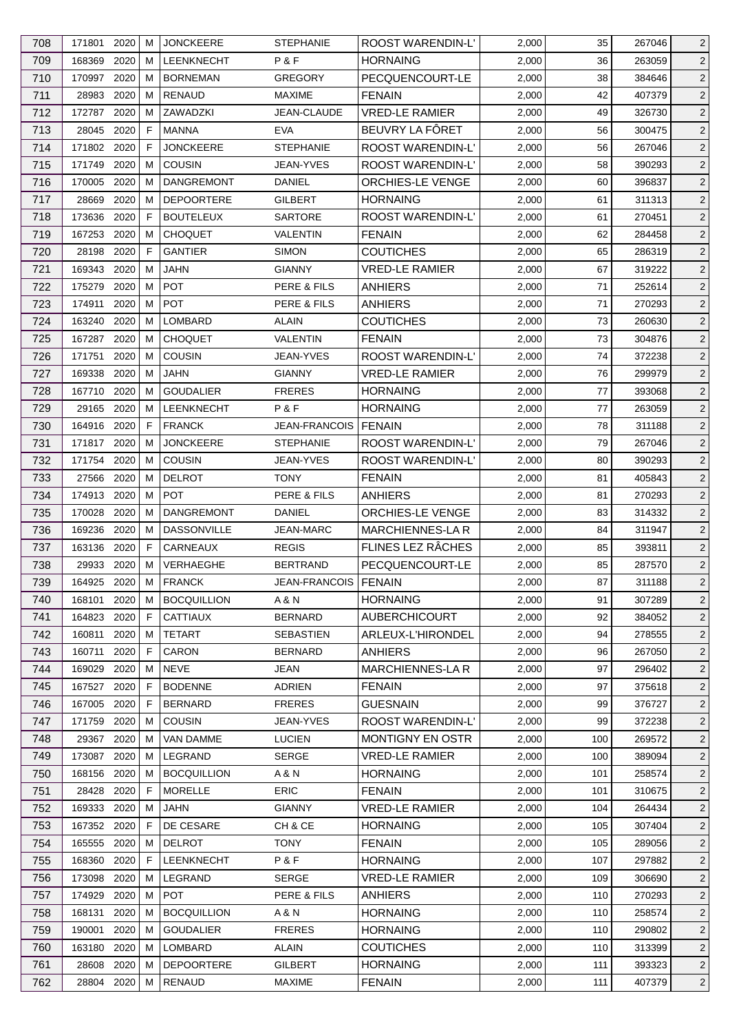| 708 | 171801 | 2020 | M | JONCKEERE | STEPHANIE | ROOST WARENDIN-L' | 2,000 | 35 | 267046 | 2 |
|---|---|---|---|---|---|---|---|---|---|---|
| 709 | 168369 | 2020 | M | LEENKNECHT | P & F | HORNAING | 2,000 | 36 | 263059 | 2 |
| 710 | 170997 | 2020 | M | BORNEMAN | GREGORY | PECQUENCOURT-LE | 2,000 | 38 | 384646 | 2 |
| 711 | 28983 | 2020 | M | RENAUD | MAXIME | FENAIN | 2,000 | 42 | 407379 | 2 |
| 712 | 172787 | 2020 | M | ZAWADZKI | JEAN-CLAUDE | VRED-LE RAMIER | 2,000 | 49 | 326730 | 2 |
| 713 | 28045 | 2020 | F | MANNA | EVA | BEUVRY LA FÔRET | 2,000 | 56 | 300475 | 2 |
| 714 | 171802 | 2020 | F | JONCKEERE | STEPHANIE | ROOST WARENDIN-L' | 2,000 | 56 | 267046 | 2 |
| 715 | 171749 | 2020 | M | COUSIN | JEAN-YVES | ROOST WARENDIN-L' | 2,000 | 58 | 390293 | 2 |
| 716 | 170005 | 2020 | M | DANGREMONT | DANIEL | ORCHIES-LE VENGE | 2,000 | 60 | 396837 | 2 |
| 717 | 28669 | 2020 | M | DEPOORTERE | GILBERT | HORNAING | 2,000 | 61 | 311313 | 2 |
| 718 | 173636 | 2020 | F | BOUTELEUX | SARTORE | ROOST WARENDIN-L' | 2,000 | 61 | 270451 | 2 |
| 719 | 167253 | 2020 | M | CHOQUET | VALENTIN | FENAIN | 2,000 | 62 | 284458 | 2 |
| 720 | 28198 | 2020 | F | GANTIER | SIMON | COUTICHES | 2,000 | 65 | 286319 | 2 |
| 721 | 169343 | 2020 | M | JAHN | GIANNY | VRED-LE RAMIER | 2,000 | 67 | 319222 | 2 |
| 722 | 175279 | 2020 | M | POT | PERE & FILS | ANHIERS | 2,000 | 71 | 252614 | 2 |
| 723 | 174911 | 2020 | M | POT | PERE & FILS | ANHIERS | 2,000 | 71 | 270293 | 2 |
| 724 | 163240 | 2020 | M | LOMBARD | ALAIN | COUTICHES | 2,000 | 73 | 260630 | 2 |
| 725 | 167287 | 2020 | M | CHOQUET | VALENTIN | FENAIN | 2,000 | 73 | 304876 | 2 |
| 726 | 171751 | 2020 | M | COUSIN | JEAN-YVES | ROOST WARENDIN-L' | 2,000 | 74 | 372238 | 2 |
| 727 | 169338 | 2020 | M | JAHN | GIANNY | VRED-LE RAMIER | 2,000 | 76 | 299979 | 2 |
| 728 | 167710 | 2020 | M | GOUDALIER | FRERES | HORNAING | 2,000 | 77 | 393068 | 2 |
| 729 | 29165 | 2020 | M | LEENKNECHT | P & F | HORNAING | 2,000 | 77 | 263059 | 2 |
| 730 | 164916 | 2020 | F | FRANCK | JEAN-FRANCOIS | FENAIN | 2,000 | 78 | 311188 | 2 |
| 731 | 171817 | 2020 | M | JONCKEERE | STEPHANIE | ROOST WARENDIN-L' | 2,000 | 79 | 267046 | 2 |
| 732 | 171754 | 2020 | M | COUSIN | JEAN-YVES | ROOST WARENDIN-L' | 2,000 | 80 | 390293 | 2 |
| 733 | 27566 | 2020 | M | DELROT | TONY | FENAIN | 2,000 | 81 | 405843 | 2 |
| 734 | 174913 | 2020 | M | POT | PERE & FILS | ANHIERS | 2,000 | 81 | 270293 | 2 |
| 735 | 170028 | 2020 | M | DANGREMONT | DANIEL | ORCHIES-LE VENGE | 2,000 | 83 | 314332 | 2 |
| 736 | 169236 | 2020 | M | DASSONVILLE | JEAN-MARC | MARCHIENNES-LA R | 2,000 | 84 | 311947 | 2 |
| 737 | 163136 | 2020 | F | CARNEAUX | REGIS | FLINES LEZ RÂCHES | 2,000 | 85 | 393811 | 2 |
| 738 | 29933 | 2020 | M | VERHAEGHE | BERTRAND | PECQUENCOURT-LE | 2,000 | 85 | 287570 | 2 |
| 739 | 164925 | 2020 | M | FRANCK | JEAN-FRANCOIS | FENAIN | 2,000 | 87 | 311188 | 2 |
| 740 | 168101 | 2020 | M | BOCQUILLION | A & N | HORNAING | 2,000 | 91 | 307289 | 2 |
| 741 | 164823 | 2020 | F | CATTIAUX | BERNARD | AUBERCHICOURT | 2,000 | 92 | 384052 | 2 |
| 742 | 160811 | 2020 | M | TETART | SEBASTIEN | ARLEUX-L'HIRONDEL | 2,000 | 94 | 278555 | 2 |
| 743 | 160711 | 2020 | F | CARON | BERNARD | ANHIERS | 2,000 | 96 | 267050 | 2 |
| 744 | 169029 | 2020 | M | NEVE | JEAN | MARCHIENNES-LA R | 2,000 | 97 | 296402 | 2 |
| 745 | 167527 | 2020 | F | BODENNE | ADRIEN | FENAIN | 2,000 | 97 | 375618 | 2 |
| 746 | 167005 | 2020 | F | BERNARD | FRERES | GUESNAIN | 2,000 | 99 | 376727 | 2 |
| 747 | 171759 | 2020 | M | COUSIN | JEAN-YVES | ROOST WARENDIN-L' | 2,000 | 99 | 372238 | 2 |
| 748 | 29367 | 2020 | M | VAN DAMME | LUCIEN | MONTIGNY EN OSTR | 2,000 | 100 | 269572 | 2 |
| 749 | 173087 | 2020 | M | LEGRAND | SERGE | VRED-LE RAMIER | 2,000 | 100 | 389094 | 2 |
| 750 | 168156 | 2020 | M | BOCQUILLION | A & N | HORNAING | 2,000 | 101 | 258574 | 2 |
| 751 | 28428 | 2020 | F | MORELLE | ERIC | FENAIN | 2,000 | 101 | 310675 | 2 |
| 752 | 169333 | 2020 | M | JAHN | GIANNY | VRED-LE RAMIER | 2,000 | 104 | 264434 | 2 |
| 753 | 167352 | 2020 | F | DE CESARE | CH & CE | HORNAING | 2,000 | 105 | 307404 | 2 |
| 754 | 165555 | 2020 | M | DELROT | TONY | FENAIN | 2,000 | 105 | 289056 | 2 |
| 755 | 168360 | 2020 | F | LEENKNECHT | P & F | HORNAING | 2,000 | 107 | 297882 | 2 |
| 756 | 173098 | 2020 | M | LEGRAND | SERGE | VRED-LE RAMIER | 2,000 | 109 | 306690 | 2 |
| 757 | 174929 | 2020 | M | POT | PERE & FILS | ANHIERS | 2,000 | 110 | 270293 | 2 |
| 758 | 168131 | 2020 | M | BOCQUILLION | A & N | HORNAING | 2,000 | 110 | 258574 | 2 |
| 759 | 190001 | 2020 | M | GOUDALIER | FRERES | HORNAING | 2,000 | 110 | 290802 | 2 |
| 760 | 163180 | 2020 | M | LOMBARD | ALAIN | COUTICHES | 2,000 | 110 | 313399 | 2 |
| 761 | 28608 | 2020 | M | DEPOORTERE | GILBERT | HORNAING | 2,000 | 111 | 393323 | 2 |
| 762 | 28804 | 2020 | M | RENAUD | MAXIME | FENAIN | 2,000 | 111 | 407379 | 2 |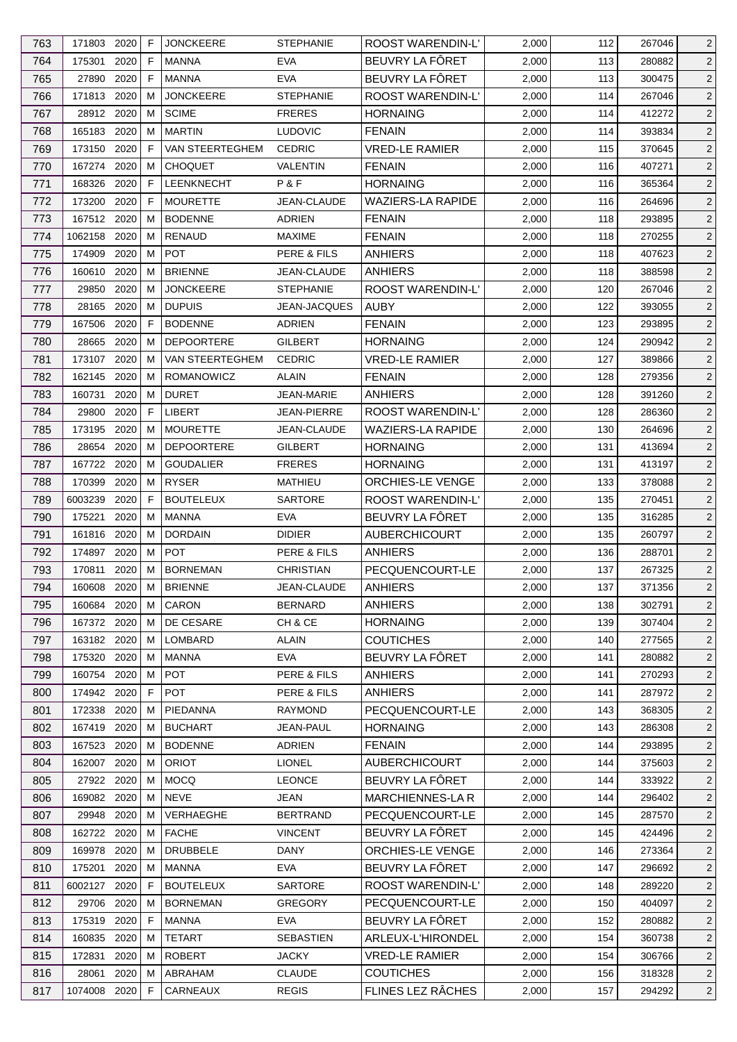| 763 | 171803 | 2020 | F | JONCKEERE | STEPHANIE | ROOST WARENDIN-L' | 2,000 | 112 | 267046 | 2 |
|---|---|---|---|---|---|---|---|---|---|---|
| 764 | 175301 | 2020 | F | MANNA | EVA | BEUVRY LA FÔRET | 2,000 | 113 | 280882 | 2 |
| 765 | 27890 | 2020 | F | MANNA | EVA | BEUVRY LA FÔRET | 2,000 | 113 | 300475 | 2 |
| 766 | 171813 | 2020 | M | JONCKEERE | STEPHANIE | ROOST WARENDIN-L' | 2,000 | 114 | 267046 | 2 |
| 767 | 28912 | 2020 | M | SCIME | FRERES | HORNAING | 2,000 | 114 | 412272 | 2 |
| 768 | 165183 | 2020 | M | MARTIN | LUDOVIC | FENAIN | 2,000 | 114 | 393834 | 2 |
| 769 | 173150 | 2020 | F | VAN STEERTEGHEM | CEDRIC | VRED-LE RAMIER | 2,000 | 115 | 370645 | 2 |
| 770 | 167274 | 2020 | M | CHOQUET | VALENTIN | FENAIN | 2,000 | 116 | 407271 | 2 |
| 771 | 168326 | 2020 | F | LEENKNECHT | P & F | HORNAING | 2,000 | 116 | 365364 | 2 |
| 772 | 173200 | 2020 | F | MOURETTE | JEAN-CLAUDE | WAZIERS-LA RAPIDE | 2,000 | 116 | 264696 | 2 |
| 773 | 167512 | 2020 | M | BODENNE | ADRIEN | FENAIN | 2,000 | 118 | 293895 | 2 |
| 774 | 1062158 | 2020 | M | RENAUD | MAXIME | FENAIN | 2,000 | 118 | 270255 | 2 |
| 775 | 174909 | 2020 | M | POT | PERE & FILS | ANHIERS | 2,000 | 118 | 407623 | 2 |
| 776 | 160610 | 2020 | M | BRIENNE | JEAN-CLAUDE | ANHIERS | 2,000 | 118 | 388598 | 2 |
| 777 | 29850 | 2020 | M | JONCKEERE | STEPHANIE | ROOST WARENDIN-L' | 2,000 | 120 | 267046 | 2 |
| 778 | 28165 | 2020 | M | DUPUIS | JEAN-JACQUES | AUBY | 2,000 | 122 | 393055 | 2 |
| 779 | 167506 | 2020 | F | BODENNE | ADRIEN | FENAIN | 2,000 | 123 | 293895 | 2 |
| 780 | 28665 | 2020 | M | DEPOORTERE | GILBERT | HORNAING | 2,000 | 124 | 290942 | 2 |
| 781 | 173107 | 2020 | M | VAN STEERTEGHEM | CEDRIC | VRED-LE RAMIER | 2,000 | 127 | 389866 | 2 |
| 782 | 162145 | 2020 | M | ROMANOWICZ | ALAIN | FENAIN | 2,000 | 128 | 279356 | 2 |
| 783 | 160731 | 2020 | M | DURET | JEAN-MARIE | ANHIERS | 2,000 | 128 | 391260 | 2 |
| 784 | 29800 | 2020 | F | LIBERT | JEAN-PIERRE | ROOST WARENDIN-L' | 2,000 | 128 | 286360 | 2 |
| 785 | 173195 | 2020 | M | MOURETTE | JEAN-CLAUDE | WAZIERS-LA RAPIDE | 2,000 | 130 | 264696 | 2 |
| 786 | 28654 | 2020 | M | DEPOORTERE | GILBERT | HORNAING | 2,000 | 131 | 413694 | 2 |
| 787 | 167722 | 2020 | M | GOUDALIER | FRERES | HORNAING | 2,000 | 131 | 413197 | 2 |
| 788 | 170399 | 2020 | M | RYSER | MATHIEU | ORCHIES-LE VENGE | 2,000 | 133 | 378088 | 2 |
| 789 | 6003239 | 2020 | F | BOUTELEUX | SARTORE | ROOST WARENDIN-L' | 2,000 | 135 | 270451 | 2 |
| 790 | 175221 | 2020 | M | MANNA | EVA | BEUVRY LA FÔRET | 2,000 | 135 | 316285 | 2 |
| 791 | 161816 | 2020 | M | DORDAIN | DIDIER | AUBERCHICOURT | 2,000 | 135 | 260797 | 2 |
| 792 | 174897 | 2020 | M | POT | PERE & FILS | ANHIERS | 2,000 | 136 | 288701 | 2 |
| 793 | 170811 | 2020 | M | BORNEMAN | CHRISTIAN | PECQUENCOURT-LE | 2,000 | 137 | 267325 | 2 |
| 794 | 160608 | 2020 | M | BRIENNE | JEAN-CLAUDE | ANHIERS | 2,000 | 137 | 371356 | 2 |
| 795 | 160684 | 2020 | M | CARON | BERNARD | ANHIERS | 2,000 | 138 | 302791 | 2 |
| 796 | 167372 | 2020 | M | DE CESARE | CH & CE | HORNAING | 2,000 | 139 | 307404 | 2 |
| 797 | 163182 | 2020 | M | LOMBARD | ALAIN | COUTICHES | 2,000 | 140 | 277565 | 2 |
| 798 | 175320 | 2020 | M | MANNA | EVA | BEUVRY LA FÔRET | 2,000 | 141 | 280882 | 2 |
| 799 | 160754 | 2020 | M | POT | PERE & FILS | ANHIERS | 2,000 | 141 | 270293 | 2 |
| 800 | 174942 | 2020 | F | POT | PERE & FILS | ANHIERS | 2,000 | 141 | 287972 | 2 |
| 801 | 172338 | 2020 | M | PIEDANNA | RAYMOND | PECQUENCOURT-LE | 2,000 | 143 | 368305 | 2 |
| 802 | 167419 | 2020 | M | BUCHART | JEAN-PAUL | HORNAING | 2,000 | 143 | 286308 | 2 |
| 803 | 167523 | 2020 | M | BODENNE | ADRIEN | FENAIN | 2,000 | 144 | 293895 | 2 |
| 804 | 162007 | 2020 | M | ORIOT | LIONEL | AUBERCHICOURT | 2,000 | 144 | 375603 | 2 |
| 805 | 27922 | 2020 | M | MOCQ | LEONCE | BEUVRY LA FÔRET | 2,000 | 144 | 333922 | 2 |
| 806 | 169082 | 2020 | M | NEVE | JEAN | MARCHIENNES-LA R | 2,000 | 144 | 296402 | 2 |
| 807 | 29948 | 2020 | M | VERHAEGHE | BERTRAND | PECQUENCOURT-LE | 2,000 | 145 | 287570 | 2 |
| 808 | 162722 | 2020 | M | FACHE | VINCENT | BEUVRY LA FÔRET | 2,000 | 145 | 424496 | 2 |
| 809 | 169978 | 2020 | M | DRUBBELE | DANY | ORCHIES-LE VENGE | 2,000 | 146 | 273364 | 2 |
| 810 | 175201 | 2020 | M | MANNA | EVA | BEUVRY LA FÔRET | 2,000 | 147 | 296692 | 2 |
| 811 | 6002127 | 2020 | F | BOUTELEUX | SARTORE | ROOST WARENDIN-L' | 2,000 | 148 | 289220 | 2 |
| 812 | 29706 | 2020 | M | BORNEMAN | GREGORY | PECQUENCOURT-LE | 2,000 | 150 | 404097 | 2 |
| 813 | 175319 | 2020 | F | MANNA | EVA | BEUVRY LA FÔRET | 2,000 | 152 | 280882 | 2 |
| 814 | 160835 | 2020 | M | TETART | SEBASTIEN | ARLEUX-L'HIRONDEL | 2,000 | 154 | 360738 | 2 |
| 815 | 172831 | 2020 | M | ROBERT | JACKY | VRED-LE RAMIER | 2,000 | 154 | 306766 | 2 |
| 816 | 28061 | 2020 | M | ABRAHAM | CLAUDE | COUTICHES | 2,000 | 156 | 318328 | 2 |
| 817 | 1074008 | 2020 | F | CARNEAUX | REGIS | FLINES LEZ RÂCHES | 2,000 | 157 | 294292 | 2 |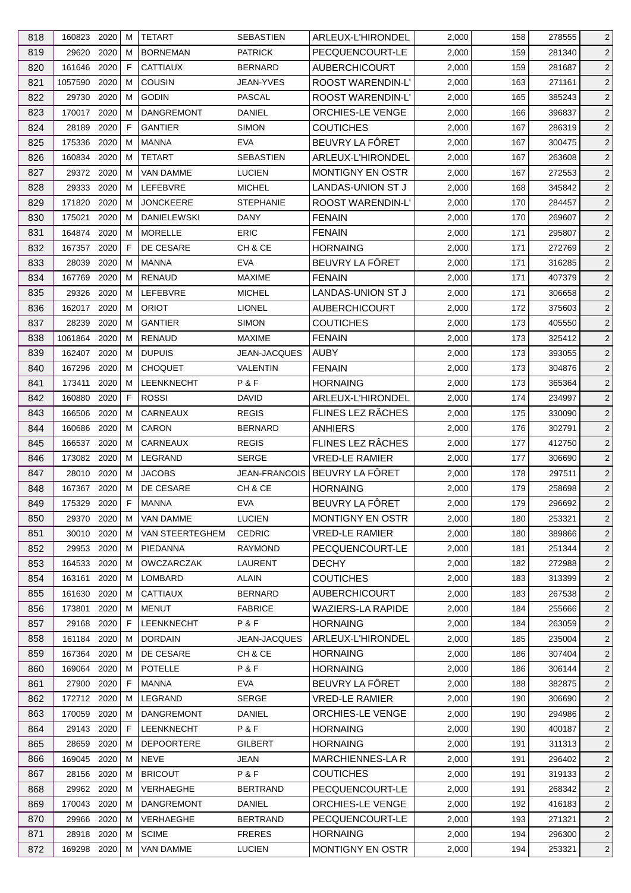| 818 | 160823 | 2020 | M | TETART | SEBASTIEN | ARLEUX-L'HIRONDEL | 2,000 | 158 | 278555 | 2 |
|---|---|---|---|---|---|---|---|---|---|---|
| 819 | 29620 | 2020 | M | BORNEMAN | PATRICK | PECQUENCOURT-LE | 2,000 | 159 | 281340 | 2 |
| 820 | 161646 | 2020 | F | CATTIAUX | BERNARD | AUBERCHICOURT | 2,000 | 159 | 281687 | 2 |
| 821 | 1057590 | 2020 | M | COUSIN | JEAN-YVES | ROOST WARENDIN-L' | 2,000 | 163 | 271161 | 2 |
| 822 | 29730 | 2020 | M | GODIN | PASCAL | ROOST WARENDIN-L' | 2,000 | 165 | 385243 | 2 |
| 823 | 170017 | 2020 | M | DANGREMONT | DANIEL | ORCHIES-LE VENGE | 2,000 | 166 | 396837 | 2 |
| 824 | 28189 | 2020 | F | GANTIER | SIMON | COUTICHES | 2,000 | 167 | 286319 | 2 |
| 825 | 175336 | 2020 | M | MANNA | EVA | BEUVRY LA FÔRET | 2,000 | 167 | 300475 | 2 |
| 826 | 160834 | 2020 | M | TETART | SEBASTIEN | ARLEUX-L'HIRONDEL | 2,000 | 167 | 263608 | 2 |
| 827 | 29372 | 2020 | M | VAN DAMME | LUCIEN | MONTIGNY EN OSTR | 2,000 | 167 | 272553 | 2 |
| 828 | 29333 | 2020 | M | LEFEBVRE | MICHEL | LANDAS-UNION ST J | 2,000 | 168 | 345842 | 2 |
| 829 | 171820 | 2020 | M | JONCKEERE | STEPHANIE | ROOST WARENDIN-L' | 2,000 | 170 | 284457 | 2 |
| 830 | 175021 | 2020 | M | DANIELEWSKI | DANY | FENAIN | 2,000 | 170 | 269607 | 2 |
| 831 | 164874 | 2020 | M | MORELLE | ERIC | FENAIN | 2,000 | 171 | 295807 | 2 |
| 832 | 167357 | 2020 | F | DE CESARE | CH & CE | HORNAING | 2,000 | 171 | 272769 | 2 |
| 833 | 28039 | 2020 | M | MANNA | EVA | BEUVRY LA FÔRET | 2,000 | 171 | 316285 | 2 |
| 834 | 167769 | 2020 | M | RENAUD | MAXIME | FENAIN | 2,000 | 171 | 407379 | 2 |
| 835 | 29326 | 2020 | M | LEFEBVRE | MICHEL | LANDAS-UNION ST J | 2,000 | 171 | 306658 | 2 |
| 836 | 162017 | 2020 | M | ORIOT | LIONEL | AUBERCHICOURT | 2,000 | 172 | 375603 | 2 |
| 837 | 28239 | 2020 | M | GANTIER | SIMON | COUTICHES | 2,000 | 173 | 405550 | 2 |
| 838 | 1061864 | 2020 | M | RENAUD | MAXIME | FENAIN | 2,000 | 173 | 325412 | 2 |
| 839 | 162407 | 2020 | M | DUPUIS | JEAN-JACQUES | AUBY | 2,000 | 173 | 393055 | 2 |
| 840 | 167296 | 2020 | M | CHOQUET | VALENTIN | FENAIN | 2,000 | 173 | 304876 | 2 |
| 841 | 173411 | 2020 | M | LEENKNECHT | P & F | HORNAING | 2,000 | 173 | 365364 | 2 |
| 842 | 160880 | 2020 | F | ROSSI | DAVID | ARLEUX-L'HIRONDEL | 2,000 | 174 | 234997 | 2 |
| 843 | 166506 | 2020 | M | CARNEAUX | REGIS | FLINES LEZ RÂCHES | 2,000 | 175 | 330090 | 2 |
| 844 | 160686 | 2020 | M | CARON | BERNARD | ANHIERS | 2,000 | 176 | 302791 | 2 |
| 845 | 166537 | 2020 | M | CARNEAUX | REGIS | FLINES LEZ RÂCHES | 2,000 | 177 | 412750 | 2 |
| 846 | 173082 | 2020 | M | LEGRAND | SERGE | VRED-LE RAMIER | 2,000 | 177 | 306690 | 2 |
| 847 | 28010 | 2020 | M | JACOBS | JEAN-FRANCOIS | BEUVRY LA FÔRET | 2,000 | 178 | 297511 | 2 |
| 848 | 167367 | 2020 | M | DE CESARE | CH & CE | HORNAING | 2,000 | 179 | 258698 | 2 |
| 849 | 175329 | 2020 | F | MANNA | EVA | BEUVRY LA FÔRET | 2,000 | 179 | 296692 | 2 |
| 850 | 29370 | 2020 | M | VAN DAMME | LUCIEN | MONTIGNY EN OSTR | 2,000 | 180 | 253321 | 2 |
| 851 | 30010 | 2020 | M | VAN STEERTEGHEM | CEDRIC | VRED-LE RAMIER | 2,000 | 180 | 389866 | 2 |
| 852 | 29953 | 2020 | M | PIEDANNA | RAYMOND | PECQUENCOURT-LE | 2,000 | 181 | 251344 | 2 |
| 853 | 164533 | 2020 | M | OWCZARCZAK | LAURENT | DECHY | 2,000 | 182 | 272988 | 2 |
| 854 | 163161 | 2020 | M | LOMBARD | ALAIN | COUTICHES | 2,000 | 183 | 313399 | 2 |
| 855 | 161630 | 2020 | M | CATTIAUX | BERNARD | AUBERCHICOURT | 2,000 | 183 | 267538 | 2 |
| 856 | 173801 | 2020 | M | MENUT | FABRICE | WAZIERS-LA RAPIDE | 2,000 | 184 | 255666 | 2 |
| 857 | 29168 | 2020 | F | LEENKNECHT | P & F | HORNAING | 2,000 | 184 | 263059 | 2 |
| 858 | 161184 | 2020 | M | DORDAIN | JEAN-JACQUES | ARLEUX-L'HIRONDEL | 2,000 | 185 | 235004 | 2 |
| 859 | 167364 | 2020 | M | DE CESARE | CH & CE | HORNAING | 2,000 | 186 | 307404 | 2 |
| 860 | 169064 | 2020 | M | POTELLE | P & F | HORNAING | 2,000 | 186 | 306144 | 2 |
| 861 | 27900 | 2020 | F | MANNA | EVA | BEUVRY LA FÔRET | 2,000 | 188 | 382875 | 2 |
| 862 | 172712 | 2020 | M | LEGRAND | SERGE | VRED-LE RAMIER | 2,000 | 190 | 306690 | 2 |
| 863 | 170059 | 2020 | M | DANGREMONT | DANIEL | ORCHIES-LE VENGE | 2,000 | 190 | 294986 | 2 |
| 864 | 29143 | 2020 | F | LEENKNECHT | P & F | HORNAING | 2,000 | 190 | 400187 | 2 |
| 865 | 28659 | 2020 | M | DEPOORTERE | GILBERT | HORNAING | 2,000 | 191 | 311313 | 2 |
| 866 | 169045 | 2020 | M | NEVE | JEAN | MARCHIENNES-LA R | 2,000 | 191 | 296402 | 2 |
| 867 | 28156 | 2020 | M | BRICOUT | P & F | COUTICHES | 2,000 | 191 | 319133 | 2 |
| 868 | 29962 | 2020 | M | VERHAEGHE | BERTRAND | PECQUENCOURT-LE | 2,000 | 191 | 268342 | 2 |
| 869 | 170043 | 2020 | M | DANGREMONT | DANIEL | ORCHIES-LE VENGE | 2,000 | 192 | 416183 | 2 |
| 870 | 29966 | 2020 | M | VERHAEGHE | BERTRAND | PECQUENCOURT-LE | 2,000 | 193 | 271321 | 2 |
| 871 | 28918 | 2020 | M | SCIME | FRERES | HORNAING | 2,000 | 194 | 296300 | 2 |
| 872 | 169298 | 2020 | M | VAN DAMME | LUCIEN | MONTIGNY EN OSTR | 2,000 | 194 | 253321 | 2 |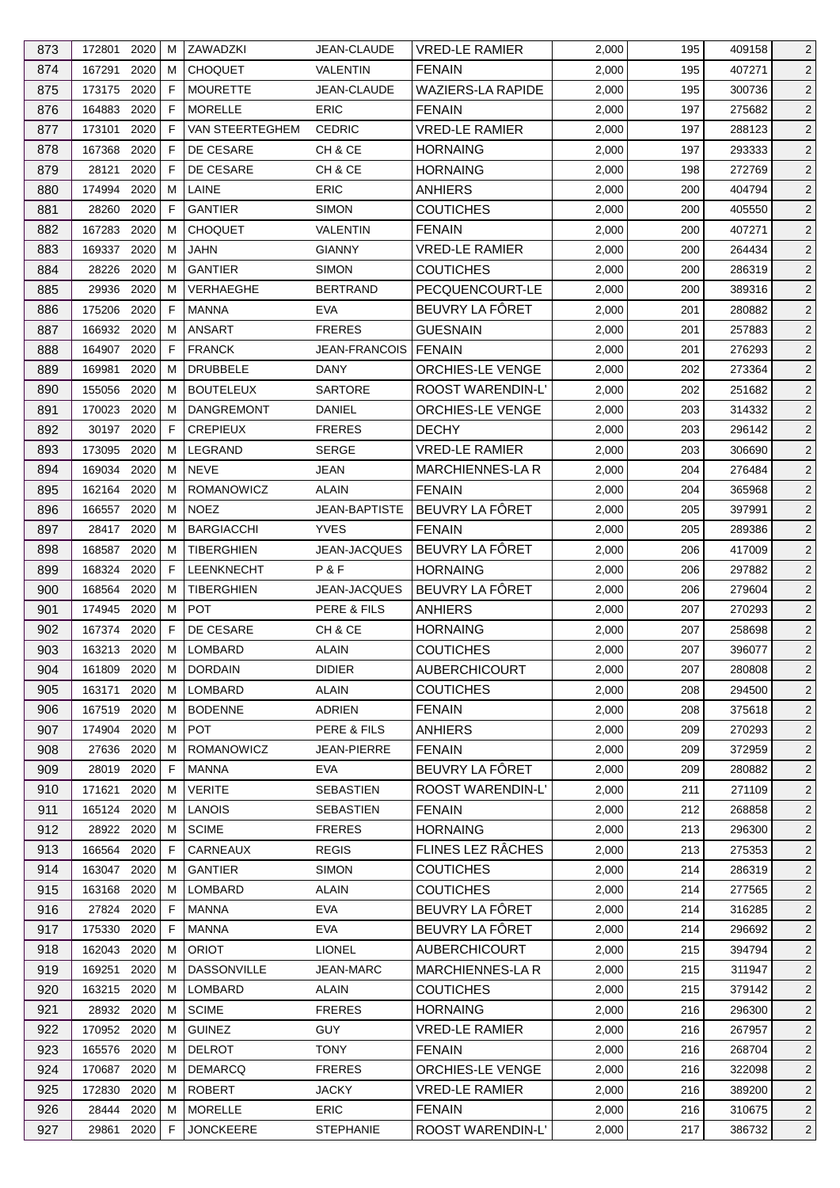| 873 | 172801 | 2020 | M | ZAWADZKI | JEAN-CLAUDE | VRED-LE RAMIER | 2,000 | 195 | 409158 | 2 |
|---|---|---|---|---|---|---|---|---|---|---|
| 874 | 167291 | 2020 | M | CHOQUET | VALENTIN | FENAIN | 2,000 | 195 | 407271 | 2 |
| 875 | 173175 | 2020 | F | MOURETTE | JEAN-CLAUDE | WAZIERS-LA RAPIDE | 2,000 | 195 | 300736 | 2 |
| 876 | 164883 | 2020 | F | MORELLE | ERIC | FENAIN | 2,000 | 197 | 275682 | 2 |
| 877 | 173101 | 2020 | F | VAN STEERTEGHEM | CEDRIC | VRED-LE RAMIER | 2,000 | 197 | 288123 | 2 |
| 878 | 167368 | 2020 | F | DE CESARE | CH & CE | HORNAING | 2,000 | 197 | 293333 | 2 |
| 879 | 28121 | 2020 | F | DE CESARE | CH & CE | HORNAING | 2,000 | 198 | 272769 | 2 |
| 880 | 174994 | 2020 | M | LAINE | ERIC | ANHIERS | 2,000 | 200 | 404794 | 2 |
| 881 | 28260 | 2020 | F | GANTIER | SIMON | COUTICHES | 2,000 | 200 | 405550 | 2 |
| 882 | 167283 | 2020 | M | CHOQUET | VALENTIN | FENAIN | 2,000 | 200 | 407271 | 2 |
| 883 | 169337 | 2020 | M | JAHN | GIANNY | VRED-LE RAMIER | 2,000 | 200 | 264434 | 2 |
| 884 | 28226 | 2020 | M | GANTIER | SIMON | COUTICHES | 2,000 | 200 | 286319 | 2 |
| 885 | 29936 | 2020 | M | VERHAEGHE | BERTRAND | PECQUENCOURT-LE | 2,000 | 200 | 389316 | 2 |
| 886 | 175206 | 2020 | F | MANNA | EVA | BEUVRY LA FÔRET | 2,000 | 201 | 280882 | 2 |
| 887 | 166932 | 2020 | M | ANSART | FRERES | GUESNAIN | 2,000 | 201 | 257883 | 2 |
| 888 | 164907 | 2020 | F | FRANCK | JEAN-FRANCOIS | FENAIN | 2,000 | 201 | 276293 | 2 |
| 889 | 169981 | 2020 | M | DRUBBELE | DANY | ORCHIES-LE VENGE | 2,000 | 202 | 273364 | 2 |
| 890 | 155056 | 2020 | M | BOUTELEUX | SARTORE | ROOST WARENDIN-L' | 2,000 | 202 | 251682 | 2 |
| 891 | 170023 | 2020 | M | DANGREMONT | DANIEL | ORCHIES-LE VENGE | 2,000 | 203 | 314332 | 2 |
| 892 | 30197 | 2020 | F | CREPIEUX | FRERES | DECHY | 2,000 | 203 | 296142 | 2 |
| 893 | 173095 | 2020 | M | LEGRAND | SERGE | VRED-LE RAMIER | 2,000 | 203 | 306690 | 2 |
| 894 | 169034 | 2020 | M | NEVE | JEAN | MARCHIENNES-LA R | 2,000 | 204 | 276484 | 2 |
| 895 | 162164 | 2020 | M | ROMANOWICZ | ALAIN | FENAIN | 2,000 | 204 | 365968 | 2 |
| 896 | 166557 | 2020 | M | NOEZ | JEAN-BAPTISTE | BEUVRY LA FÔRET | 2,000 | 205 | 397991 | 2 |
| 897 | 28417 | 2020 | M | BARGIACCHI | YVES | FENAIN | 2,000 | 205 | 289386 | 2 |
| 898 | 168587 | 2020 | M | TIBERGHIEN | JEAN-JACQUES | BEUVRY LA FÔRET | 2,000 | 206 | 417009 | 2 |
| 899 | 168324 | 2020 | F | LEENKNECHT | P & F | HORNAING | 2,000 | 206 | 297882 | 2 |
| 900 | 168564 | 2020 | M | TIBERGHIEN | JEAN-JACQUES | BEUVRY LA FÔRET | 2,000 | 206 | 279604 | 2 |
| 901 | 174945 | 2020 | M | POT | PERE & FILS | ANHIERS | 2,000 | 207 | 270293 | 2 |
| 902 | 167374 | 2020 | F | DE CESARE | CH & CE | HORNAING | 2,000 | 207 | 258698 | 2 |
| 903 | 163213 | 2020 | M | LOMBARD | ALAIN | COUTICHES | 2,000 | 207 | 396077 | 2 |
| 904 | 161809 | 2020 | M | DORDAIN | DIDIER | AUBERCHICOURT | 2,000 | 207 | 280808 | 2 |
| 905 | 163171 | 2020 | M | LOMBARD | ALAIN | COUTICHES | 2,000 | 208 | 294500 | 2 |
| 906 | 167519 | 2020 | M | BODENNE | ADRIEN | FENAIN | 2,000 | 208 | 375618 | 2 |
| 907 | 174904 | 2020 | M | POT | PERE & FILS | ANHIERS | 2,000 | 209 | 270293 | 2 |
| 908 | 27636 | 2020 | M | ROMANOWICZ | JEAN-PIERRE | FENAIN | 2,000 | 209 | 372959 | 2 |
| 909 | 28019 | 2020 | F | MANNA | EVA | BEUVRY LA FÔRET | 2,000 | 209 | 280882 | 2 |
| 910 | 171621 | 2020 | M | VERITE | SEBASTIEN | ROOST WARENDIN-L' | 2,000 | 211 | 271109 | 2 |
| 911 | 165124 | 2020 | M | LANOIS | SEBASTIEN | FENAIN | 2,000 | 212 | 268858 | 2 |
| 912 | 28922 | 2020 | M | SCIME | FRERES | HORNAING | 2,000 | 213 | 296300 | 2 |
| 913 | 166564 | 2020 | F | CARNEAUX | REGIS | FLINES LEZ RÂCHES | 2,000 | 213 | 275353 | 2 |
| 914 | 163047 | 2020 | M | GANTIER | SIMON | COUTICHES | 2,000 | 214 | 286319 | 2 |
| 915 | 163168 | 2020 | M | LOMBARD | ALAIN | COUTICHES | 2,000 | 214 | 277565 | 2 |
| 916 | 27824 | 2020 | F | MANNA | EVA | BEUVRY LA FÔRET | 2,000 | 214 | 316285 | 2 |
| 917 | 175330 | 2020 | F | MANNA | EVA | BEUVRY LA FÔRET | 2,000 | 214 | 296692 | 2 |
| 918 | 162043 | 2020 | M | ORIOT | LIONEL | AUBERCHICOURT | 2,000 | 215 | 394794 | 2 |
| 919 | 169251 | 2020 | M | DASSONVILLE | JEAN-MARC | MARCHIENNES-LA R | 2,000 | 215 | 311947 | 2 |
| 920 | 163215 | 2020 | M | LOMBARD | ALAIN | COUTICHES | 2,000 | 215 | 379142 | 2 |
| 921 | 28932 | 2020 | M | SCIME | FRERES | HORNAING | 2,000 | 216 | 296300 | 2 |
| 922 | 170952 | 2020 | M | GUINEZ | GUY | VRED-LE RAMIER | 2,000 | 216 | 267957 | 2 |
| 923 | 165576 | 2020 | M | DELROT | TONY | FENAIN | 2,000 | 216 | 268704 | 2 |
| 924 | 170687 | 2020 | M | DEMARCQ | FRERES | ORCHIES-LE VENGE | 2,000 | 216 | 322098 | 2 |
| 925 | 172830 | 2020 | M | ROBERT | JACKY | VRED-LE RAMIER | 2,000 | 216 | 389200 | 2 |
| 926 | 28444 | 2020 | M | MORELLE | ERIC | FENAIN | 2,000 | 216 | 310675 | 2 |
| 927 | 29861 | 2020 | F | JONCKEERE | STEPHANIE | ROOST WARENDIN-L' | 2,000 | 217 | 386732 | 2 |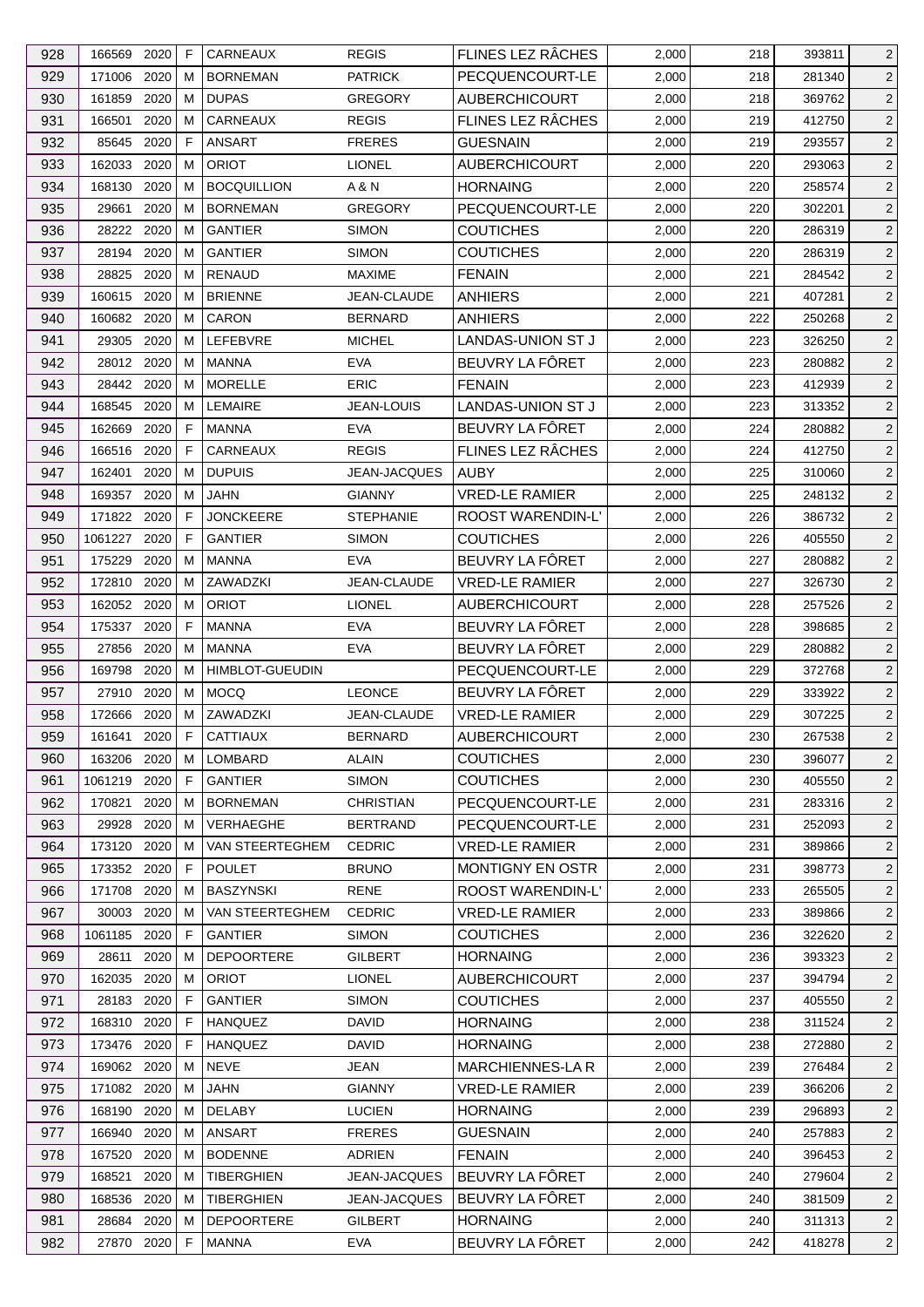| 928 | 166569 | 2020 | F | CARNEAUX | REGIS | FLINES LEZ RÂCHES | 2,000 | 218 | 393811 | 2 |
|---|---|---|---|---|---|---|---|---|---|---|
| 929 | 171006 | 2020 | M | BORNEMAN | PATRICK | PECQUENCOURT-LE | 2,000 | 218 | 281340 | 2 |
| 930 | 161859 | 2020 | M | DUPAS | GREGORY | AUBERCHICOURT | 2,000 | 218 | 369762 | 2 |
| 931 | 166501 | 2020 | M | CARNEAUX | REGIS | FLINES LEZ RÂCHES | 2,000 | 219 | 412750 | 2 |
| 932 | 85645 | 2020 | F | ANSART | FRERES | GUESNAIN | 2,000 | 219 | 293557 | 2 |
| 933 | 162033 | 2020 | M | ORIOT | LIONEL | AUBERCHICOURT | 2,000 | 220 | 293063 | 2 |
| 934 | 168130 | 2020 | M | BOCQUILLION | A & N | HORNAING | 2,000 | 220 | 258574 | 2 |
| 935 | 29661 | 2020 | M | BORNEMAN | GREGORY | PECQUENCOURT-LE | 2,000 | 220 | 302201 | 2 |
| 936 | 28222 | 2020 | M | GANTIER | SIMON | COUTICHES | 2,000 | 220 | 286319 | 2 |
| 937 | 28194 | 2020 | M | GANTIER | SIMON | COUTICHES | 2,000 | 220 | 286319 | 2 |
| 938 | 28825 | 2020 | M | RENAUD | MAXIME | FENAIN | 2,000 | 221 | 284542 | 2 |
| 939 | 160615 | 2020 | M | BRIENNE | JEAN-CLAUDE | ANHIERS | 2,000 | 221 | 407281 | 2 |
| 940 | 160682 | 2020 | M | CARON | BERNARD | ANHIERS | 2,000 | 222 | 250268 | 2 |
| 941 | 29305 | 2020 | M | LEFEBVRE | MICHEL | LANDAS-UNION ST J | 2,000 | 223 | 326250 | 2 |
| 942 | 28012 | 2020 | M | MANNA | EVA | BEUVRY LA FÔRET | 2,000 | 223 | 280882 | 2 |
| 943 | 28442 | 2020 | M | MORELLE | ERIC | FENAIN | 2,000 | 223 | 412939 | 2 |
| 944 | 168545 | 2020 | M | LEMAIRE | JEAN-LOUIS | LANDAS-UNION ST J | 2,000 | 223 | 313352 | 2 |
| 945 | 162669 | 2020 | F | MANNA | EVA | BEUVRY LA FÔRET | 2,000 | 224 | 280882 | 2 |
| 946 | 166516 | 2020 | F | CARNEAUX | REGIS | FLINES LEZ RÂCHES | 2,000 | 224 | 412750 | 2 |
| 947 | 162401 | 2020 | M | DUPUIS | JEAN-JACQUES | AUBY | 2,000 | 225 | 310060 | 2 |
| 948 | 169357 | 2020 | M | JAHN | GIANNY | VRED-LE RAMIER | 2,000 | 225 | 248132 | 2 |
| 949 | 171822 | 2020 | F | JONCKEERE | STEPHANIE | ROOST WARENDIN-L' | 2,000 | 226 | 386732 | 2 |
| 950 | 1061227 | 2020 | F | GANTIER | SIMON | COUTICHES | 2,000 | 226 | 405550 | 2 |
| 951 | 175229 | 2020 | M | MANNA | EVA | BEUVRY LA FÔRET | 2,000 | 227 | 280882 | 2 |
| 952 | 172810 | 2020 | M | ZAWADZKI | JEAN-CLAUDE | VRED-LE RAMIER | 2,000 | 227 | 326730 | 2 |
| 953 | 162052 | 2020 | M | ORIOT | LIONEL | AUBERCHICOURT | 2,000 | 228 | 257526 | 2 |
| 954 | 175337 | 2020 | F | MANNA | EVA | BEUVRY LA FÔRET | 2,000 | 228 | 398685 | 2 |
| 955 | 27856 | 2020 | M | MANNA | EVA | BEUVRY LA FÔRET | 2,000 | 229 | 280882 | 2 |
| 956 | 169798 | 2020 | M | HIMBLOT-GUEUDIN | | PECQUENCOURT-LE | 2,000 | 229 | 372768 | 2 |
| 957 | 27910 | 2020 | M | MOCQ | LEONCE | BEUVRY LA FÔRET | 2,000 | 229 | 333922 | 2 |
| 958 | 172666 | 2020 | M | ZAWADZKI | JEAN-CLAUDE | VRED-LE RAMIER | 2,000 | 229 | 307225 | 2 |
| 959 | 161641 | 2020 | F | CATTIAUX | BERNARD | AUBERCHICOURT | 2,000 | 230 | 267538 | 2 |
| 960 | 163206 | 2020 | M | LOMBARD | ALAIN | COUTICHES | 2,000 | 230 | 396077 | 2 |
| 961 | 1061219 | 2020 | F | GANTIER | SIMON | COUTICHES | 2,000 | 230 | 405550 | 2 |
| 962 | 170821 | 2020 | M | BORNEMAN | CHRISTIAN | PECQUENCOURT-LE | 2,000 | 231 | 283316 | 2 |
| 963 | 29928 | 2020 | M | VERHAEGHE | BERTRAND | PECQUENCOURT-LE | 2,000 | 231 | 252093 | 2 |
| 964 | 173120 | 2020 | M | VAN STEERTEGHEM | CEDRIC | VRED-LE RAMIER | 2,000 | 231 | 389866 | 2 |
| 965 | 173352 | 2020 | F | POULET | BRUNO | MONTIGNY EN OSTR | 2,000 | 231 | 398773 | 2 |
| 966 | 171708 | 2020 | M | BASZYNSKI | RENE | ROOST WARENDIN-L' | 2,000 | 233 | 265505 | 2 |
| 967 | 30003 | 2020 | M | VAN STEERTEGHEM | CEDRIC | VRED-LE RAMIER | 2,000 | 233 | 389866 | 2 |
| 968 | 1061185 | 2020 | F | GANTIER | SIMON | COUTICHES | 2,000 | 236 | 322620 | 2 |
| 969 | 28611 | 2020 | M | DEPOORTERE | GILBERT | HORNAING | 2,000 | 236 | 393323 | 2 |
| 970 | 162035 | 2020 | M | ORIOT | LIONEL | AUBERCHICOURT | 2,000 | 237 | 394794 | 2 |
| 971 | 28183 | 2020 | F | GANTIER | SIMON | COUTICHES | 2,000 | 237 | 405550 | 2 |
| 972 | 168310 | 2020 | F | HANQUEZ | DAVID | HORNAING | 2,000 | 238 | 311524 | 2 |
| 973 | 173476 | 2020 | F | HANQUEZ | DAVID | HORNAING | 2,000 | 238 | 272880 | 2 |
| 974 | 169062 | 2020 | M | NEVE | JEAN | MARCHIENNES-LA R | 2,000 | 239 | 276484 | 2 |
| 975 | 171082 | 2020 | M | JAHN | GIANNY | VRED-LE RAMIER | 2,000 | 239 | 366206 | 2 |
| 976 | 168190 | 2020 | M | DELABY | LUCIEN | HORNAING | 2,000 | 239 | 296893 | 2 |
| 977 | 166940 | 2020 | M | ANSART | FRERES | GUESNAIN | 2,000 | 240 | 257883 | 2 |
| 978 | 167520 | 2020 | M | BODENNE | ADRIEN | FENAIN | 2,000 | 240 | 396453 | 2 |
| 979 | 168521 | 2020 | M | TIBERGHIEN | JEAN-JACQUES | BEUVRY LA FÔRET | 2,000 | 240 | 279604 | 2 |
| 980 | 168536 | 2020 | M | TIBERGHIEN | JEAN-JACQUES | BEUVRY LA FÔRET | 2,000 | 240 | 381509 | 2 |
| 981 | 28684 | 2020 | M | DEPOORTERE | GILBERT | HORNAING | 2,000 | 240 | 311313 | 2 |
| 982 | 27870 | 2020 | F | MANNA | EVA | BEUVRY LA FÔRET | 2,000 | 242 | 418278 | 2 |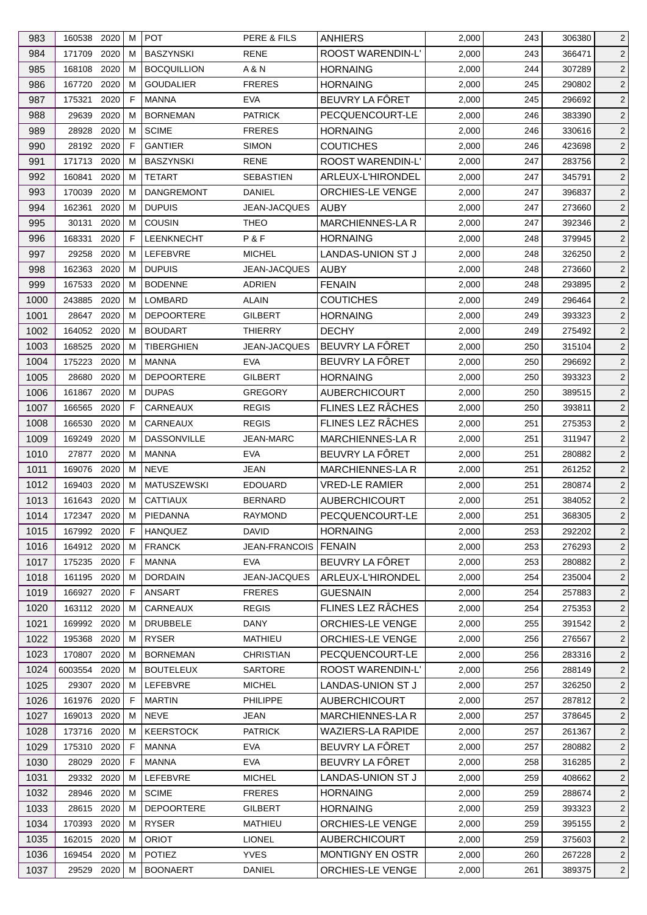| 983 | 160538 | 2020 | M | POT | PERE & FILS | ANHIERS | 2,000 | 243 | 306380 | 2 |
|---|---|---|---|---|---|---|---|---|---|---|
| 984 | 171709 | 2020 | M | BASZYNSKI | RENE | ROOST WARENDIN-L' | 2,000 | 243 | 366471 | 2 |
| 985 | 168108 | 2020 | M | BOCQUILLION | A & N | HORNAING | 2,000 | 244 | 307289 | 2 |
| 986 | 167720 | 2020 | M | GOUDALIER | FRERES | HORNAING | 2,000 | 245 | 290802 | 2 |
| 987 | 175321 | 2020 | F | MANNA | EVA | BEUVRY LA FÔRET | 2,000 | 245 | 296692 | 2 |
| 988 | 29639 | 2020 | M | BORNEMAN | PATRICK | PECQUENCOURT-LE | 2,000 | 246 | 383390 | 2 |
| 989 | 28928 | 2020 | M | SCIME | FRERES | HORNAING | 2,000 | 246 | 330616 | 2 |
| 990 | 28192 | 2020 | F | GANTIER | SIMON | COUTICHES | 2,000 | 246 | 423698 | 2 |
| 991 | 171713 | 2020 | M | BASZYNSKI | RENE | ROOST WARENDIN-L' | 2,000 | 247 | 283756 | 2 |
| 992 | 160841 | 2020 | M | TETART | SEBASTIEN | ARLEUX-L'HIRONDEL | 2,000 | 247 | 345791 | 2 |
| 993 | 170039 | 2020 | M | DANGREMONT | DANIEL | ORCHIES-LE VENGE | 2,000 | 247 | 396837 | 2 |
| 994 | 162361 | 2020 | M | DUPUIS | JEAN-JACQUES | AUBY | 2,000 | 247 | 273660 | 2 |
| 995 | 30131 | 2020 | M | COUSIN | THEO | MARCHIENNES-LA R | 2,000 | 247 | 392346 | 2 |
| 996 | 168331 | 2020 | F | LEENKNECHT | P & F | HORNAING | 2,000 | 248 | 379945 | 2 |
| 997 | 29258 | 2020 | M | LEFEBVRE | MICHEL | LANDAS-UNION ST J | 2,000 | 248 | 326250 | 2 |
| 998 | 162363 | 2020 | M | DUPUIS | JEAN-JACQUES | AUBY | 2,000 | 248 | 273660 | 2 |
| 999 | 167533 | 2020 | M | BODENNE | ADRIEN | FENAIN | 2,000 | 248 | 293895 | 2 |
| 1000 | 243885 | 2020 | M | LOMBARD | ALAIN | COUTICHES | 2,000 | 249 | 296464 | 2 |
| 1001 | 28647 | 2020 | M | DEPOORTERE | GILBERT | HORNAING | 2,000 | 249 | 393323 | 2 |
| 1002 | 164052 | 2020 | M | BOUDART | THIERRY | DECHY | 2,000 | 249 | 275492 | 2 |
| 1003 | 168525 | 2020 | M | TIBERGHIEN | JEAN-JACQUES | BEUVRY LA FÔRET | 2,000 | 250 | 315104 | 2 |
| 1004 | 175223 | 2020 | M | MANNA | EVA | BEUVRY LA FÔRET | 2,000 | 250 | 296692 | 2 |
| 1005 | 28680 | 2020 | M | DEPOORTERE | GILBERT | HORNAING | 2,000 | 250 | 393323 | 2 |
| 1006 | 161867 | 2020 | M | DUPAS | GREGORY | AUBERCHICOURT | 2,000 | 250 | 389515 | 2 |
| 1007 | 166565 | 2020 | F | CARNEAUX | REGIS | FLINES LEZ RÂCHES | 2,000 | 250 | 393811 | 2 |
| 1008 | 166530 | 2020 | M | CARNEAUX | REGIS | FLINES LEZ RÂCHES | 2,000 | 251 | 275353 | 2 |
| 1009 | 169249 | 2020 | M | DASSONVILLE | JEAN-MARC | MARCHIENNES-LA R | 2,000 | 251 | 311947 | 2 |
| 1010 | 27877 | 2020 | M | MANNA | EVA | BEUVRY LA FÔRET | 2,000 | 251 | 280882 | 2 |
| 1011 | 169076 | 2020 | M | NEVE | JEAN | MARCHIENNES-LA R | 2,000 | 251 | 261252 | 2 |
| 1012 | 169403 | 2020 | M | MATUSZEWSKI | EDOUARD | VRED-LE RAMIER | 2,000 | 251 | 280874 | 2 |
| 1013 | 161643 | 2020 | M | CATTIAUX | BERNARD | AUBERCHICOURT | 2,000 | 251 | 384052 | 2 |
| 1014 | 172347 | 2020 | M | PIEDANNA | RAYMOND | PECQUENCOURT-LE | 2,000 | 251 | 368305 | 2 |
| 1015 | 167992 | 2020 | F | HANQUEZ | DAVID | HORNAING | 2,000 | 253 | 292202 | 2 |
| 1016 | 164912 | 2020 | M | FRANCK | JEAN-FRANCOIS | FENAIN | 2,000 | 253 | 276293 | 2 |
| 1017 | 175235 | 2020 | F | MANNA | EVA | BEUVRY LA FÔRET | 2,000 | 253 | 280882 | 2 |
| 1018 | 161195 | 2020 | M | DORDAIN | JEAN-JACQUES | ARLEUX-L'HIRONDEL | 2,000 | 254 | 235004 | 2 |
| 1019 | 166927 | 2020 | F | ANSART | FRERES | GUESNAIN | 2,000 | 254 | 257883 | 2 |
| 1020 | 163112 | 2020 | M | CARNEAUX | REGIS | FLINES LEZ RÂCHES | 2,000 | 254 | 275353 | 2 |
| 1021 | 169992 | 2020 | M | DRUBBELE | DANY | ORCHIES-LE VENGE | 2,000 | 255 | 391542 | 2 |
| 1022 | 195368 | 2020 | M | RYSER | MATHIEU | ORCHIES-LE VENGE | 2,000 | 256 | 276567 | 2 |
| 1023 | 170807 | 2020 | M | BORNEMAN | CHRISTIAN | PECQUENCOURT-LE | 2,000 | 256 | 283316 | 2 |
| 1024 | 6003554 | 2020 | M | BOUTELEUX | SARTORE | ROOST WARENDIN-L' | 2,000 | 256 | 288149 | 2 |
| 1025 | 29307 | 2020 | M | LEFEBVRE | MICHEL | LANDAS-UNION ST J | 2,000 | 257 | 326250 | 2 |
| 1026 | 161976 | 2020 | F | MARTIN | PHILIPPE | AUBERCHICOURT | 2,000 | 257 | 287812 | 2 |
| 1027 | 169013 | 2020 | M | NEVE | JEAN | MARCHIENNES-LA R | 2,000 | 257 | 378645 | 2 |
| 1028 | 173716 | 2020 | M | KEERSTOCK | PATRICK | WAZIERS-LA RAPIDE | 2,000 | 257 | 261367 | 2 |
| 1029 | 175310 | 2020 | F | MANNA | EVA | BEUVRY LA FÔRET | 2,000 | 257 | 280882 | 2 |
| 1030 | 28029 | 2020 | F | MANNA | EVA | BEUVRY LA FÔRET | 2,000 | 258 | 316285 | 2 |
| 1031 | 29332 | 2020 | M | LEFEBVRE | MICHEL | LANDAS-UNION ST J | 2,000 | 259 | 408662 | 2 |
| 1032 | 28946 | 2020 | M | SCIME | FRERES | HORNAING | 2,000 | 259 | 288674 | 2 |
| 1033 | 28615 | 2020 | M | DEPOORTERE | GILBERT | HORNAING | 2,000 | 259 | 393323 | 2 |
| 1034 | 170393 | 2020 | M | RYSER | MATHIEU | ORCHIES-LE VENGE | 2,000 | 259 | 395155 | 2 |
| 1035 | 162015 | 2020 | M | ORIOT | LIONEL | AUBERCHICOURT | 2,000 | 259 | 375603 | 2 |
| 1036 | 169454 | 2020 | M | POTIEZ | YVES | MONTIGNY EN OSTR | 2,000 | 260 | 267228 | 2 |
| 1037 | 29529 | 2020 | M | BOONAERT | DANIEL | ORCHIES-LE VENGE | 2,000 | 261 | 389375 | 2 |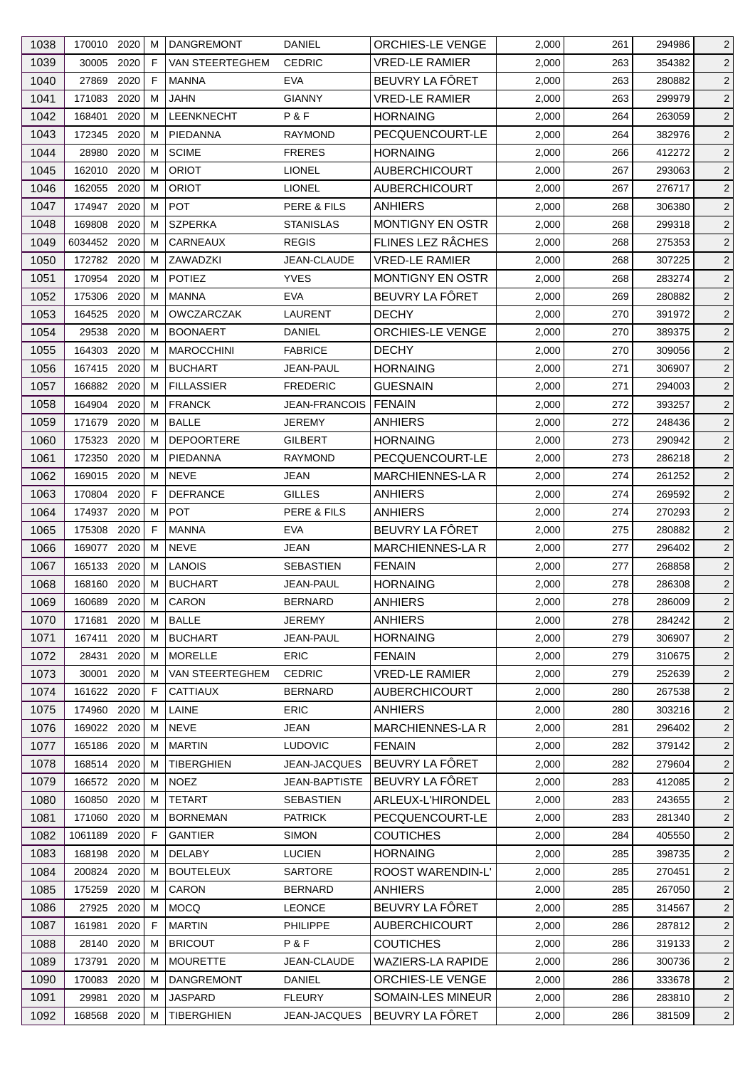| 1038 | 170010 | 2020 | M | DANGREMONT | DANIEL | ORCHIES-LE VENGE | 2,000 | 261 | 294986 | 2 |
|---|---|---|---|---|---|---|---|---|---|---|
| 1039 | 30005 | 2020 | F | VAN STEERTEGHEM | CEDRIC | VRED-LE RAMIER | 2,000 | 263 | 354382 | 2 |
| 1040 | 27869 | 2020 | F | MANNA | EVA | BEUVRY LA FÔRET | 2,000 | 263 | 280882 | 2 |
| 1041 | 171083 | 2020 | M | JAHN | GIANNY | VRED-LE RAMIER | 2,000 | 263 | 299979 | 2 |
| 1042 | 168401 | 2020 | M | LEENKNECHT | P & F | HORNAING | 2,000 | 264 | 263059 | 2 |
| 1043 | 172345 | 2020 | M | PIEDANNA | RAYMOND | PECQUENCOURT-LE | 2,000 | 264 | 382976 | 2 |
| 1044 | 28980 | 2020 | M | SCIME | FRERES | HORNAING | 2,000 | 266 | 412272 | 2 |
| 1045 | 162010 | 2020 | M | ORIOT | LIONEL | AUBERCHICOURT | 2,000 | 267 | 293063 | 2 |
| 1046 | 162055 | 2020 | M | ORIOT | LIONEL | AUBERCHICOURT | 2,000 | 267 | 276717 | 2 |
| 1047 | 174947 | 2020 | M | POT | PERE & FILS | ANHIERS | 2,000 | 268 | 306380 | 2 |
| 1048 | 169808 | 2020 | M | SZPERKA | STANISLAS | MONTIGNY EN OSTR | 2,000 | 268 | 299318 | 2 |
| 1049 | 6034452 | 2020 | M | CARNEAUX | REGIS | FLINES LEZ RÂCHES | 2,000 | 268 | 275353 | 2 |
| 1050 | 172782 | 2020 | M | ZAWADZKI | JEAN-CLAUDE | VRED-LE RAMIER | 2,000 | 268 | 307225 | 2 |
| 1051 | 170954 | 2020 | M | POTIEZ | YVES | MONTIGNY EN OSTR | 2,000 | 268 | 283274 | 2 |
| 1052 | 175306 | 2020 | M | MANNA | EVA | BEUVRY LA FÔRET | 2,000 | 269 | 280882 | 2 |
| 1053 | 164525 | 2020 | M | OWCZARCZAK | LAURENT | DECHY | 2,000 | 270 | 391972 | 2 |
| 1054 | 29538 | 2020 | M | BOONAERT | DANIEL | ORCHIES-LE VENGE | 2,000 | 270 | 389375 | 2 |
| 1055 | 164303 | 2020 | M | MAROCCHINI | FABRICE | DECHY | 2,000 | 270 | 309056 | 2 |
| 1056 | 167415 | 2020 | M | BUCHART | JEAN-PAUL | HORNAING | 2,000 | 271 | 306907 | 2 |
| 1057 | 166882 | 2020 | M | FILLASSIER | FREDERIC | GUESNAIN | 2,000 | 271 | 294003 | 2 |
| 1058 | 164904 | 2020 | M | FRANCK | JEAN-FRANCOIS | FENAIN | 2,000 | 272 | 393257 | 2 |
| 1059 | 171679 | 2020 | M | BALLE | JEREMY | ANHIERS | 2,000 | 272 | 248436 | 2 |
| 1060 | 175323 | 2020 | M | DEPOORTERE | GILBERT | HORNAING | 2,000 | 273 | 290942 | 2 |
| 1061 | 172350 | 2020 | M | PIEDANNA | RAYMOND | PECQUENCOURT-LE | 2,000 | 273 | 286218 | 2 |
| 1062 | 169015 | 2020 | M | NEVE | JEAN | MARCHIENNES-LA R | 2,000 | 274 | 261252 | 2 |
| 1063 | 170804 | 2020 | F | DEFRANCE | GILLES | ANHIERS | 2,000 | 274 | 269592 | 2 |
| 1064 | 174937 | 2020 | M | POT | PERE & FILS | ANHIERS | 2,000 | 274 | 270293 | 2 |
| 1065 | 175308 | 2020 | F | MANNA | EVA | BEUVRY LA FÔRET | 2,000 | 275 | 280882 | 2 |
| 1066 | 169077 | 2020 | M | NEVE | JEAN | MARCHIENNES-LA R | 2,000 | 277 | 296402 | 2 |
| 1067 | 165133 | 2020 | M | LANOIS | SEBASTIEN | FENAIN | 2,000 | 277 | 268858 | 2 |
| 1068 | 168160 | 2020 | M | BUCHART | JEAN-PAUL | HORNAING | 2,000 | 278 | 286308 | 2 |
| 1069 | 160689 | 2020 | M | CARON | BERNARD | ANHIERS | 2,000 | 278 | 286009 | 2 |
| 1070 | 171681 | 2020 | M | BALLE | JEREMY | ANHIERS | 2,000 | 278 | 284242 | 2 |
| 1071 | 167411 | 2020 | M | BUCHART | JEAN-PAUL | HORNAING | 2,000 | 279 | 306907 | 2 |
| 1072 | 28431 | 2020 | M | MORELLE | ERIC | FENAIN | 2,000 | 279 | 310675 | 2 |
| 1073 | 30001 | 2020 | M | VAN STEERTEGHEM | CEDRIC | VRED-LE RAMIER | 2,000 | 279 | 252639 | 2 |
| 1074 | 161622 | 2020 | F | CATTIAUX | BERNARD | AUBERCHICOURT | 2,000 | 280 | 267538 | 2 |
| 1075 | 174960 | 2020 | M | LAINE | ERIC | ANHIERS | 2,000 | 280 | 303216 | 2 |
| 1076 | 169022 | 2020 | M | NEVE | JEAN | MARCHIENNES-LA R | 2,000 | 281 | 296402 | 2 |
| 1077 | 165186 | 2020 | M | MARTIN | LUDOVIC | FENAIN | 2,000 | 282 | 379142 | 2 |
| 1078 | 168514 | 2020 | M | TIBERGHIEN | JEAN-JACQUES | BEUVRY LA FÔRET | 2,000 | 282 | 279604 | 2 |
| 1079 | 166572 | 2020 | M | NOEZ | JEAN-BAPTISTE | BEUVRY LA FÔRET | 2,000 | 283 | 412085 | 2 |
| 1080 | 160850 | 2020 | M | TETART | SEBASTIEN | ARLEUX-L'HIRONDEL | 2,000 | 283 | 243655 | 2 |
| 1081 | 171060 | 2020 | M | BORNEMAN | PATRICK | PECQUENCOURT-LE | 2,000 | 283 | 281340 | 2 |
| 1082 | 1061189 | 2020 | F | GANTIER | SIMON | COUTICHES | 2,000 | 284 | 405550 | 2 |
| 1083 | 168198 | 2020 | M | DELABY | LUCIEN | HORNAING | 2,000 | 285 | 398735 | 2 |
| 1084 | 200824 | 2020 | M | BOUTELEUX | SARTORE | ROOST WARENDIN-L' | 2,000 | 285 | 270451 | 2 |
| 1085 | 175259 | 2020 | M | CARON | BERNARD | ANHIERS | 2,000 | 285 | 267050 | 2 |
| 1086 | 27925 | 2020 | M | MOCQ | LEONCE | BEUVRY LA FÔRET | 2,000 | 285 | 314567 | 2 |
| 1087 | 161981 | 2020 | F | MARTIN | PHILIPPE | AUBERCHICOURT | 2,000 | 286 | 287812 | 2 |
| 1088 | 28140 | 2020 | M | BRICOUT | P & F | COUTICHES | 2,000 | 286 | 319133 | 2 |
| 1089 | 173791 | 2020 | M | MOURETTE | JEAN-CLAUDE | WAZIERS-LA RAPIDE | 2,000 | 286 | 300736 | 2 |
| 1090 | 170083 | 2020 | M | DANGREMONT | DANIEL | ORCHIES-LE VENGE | 2,000 | 286 | 333678 | 2 |
| 1091 | 29981 | 2020 | M | JASPARD | FLEURY | SOMAIN-LES MINEUR | 2,000 | 286 | 283810 | 2 |
| 1092 | 168568 | 2020 | M | TIBERGHIEN | JEAN-JACQUES | BEUVRY LA FÔRET | 2,000 | 286 | 381509 | 2 |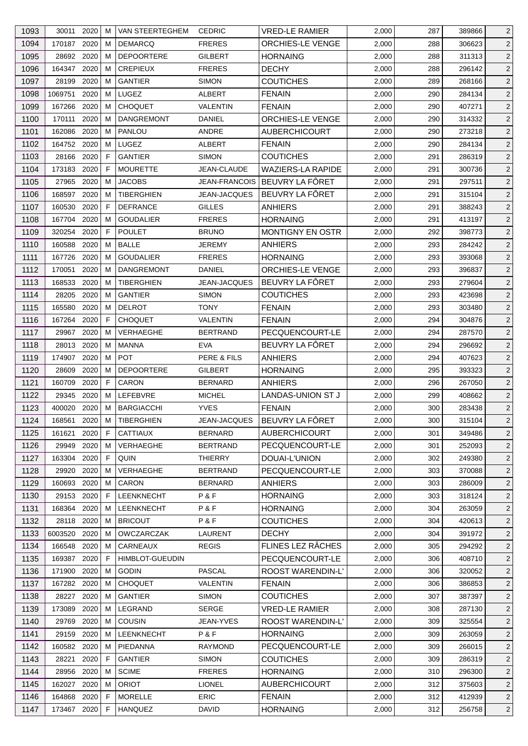| 1093 | 30011 | 2020 | M | VAN STEERTEGHEM | CEDRIC | VRED-LE RAMIER | 2,000 | 287 | 389866 | 2 |
|---|---|---|---|---|---|---|---|---|---|---|
| 1094 | 170187 | 2020 | M | DEMARCQ | FRERES | ORCHIES-LE VENGE | 2,000 | 288 | 306623 | 2 |
| 1095 | 28692 | 2020 | M | DEPOORTERE | GILBERT | HORNAING | 2,000 | 288 | 311313 | 2 |
| 1096 | 164347 | 2020 | M | CREPIEUX | FRERES | DECHY | 2,000 | 288 | 296142 | 2 |
| 1097 | 28199 | 2020 | M | GANTIER | SIMON | COUTICHES | 2,000 | 289 | 268166 | 2 |
| 1098 | 1069751 | 2020 | M | LUGEZ | ALBERT | FENAIN | 2,000 | 290 | 284134 | 2 |
| 1099 | 167266 | 2020 | M | CHOQUET | VALENTIN | FENAIN | 2,000 | 290 | 407271 | 2 |
| 1100 | 170111 | 2020 | M | DANGREMONT | DANIEL | ORCHIES-LE VENGE | 2,000 | 290 | 314332 | 2 |
| 1101 | 162086 | 2020 | M | PANLOU | ANDRE | AUBERCHICOURT | 2,000 | 290 | 273218 | 2 |
| 1102 | 164752 | 2020 | M | LUGEZ | ALBERT | FENAIN | 2,000 | 290 | 284134 | 2 |
| 1103 | 28166 | 2020 | F | GANTIER | SIMON | COUTICHES | 2,000 | 291 | 286319 | 2 |
| 1104 | 173183 | 2020 | F | MOURETTE | JEAN-CLAUDE | WAZIERS-LA RAPIDE | 2,000 | 291 | 300736 | 2 |
| 1105 | 27965 | 2020 | M | JACOBS | JEAN-FRANCOIS | BEUVRY LA FÔRET | 2,000 | 291 | 297511 | 2 |
| 1106 | 168597 | 2020 | M | TIBERGHIEN | JEAN-JACQUES | BEUVRY LA FÔRET | 2,000 | 291 | 315104 | 2 |
| 1107 | 160530 | 2020 | F | DEFRANCE | GILLES | ANHIERS | 2,000 | 291 | 388243 | 2 |
| 1108 | 167704 | 2020 | M | GOUDALIER | FRERES | HORNAING | 2,000 | 291 | 413197 | 2 |
| 1109 | 320254 | 2020 | F | POULET | BRUNO | MONTIGNY EN OSTR | 2,000 | 292 | 398773 | 2 |
| 1110 | 160588 | 2020 | M | BALLE | JEREMY | ANHIERS | 2,000 | 293 | 284242 | 2 |
| 1111 | 167726 | 2020 | M | GOUDALIER | FRERES | HORNAING | 2,000 | 293 | 393068 | 2 |
| 1112 | 170051 | 2020 | M | DANGREMONT | DANIEL | ORCHIES-LE VENGE | 2,000 | 293 | 396837 | 2 |
| 1113 | 168533 | 2020 | M | TIBERGHIEN | JEAN-JACQUES | BEUVRY LA FÔRET | 2,000 | 293 | 279604 | 2 |
| 1114 | 28205 | 2020 | M | GANTIER | SIMON | COUTICHES | 2,000 | 293 | 423698 | 2 |
| 1115 | 165580 | 2020 | M | DELROT | TONY | FENAIN | 2,000 | 293 | 303480 | 2 |
| 1116 | 167264 | 2020 | F | CHOQUET | VALENTIN | FENAIN | 2,000 | 294 | 304876 | 2 |
| 1117 | 29967 | 2020 | M | VERHAEGHE | BERTRAND | PECQUENCOURT-LE | 2,000 | 294 | 287570 | 2 |
| 1118 | 28013 | 2020 | M | MANNA | EVA | BEUVRY LA FÔRET | 2,000 | 294 | 296692 | 2 |
| 1119 | 174907 | 2020 | M | POT | PERE & FILS | ANHIERS | 2,000 | 294 | 407623 | 2 |
| 1120 | 28609 | 2020 | M | DEPOORTERE | GILBERT | HORNAING | 2,000 | 295 | 393323 | 2 |
| 1121 | 160709 | 2020 | F | CARON | BERNARD | ANHIERS | 2,000 | 296 | 267050 | 2 |
| 1122 | 29345 | 2020 | M | LEFEBVRE | MICHEL | LANDAS-UNION ST J | 2,000 | 299 | 408662 | 2 |
| 1123 | 400020 | 2020 | M | BARGIACCHI | YVES | FENAIN | 2,000 | 300 | 283438 | 2 |
| 1124 | 168561 | 2020 | M | TIBERGHIEN | JEAN-JACQUES | BEUVRY LA FÔRET | 2,000 | 300 | 315104 | 2 |
| 1125 | 161621 | 2020 | F | CATTIAUX | BERNARD | AUBERCHICOURT | 2,000 | 301 | 349486 | 2 |
| 1126 | 29949 | 2020 | M | VERHAEGHE | BERTRAND | PECQUENCOURT-LE | 2,000 | 301 | 252093 | 2 |
| 1127 | 163304 | 2020 | F | QUIN | THIERRY | DOUAI-L'UNION | 2,000 | 302 | 249380 | 2 |
| 1128 | 29920 | 2020 | M | VERHAEGHE | BERTRAND | PECQUENCOURT-LE | 2,000 | 303 | 370088 | 2 |
| 1129 | 160693 | 2020 | M | CARON | BERNARD | ANHIERS | 2,000 | 303 | 286009 | 2 |
| 1130 | 29153 | 2020 | F | LEENKNECHT | P & F | HORNAING | 2,000 | 303 | 318124 | 2 |
| 1131 | 168364 | 2020 | M | LEENKNECHT | P & F | HORNAING | 2,000 | 304 | 263059 | 2 |
| 1132 | 28118 | 2020 | M | BRICOUT | P & F | COUTICHES | 2,000 | 304 | 420613 | 2 |
| 1133 | 6003520 | 2020 | M | OWCZARCZAK | LAURENT | DECHY | 2,000 | 304 | 391972 | 2 |
| 1134 | 166548 | 2020 | M | CARNEAUX | REGIS | FLINES LEZ RÂCHES | 2,000 | 305 | 294292 | 2 |
| 1135 | 169387 | 2020 | F | HIMBLOT-GUEUDIN | | PECQUENCOURT-LE | 2,000 | 306 | 408710 | 2 |
| 1136 | 171900 | 2020 | M | GODIN | PASCAL | ROOST WARENDIN-L' | 2,000 | 306 | 320052 | 2 |
| 1137 | 167282 | 2020 | M | CHOQUET | VALENTIN | FENAIN | 2,000 | 306 | 386853 | 2 |
| 1138 | 28227 | 2020 | M | GANTIER | SIMON | COUTICHES | 2,000 | 307 | 387397 | 2 |
| 1139 | 173089 | 2020 | M | LEGRAND | SERGE | VRED-LE RAMIER | 2,000 | 308 | 287130 | 2 |
| 1140 | 29769 | 2020 | M | COUSIN | JEAN-YVES | ROOST WARENDIN-L' | 2,000 | 309 | 325554 | 2 |
| 1141 | 29159 | 2020 | M | LEENKNECHT | P & F | HORNAING | 2,000 | 309 | 263059 | 2 |
| 1142 | 160582 | 2020 | M | PIEDANNA | RAYMOND | PECQUENCOURT-LE | 2,000 | 309 | 266015 | 2 |
| 1143 | 28221 | 2020 | F | GANTIER | SIMON | COUTICHES | 2,000 | 309 | 286319 | 2 |
| 1144 | 28956 | 2020 | M | SCIME | FRERES | HORNAING | 2,000 | 310 | 296300 | 2 |
| 1145 | 162027 | 2020 | M | ORIOT | LIONEL | AUBERCHICOURT | 2,000 | 312 | 375603 | 2 |
| 1146 | 164868 | 2020 | F | MORELLE | ERIC | FENAIN | 2,000 | 312 | 412939 | 2 |
| 1147 | 173467 | 2020 | F | HANQUEZ | DAVID | HORNAING | 2,000 | 312 | 256758 | 2 |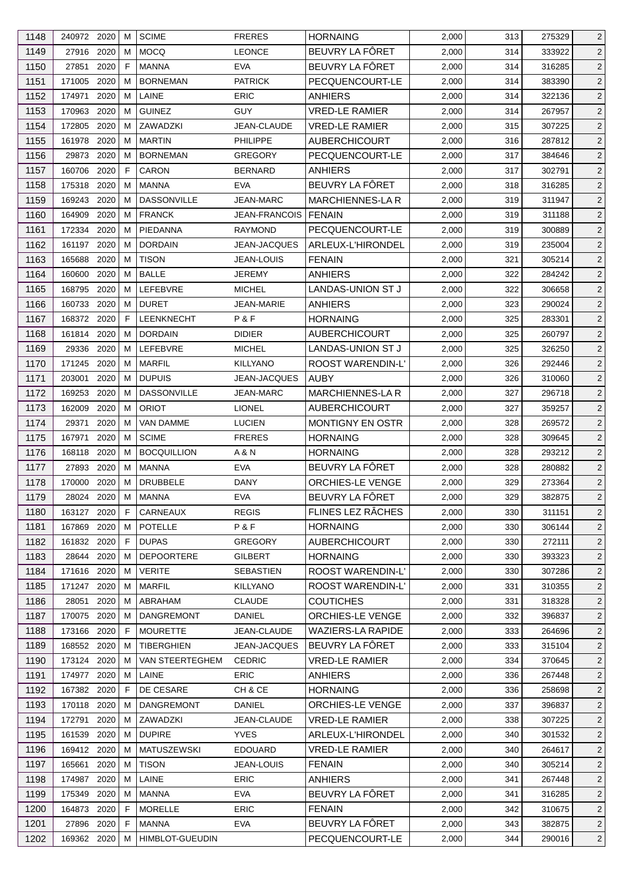| 1148 | 240972 | 2020 | M | SCIME | FRERES | HORNAING | 2,000 | 313 | 275329 | 2 |
|---|---|---|---|---|---|---|---|---|---|---|
| 1149 | 27916 | 2020 | M | MOCQ | LEONCE | BEUVRY LA FÔRET | 2,000 | 314 | 333922 | 2 |
| 1150 | 27851 | 2020 | F | MANNA | EVA | BEUVRY LA FÔRET | 2,000 | 314 | 316285 | 2 |
| 1151 | 171005 | 2020 | M | BORNEMAN | PATRICK | PECQUENCOURT-LE | 2,000 | 314 | 383390 | 2 |
| 1152 | 174971 | 2020 | M | LAINE | ERIC | ANHIERS | 2,000 | 314 | 322136 | 2 |
| 1153 | 170963 | 2020 | M | GUINEZ | GUY | VRED-LE RAMIER | 2,000 | 314 | 267957 | 2 |
| 1154 | 172805 | 2020 | M | ZAWADZKI | JEAN-CLAUDE | VRED-LE RAMIER | 2,000 | 315 | 307225 | 2 |
| 1155 | 161978 | 2020 | M | MARTIN | PHILIPPE | AUBERCHICOURT | 2,000 | 316 | 287812 | 2 |
| 1156 | 29873 | 2020 | M | BORNEMAN | GREGORY | PECQUENCOURT-LE | 2,000 | 317 | 384646 | 2 |
| 1157 | 160706 | 2020 | F | CARON | BERNARD | ANHIERS | 2,000 | 317 | 302791 | 2 |
| 1158 | 175318 | 2020 | M | MANNA | EVA | BEUVRY LA FÔRET | 2,000 | 318 | 316285 | 2 |
| 1159 | 169243 | 2020 | M | DASSONVILLE | JEAN-MARC | MARCHIENNES-LA R | 2,000 | 319 | 311947 | 2 |
| 1160 | 164909 | 2020 | M | FRANCK | JEAN-FRANCOIS | FENAIN | 2,000 | 319 | 311188 | 2 |
| 1161 | 172334 | 2020 | M | PIEDANNA | RAYMOND | PECQUENCOURT-LE | 2,000 | 319 | 300889 | 2 |
| 1162 | 161197 | 2020 | M | DORDAIN | JEAN-JACQUES | ARLEUX-L'HIRONDEL | 2,000 | 319 | 235004 | 2 |
| 1163 | 165688 | 2020 | M | TISON | JEAN-LOUIS | FENAIN | 2,000 | 321 | 305214 | 2 |
| 1164 | 160600 | 2020 | M | BALLE | JEREMY | ANHIERS | 2,000 | 322 | 284242 | 2 |
| 1165 | 168795 | 2020 | M | LEFEBVRE | MICHEL | LANDAS-UNION ST J | 2,000 | 322 | 306658 | 2 |
| 1166 | 160733 | 2020 | M | DURET | JEAN-MARIE | ANHIERS | 2,000 | 323 | 290024 | 2 |
| 1167 | 168372 | 2020 | F | LEENKNECHT | P & F | HORNAING | 2,000 | 325 | 283301 | 2 |
| 1168 | 161814 | 2020 | M | DORDAIN | DIDIER | AUBERCHICOURT | 2,000 | 325 | 260797 | 2 |
| 1169 | 29336 | 2020 | M | LEFEBVRE | MICHEL | LANDAS-UNION ST J | 2,000 | 325 | 326250 | 2 |
| 1170 | 171245 | 2020 | M | MARFIL | KILLYANO | ROOST WARENDIN-L' | 2,000 | 326 | 292446 | 2 |
| 1171 | 203001 | 2020 | M | DUPUIS | JEAN-JACQUES | AUBY | 2,000 | 326 | 310060 | 2 |
| 1172 | 169253 | 2020 | M | DASSONVILLE | JEAN-MARC | MARCHIENNES-LA R | 2,000 | 327 | 296718 | 2 |
| 1173 | 162009 | 2020 | M | ORIOT | LIONEL | AUBERCHICOURT | 2,000 | 327 | 359257 | 2 |
| 1174 | 29371 | 2020 | M | VAN DAMME | LUCIEN | MONTIGNY EN OSTR | 2,000 | 328 | 269572 | 2 |
| 1175 | 167971 | 2020 | M | SCIME | FRERES | HORNAING | 2,000 | 328 | 309645 | 2 |
| 1176 | 168118 | 2020 | M | BOCQUILLION | A & N | HORNAING | 2,000 | 328 | 293212 | 2 |
| 1177 | 27893 | 2020 | M | MANNA | EVA | BEUVRY LA FÔRET | 2,000 | 328 | 280882 | 2 |
| 1178 | 170000 | 2020 | M | DRUBBELE | DANY | ORCHIES-LE VENGE | 2,000 | 329 | 273364 | 2 |
| 1179 | 28024 | 2020 | M | MANNA | EVA | BEUVRY LA FÔRET | 2,000 | 329 | 382875 | 2 |
| 1180 | 163127 | 2020 | F | CARNEAUX | REGIS | FLINES LEZ RÂCHES | 2,000 | 330 | 311151 | 2 |
| 1181 | 167869 | 2020 | M | POTELLE | P & F | HORNAING | 2,000 | 330 | 306144 | 2 |
| 1182 | 161832 | 2020 | F | DUPAS | GREGORY | AUBERCHICOURT | 2,000 | 330 | 272111 | 2 |
| 1183 | 28644 | 2020 | M | DEPOORTERE | GILBERT | HORNAING | 2,000 | 330 | 393323 | 2 |
| 1184 | 171616 | 2020 | M | VERITE | SEBASTIEN | ROOST WARENDIN-L' | 2,000 | 330 | 307286 | 2 |
| 1185 | 171247 | 2020 | M | MARFIL | KILLYANO | ROOST WARENDIN-L' | 2,000 | 331 | 310355 | 2 |
| 1186 | 28051 | 2020 | M | ABRAHAM | CLAUDE | COUTICHES | 2,000 | 331 | 318328 | 2 |
| 1187 | 170075 | 2020 | M | DANGREMONT | DANIEL | ORCHIES-LE VENGE | 2,000 | 332 | 396837 | 2 |
| 1188 | 173166 | 2020 | F | MOURETTE | JEAN-CLAUDE | WAZIERS-LA RAPIDE | 2,000 | 333 | 264696 | 2 |
| 1189 | 168552 | 2020 | M | TIBERGHIEN | JEAN-JACQUES | BEUVRY LA FÔRET | 2,000 | 333 | 315104 | 2 |
| 1190 | 173124 | 2020 | M | VAN STEERTEGHEM | CEDRIC | VRED-LE RAMIER | 2,000 | 334 | 370645 | 2 |
| 1191 | 174977 | 2020 | M | LAINE | ERIC | ANHIERS | 2,000 | 336 | 267448 | 2 |
| 1192 | 167382 | 2020 | F | DE CESARE | CH & CE | HORNAING | 2,000 | 336 | 258698 | 2 |
| 1193 | 170118 | 2020 | M | DANGREMONT | DANIEL | ORCHIES-LE VENGE | 2,000 | 337 | 396837 | 2 |
| 1194 | 172791 | 2020 | M | ZAWADZKI | JEAN-CLAUDE | VRED-LE RAMIER | 2,000 | 338 | 307225 | 2 |
| 1195 | 161539 | 2020 | M | DUPIRE | YVES | ARLEUX-L'HIRONDEL | 2,000 | 340 | 301532 | 2 |
| 1196 | 169412 | 2020 | M | MATUSZEWSKI | EDOUARD | VRED-LE RAMIER | 2,000 | 340 | 264617 | 2 |
| 1197 | 165661 | 2020 | M | TISON | JEAN-LOUIS | FENAIN | 2,000 | 340 | 305214 | 2 |
| 1198 | 174987 | 2020 | M | LAINE | ERIC | ANHIERS | 2,000 | 341 | 267448 | 2 |
| 1199 | 175349 | 2020 | M | MANNA | EVA | BEUVRY LA FÔRET | 2,000 | 341 | 316285 | 2 |
| 1200 | 164873 | 2020 | F | MORELLE | ERIC | FENAIN | 2,000 | 342 | 310675 | 2 |
| 1201 | 27896 | 2020 | F | MANNA | EVA | BEUVRY LA FÔRET | 2,000 | 343 | 382875 | 2 |
| 1202 | 169362 | 2020 | M | HIMBLOT-GUEUDIN | | PECQUENCOURT-LE | 2,000 | 344 | 290016 | 2 |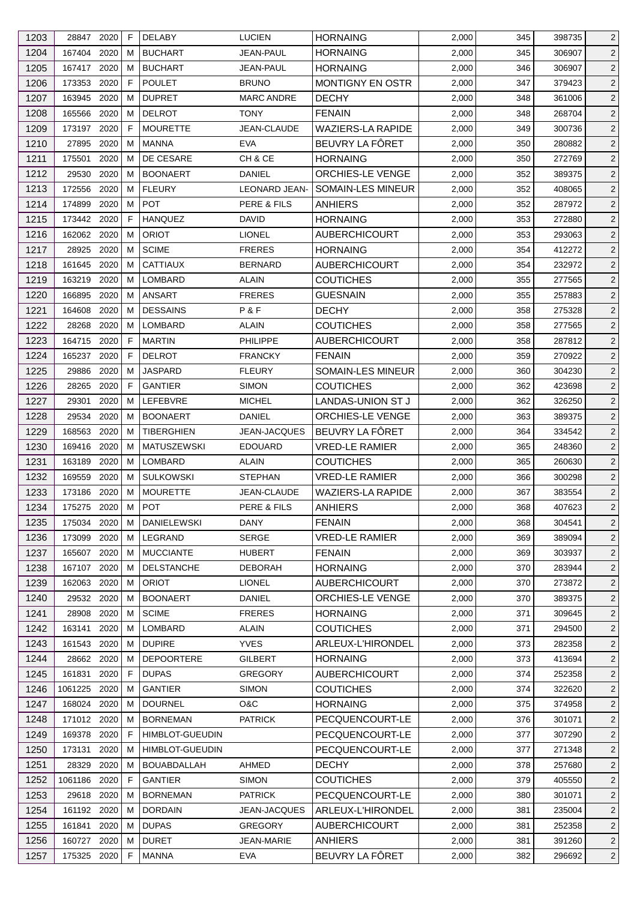| 1203 | 28847 | 2020 | F | DELABY | LUCIEN | HORNAING | 2,000 | 345 | 398735 | 2 |
|---|---|---|---|---|---|---|---|---|---|---|
| 1204 | 167404 | 2020 | M | BUCHART | JEAN-PAUL | HORNAING | 2,000 | 345 | 306907 | 2 |
| 1205 | 167417 | 2020 | M | BUCHART | JEAN-PAUL | HORNAING | 2,000 | 346 | 306907 | 2 |
| 1206 | 173353 | 2020 | F | POULET | BRUNO | MONTIGNY EN OSTR | 2,000 | 347 | 379423 | 2 |
| 1207 | 163945 | 2020 | M | DUPRET | MARC ANDRE | DECHY | 2,000 | 348 | 361006 | 2 |
| 1208 | 165566 | 2020 | M | DELROT | TONY | FENAIN | 2,000 | 348 | 268704 | 2 |
| 1209 | 173197 | 2020 | F | MOURETTE | JEAN-CLAUDE | WAZIERS-LA RAPIDE | 2,000 | 349 | 300736 | 2 |
| 1210 | 27895 | 2020 | M | MANNA | EVA | BEUVRY LA FÔRET | 2,000 | 350 | 280882 | 2 |
| 1211 | 175501 | 2020 | M | DE CESARE | CH & CE | HORNAING | 2,000 | 350 | 272769 | 2 |
| 1212 | 29530 | 2020 | M | BOONAERT | DANIEL | ORCHIES-LE VENGE | 2,000 | 352 | 389375 | 2 |
| 1213 | 172556 | 2020 | M | FLEURY | LEONARD JEAN- | SOMAIN-LES MINEUR | 2,000 | 352 | 408065 | 2 |
| 1214 | 174899 | 2020 | M | POT | PERE & FILS | ANHIERS | 2,000 | 352 | 287972 | 2 |
| 1215 | 173442 | 2020 | F | HANQUEZ | DAVID | HORNAING | 2,000 | 353 | 272880 | 2 |
| 1216 | 162062 | 2020 | M | ORIOT | LIONEL | AUBERCHICOURT | 2,000 | 353 | 293063 | 2 |
| 1217 | 28925 | 2020 | M | SCIME | FRERES | HORNAING | 2,000 | 354 | 412272 | 2 |
| 1218 | 161645 | 2020 | M | CATTIAUX | BERNARD | AUBERCHICOURT | 2,000 | 354 | 232972 | 2 |
| 1219 | 163219 | 2020 | M | LOMBARD | ALAIN | COUTICHES | 2,000 | 355 | 277565 | 2 |
| 1220 | 166895 | 2020 | M | ANSART | FRERES | GUESNAIN | 2,000 | 355 | 257883 | 2 |
| 1221 | 164608 | 2020 | M | DESSAINS | P & F | DECHY | 2,000 | 358 | 275328 | 2 |
| 1222 | 28268 | 2020 | M | LOMBARD | ALAIN | COUTICHES | 2,000 | 358 | 277565 | 2 |
| 1223 | 164715 | 2020 | F | MARTIN | PHILIPPE | AUBERCHICOURT | 2,000 | 358 | 287812 | 2 |
| 1224 | 165237 | 2020 | F | DELROT | FRANCKY | FENAIN | 2,000 | 359 | 270922 | 2 |
| 1225 | 29886 | 2020 | M | JASPARD | FLEURY | SOMAIN-LES MINEUR | 2,000 | 360 | 304230 | 2 |
| 1226 | 28265 | 2020 | F | GANTIER | SIMON | COUTICHES | 2,000 | 362 | 423698 | 2 |
| 1227 | 29301 | 2020 | M | LEFEBVRE | MICHEL | LANDAS-UNION ST J | 2,000 | 362 | 326250 | 2 |
| 1228 | 29534 | 2020 | M | BOONAERT | DANIEL | ORCHIES-LE VENGE | 2,000 | 363 | 389375 | 2 |
| 1229 | 168563 | 2020 | M | TIBERGHIEN | JEAN-JACQUES | BEUVRY LA FÔRET | 2,000 | 364 | 334542 | 2 |
| 1230 | 169416 | 2020 | M | MATUSZEWSKI | EDOUARD | VRED-LE RAMIER | 2,000 | 365 | 248360 | 2 |
| 1231 | 163189 | 2020 | M | LOMBARD | ALAIN | COUTICHES | 2,000 | 365 | 260630 | 2 |
| 1232 | 169559 | 2020 | M | SULKOWSKI | STEPHAN | VRED-LE RAMIER | 2,000 | 366 | 300298 | 2 |
| 1233 | 173186 | 2020 | M | MOURETTE | JEAN-CLAUDE | WAZIERS-LA RAPIDE | 2,000 | 367 | 383554 | 2 |
| 1234 | 175275 | 2020 | M | POT | PERE & FILS | ANHIERS | 2,000 | 368 | 407623 | 2 |
| 1235 | 175034 | 2020 | M | DANIELEWSKI | DANY | FENAIN | 2,000 | 368 | 304541 | 2 |
| 1236 | 173099 | 2020 | M | LEGRAND | SERGE | VRED-LE RAMIER | 2,000 | 369 | 389094 | 2 |
| 1237 | 165607 | 2020 | M | MUCCIANTE | HUBERT | FENAIN | 2,000 | 369 | 303937 | 2 |
| 1238 | 167107 | 2020 | M | DELSTANCHE | DEBORAH | HORNAING | 2,000 | 370 | 283944 | 2 |
| 1239 | 162063 | 2020 | M | ORIOT | LIONEL | AUBERCHICOURT | 2,000 | 370 | 273872 | 2 |
| 1240 | 29532 | 2020 | M | BOONAERT | DANIEL | ORCHIES-LE VENGE | 2,000 | 370 | 389375 | 2 |
| 1241 | 28908 | 2020 | M | SCIME | FRERES | HORNAING | 2,000 | 371 | 309645 | 2 |
| 1242 | 163141 | 2020 | M | LOMBARD | ALAIN | COUTICHES | 2,000 | 371 | 294500 | 2 |
| 1243 | 161543 | 2020 | M | DUPIRE | YVES | ARLEUX-L'HIRONDEL | 2,000 | 373 | 282358 | 2 |
| 1244 | 28662 | 2020 | M | DEPOORTERE | GILBERT | HORNAING | 2,000 | 373 | 413694 | 2 |
| 1245 | 161831 | 2020 | F | DUPAS | GREGORY | AUBERCHICOURT | 2,000 | 374 | 252358 | 2 |
| 1246 | 1061225 | 2020 | M | GANTIER | SIMON | COUTICHES | 2,000 | 374 | 322620 | 2 |
| 1247 | 168024 | 2020 | M | DOURNEL | O&C | HORNAING | 2,000 | 375 | 374958 | 2 |
| 1248 | 171012 | 2020 | M | BORNEMAN | PATRICK | PECQUENCOURT-LE | 2,000 | 376 | 301071 | 2 |
| 1249 | 169378 | 2020 | F | HIMBLOT-GUEUDIN | | PECQUENCOURT-LE | 2,000 | 377 | 307290 | 2 |
| 1250 | 173131 | 2020 | M | HIMBLOT-GUEUDIN | | PECQUENCOURT-LE | 2,000 | 377 | 271348 | 2 |
| 1251 | 28329 | 2020 | M | BOUABDALLAH | AHMED | DECHY | 2,000 | 378 | 257680 | 2 |
| 1252 | 1061186 | 2020 | F | GANTIER | SIMON | COUTICHES | 2,000 | 379 | 405550 | 2 |
| 1253 | 29618 | 2020 | M | BORNEMAN | PATRICK | PECQUENCOURT-LE | 2,000 | 380 | 301071 | 2 |
| 1254 | 161192 | 2020 | M | DORDAIN | JEAN-JACQUES | ARLEUX-L'HIRONDEL | 2,000 | 381 | 235004 | 2 |
| 1255 | 161841 | 2020 | M | DUPAS | GREGORY | AUBERCHICOURT | 2,000 | 381 | 252358 | 2 |
| 1256 | 160727 | 2020 | M | DURET | JEAN-MARIE | ANHIERS | 2,000 | 381 | 391260 | 2 |
| 1257 | 175325 | 2020 | F | MANNA | EVA | BEUVRY LA FÔRET | 2,000 | 382 | 296692 | 2 |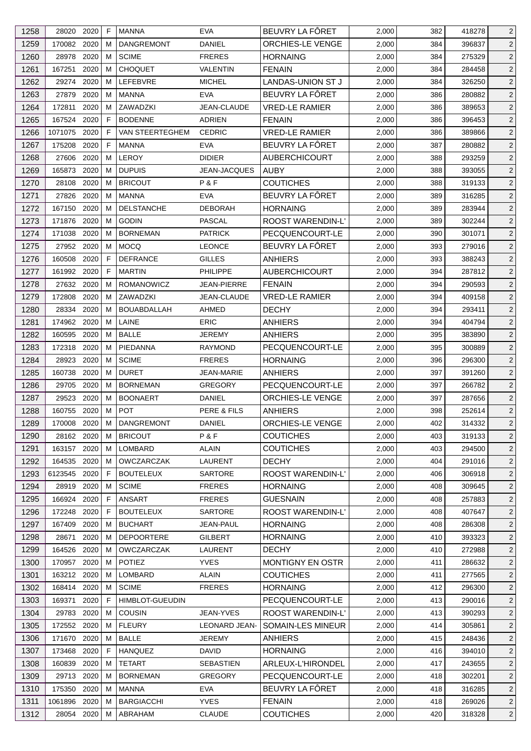| 1258 | 28020 | 2020 | F | MANNA | EVA | BEUVRY LA FÔRET | 2,000 | 382 | 418278 | 2 |
|---|---|---|---|---|---|---|---|---|---|---|
| 1259 | 170082 | 2020 | M | DANGREMONT | DANIEL | ORCHIES-LE VENGE | 2,000 | 384 | 396837 | 2 |
| 1260 | 28978 | 2020 | M | SCIME | FRERES | HORNAING | 2,000 | 384 | 275329 | 2 |
| 1261 | 167251 | 2020 | M | CHOQUET | VALENTIN | FENAIN | 2,000 | 384 | 284458 | 2 |
| 1262 | 29274 | 2020 | M | LEFEBVRE | MICHEL | LANDAS-UNION ST J | 2,000 | 384 | 326250 | 2 |
| 1263 | 27879 | 2020 | M | MANNA | EVA | BEUVRY LA FÔRET | 2,000 | 386 | 280882 | 2 |
| 1264 | 172811 | 2020 | M | ZAWADZKI | JEAN-CLAUDE | VRED-LE RAMIER | 2,000 | 386 | 389653 | 2 |
| 1265 | 167524 | 2020 | F | BODENNE | ADRIEN | FENAIN | 2,000 | 386 | 396453 | 2 |
| 1266 | 1071075 | 2020 | F | VAN STEERTEGHEM | CEDRIC | VRED-LE RAMIER | 2,000 | 386 | 389866 | 2 |
| 1267 | 175208 | 2020 | F | MANNA | EVA | BEUVRY LA FÔRET | 2,000 | 387 | 280882 | 2 |
| 1268 | 27606 | 2020 | M | LEROY | DIDIER | AUBERCHICOURT | 2,000 | 388 | 293259 | 2 |
| 1269 | 165873 | 2020 | M | DUPUIS | JEAN-JACQUES | AUBY | 2,000 | 388 | 393055 | 2 |
| 1270 | 28108 | 2020 | M | BRICOUT | P & F | COUTICHES | 2,000 | 388 | 319133 | 2 |
| 1271 | 27826 | 2020 | M | MANNA | EVA | BEUVRY LA FÔRET | 2,000 | 389 | 316285 | 2 |
| 1272 | 167150 | 2020 | M | DELSTANCHE | DEBORAH | HORNAING | 2,000 | 389 | 283944 | 2 |
| 1273 | 171876 | 2020 | M | GODIN | PASCAL | ROOST WARENDIN-L' | 2,000 | 389 | 302244 | 2 |
| 1274 | 171038 | 2020 | M | BORNEMAN | PATRICK | PECQUENCOURT-LE | 2,000 | 390 | 301071 | 2 |
| 1275 | 27952 | 2020 | M | MOCQ | LEONCE | BEUVRY LA FÔRET | 2,000 | 393 | 279016 | 2 |
| 1276 | 160508 | 2020 | F | DEFRANCE | GILLES | ANHIERS | 2,000 | 393 | 388243 | 2 |
| 1277 | 161992 | 2020 | F | MARTIN | PHILIPPE | AUBERCHICOURT | 2,000 | 394 | 287812 | 2 |
| 1278 | 27632 | 2020 | M | ROMANOWICZ | JEAN-PIERRE | FENAIN | 2,000 | 394 | 290593 | 2 |
| 1279 | 172808 | 2020 | M | ZAWADZKI | JEAN-CLAUDE | VRED-LE RAMIER | 2,000 | 394 | 409158 | 2 |
| 1280 | 28334 | 2020 | M | BOUABDALLAH | AHMED | DECHY | 2,000 | 394 | 293411 | 2 |
| 1281 | 174962 | 2020 | M | LAINE | ERIC | ANHIERS | 2,000 | 394 | 404794 | 2 |
| 1282 | 160595 | 2020 | M | BALLE | JEREMY | ANHIERS | 2,000 | 395 | 383890 | 2 |
| 1283 | 172318 | 2020 | M | PIEDANNA | RAYMOND | PECQUENCOURT-LE | 2,000 | 395 | 300889 | 2 |
| 1284 | 28923 | 2020 | M | SCIME | FRERES | HORNAING | 2,000 | 396 | 296300 | 2 |
| 1285 | 160738 | 2020 | M | DURET | JEAN-MARIE | ANHIERS | 2,000 | 397 | 391260 | 2 |
| 1286 | 29705 | 2020 | M | BORNEMAN | GREGORY | PECQUENCOURT-LE | 2,000 | 397 | 266782 | 2 |
| 1287 | 29523 | 2020 | M | BOONAERT | DANIEL | ORCHIES-LE VENGE | 2,000 | 397 | 287656 | 2 |
| 1288 | 160755 | 2020 | M | POT | PERE & FILS | ANHIERS | 2,000 | 398 | 252614 | 2 |
| 1289 | 170008 | 2020 | M | DANGREMONT | DANIEL | ORCHIES-LE VENGE | 2,000 | 402 | 314332 | 2 |
| 1290 | 28162 | 2020 | M | BRICOUT | P & F | COUTICHES | 2,000 | 403 | 319133 | 2 |
| 1291 | 163157 | 2020 | M | LOMBARD | ALAIN | COUTICHES | 2,000 | 403 | 294500 | 2 |
| 1292 | 164535 | 2020 | M | OWCZARCZAK | LAURENT | DECHY | 2,000 | 404 | 291016 | 2 |
| 1293 | 6123545 | 2020 | F | BOUTELEUX | SARTORE | ROOST WARENDIN-L' | 2,000 | 406 | 306918 | 2 |
| 1294 | 28919 | 2020 | M | SCIME | FRERES | HORNAING | 2,000 | 408 | 309645 | 2 |
| 1295 | 166924 | 2020 | F | ANSART | FRERES | GUESNAIN | 2,000 | 408 | 257883 | 2 |
| 1296 | 172248 | 2020 | F | BOUTELEUX | SARTORE | ROOST WARENDIN-L' | 2,000 | 408 | 407647 | 2 |
| 1297 | 167409 | 2020 | M | BUCHART | JEAN-PAUL | HORNAING | 2,000 | 408 | 286308 | 2 |
| 1298 | 28671 | 2020 | M | DEPOORTERE | GILBERT | HORNAING | 2,000 | 410 | 393323 | 2 |
| 1299 | 164526 | 2020 | M | OWCZARCZAK | LAURENT | DECHY | 2,000 | 410 | 272988 | 2 |
| 1300 | 170957 | 2020 | M | POTIEZ | YVES | MONTIGNY EN OSTR | 2,000 | 411 | 286632 | 2 |
| 1301 | 163212 | 2020 | M | LOMBARD | ALAIN | COUTICHES | 2,000 | 411 | 277565 | 2 |
| 1302 | 168414 | 2020 | M | SCIME | FRERES | HORNAING | 2,000 | 412 | 296300 | 2 |
| 1303 | 169371 | 2020 | F | HIMBLOT-GUEUDIN | | PECQUENCOURT-LE | 2,000 | 413 | 290016 | 2 |
| 1304 | 29783 | 2020 | M | COUSIN | JEAN-YVES | ROOST WARENDIN-L' | 2,000 | 413 | 390293 | 2 |
| 1305 | 172552 | 2020 | M | FLEURY | LEONARD JEAN- | SOMAIN-LES MINEUR | 2,000 | 414 | 305861 | 2 |
| 1306 | 171670 | 2020 | M | BALLE | JEREMY | ANHIERS | 2,000 | 415 | 248436 | 2 |
| 1307 | 173468 | 2020 | F | HANQUEZ | DAVID | HORNAING | 2,000 | 416 | 394010 | 2 |
| 1308 | 160839 | 2020 | M | TETART | SEBASTIEN | ARLEUX-L'HIRONDEL | 2,000 | 417 | 243655 | 2 |
| 1309 | 29713 | 2020 | M | BORNEMAN | GREGORY | PECQUENCOURT-LE | 2,000 | 418 | 302201 | 2 |
| 1310 | 175350 | 2020 | M | MANNA | EVA | BEUVRY LA FÔRET | 2,000 | 418 | 316285 | 2 |
| 1311 | 1061896 | 2020 | M | BARGIACCHI | YVES | FENAIN | 2,000 | 418 | 269026 | 2 |
| 1312 | 28054 | 2020 | M | ABRAHAM | CLAUDE | COUTICHES | 2,000 | 420 | 318328 | 2 |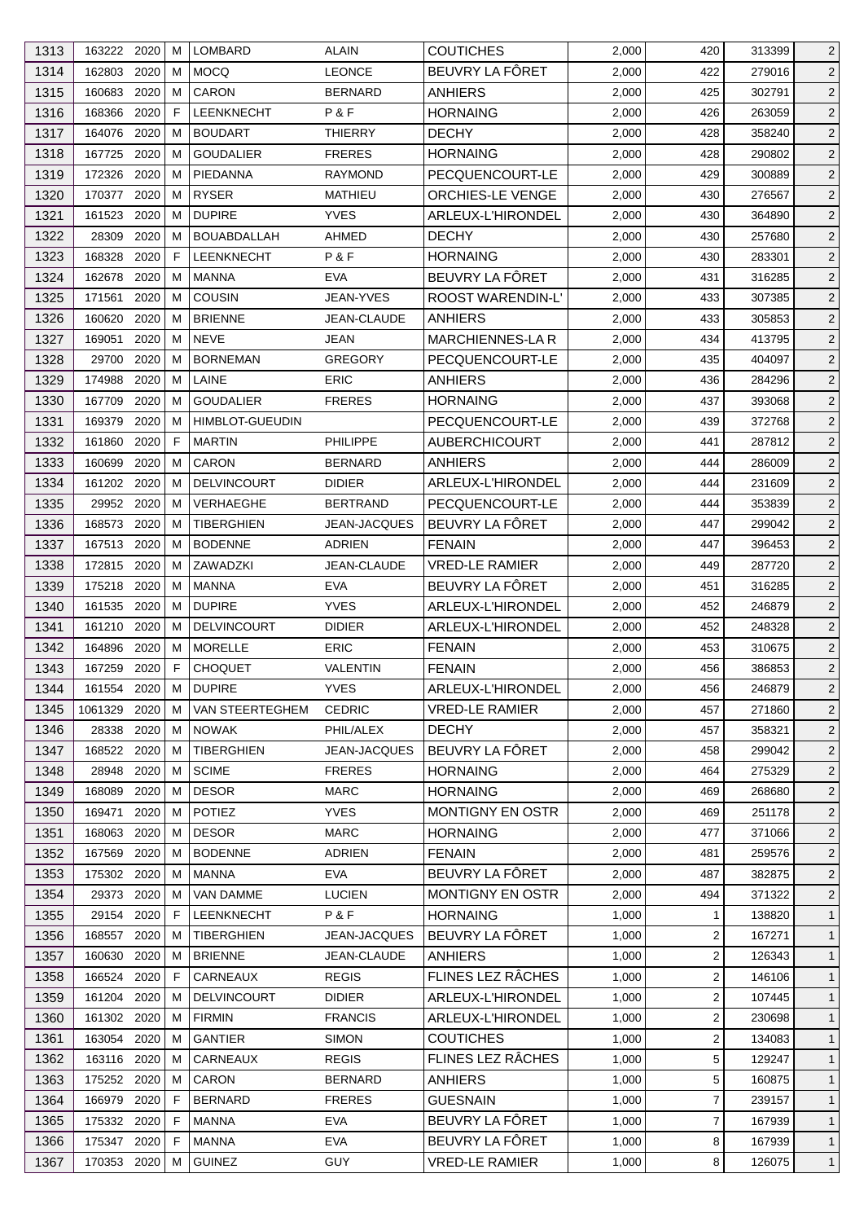| 1313 | 163222 | 2020 | M | LOMBARD | ALAIN | COUTICHES | 2,000 | 420 | 313399 | 2 |
|---|---|---|---|---|---|---|---|---|---|---|
| 1314 | 162803 | 2020 | M | MOCQ | LEONCE | BEUVRY LA FÔRET | 2,000 | 422 | 279016 | 2 |
| 1315 | 160683 | 2020 | M | CARON | BERNARD | ANHIERS | 2,000 | 425 | 302791 | 2 |
| 1316 | 168366 | 2020 | F | LEENKNECHT | P & F | HORNAING | 2,000 | 426 | 263059 | 2 |
| 1317 | 164076 | 2020 | M | BOUDART | THIERRY | DECHY | 2,000 | 428 | 358240 | 2 |
| 1318 | 167725 | 2020 | M | GOUDALIER | FRERES | HORNAING | 2,000 | 428 | 290802 | 2 |
| 1319 | 172326 | 2020 | M | PIEDANNA | RAYMOND | PECQUENCOURT-LE | 2,000 | 429 | 300889 | 2 |
| 1320 | 170377 | 2020 | M | RYSER | MATHIEU | ORCHIES-LE VENGE | 2,000 | 430 | 276567 | 2 |
| 1321 | 161523 | 2020 | M | DUPIRE | YVES | ARLEUX-L'HIRONDEL | 2,000 | 430 | 364890 | 2 |
| 1322 | 28309 | 2020 | M | BOUABDALLAH | AHMED | DECHY | 2,000 | 430 | 257680 | 2 |
| 1323 | 168328 | 2020 | F | LEENKNECHT | P & F | HORNAING | 2,000 | 430 | 283301 | 2 |
| 1324 | 162678 | 2020 | M | MANNA | EVA | BEUVRY LA FÔRET | 2,000 | 431 | 316285 | 2 |
| 1325 | 171561 | 2020 | M | COUSIN | JEAN-YVES | ROOST WARENDIN-L' | 2,000 | 433 | 307385 | 2 |
| 1326 | 160620 | 2020 | M | BRIENNE | JEAN-CLAUDE | ANHIERS | 2,000 | 433 | 305853 | 2 |
| 1327 | 169051 | 2020 | M | NEVE | JEAN | MARCHIENNES-LA R | 2,000 | 434 | 413795 | 2 |
| 1328 | 29700 | 2020 | M | BORNEMAN | GREGORY | PECQUENCOURT-LE | 2,000 | 435 | 404097 | 2 |
| 1329 | 174988 | 2020 | M | LAINE | ERIC | ANHIERS | 2,000 | 436 | 284296 | 2 |
| 1330 | 167709 | 2020 | M | GOUDALIER | FRERES | HORNAING | 2,000 | 437 | 393068 | 2 |
| 1331 | 169379 | 2020 | M | HIMBLOT-GUEUDIN | | PECQUENCOURT-LE | 2,000 | 439 | 372768 | 2 |
| 1332 | 161860 | 2020 | F | MARTIN | PHILIPPE | AUBERCHICOURT | 2,000 | 441 | 287812 | 2 |
| 1333 | 160699 | 2020 | M | CARON | BERNARD | ANHIERS | 2,000 | 444 | 286009 | 2 |
| 1334 | 161202 | 2020 | M | DELVINCOURT | DIDIER | ARLEUX-L'HIRONDEL | 2,000 | 444 | 231609 | 2 |
| 1335 | 29952 | 2020 | M | VERHAEGHE | BERTRAND | PECQUENCOURT-LE | 2,000 | 444 | 353839 | 2 |
| 1336 | 168573 | 2020 | M | TIBERGHIEN | JEAN-JACQUES | BEUVRY LA FÔRET | 2,000 | 447 | 299042 | 2 |
| 1337 | 167513 | 2020 | M | BODENNE | ADRIEN | FENAIN | 2,000 | 447 | 396453 | 2 |
| 1338 | 172815 | 2020 | M | ZAWADZKI | JEAN-CLAUDE | VRED-LE RAMIER | 2,000 | 449 | 287720 | 2 |
| 1339 | 175218 | 2020 | M | MANNA | EVA | BEUVRY LA FÔRET | 2,000 | 451 | 316285 | 2 |
| 1340 | 161535 | 2020 | M | DUPIRE | YVES | ARLEUX-L'HIRONDEL | 2,000 | 452 | 246879 | 2 |
| 1341 | 161210 | 2020 | M | DELVINCOURT | DIDIER | ARLEUX-L'HIRONDEL | 2,000 | 452 | 248328 | 2 |
| 1342 | 164896 | 2020 | M | MORELLE | ERIC | FENAIN | 2,000 | 453 | 310675 | 2 |
| 1343 | 167259 | 2020 | F | CHOQUET | VALENTIN | FENAIN | 2,000 | 456 | 386853 | 2 |
| 1344 | 161554 | 2020 | M | DUPIRE | YVES | ARLEUX-L'HIRONDEL | 2,000 | 456 | 246879 | 2 |
| 1345 | 1061329 | 2020 | M | VAN STEERTEGHEM | CEDRIC | VRED-LE RAMIER | 2,000 | 457 | 271860 | 2 |
| 1346 | 28338 | 2020 | M | NOWAK | PHIL/ALEX | DECHY | 2,000 | 457 | 358321 | 2 |
| 1347 | 168522 | 2020 | M | TIBERGHIEN | JEAN-JACQUES | BEUVRY LA FÔRET | 2,000 | 458 | 299042 | 2 |
| 1348 | 28948 | 2020 | M | SCIME | FRERES | HORNAING | 2,000 | 464 | 275329 | 2 |
| 1349 | 168089 | 2020 | M | DESOR | MARC | HORNAING | 2,000 | 469 | 268680 | 2 |
| 1350 | 169471 | 2020 | M | POTIEZ | YVES | MONTIGNY EN OSTR | 2,000 | 469 | 251178 | 2 |
| 1351 | 168063 | 2020 | M | DESOR | MARC | HORNAING | 2,000 | 477 | 371066 | 2 |
| 1352 | 167569 | 2020 | M | BODENNE | ADRIEN | FENAIN | 2,000 | 481 | 259576 | 2 |
| 1353 | 175302 | 2020 | M | MANNA | EVA | BEUVRY LA FÔRET | 2,000 | 487 | 382875 | 2 |
| 1354 | 29373 | 2020 | M | VAN DAMME | LUCIEN | MONTIGNY EN OSTR | 2,000 | 494 | 371322 | 2 |
| 1355 | 29154 | 2020 | F | LEENKNECHT | P & F | HORNAING | 1,000 | 1 | 138820 | 1 |
| 1356 | 168557 | 2020 | M | TIBERGHIEN | JEAN-JACQUES | BEUVRY LA FÔRET | 1,000 | 2 | 167271 | 1 |
| 1357 | 160630 | 2020 | M | BRIENNE | JEAN-CLAUDE | ANHIERS | 1,000 | 2 | 126343 | 1 |
| 1358 | 166524 | 2020 | F | CARNEAUX | REGIS | FLINES LEZ RÂCHES | 1,000 | 2 | 146106 | 1 |
| 1359 | 161204 | 2020 | M | DELVINCOURT | DIDIER | ARLEUX-L'HIRONDEL | 1,000 | 2 | 107445 | 1 |
| 1360 | 161302 | 2020 | M | FIRMIN | FRANCIS | ARLEUX-L'HIRONDEL | 1,000 | 2 | 230698 | 1 |
| 1361 | 163054 | 2020 | M | GANTIER | SIMON | COUTICHES | 1,000 | 2 | 134083 | 1 |
| 1362 | 163116 | 2020 | M | CARNEAUX | REGIS | FLINES LEZ RÂCHES | 1,000 | 5 | 129247 | 1 |
| 1363 | 175252 | 2020 | M | CARON | BERNARD | ANHIERS | 1,000 | 5 | 160875 | 1 |
| 1364 | 166979 | 2020 | F | BERNARD | FRERES | GUESNAIN | 1,000 | 7 | 239157 | 1 |
| 1365 | 175332 | 2020 | F | MANNA | EVA | BEUVRY LA FÔRET | 1,000 | 7 | 167939 | 1 |
| 1366 | 175347 | 2020 | F | MANNA | EVA | BEUVRY LA FÔRET | 1,000 | 8 | 167939 | 1 |
| 1367 | 170353 | 2020 | M | GUINEZ | GUY | VRED-LE RAMIER | 1,000 | 8 | 126075 | 1 |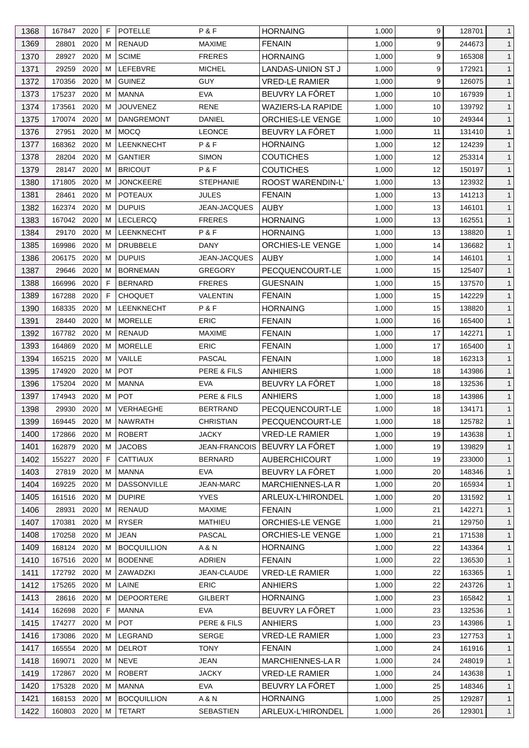| 1368 | 167847 | 2020 | F | POTELLE | P & F | HORNAING | 1,000 | 9 | 128701 | 1 |
|---|---|---|---|---|---|---|---|---|---|---|
| 1369 | 28801 | 2020 | M | RENAUD | MAXIME | FENAIN | 1,000 | 9 | 244673 | 1 |
| 1370 | 28927 | 2020 | M | SCIME | FRERES | HORNAING | 1,000 | 9 | 165308 | 1 |
| 1371 | 29259 | 2020 | M | LEFEBVRE | MICHEL | LANDAS-UNION ST J | 1,000 | 9 | 172921 | 1 |
| 1372 | 170356 | 2020 | M | GUINEZ | GUY | VRED-LE RAMIER | 1,000 | 9 | 126075 | 1 |
| 1373 | 175237 | 2020 | M | MANNA | EVA | BEUVRY LA FÔRET | 1,000 | 10 | 167939 | 1 |
| 1374 | 173561 | 2020 | M | JOUVENEZ | RENE | WAZIERS-LA RAPIDE | 1,000 | 10 | 139792 | 1 |
| 1375 | 170074 | 2020 | M | DANGREMONT | DANIEL | ORCHIES-LE VENGE | 1,000 | 10 | 249344 | 1 |
| 1376 | 27951 | 2020 | M | MOCQ | LEONCE | BEUVRY LA FÔRET | 1,000 | 11 | 131410 | 1 |
| 1377 | 168362 | 2020 | M | LEENKNECHT | P & F | HORNAING | 1,000 | 12 | 124239 | 1 |
| 1378 | 28204 | 2020 | M | GANTIER | SIMON | COUTICHES | 1,000 | 12 | 253314 | 1 |
| 1379 | 28147 | 2020 | M | BRICOUT | P & F | COUTICHES | 1,000 | 12 | 150197 | 1 |
| 1380 | 171805 | 2020 | M | JONCKEERE | STEPHANIE | ROOST WARENDIN-L' | 1,000 | 13 | 123932 | 1 |
| 1381 | 28461 | 2020 | M | POTEAUX | JULES | FENAIN | 1,000 | 13 | 141213 | 1 |
| 1382 | 162374 | 2020 | M | DUPUIS | JEAN-JACQUES | AUBY | 1,000 | 13 | 146101 | 1 |
| 1383 | 167042 | 2020 | M | LECLERCQ | FRERES | HORNAING | 1,000 | 13 | 162551 | 1 |
| 1384 | 29170 | 2020 | M | LEENKNECHT | P & F | HORNAING | 1,000 | 13 | 138820 | 1 |
| 1385 | 169986 | 2020 | M | DRUBBELE | DANY | ORCHIES-LE VENGE | 1,000 | 14 | 136682 | 1 |
| 1386 | 206175 | 2020 | M | DUPUIS | JEAN-JACQUES | AUBY | 1,000 | 14 | 146101 | 1 |
| 1387 | 29646 | 2020 | M | BORNEMAN | GREGORY | PECQUENCOURT-LE | 1,000 | 15 | 125407 | 1 |
| 1388 | 166996 | 2020 | F | BERNARD | FRERES | GUESNAIN | 1,000 | 15 | 137570 | 1 |
| 1389 | 167288 | 2020 | F | CHOQUET | VALENTIN | FENAIN | 1,000 | 15 | 142229 | 1 |
| 1390 | 168335 | 2020 | M | LEENKNECHT | P & F | HORNAING | 1,000 | 15 | 138820 | 1 |
| 1391 | 28440 | 2020 | M | MORELLE | ERIC | FENAIN | 1,000 | 16 | 165400 | 1 |
| 1392 | 167782 | 2020 | M | RENAUD | MAXIME | FENAIN | 1,000 | 17 | 142271 | 1 |
| 1393 | 164869 | 2020 | M | MORELLE | ERIC | FENAIN | 1,000 | 17 | 165400 | 1 |
| 1394 | 165215 | 2020 | M | VAILLE | PASCAL | FENAIN | 1,000 | 18 | 162313 | 1 |
| 1395 | 174920 | 2020 | M | POT | PERE & FILS | ANHIERS | 1,000 | 18 | 143986 | 1 |
| 1396 | 175204 | 2020 | M | MANNA | EVA | BEUVRY LA FÔRET | 1,000 | 18 | 132536 | 1 |
| 1397 | 174943 | 2020 | M | POT | PERE & FILS | ANHIERS | 1,000 | 18 | 143986 | 1 |
| 1398 | 29930 | 2020 | M | VERHAEGHE | BERTRAND | PECQUENCOURT-LE | 1,000 | 18 | 134171 | 1 |
| 1399 | 169445 | 2020 | M | NAWRATH | CHRISTIAN | PECQUENCOURT-LE | 1,000 | 18 | 125782 | 1 |
| 1400 | 172866 | 2020 | M | ROBERT | JACKY | VRED-LE RAMIER | 1,000 | 19 | 143638 | 1 |
| 1401 | 162879 | 2020 | M | JACOBS | JEAN-FRANCOIS | BEUVRY LA FÔRET | 1,000 | 19 | 139829 | 1 |
| 1402 | 155227 | 2020 | F | CATTIAUX | BERNARD | AUBERCHICOURT | 1,000 | 19 | 233000 | 1 |
| 1403 | 27819 | 2020 | M | MANNA | EVA | BEUVRY LA FÔRET | 1,000 | 20 | 148346 | 1 |
| 1404 | 169225 | 2020 | M | DASSONVILLE | JEAN-MARC | MARCHIENNES-LA R | 1,000 | 20 | 165934 | 1 |
| 1405 | 161516 | 2020 | M | DUPIRE | YVES | ARLEUX-L'HIRONDEL | 1,000 | 20 | 131592 | 1 |
| 1406 | 28931 | 2020 | M | RENAUD | MAXIME | FENAIN | 1,000 | 21 | 142271 | 1 |
| 1407 | 170381 | 2020 | M | RYSER | MATHIEU | ORCHIES-LE VENGE | 1,000 | 21 | 129750 | 1 |
| 1408 | 170258 | 2020 | M | JEAN | PASCAL | ORCHIES-LE VENGE | 1,000 | 21 | 171538 | 1 |
| 1409 | 168124 | 2020 | M | BOCQUILLION | A & N | HORNAING | 1,000 | 22 | 143364 | 1 |
| 1410 | 167516 | 2020 | M | BODENNE | ADRIEN | FENAIN | 1,000 | 22 | 136530 | 1 |
| 1411 | 172792 | 2020 | M | ZAWADZKI | JEAN-CLAUDE | VRED-LE RAMIER | 1,000 | 22 | 163365 | 1 |
| 1412 | 175265 | 2020 | M | LAINE | ERIC | ANHIERS | 1,000 | 22 | 243726 | 1 |
| 1413 | 28616 | 2020 | M | DEPOORTERE | GILBERT | HORNAING | 1,000 | 23 | 165842 | 1 |
| 1414 | 162698 | 2020 | F | MANNA | EVA | BEUVRY LA FÔRET | 1,000 | 23 | 132536 | 1 |
| 1415 | 174277 | 2020 | M | POT | PERE & FILS | ANHIERS | 1,000 | 23 | 143986 | 1 |
| 1416 | 173086 | 2020 | M | LEGRAND | SERGE | VRED-LE RAMIER | 1,000 | 23 | 127753 | 1 |
| 1417 | 165554 | 2020 | M | DELROT | TONY | FENAIN | 1,000 | 24 | 161916 | 1 |
| 1418 | 169071 | 2020 | M | NEVE | JEAN | MARCHIENNES-LA R | 1,000 | 24 | 248019 | 1 |
| 1419 | 172867 | 2020 | M | ROBERT | JACKY | VRED-LE RAMIER | 1,000 | 24 | 143638 | 1 |
| 1420 | 175328 | 2020 | M | MANNA | EVA | BEUVRY LA FÔRET | 1,000 | 25 | 148346 | 1 |
| 1421 | 168153 | 2020 | M | BOCQUILLION | A & N | HORNAING | 1,000 | 25 | 129287 | 1 |
| 1422 | 160803 | 2020 | M | TETART | SEBASTIEN | ARLEUX-L'HIRONDEL | 1,000 | 26 | 129301 | 1 |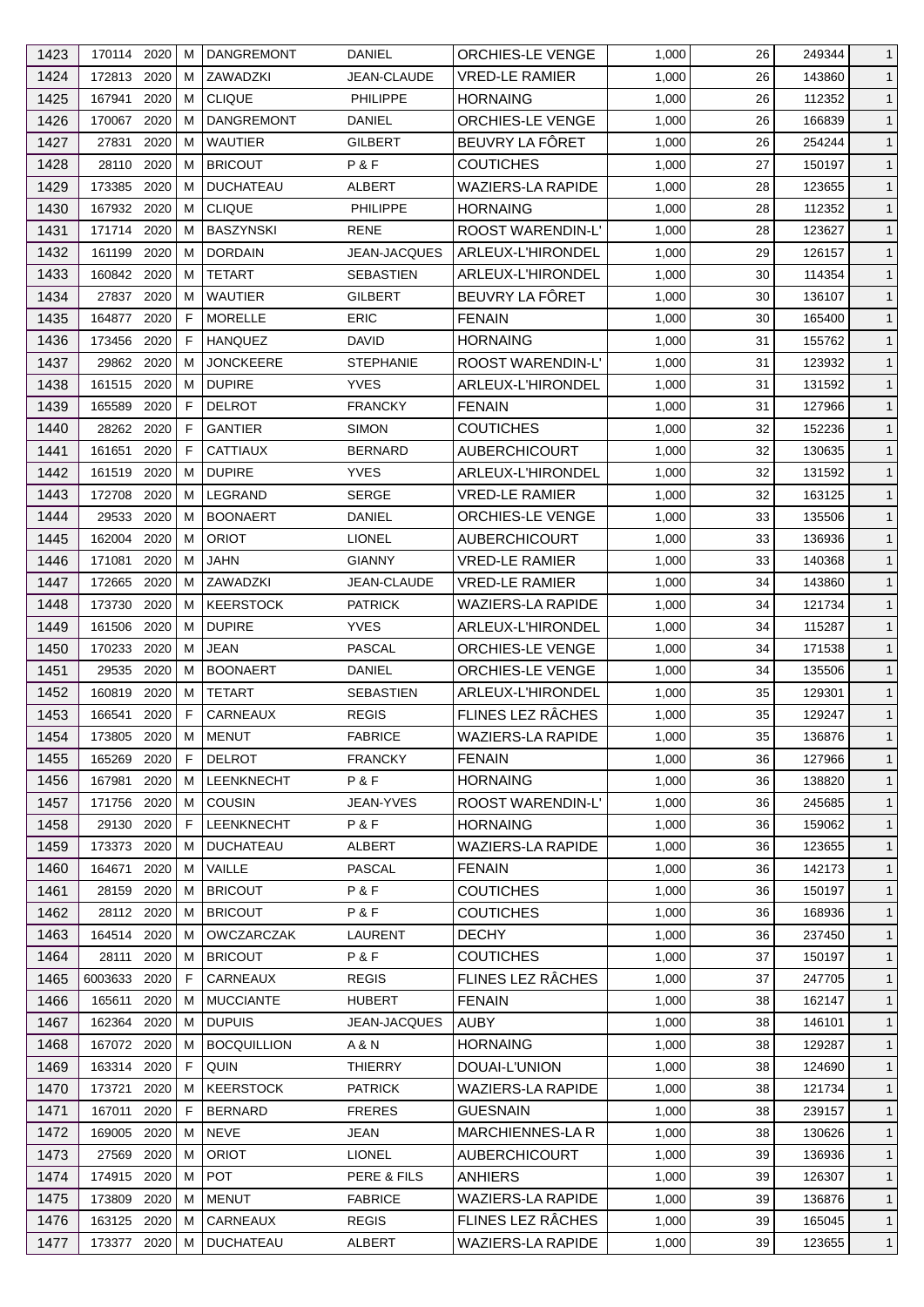| 1423 | 170114 | 2020 | M | DANGREMONT | DANIEL | ORCHIES-LE VENGE | 1,000 | 26 | 249344 | 1 |
|---|---|---|---|---|---|---|---|---|---|---|
| 1424 | 172813 | 2020 | M | ZAWADZKI | JEAN-CLAUDE | VRED-LE RAMIER | 1,000 | 26 | 143860 | 1 |
| 1425 | 167941 | 2020 | M | CLIQUE | PHILIPPE | HORNAING | 1,000 | 26 | 112352 | 1 |
| 1426 | 170067 | 2020 | M | DANGREMONT | DANIEL | ORCHIES-LE VENGE | 1,000 | 26 | 166839 | 1 |
| 1427 | 27831 | 2020 | M | WAUTIER | GILBERT | BEUVRY LA FÔRET | 1,000 | 26 | 254244 | 1 |
| 1428 | 28110 | 2020 | M | BRICOUT | P & F | COUTICHES | 1,000 | 27 | 150197 | 1 |
| 1429 | 173385 | 2020 | M | DUCHATEAU | ALBERT | WAZIERS-LA RAPIDE | 1,000 | 28 | 123655 | 1 |
| 1430 | 167932 | 2020 | M | CLIQUE | PHILIPPE | HORNAING | 1,000 | 28 | 112352 | 1 |
| 1431 | 171714 | 2020 | M | BASZYNSKI | RENE | ROOST WARENDIN-L' | 1,000 | 28 | 123627 | 1 |
| 1432 | 161199 | 2020 | M | DORDAIN | JEAN-JACQUES | ARLEUX-L'HIRONDEL | 1,000 | 29 | 126157 | 1 |
| 1433 | 160842 | 2020 | M | TETART | SEBASTIEN | ARLEUX-L'HIRONDEL | 1,000 | 30 | 114354 | 1 |
| 1434 | 27837 | 2020 | M | WAUTIER | GILBERT | BEUVRY LA FÔRET | 1,000 | 30 | 136107 | 1 |
| 1435 | 164877 | 2020 | F | MORELLE | ERIC | FENAIN | 1,000 | 30 | 165400 | 1 |
| 1436 | 173456 | 2020 | F | HANQUEZ | DAVID | HORNAING | 1,000 | 31 | 155762 | 1 |
| 1437 | 29862 | 2020 | M | JONCKEERE | STEPHANIE | ROOST WARENDIN-L' | 1,000 | 31 | 123932 | 1 |
| 1438 | 161515 | 2020 | M | DUPIRE | YVES | ARLEUX-L'HIRONDEL | 1,000 | 31 | 131592 | 1 |
| 1439 | 165589 | 2020 | F | DELROT | FRANCKY | FENAIN | 1,000 | 31 | 127966 | 1 |
| 1440 | 28262 | 2020 | F | GANTIER | SIMON | COUTICHES | 1,000 | 32 | 152236 | 1 |
| 1441 | 161651 | 2020 | F | CATTIAUX | BERNARD | AUBERCHICOURT | 1,000 | 32 | 130635 | 1 |
| 1442 | 161519 | 2020 | M | DUPIRE | YVES | ARLEUX-L'HIRONDEL | 1,000 | 32 | 131592 | 1 |
| 1443 | 172708 | 2020 | M | LEGRAND | SERGE | VRED-LE RAMIER | 1,000 | 32 | 163125 | 1 |
| 1444 | 29533 | 2020 | M | BOONAERT | DANIEL | ORCHIES-LE VENGE | 1,000 | 33 | 135506 | 1 |
| 1445 | 162004 | 2020 | M | ORIOT | LIONEL | AUBERCHICOURT | 1,000 | 33 | 136936 | 1 |
| 1446 | 171081 | 2020 | M | JAHN | GIANNY | VRED-LE RAMIER | 1,000 | 33 | 140368 | 1 |
| 1447 | 172665 | 2020 | M | ZAWADZKI | JEAN-CLAUDE | VRED-LE RAMIER | 1,000 | 34 | 143860 | 1 |
| 1448 | 173730 | 2020 | M | KEERSTOCK | PATRICK | WAZIERS-LA RAPIDE | 1,000 | 34 | 121734 | 1 |
| 1449 | 161506 | 2020 | M | DUPIRE | YVES | ARLEUX-L'HIRONDEL | 1,000 | 34 | 115287 | 1 |
| 1450 | 170233 | 2020 | M | JEAN | PASCAL | ORCHIES-LE VENGE | 1,000 | 34 | 171538 | 1 |
| 1451 | 29535 | 2020 | M | BOONAERT | DANIEL | ORCHIES-LE VENGE | 1,000 | 34 | 135506 | 1 |
| 1452 | 160819 | 2020 | M | TETART | SEBASTIEN | ARLEUX-L'HIRONDEL | 1,000 | 35 | 129301 | 1 |
| 1453 | 166541 | 2020 | F | CARNEAUX | REGIS | FLINES LEZ RÂCHES | 1,000 | 35 | 129247 | 1 |
| 1454 | 173805 | 2020 | M | MENUT | FABRICE | WAZIERS-LA RAPIDE | 1,000 | 35 | 136876 | 1 |
| 1455 | 165269 | 2020 | F | DELROT | FRANCKY | FENAIN | 1,000 | 36 | 127966 | 1 |
| 1456 | 167981 | 2020 | M | LEENKNECHT | P & F | HORNAING | 1,000 | 36 | 138820 | 1 |
| 1457 | 171756 | 2020 | M | COUSIN | JEAN-YVES | ROOST WARENDIN-L' | 1,000 | 36 | 245685 | 1 |
| 1458 | 29130 | 2020 | F | LEENKNECHT | P & F | HORNAING | 1,000 | 36 | 159062 | 1 |
| 1459 | 173373 | 2020 | M | DUCHATEAU | ALBERT | WAZIERS-LA RAPIDE | 1,000 | 36 | 123655 | 1 |
| 1460 | 164671 | 2020 | M | VAILLE | PASCAL | FENAIN | 1,000 | 36 | 142173 | 1 |
| 1461 | 28159 | 2020 | M | BRICOUT | P & F | COUTICHES | 1,000 | 36 | 150197 | 1 |
| 1462 | 28112 | 2020 | M | BRICOUT | P & F | COUTICHES | 1,000 | 36 | 168936 | 1 |
| 1463 | 164514 | 2020 | M | OWCZARCZAK | LAURENT | DECHY | 1,000 | 36 | 237450 | 1 |
| 1464 | 28111 | 2020 | M | BRICOUT | P & F | COUTICHES | 1,000 | 37 | 150197 | 1 |
| 1465 | 6003633 | 2020 | F | CARNEAUX | REGIS | FLINES LEZ RÂCHES | 1,000 | 37 | 247705 | 1 |
| 1466 | 165611 | 2020 | M | MUCCIANTE | HUBERT | FENAIN | 1,000 | 38 | 162147 | 1 |
| 1467 | 162364 | 2020 | M | DUPUIS | JEAN-JACQUES | AUBY | 1,000 | 38 | 146101 | 1 |
| 1468 | 167072 | 2020 | M | BOCQUILLION | A & N | HORNAING | 1,000 | 38 | 129287 | 1 |
| 1469 | 163314 | 2020 | F | QUIN | THIERRY | DOUAI-L'UNION | 1,000 | 38 | 124690 | 1 |
| 1470 | 173721 | 2020 | M | KEERSTOCK | PATRICK | WAZIERS-LA RAPIDE | 1,000 | 38 | 121734 | 1 |
| 1471 | 167011 | 2020 | F | BERNARD | FRERES | GUESNAIN | 1,000 | 38 | 239157 | 1 |
| 1472 | 169005 | 2020 | M | NEVE | JEAN | MARCHIENNES-LA R | 1,000 | 38 | 130626 | 1 |
| 1473 | 27569 | 2020 | M | ORIOT | LIONEL | AUBERCHICOURT | 1,000 | 39 | 136936 | 1 |
| 1474 | 174915 | 2020 | M | POT | PERE & FILS | ANHIERS | 1,000 | 39 | 126307 | 1 |
| 1475 | 173809 | 2020 | M | MENUT | FABRICE | WAZIERS-LA RAPIDE | 1,000 | 39 | 136876 | 1 |
| 1476 | 163125 | 2020 | M | CARNEAUX | REGIS | FLINES LEZ RÂCHES | 1,000 | 39 | 165045 | 1 |
| 1477 | 173377 | 2020 | M | DUCHATEAU | ALBERT | WAZIERS-LA RAPIDE | 1,000 | 39 | 123655 | 1 |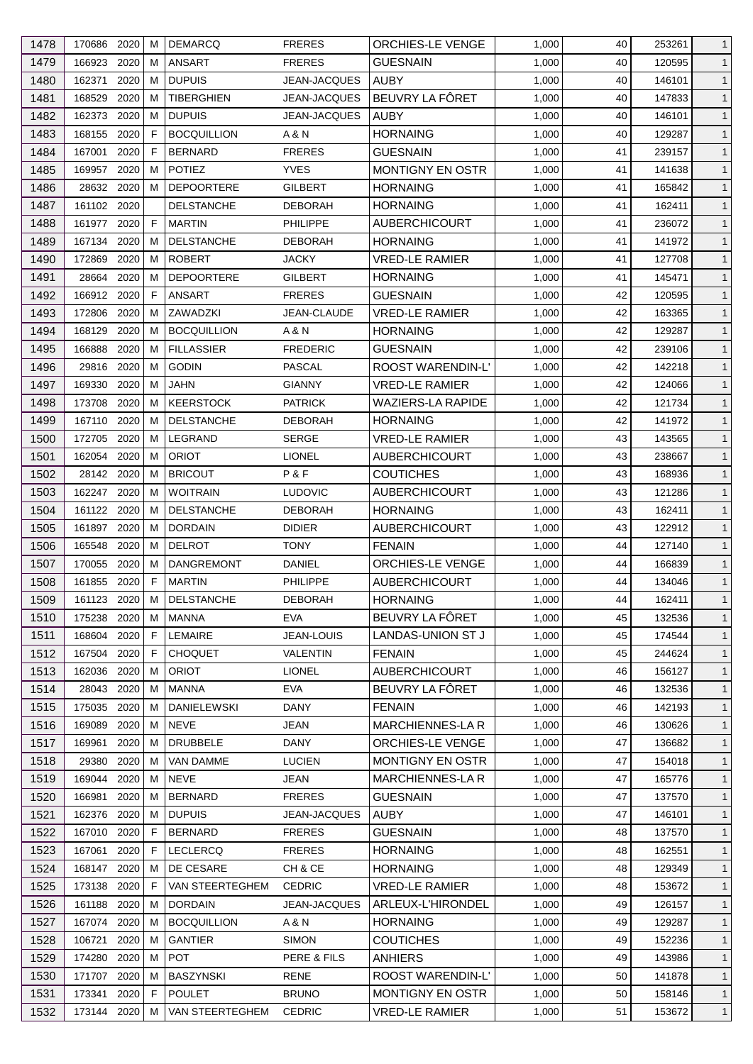| 1478 | 170686 | 2020 | M | DEMARCQ | FRERES | ORCHIES-LE VENGE | 1,000 | 40 | 253261 | 1 |
|---|---|---|---|---|---|---|---|---|---|---|
| 1479 | 166923 | 2020 | M | ANSART | FRERES | GUESNAIN | 1,000 | 40 | 120595 | 1 |
| 1480 | 162371 | 2020 | M | DUPUIS | JEAN-JACQUES | AUBY | 1,000 | 40 | 146101 | 1 |
| 1481 | 168529 | 2020 | M | TIBERGHIEN | JEAN-JACQUES | BEUVRY LA FÔRET | 1,000 | 40 | 147833 | 1 |
| 1482 | 162373 | 2020 | M | DUPUIS | JEAN-JACQUES | AUBY | 1,000 | 40 | 146101 | 1 |
| 1483 | 168155 | 2020 | F | BOCQUILLION | A & N | HORNAING | 1,000 | 40 | 129287 | 1 |
| 1484 | 167001 | 2020 | F | BERNARD | FRERES | GUESNAIN | 1,000 | 41 | 239157 | 1 |
| 1485 | 169957 | 2020 | M | POTIEZ | YVES | MONTIGNY EN OSTR | 1,000 | 41 | 141638 | 1 |
| 1486 | 28632 | 2020 | M | DEPOORTERE | GILBERT | HORNAING | 1,000 | 41 | 165842 | 1 |
| 1487 | 161102 | 2020 | | DELSTANCHE | DEBORAH | HORNAING | 1,000 | 41 | 162411 | 1 |
| 1488 | 161977 | 2020 | F | MARTIN | PHILIPPE | AUBERCHICOURT | 1,000 | 41 | 236072 | 1 |
| 1489 | 167134 | 2020 | M | DELSTANCHE | DEBORAH | HORNAING | 1,000 | 41 | 141972 | 1 |
| 1490 | 172869 | 2020 | M | ROBERT | JACKY | VRED-LE RAMIER | 1,000 | 41 | 127708 | 1 |
| 1491 | 28664 | 2020 | M | DEPOORTERE | GILBERT | HORNAING | 1,000 | 41 | 145471 | 1 |
| 1492 | 166912 | 2020 | F | ANSART | FRERES | GUESNAIN | 1,000 | 42 | 120595 | 1 |
| 1493 | 172806 | 2020 | M | ZAWADZKI | JEAN-CLAUDE | VRED-LE RAMIER | 1,000 | 42 | 163365 | 1 |
| 1494 | 168129 | 2020 | M | BOCQUILLION | A & N | HORNAING | 1,000 | 42 | 129287 | 1 |
| 1495 | 166888 | 2020 | M | FILLASSIER | FREDERIC | GUESNAIN | 1,000 | 42 | 239106 | 1 |
| 1496 | 29816 | 2020 | M | GODIN | PASCAL | ROOST WARENDIN-L' | 1,000 | 42 | 142218 | 1 |
| 1497 | 169330 | 2020 | M | JAHN | GIANNY | VRED-LE RAMIER | 1,000 | 42 | 124066 | 1 |
| 1498 | 173708 | 2020 | M | KEERSTOCK | PATRICK | WAZIERS-LA RAPIDE | 1,000 | 42 | 121734 | 1 |
| 1499 | 167110 | 2020 | M | DELSTANCHE | DEBORAH | HORNAING | 1,000 | 42 | 141972 | 1 |
| 1500 | 172705 | 2020 | M | LEGRAND | SERGE | VRED-LE RAMIER | 1,000 | 43 | 143565 | 1 |
| 1501 | 162054 | 2020 | M | ORIOT | LIONEL | AUBERCHICOURT | 1,000 | 43 | 238667 | 1 |
| 1502 | 28142 | 2020 | M | BRICOUT | P & F | COUTICHES | 1,000 | 43 | 168936 | 1 |
| 1503 | 162247 | 2020 | M | WOITRAIN | LUDOVIC | AUBERCHICOURT | 1,000 | 43 | 121286 | 1 |
| 1504 | 161122 | 2020 | M | DELSTANCHE | DEBORAH | HORNAING | 1,000 | 43 | 162411 | 1 |
| 1505 | 161897 | 2020 | M | DORDAIN | DIDIER | AUBERCHICOURT | 1,000 | 43 | 122912 | 1 |
| 1506 | 165548 | 2020 | M | DELROT | TONY | FENAIN | 1,000 | 44 | 127140 | 1 |
| 1507 | 170055 | 2020 | M | DANGREMONT | DANIEL | ORCHIES-LE VENGE | 1,000 | 44 | 166839 | 1 |
| 1508 | 161855 | 2020 | F | MARTIN | PHILIPPE | AUBERCHICOURT | 1,000 | 44 | 134046 | 1 |
| 1509 | 161123 | 2020 | M | DELSTANCHE | DEBORAH | HORNAING | 1,000 | 44 | 162411 | 1 |
| 1510 | 175238 | 2020 | M | MANNA | EVA | BEUVRY LA FÔRET | 1,000 | 45 | 132536 | 1 |
| 1511 | 168604 | 2020 | F | LEMAIRE | JEAN-LOUIS | LANDAS-UNION ST J | 1,000 | 45 | 174544 | 1 |
| 1512 | 167504 | 2020 | F | CHOQUET | VALENTIN | FENAIN | 1,000 | 45 | 244624 | 1 |
| 1513 | 162036 | 2020 | M | ORIOT | LIONEL | AUBERCHICOURT | 1,000 | 46 | 156127 | 1 |
| 1514 | 28043 | 2020 | M | MANNA | EVA | BEUVRY LA FÔRET | 1,000 | 46 | 132536 | 1 |
| 1515 | 175035 | 2020 | M | DANIELEWSKI | DANY | FENAIN | 1,000 | 46 | 142193 | 1 |
| 1516 | 169089 | 2020 | M | NEVE | JEAN | MARCHIENNES-LA R | 1,000 | 46 | 130626 | 1 |
| 1517 | 169961 | 2020 | M | DRUBBELE | DANY | ORCHIES-LE VENGE | 1,000 | 47 | 136682 | 1 |
| 1518 | 29380 | 2020 | M | VAN DAMME | LUCIEN | MONTIGNY EN OSTR | 1,000 | 47 | 154018 | 1 |
| 1519 | 169044 | 2020 | M | NEVE | JEAN | MARCHIENNES-LA R | 1,000 | 47 | 165776 | 1 |
| 1520 | 166981 | 2020 | M | BERNARD | FRERES | GUESNAIN | 1,000 | 47 | 137570 | 1 |
| 1521 | 162376 | 2020 | M | DUPUIS | JEAN-JACQUES | AUBY | 1,000 | 47 | 146101 | 1 |
| 1522 | 167010 | 2020 | F | BERNARD | FRERES | GUESNAIN | 1,000 | 48 | 137570 | 1 |
| 1523 | 167061 | 2020 | F | LECLERCQ | FRERES | HORNAING | 1,000 | 48 | 162551 | 1 |
| 1524 | 168147 | 2020 | M | DE CESARE | CH & CE | HORNAING | 1,000 | 48 | 129349 | 1 |
| 1525 | 173138 | 2020 | F | VAN STEERTEGHEM | CEDRIC | VRED-LE RAMIER | 1,000 | 48 | 153672 | 1 |
| 1526 | 161188 | 2020 | M | DORDAIN | JEAN-JACQUES | ARLEUX-L'HIRONDEL | 1,000 | 49 | 126157 | 1 |
| 1527 | 167074 | 2020 | M | BOCQUILLION | A & N | HORNAING | 1,000 | 49 | 129287 | 1 |
| 1528 | 106721 | 2020 | M | GANTIER | SIMON | COUTICHES | 1,000 | 49 | 152236 | 1 |
| 1529 | 174280 | 2020 | M | POT | PERE & FILS | ANHIERS | 1,000 | 49 | 143986 | 1 |
| 1530 | 171707 | 2020 | M | BASZYNSKI | RENE | ROOST WARENDIN-L' | 1,000 | 50 | 141878 | 1 |
| 1531 | 173341 | 2020 | F | POULET | BRUNO | MONTIGNY EN OSTR | 1,000 | 50 | 158146 | 1 |
| 1532 | 173144 | 2020 | M | VAN STEERTEGHEM | CEDRIC | VRED-LE RAMIER | 1,000 | 51 | 153672 | 1 |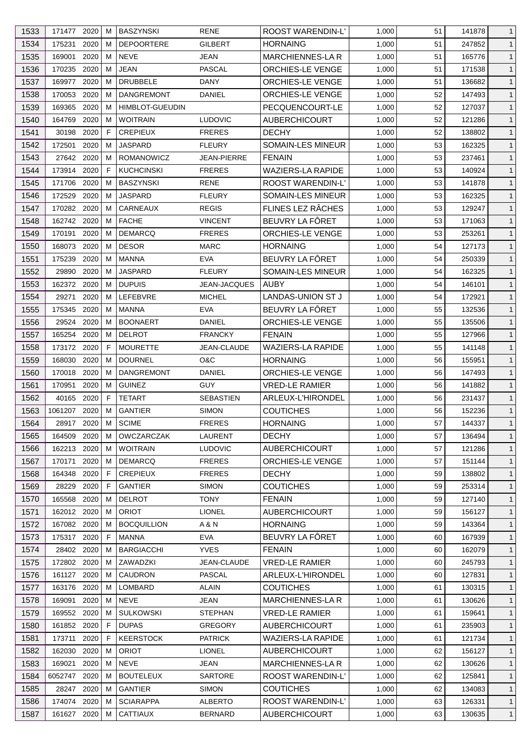| 1533 | 171477 | 2020 | M | BASZYNSKI | RENE | ROOST WARENDIN-L' | 1,000 | 51 | 141878 | 1 |
|---|---|---|---|---|---|---|---|---|---|---|
| 1534 | 175231 | 2020 | M | DEPOORTERE | GILBERT | HORNAING | 1,000 | 51 | 247852 | 1 |
| 1535 | 169001 | 2020 | M | NEVE | JEAN | MARCHIENNES-LA R | 1,000 | 51 | 165776 | 1 |
| 1536 | 170235 | 2020 | M | JEAN | PASCAL | ORCHIES-LE VENGE | 1,000 | 51 | 171538 | 1 |
| 1537 | 169977 | 2020 | M | DRUBBELE | DANY | ORCHIES-LE VENGE | 1,000 | 51 | 136682 | 1 |
| 1538 | 170053 | 2020 | M | DANGREMONT | DANIEL | ORCHIES-LE VENGE | 1,000 | 52 | 147493 | 1 |
| 1539 | 169365 | 2020 | M | HIMBLOT-GUEUDIN | | PECQUENCOURT-LE | 1,000 | 52 | 127037 | 1 |
| 1540 | 164769 | 2020 | M | WOITRAIN | LUDOVIC | AUBERCHICOURT | 1,000 | 52 | 121286 | 1 |
| 1541 | 30198 | 2020 | F | CREPIEUX | FRERES | DECHY | 1,000 | 52 | 138802 | 1 |
| 1542 | 172501 | 2020 | M | JASPARD | FLEURY | SOMAIN-LES MINEUR | 1,000 | 53 | 162325 | 1 |
| 1543 | 27642 | 2020 | M | ROMANOWICZ | JEAN-PIERRE | FENAIN | 1,000 | 53 | 237461 | 1 |
| 1544 | 173914 | 2020 | F | KUCHCINSKI | FRERES | WAZIERS-LA RAPIDE | 1,000 | 53 | 140924 | 1 |
| 1545 | 171706 | 2020 | M | BASZYNSKI | RENE | ROOST WARENDIN-L' | 1,000 | 53 | 141878 | 1 |
| 1546 | 172529 | 2020 | M | JASPARD | FLEURY | SOMAIN-LES MINEUR | 1,000 | 53 | 162325 | 1 |
| 1547 | 170282 | 2020 | M | CARNEAUX | REGIS | FLINES LEZ RÂCHES | 1,000 | 53 | 129247 | 1 |
| 1548 | 162742 | 2020 | M | FACHE | VINCENT | BEUVRY LA FÔRET | 1,000 | 53 | 171063 | 1 |
| 1549 | 170191 | 2020 | M | DEMARCQ | FRERES | ORCHIES-LE VENGE | 1,000 | 53 | 253261 | 1 |
| 1550 | 168073 | 2020 | M | DESOR | MARC | HORNAING | 1,000 | 54 | 127173 | 1 |
| 1551 | 175239 | 2020 | M | MANNA | EVA | BEUVRY LA FÔRET | 1,000 | 54 | 250339 | 1 |
| 1552 | 29890 | 2020 | M | JASPARD | FLEURY | SOMAIN-LES MINEUR | 1,000 | 54 | 162325 | 1 |
| 1553 | 162372 | 2020 | M | DUPUIS | JEAN-JACQUES | AUBY | 1,000 | 54 | 146101 | 1 |
| 1554 | 29271 | 2020 | M | LEFEBVRE | MICHEL | LANDAS-UNION ST J | 1,000 | 54 | 172921 | 1 |
| 1555 | 175345 | 2020 | M | MANNA | EVA | BEUVRY LA FÔRET | 1,000 | 55 | 132536 | 1 |
| 1556 | 29524 | 2020 | M | BOONAERT | DANIEL | ORCHIES-LE VENGE | 1,000 | 55 | 135506 | 1 |
| 1557 | 165254 | 2020 | M | DELROT | FRANCKY | FENAIN | 1,000 | 55 | 127966 | 1 |
| 1558 | 173172 | 2020 | F | MOURETTE | JEAN-CLAUDE | WAZIERS-LA RAPIDE | 1,000 | 55 | 141148 | 1 |
| 1559 | 168030 | 2020 | M | DOURNEL | O&C | HORNAING | 1,000 | 56 | 155951 | 1 |
| 1560 | 170018 | 2020 | M | DANGREMONT | DANIEL | ORCHIES-LE VENGE | 1,000 | 56 | 147493 | 1 |
| 1561 | 170951 | 2020 | M | GUINEZ | GUY | VRED-LE RAMIER | 1,000 | 56 | 141882 | 1 |
| 1562 | 40165 | 2020 | F | TETART | SEBASTIEN | ARLEUX-L'HIRONDEL | 1,000 | 56 | 231437 | 1 |
| 1563 | 1061207 | 2020 | M | GANTIER | SIMON | COUTICHES | 1,000 | 56 | 152236 | 1 |
| 1564 | 28917 | 2020 | M | SCIME | FRERES | HORNAING | 1,000 | 57 | 144337 | 1 |
| 1565 | 164509 | 2020 | M | OWCZARCZAK | LAURENT | DECHY | 1,000 | 57 | 136494 | 1 |
| 1566 | 162213 | 2020 | M | WOITRAIN | LUDOVIC | AUBERCHICOURT | 1,000 | 57 | 121286 | 1 |
| 1567 | 170171 | 2020 | M | DEMARCQ | FRERES | ORCHIES-LE VENGE | 1,000 | 57 | 151144 | 1 |
| 1568 | 164348 | 2020 | F | CREPIEUX | FRERES | DECHY | 1,000 | 59 | 138802 | 1 |
| 1569 | 28229 | 2020 | F | GANTIER | SIMON | COUTICHES | 1,000 | 59 | 253314 | 1 |
| 1570 | 165568 | 2020 | M | DELROT | TONY | FENAIN | 1,000 | 59 | 127140 | 1 |
| 1571 | 162012 | 2020 | M | ORIOT | LIONEL | AUBERCHICOURT | 1,000 | 59 | 156127 | 1 |
| 1572 | 167082 | 2020 | M | BOCQUILLION | A & N | HORNAING | 1,000 | 59 | 143364 | 1 |
| 1573 | 175317 | 2020 | F | MANNA | EVA | BEUVRY LA FÔRET | 1,000 | 60 | 167939 | 1 |
| 1574 | 28402 | 2020 | M | BARGIACCHI | YVES | FENAIN | 1,000 | 60 | 162079 | 1 |
| 1575 | 172802 | 2020 | M | ZAWADZKI | JEAN-CLAUDE | VRED-LE RAMIER | 1,000 | 60 | 245793 | 1 |
| 1576 | 161127 | 2020 | M | CAUDRON | PASCAL | ARLEUX-L'HIRONDEL | 1,000 | 60 | 127831 | 1 |
| 1577 | 163176 | 2020 | M | LOMBARD | ALAIN | COUTICHES | 1,000 | 61 | 130315 | 1 |
| 1578 | 169091 | 2020 | M | NEVE | JEAN | MARCHIENNES-LA R | 1,000 | 61 | 130626 | 1 |
| 1579 | 169552 | 2020 | M | SULKOWSKI | STEPHAN | VRED-LE RAMIER | 1,000 | 61 | 159641 | 1 |
| 1580 | 161852 | 2020 | F | DUPAS | GREGORY | AUBERCHICOURT | 1,000 | 61 | 235903 | 1 |
| 1581 | 173711 | 2020 | F | KEERSTOCK | PATRICK | WAZIERS-LA RAPIDE | 1,000 | 61 | 121734 | 1 |
| 1582 | 162030 | 2020 | M | ORIOT | LIONEL | AUBERCHICOURT | 1,000 | 62 | 156127 | 1 |
| 1583 | 169021 | 2020 | M | NEVE | JEAN | MARCHIENNES-LA R | 1,000 | 62 | 130626 | 1 |
| 1584 | 6052747 | 2020 | M | BOUTELEUX | SARTORE | ROOST WARENDIN-L' | 1,000 | 62 | 125841 | 1 |
| 1585 | 28247 | 2020 | M | GANTIER | SIMON | COUTICHES | 1,000 | 62 | 134083 | 1 |
| 1586 | 174074 | 2020 | M | SCIARAPPA | ALBERTO | ROOST WARENDIN-L' | 1,000 | 63 | 126331 | 1 |
| 1587 | 161627 | 2020 | M | CATTIAUX | BERNARD | AUBERCHICOURT | 1,000 | 63 | 130635 | 1 |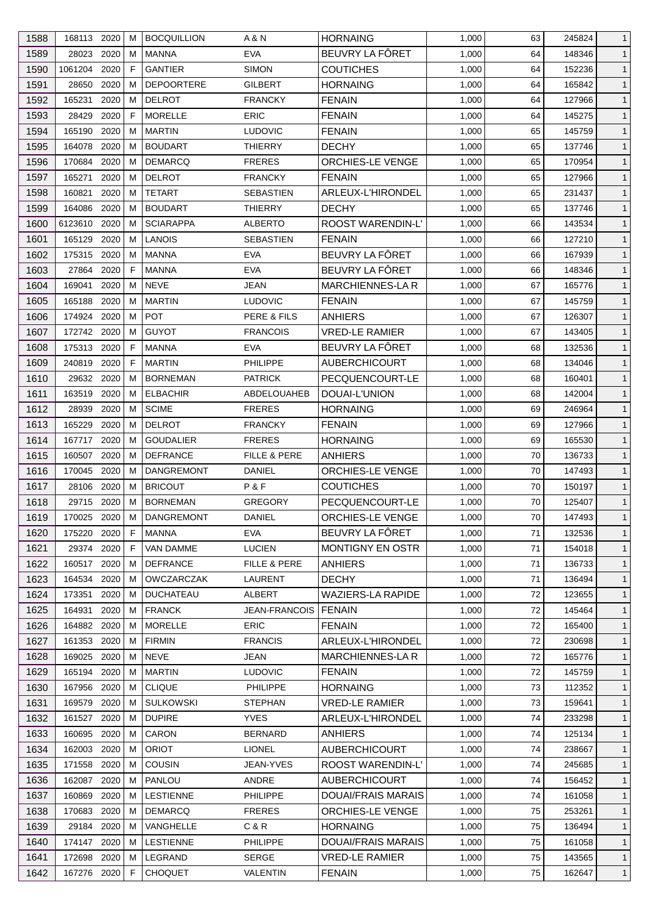| 1588 | 168113 | 2020 | M | BOCQUILLION | A & N | HORNAING | 1,000 | 63 | 245824 | 1 |
|---|---|---|---|---|---|---|---|---|---|---|
| 1589 | 28023 | 2020 | M | MANNA | EVA | BEUVRY LA FÔRET | 1,000 | 64 | 148346 | 1 |
| 1590 | 1061204 | 2020 | F | GANTIER | SIMON | COUTICHES | 1,000 | 64 | 152236 | 1 |
| 1591 | 28650 | 2020 | M | DEPOORTERE | GILBERT | HORNAING | 1,000 | 64 | 165842 | 1 |
| 1592 | 165231 | 2020 | M | DELROT | FRANCKY | FENAIN | 1,000 | 64 | 127966 | 1 |
| 1593 | 28429 | 2020 | F | MORELLE | ERIC | FENAIN | 1,000 | 64 | 145275 | 1 |
| 1594 | 165190 | 2020 | M | MARTIN | LUDOVIC | FENAIN | 1,000 | 65 | 145759 | 1 |
| 1595 | 164078 | 2020 | M | BOUDART | THIERRY | DECHY | 1,000 | 65 | 137746 | 1 |
| 1596 | 170684 | 2020 | M | DEMARCQ | FRERES | ORCHIES-LE VENGE | 1,000 | 65 | 170954 | 1 |
| 1597 | 165271 | 2020 | M | DELROT | FRANCKY | FENAIN | 1,000 | 65 | 127966 | 1 |
| 1598 | 160821 | 2020 | M | TETART | SEBASTIEN | ARLEUX-L'HIRONDEL | 1,000 | 65 | 231437 | 1 |
| 1599 | 164086 | 2020 | M | BOUDART | THIERRY | DECHY | 1,000 | 65 | 137746 | 1 |
| 1600 | 6123610 | 2020 | M | SCIARAPPA | ALBERTO | ROOST WARENDIN-L' | 1,000 | 66 | 143534 | 1 |
| 1601 | 165129 | 2020 | M | LANOIS | SEBASTIEN | FENAIN | 1,000 | 66 | 127210 | 1 |
| 1602 | 175315 | 2020 | M | MANNA | EVA | BEUVRY LA FÔRET | 1,000 | 66 | 167939 | 1 |
| 1603 | 27864 | 2020 | F | MANNA | EVA | BEUVRY LA FÔRET | 1,000 | 66 | 148346 | 1 |
| 1604 | 169041 | 2020 | M | NEVE | JEAN | MARCHIENNES-LA R | 1,000 | 67 | 165776 | 1 |
| 1605 | 165188 | 2020 | M | MARTIN | LUDOVIC | FENAIN | 1,000 | 67 | 145759 | 1 |
| 1606 | 174924 | 2020 | M | POT | PERE & FILS | ANHIERS | 1,000 | 67 | 126307 | 1 |
| 1607 | 172742 | 2020 | M | GUYOT | FRANCOIS | VRED-LE RAMIER | 1,000 | 67 | 143405 | 1 |
| 1608 | 175313 | 2020 | F | MANNA | EVA | BEUVRY LA FÔRET | 1,000 | 68 | 132536 | 1 |
| 1609 | 240819 | 2020 | F | MARTIN | PHILIPPE | AUBERCHICOURT | 1,000 | 68 | 134046 | 1 |
| 1610 | 29632 | 2020 | M | BORNEMAN | PATRICK | PECQUENCOURT-LE | 1,000 | 68 | 160401 | 1 |
| 1611 | 163519 | 2020 | M | ELBACHIR | ABDELOUAHEB | DOUAI-L'UNION | 1,000 | 68 | 142004 | 1 |
| 1612 | 28939 | 2020 | M | SCIME | FRERES | HORNAING | 1,000 | 69 | 246964 | 1 |
| 1613 | 165229 | 2020 | M | DELROT | FRANCKY | FENAIN | 1,000 | 69 | 127966 | 1 |
| 1614 | 167717 | 2020 | M | GOUDALIER | FRERES | HORNAING | 1,000 | 69 | 165530 | 1 |
| 1615 | 160507 | 2020 | M | DEFRANCE | FILLE & PERE | ANHIERS | 1,000 | 70 | 136733 | 1 |
| 1616 | 170045 | 2020 | M | DANGREMONT | DANIEL | ORCHIES-LE VENGE | 1,000 | 70 | 147493 | 1 |
| 1617 | 28106 | 2020 | M | BRICOUT | P & F | COUTICHES | 1,000 | 70 | 150197 | 1 |
| 1618 | 29715 | 2020 | M | BORNEMAN | GREGORY | PECQUENCOURT-LE | 1,000 | 70 | 125407 | 1 |
| 1619 | 170025 | 2020 | M | DANGREMONT | DANIEL | ORCHIES-LE VENGE | 1,000 | 70 | 147493 | 1 |
| 1620 | 175220 | 2020 | F | MANNA | EVA | BEUVRY LA FÔRET | 1,000 | 71 | 132536 | 1 |
| 1621 | 29374 | 2020 | F | VAN DAMME | LUCIEN | MONTIGNY EN OSTR | 1,000 | 71 | 154018 | 1 |
| 1622 | 160517 | 2020 | M | DEFRANCE | FILLE & PERE | ANHIERS | 1,000 | 71 | 136733 | 1 |
| 1623 | 164534 | 2020 | M | OWCZARCZAK | LAURENT | DECHY | 1,000 | 71 | 136494 | 1 |
| 1624 | 173351 | 2020 | M | DUCHATEAU | ALBERT | WAZIERS-LA RAPIDE | 1,000 | 72 | 123655 | 1 |
| 1625 | 164931 | 2020 | M | FRANCK | JEAN-FRANCOIS | FENAIN | 1,000 | 72 | 145464 | 1 |
| 1626 | 164882 | 2020 | M | MORELLE | ERIC | FENAIN | 1,000 | 72 | 165400 | 1 |
| 1627 | 161353 | 2020 | M | FIRMIN | FRANCIS | ARLEUX-L'HIRONDEL | 1,000 | 72 | 230698 | 1 |
| 1628 | 169025 | 2020 | M | NEVE | JEAN | MARCHIENNES-LA R | 1,000 | 72 | 165776 | 1 |
| 1629 | 165194 | 2020 | M | MARTIN | LUDOVIC | FENAIN | 1,000 | 72 | 145759 | 1 |
| 1630 | 167956 | 2020 | M | CLIQUE | PHILIPPE | HORNAING | 1,000 | 73 | 112352 | 1 |
| 1631 | 169579 | 2020 | M | SULKOWSKI | STEPHAN | VRED-LE RAMIER | 1,000 | 73 | 159641 | 1 |
| 1632 | 161527 | 2020 | M | DUPIRE | YVES | ARLEUX-L'HIRONDEL | 1,000 | 74 | 233298 | 1 |
| 1633 | 160695 | 2020 | M | CARON | BERNARD | ANHIERS | 1,000 | 74 | 125134 | 1 |
| 1634 | 162003 | 2020 | M | ORIOT | LIONEL | AUBERCHICOURT | 1,000 | 74 | 238667 | 1 |
| 1635 | 171558 | 2020 | M | COUSIN | JEAN-YVES | ROOST WARENDIN-L' | 1,000 | 74 | 245685 | 1 |
| 1636 | 162087 | 2020 | M | PANLOU | ANDRE | AUBERCHICOURT | 1,000 | 74 | 156452 | 1 |
| 1637 | 160869 | 2020 | M | LESTIENNE | PHILIPPE | DOUAI/FRAIS MARAIS | 1,000 | 74 | 161058 | 1 |
| 1638 | 170683 | 2020 | M | DEMARCQ | FRERES | ORCHIES-LE VENGE | 1,000 | 75 | 253261 | 1 |
| 1639 | 29184 | 2020 | M | VANGHELLE | C & R | HORNAING | 1,000 | 75 | 136494 | 1 |
| 1640 | 174147 | 2020 | M | LESTIENNE | PHILIPPE | DOUAI/FRAIS MARAIS | 1,000 | 75 | 161058 | 1 |
| 1641 | 172698 | 2020 | M | LEGRAND | SERGE | VRED-LE RAMIER | 1,000 | 75 | 143565 | 1 |
| 1642 | 167276 | 2020 | F | CHOQUET | VALENTIN | FENAIN | 1,000 | 75 | 162647 | 1 |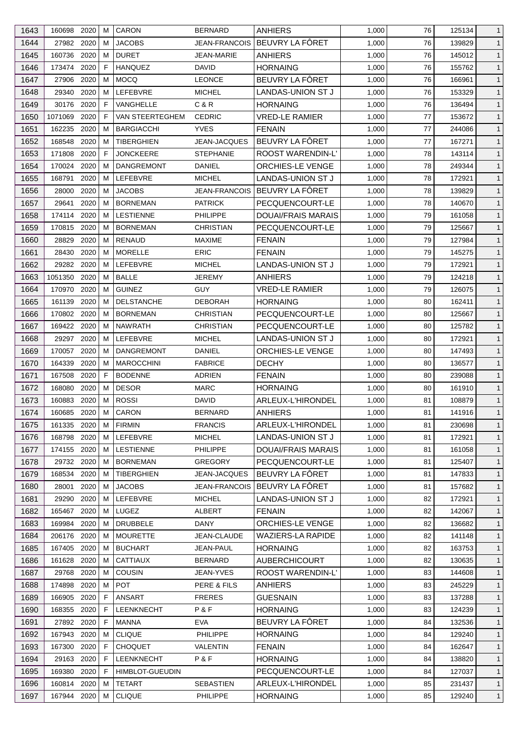| 1643 | 160698 | 2020 | M | CARON | BERNARD | ANHIERS | 1,000 | 76 | 125134 | 1 |
|---|---|---|---|---|---|---|---|---|---|---|
| 1644 | 27982 | 2020 | M | JACOBS | JEAN-FRANCOIS | BEUVRY LA FÔRET | 1,000 | 76 | 139829 | 1 |
| 1645 | 160736 | 2020 | M | DURET | JEAN-MARIE | ANHIERS | 1,000 | 76 | 145012 | 1 |
| 1646 | 173474 | 2020 | F | HANQUEZ | DAVID | HORNAING | 1,000 | 76 | 155762 | 1 |
| 1647 | 27906 | 2020 | M | MOCQ | LEONCE | BEUVRY LA FÔRET | 1,000 | 76 | 166961 | 1 |
| 1648 | 29340 | 2020 | M | LEFEBVRE | MICHEL | LANDAS-UNION ST J | 1,000 | 76 | 153329 | 1 |
| 1649 | 30176 | 2020 | F | VANGHELLE | C & R | HORNAING | 1,000 | 76 | 136494 | 1 |
| 1650 | 1071069 | 2020 | F | VAN STEERTEGHEM | CEDRIC | VRED-LE RAMIER | 1,000 | 77 | 153672 | 1 |
| 1651 | 162235 | 2020 | M | BARGIACCHI | YVES | FENAIN | 1,000 | 77 | 244086 | 1 |
| 1652 | 168548 | 2020 | M | TIBERGHIEN | JEAN-JACQUES | BEUVRY LA FÔRET | 1,000 | 77 | 167271 | 1 |
| 1653 | 171808 | 2020 | F | JONCKEERE | STEPHANIE | ROOST WARENDIN-L' | 1,000 | 78 | 143114 | 1 |
| 1654 | 170024 | 2020 | M | DANGREMONT | DANIEL | ORCHIES-LE VENGE | 1,000 | 78 | 249344 | 1 |
| 1655 | 168791 | 2020 | M | LEFEBVRE | MICHEL | LANDAS-UNION ST J | 1,000 | 78 | 172921 | 1 |
| 1656 | 28000 | 2020 | M | JACOBS | JEAN-FRANCOIS | BEUVRY LA FÔRET | 1,000 | 78 | 139829 | 1 |
| 1657 | 29641 | 2020 | M | BORNEMAN | PATRICK | PECQUENCOURT-LE | 1,000 | 78 | 140670 | 1 |
| 1658 | 174114 | 2020 | M | LESTIENNE | PHILIPPE | DOUAI/FRAIS MARAIS | 1,000 | 79 | 161058 | 1 |
| 1659 | 170815 | 2020 | M | BORNEMAN | CHRISTIAN | PECQUENCOURT-LE | 1,000 | 79 | 125667 | 1 |
| 1660 | 28829 | 2020 | M | RENAUD | MAXIME | FENAIN | 1,000 | 79 | 127984 | 1 |
| 1661 | 28430 | 2020 | M | MORELLE | ERIC | FENAIN | 1,000 | 79 | 145275 | 1 |
| 1662 | 29282 | 2020 | M | LEFEBVRE | MICHEL | LANDAS-UNION ST J | 1,000 | 79 | 172921 | 1 |
| 1663 | 1051350 | 2020 | M | BALLE | JEREMY | ANHIERS | 1,000 | 79 | 124218 | 1 |
| 1664 | 170970 | 2020 | M | GUINEZ | GUY | VRED-LE RAMIER | 1,000 | 79 | 126075 | 1 |
| 1665 | 161139 | 2020 | M | DELSTANCHE | DEBORAH | HORNAING | 1,000 | 80 | 162411 | 1 |
| 1666 | 170802 | 2020 | M | BORNEMAN | CHRISTIAN | PECQUENCOURT-LE | 1,000 | 80 | 125667 | 1 |
| 1667 | 169422 | 2020 | M | NAWRATH | CHRISTIAN | PECQUENCOURT-LE | 1,000 | 80 | 125782 | 1 |
| 1668 | 29297 | 2020 | M | LEFEBVRE | MICHEL | LANDAS-UNION ST J | 1,000 | 80 | 172921 | 1 |
| 1669 | 170057 | 2020 | M | DANGREMONT | DANIEL | ORCHIES-LE VENGE | 1,000 | 80 | 147493 | 1 |
| 1670 | 164339 | 2020 | M | MAROCCHINI | FABRICE | DECHY | 1,000 | 80 | 136577 | 1 |
| 1671 | 167508 | 2020 | F | BODENNE | ADRIEN | FENAIN | 1,000 | 80 | 239088 | 1 |
| 1672 | 168080 | 2020 | M | DESOR | MARC | HORNAING | 1,000 | 80 | 161910 | 1 |
| 1673 | 160883 | 2020 | M | ROSSI | DAVID | ARLEUX-L'HIRONDEL | 1,000 | 81 | 108879 | 1 |
| 1674 | 160685 | 2020 | M | CARON | BERNARD | ANHIERS | 1,000 | 81 | 141916 | 1 |
| 1675 | 161335 | 2020 | M | FIRMIN | FRANCIS | ARLEUX-L'HIRONDEL | 1,000 | 81 | 230698 | 1 |
| 1676 | 168798 | 2020 | M | LEFEBVRE | MICHEL | LANDAS-UNION ST J | 1,000 | 81 | 172921 | 1 |
| 1677 | 174155 | 2020 | M | LESTIENNE | PHILIPPE | DOUAI/FRAIS MARAIS | 1,000 | 81 | 161058 | 1 |
| 1678 | 29732 | 2020 | M | BORNEMAN | GREGORY | PECQUENCOURT-LE | 1,000 | 81 | 125407 | 1 |
| 1679 | 168534 | 2020 | M | TIBERGHIEN | JEAN-JACQUES | BEUVRY LA FÔRET | 1,000 | 81 | 147833 | 1 |
| 1680 | 28001 | 2020 | M | JACOBS | JEAN-FRANCOIS | BEUVRY LA FÔRET | 1,000 | 81 | 157682 | 1 |
| 1681 | 29290 | 2020 | M | LEFEBVRE | MICHEL | LANDAS-UNION ST J | 1,000 | 82 | 172921 | 1 |
| 1682 | 165467 | 2020 | M | LUGEZ | ALBERT | FENAIN | 1,000 | 82 | 142067 | 1 |
| 1683 | 169984 | 2020 | M | DRUBBELE | DANY | ORCHIES-LE VENGE | 1,000 | 82 | 136682 | 1 |
| 1684 | 206176 | 2020 | M | MOURETTE | JEAN-CLAUDE | WAZIERS-LA RAPIDE | 1,000 | 82 | 141148 | 1 |
| 1685 | 167405 | 2020 | M | BUCHART | JEAN-PAUL | HORNAING | 1,000 | 82 | 163753 | 1 |
| 1686 | 161628 | 2020 | M | CATTIAUX | BERNARD | AUBERCHICOURT | 1,000 | 82 | 130635 | 1 |
| 1687 | 29768 | 2020 | M | COUSIN | JEAN-YVES | ROOST WARENDIN-L' | 1,000 | 83 | 144608 | 1 |
| 1688 | 174898 | 2020 | M | POT | PERE & FILS | ANHIERS | 1,000 | 83 | 245229 | 1 |
| 1689 | 166905 | 2020 | F | ANSART | FRERES | GUESNAIN | 1,000 | 83 | 137288 | 1 |
| 1690 | 168355 | 2020 | F | LEENKNECHT | P & F | HORNAING | 1,000 | 83 | 124239 | 1 |
| 1691 | 27892 | 2020 | F | MANNA | EVA | BEUVRY LA FÔRET | 1,000 | 84 | 132536 | 1 |
| 1692 | 167943 | 2020 | M | CLIQUE | PHILIPPE | HORNAING | 1,000 | 84 | 129240 | 1 |
| 1693 | 167300 | 2020 | F | CHOQUET | VALENTIN | FENAIN | 1,000 | 84 | 162647 | 1 |
| 1694 | 29163 | 2020 | F | LEENKNECHT | P & F | HORNAING | 1,000 | 84 | 138820 | 1 |
| 1695 | 169380 | 2020 | F | HIMBLOT-GUEUDIN | | PECQUENCOURT-LE | 1,000 | 84 | 127037 | 1 |
| 1696 | 160814 | 2020 | M | TETART | SEBASTIEN | ARLEUX-L'HIRONDEL | 1,000 | 85 | 231437 | 1 |
| 1697 | 167944 | 2020 | M | CLIQUE | PHILIPPE | HORNAING | 1,000 | 85 | 129240 | 1 |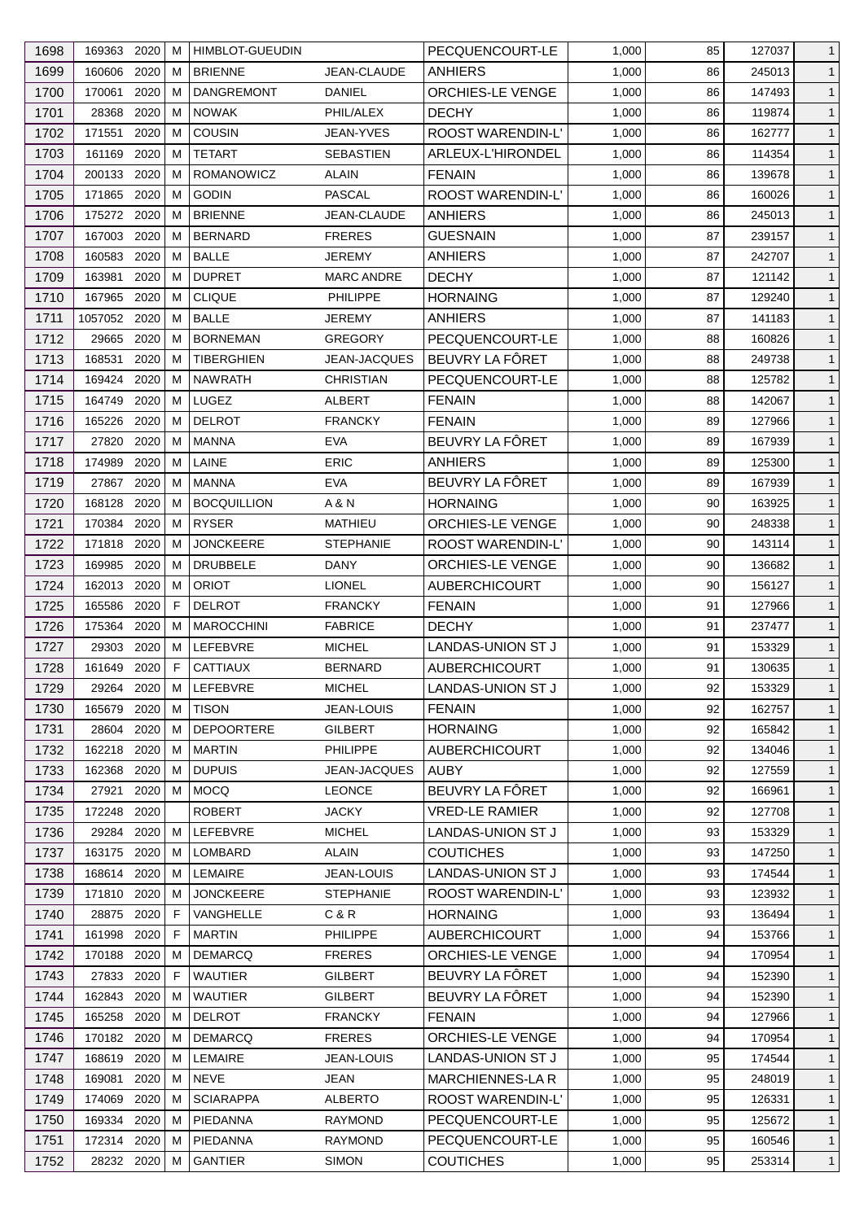| 1698 | 169363 | 2020 | M | HIMBLOT-GUEUDIN | | PECQUENCOURT-LE | 1,000 | 85 | 127037 | 1 |
|---|---|---|---|---|---|---|---|---|---|---|
| 1699 | 160606 | 2020 | M | BRIENNE | JEAN-CLAUDE | ANHIERS | 1,000 | 86 | 245013 | 1 |
| 1700 | 170061 | 2020 | M | DANGREMONT | DANIEL | ORCHIES-LE VENGE | 1,000 | 86 | 147493 | 1 |
| 1701 | 28368 | 2020 | M | NOWAK | PHIL/ALEX | DECHY | 1,000 | 86 | 119874 | 1 |
| 1702 | 171551 | 2020 | M | COUSIN | JEAN-YVES | ROOST WARENDIN-L' | 1,000 | 86 | 162777 | 1 |
| 1703 | 161169 | 2020 | M | TETART | SEBASTIEN | ARLEUX-L'HIRONDEL | 1,000 | 86 | 114354 | 1 |
| 1704 | 200133 | 2020 | M | ROMANOWICZ | ALAIN | FENAIN | 1,000 | 86 | 139678 | 1 |
| 1705 | 171865 | 2020 | M | GODIN | PASCAL | ROOST WARENDIN-L' | 1,000 | 86 | 160026 | 1 |
| 1706 | 175272 | 2020 | M | BRIENNE | JEAN-CLAUDE | ANHIERS | 1,000 | 86 | 245013 | 1 |
| 1707 | 167003 | 2020 | M | BERNARD | FRERES | GUESNAIN | 1,000 | 87 | 239157 | 1 |
| 1708 | 160583 | 2020 | M | BALLE | JEREMY | ANHIERS | 1,000 | 87 | 242707 | 1 |
| 1709 | 163981 | 2020 | M | DUPRET | MARC ANDRE | DECHY | 1,000 | 87 | 121142 | 1 |
| 1710 | 167965 | 2020 | M | CLIQUE | PHILIPPE | HORNAING | 1,000 | 87 | 129240 | 1 |
| 1711 | 1057052 | 2020 | M | BALLE | JEREMY | ANHIERS | 1,000 | 87 | 141183 | 1 |
| 1712 | 29665 | 2020 | M | BORNEMAN | GREGORY | PECQUENCOURT-LE | 1,000 | 88 | 160826 | 1 |
| 1713 | 168531 | 2020 | M | TIBERGHIEN | JEAN-JACQUES | BEUVRY LA FÔRET | 1,000 | 88 | 249738 | 1 |
| 1714 | 169424 | 2020 | M | NAWRATH | CHRISTIAN | PECQUENCOURT-LE | 1,000 | 88 | 125782 | 1 |
| 1715 | 164749 | 2020 | M | LUGEZ | ALBERT | FENAIN | 1,000 | 88 | 142067 | 1 |
| 1716 | 165226 | 2020 | M | DELROT | FRANCKY | FENAIN | 1,000 | 89 | 127966 | 1 |
| 1717 | 27820 | 2020 | M | MANNA | EVA | BEUVRY LA FÔRET | 1,000 | 89 | 167939 | 1 |
| 1718 | 174989 | 2020 | M | LAINE | ERIC | ANHIERS | 1,000 | 89 | 125300 | 1 |
| 1719 | 27867 | 2020 | M | MANNA | EVA | BEUVRY LA FÔRET | 1,000 | 89 | 167939 | 1 |
| 1720 | 168128 | 2020 | M | BOCQUILLION | A & N | HORNAING | 1,000 | 90 | 163925 | 1 |
| 1721 | 170384 | 2020 | M | RYSER | MATHIEU | ORCHIES-LE VENGE | 1,000 | 90 | 248338 | 1 |
| 1722 | 171818 | 2020 | M | JONCKEERE | STEPHANIE | ROOST WARENDIN-L' | 1,000 | 90 | 143114 | 1 |
| 1723 | 169985 | 2020 | M | DRUBBELE | DANY | ORCHIES-LE VENGE | 1,000 | 90 | 136682 | 1 |
| 1724 | 162013 | 2020 | M | ORIOT | LIONEL | AUBERCHICOURT | 1,000 | 90 | 156127 | 1 |
| 1725 | 165586 | 2020 | F | DELROT | FRANCKY | FENAIN | 1,000 | 91 | 127966 | 1 |
| 1726 | 175364 | 2020 | M | MAROCCHINI | FABRICE | DECHY | 1,000 | 91 | 237477 | 1 |
| 1727 | 29303 | 2020 | M | LEFEBVRE | MICHEL | LANDAS-UNION ST J | 1,000 | 91 | 153329 | 1 |
| 1728 | 161649 | 2020 | F | CATTIAUX | BERNARD | AUBERCHICOURT | 1,000 | 91 | 130635 | 1 |
| 1729 | 29264 | 2020 | M | LEFEBVRE | MICHEL | LANDAS-UNION ST J | 1,000 | 92 | 153329 | 1 |
| 1730 | 165679 | 2020 | M | TISON | JEAN-LOUIS | FENAIN | 1,000 | 92 | 162757 | 1 |
| 1731 | 28604 | 2020 | M | DEPOORTERE | GILBERT | HORNAING | 1,000 | 92 | 165842 | 1 |
| 1732 | 162218 | 2020 | M | MARTIN | PHILIPPE | AUBERCHICOURT | 1,000 | 92 | 134046 | 1 |
| 1733 | 162368 | 2020 | M | DUPUIS | JEAN-JACQUES | AUBY | 1,000 | 92 | 127559 | 1 |
| 1734 | 27921 | 2020 | M | MOCQ | LEONCE | BEUVRY LA FÔRET | 1,000 | 92 | 166961 | 1 |
| 1735 | 172248 | 2020 | | ROBERT | JACKY | VRED-LE RAMIER | 1,000 | 92 | 127708 | 1 |
| 1736 | 29284 | 2020 | M | LEFEBVRE | MICHEL | LANDAS-UNION ST J | 1,000 | 93 | 153329 | 1 |
| 1737 | 163175 | 2020 | M | LOMBARD | ALAIN | COUTICHES | 1,000 | 93 | 147250 | 1 |
| 1738 | 168614 | 2020 | M | LEMAIRE | JEAN-LOUIS | LANDAS-UNION ST J | 1,000 | 93 | 174544 | 1 |
| 1739 | 171810 | 2020 | M | JONCKEERE | STEPHANIE | ROOST WARENDIN-L' | 1,000 | 93 | 123932 | 1 |
| 1740 | 28875 | 2020 | F | VANGHELLE | C & R | HORNAING | 1,000 | 93 | 136494 | 1 |
| 1741 | 161998 | 2020 | F | MARTIN | PHILIPPE | AUBERCHICOURT | 1,000 | 94 | 153766 | 1 |
| 1742 | 170188 | 2020 | M | DEMARCQ | FRERES | ORCHIES-LE VENGE | 1,000 | 94 | 170954 | 1 |
| 1743 | 27833 | 2020 | F | WAUTIER | GILBERT | BEUVRY LA FÔRET | 1,000 | 94 | 152390 | 1 |
| 1744 | 162843 | 2020 | M | WAUTIER | GILBERT | BEUVRY LA FÔRET | 1,000 | 94 | 152390 | 1 |
| 1745 | 165258 | 2020 | M | DELROT | FRANCKY | FENAIN | 1,000 | 94 | 127966 | 1 |
| 1746 | 170182 | 2020 | M | DEMARCQ | FRERES | ORCHIES-LE VENGE | 1,000 | 94 | 170954 | 1 |
| 1747 | 168619 | 2020 | M | LEMAIRE | JEAN-LOUIS | LANDAS-UNION ST J | 1,000 | 95 | 174544 | 1 |
| 1748 | 169081 | 2020 | M | NEVE | JEAN | MARCHIENNES-LA R | 1,000 | 95 | 248019 | 1 |
| 1749 | 174069 | 2020 | M | SCIARAPPA | ALBERTO | ROOST WARENDIN-L' | 1,000 | 95 | 126331 | 1 |
| 1750 | 169334 | 2020 | M | PIEDANNA | RAYMOND | PECQUENCOURT-LE | 1,000 | 95 | 125672 | 1 |
| 1751 | 172314 | 2020 | M | PIEDANNA | RAYMOND | PECQUENCOURT-LE | 1,000 | 95 | 160546 | 1 |
| 1752 | 28232 | 2020 | M | GANTIER | SIMON | COUTICHES | 1,000 | 95 | 253314 | 1 |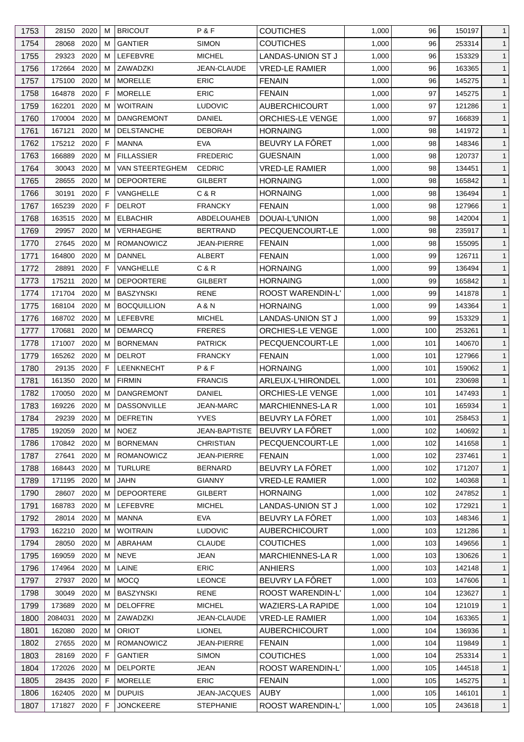| 1753 | 28150 | 2020 | M | BRICOUT | P & F | COUTICHES | 1,000 | 96 | 150197 | 1 |
|---|---|---|---|---|---|---|---|---|---|---|
| 1754 | 28068 | 2020 | M | GANTIER | SIMON | COUTICHES | 1,000 | 96 | 253314 | 1 |
| 1755 | 29323 | 2020 | M | LEFEBVRE | MICHEL | LANDAS-UNION ST J | 1,000 | 96 | 153329 | 1 |
| 1756 | 172664 | 2020 | M | ZAWADZKI | JEAN-CLAUDE | VRED-LE RAMIER | 1,000 | 96 | 163365 | 1 |
| 1757 | 175100 | 2020 | M | MORELLE | ERIC | FENAIN | 1,000 | 96 | 145275 | 1 |
| 1758 | 164878 | 2020 | F | MORELLE | ERIC | FENAIN | 1,000 | 97 | 145275 | 1 |
| 1759 | 162201 | 2020 | M | WOITRAIN | LUDOVIC | AUBERCHICOURT | 1,000 | 97 | 121286 | 1 |
| 1760 | 170004 | 2020 | M | DANGREMONT | DANIEL | ORCHIES-LE VENGE | 1,000 | 97 | 166839 | 1 |
| 1761 | 167121 | 2020 | M | DELSTANCHE | DEBORAH | HORNAING | 1,000 | 98 | 141972 | 1 |
| 1762 | 175212 | 2020 | F | MANNA | EVA | BEUVRY LA FÔRET | 1,000 | 98 | 148346 | 1 |
| 1763 | 166889 | 2020 | M | FILLASSIER | FREDERIC | GUESNAIN | 1,000 | 98 | 120737 | 1 |
| 1764 | 30043 | 2020 | M | VAN STEERTEGHEM | CEDRIC | VRED-LE RAMIER | 1,000 | 98 | 134451 | 1 |
| 1765 | 28655 | 2020 | M | DEPOORTERE | GILBERT | HORNAING | 1,000 | 98 | 165842 | 1 |
| 1766 | 30191 | 2020 | F | VANGHELLE | C & R | HORNAING | 1,000 | 98 | 136494 | 1 |
| 1767 | 165239 | 2020 | F | DELROT | FRANCKY | FENAIN | 1,000 | 98 | 127966 | 1 |
| 1768 | 163515 | 2020 | M | ELBACHIR | ABDELOUAHEB | DOUAI-L'UNION | 1,000 | 98 | 142004 | 1 |
| 1769 | 29957 | 2020 | M | VERHAEGHE | BERTRAND | PECQUENCOURT-LE | 1,000 | 98 | 235917 | 1 |
| 1770 | 27645 | 2020 | M | ROMANOWICZ | JEAN-PIERRE | FENAIN | 1,000 | 98 | 155095 | 1 |
| 1771 | 164800 | 2020 | M | DANNEL | ALBERT | FENAIN | 1,000 | 99 | 126711 | 1 |
| 1772 | 28891 | 2020 | F | VANGHELLE | C & R | HORNAING | 1,000 | 99 | 136494 | 1 |
| 1773 | 175211 | 2020 | M | DEPOORTERE | GILBERT | HORNAING | 1,000 | 99 | 165842 | 1 |
| 1774 | 171704 | 2020 | M | BASZYNSKI | RENE | ROOST WARENDIN-L' | 1,000 | 99 | 141878 | 1 |
| 1775 | 168104 | 2020 | M | BOCQUILLION | A & N | HORNAING | 1,000 | 99 | 143364 | 1 |
| 1776 | 168702 | 2020 | M | LEFEBVRE | MICHEL | LANDAS-UNION ST J | 1,000 | 99 | 153329 | 1 |
| 1777 | 170681 | 2020 | M | DEMARCQ | FRERES | ORCHIES-LE VENGE | 1,000 | 100 | 253261 | 1 |
| 1778 | 171007 | 2020 | M | BORNEMAN | PATRICK | PECQUENCOURT-LE | 1,000 | 101 | 140670 | 1 |
| 1779 | 165262 | 2020 | M | DELROT | FRANCKY | FENAIN | 1,000 | 101 | 127966 | 1 |
| 1780 | 29135 | 2020 | F | LEENKNECHT | P & F | HORNAING | 1,000 | 101 | 159062 | 1 |
| 1781 | 161350 | 2020 | M | FIRMIN | FRANCIS | ARLEUX-L'HIRONDEL | 1,000 | 101 | 230698 | 1 |
| 1782 | 170050 | 2020 | M | DANGREMONT | DANIEL | ORCHIES-LE VENGE | 1,000 | 101 | 147493 | 1 |
| 1783 | 169226 | 2020 | M | DASSONVILLE | JEAN-MARC | MARCHIENNES-LA R | 1,000 | 101 | 165934 | 1 |
| 1784 | 29239 | 2020 | M | DEFRETIN | YVES | BEUVRY LA FÔRET | 1,000 | 101 | 258453 | 1 |
| 1785 | 192059 | 2020 | M | NOEZ | JEAN-BAPTISTE | BEUVRY LA FÔRET | 1,000 | 102 | 140692 | 1 |
| 1786 | 170842 | 2020 | M | BORNEMAN | CHRISTIAN | PECQUENCOURT-LE | 1,000 | 102 | 141658 | 1 |
| 1787 | 27641 | 2020 | M | ROMANOWICZ | JEAN-PIERRE | FENAIN | 1,000 | 102 | 237461 | 1 |
| 1788 | 168443 | 2020 | M | TURLURE | BERNARD | BEUVRY LA FÔRET | 1,000 | 102 | 171207 | 1 |
| 1789 | 171195 | 2020 | M | JAHN | GIANNY | VRED-LE RAMIER | 1,000 | 102 | 140368 | 1 |
| 1790 | 28607 | 2020 | M | DEPOORTERE | GILBERT | HORNAING | 1,000 | 102 | 247852 | 1 |
| 1791 | 168783 | 2020 | M | LEFEBVRE | MICHEL | LANDAS-UNION ST J | 1,000 | 102 | 172921 | 1 |
| 1792 | 28014 | 2020 | M | MANNA | EVA | BEUVRY LA FÔRET | 1,000 | 103 | 148346 | 1 |
| 1793 | 162210 | 2020 | M | WOITRAIN | LUDOVIC | AUBERCHICOURT | 1,000 | 103 | 121286 | 1 |
| 1794 | 28050 | 2020 | M | ABRAHAM | CLAUDE | COUTICHES | 1,000 | 103 | 149656 | 1 |
| 1795 | 169059 | 2020 | M | NEVE | JEAN | MARCHIENNES-LA R | 1,000 | 103 | 130626 | 1 |
| 1796 | 174964 | 2020 | M | LAINE | ERIC | ANHIERS | 1,000 | 103 | 142148 | 1 |
| 1797 | 27937 | 2020 | M | MOCQ | LEONCE | BEUVRY LA FÔRET | 1,000 | 103 | 147606 | 1 |
| 1798 | 30049 | 2020 | M | BASZYNSKI | RENE | ROOST WARENDIN-L' | 1,000 | 104 | 123627 | 1 |
| 1799 | 173689 | 2020 | M | DELOFFRE | MICHEL | WAZIERS-LA RAPIDE | 1,000 | 104 | 121019 | 1 |
| 1800 | 2084031 | 2020 | M | ZAWADZKI | JEAN-CLAUDE | VRED-LE RAMIER | 1,000 | 104 | 163365 | 1 |
| 1801 | 162080 | 2020 | M | ORIOT | LIONEL | AUBERCHICOURT | 1,000 | 104 | 136936 | 1 |
| 1802 | 27655 | 2020 | M | ROMANOWICZ | JEAN-PIERRE | FENAIN | 1,000 | 104 | 119849 | 1 |
| 1803 | 28169 | 2020 | F | GANTIER | SIMON | COUTICHES | 1,000 | 104 | 253314 | 1 |
| 1804 | 172026 | 2020 | M | DELPORTE | JEAN | ROOST WARENDIN-L' | 1,000 | 105 | 144518 | 1 |
| 1805 | 28435 | 2020 | F | MORELLE | ERIC | FENAIN | 1,000 | 105 | 145275 | 1 |
| 1806 | 162405 | 2020 | M | DUPUIS | JEAN-JACQUES | AUBY | 1,000 | 105 | 146101 | 1 |
| 1807 | 171827 | 2020 | F | JONCKEERE | STEPHANIE | ROOST WARENDIN-L' | 1,000 | 105 | 243618 | 1 |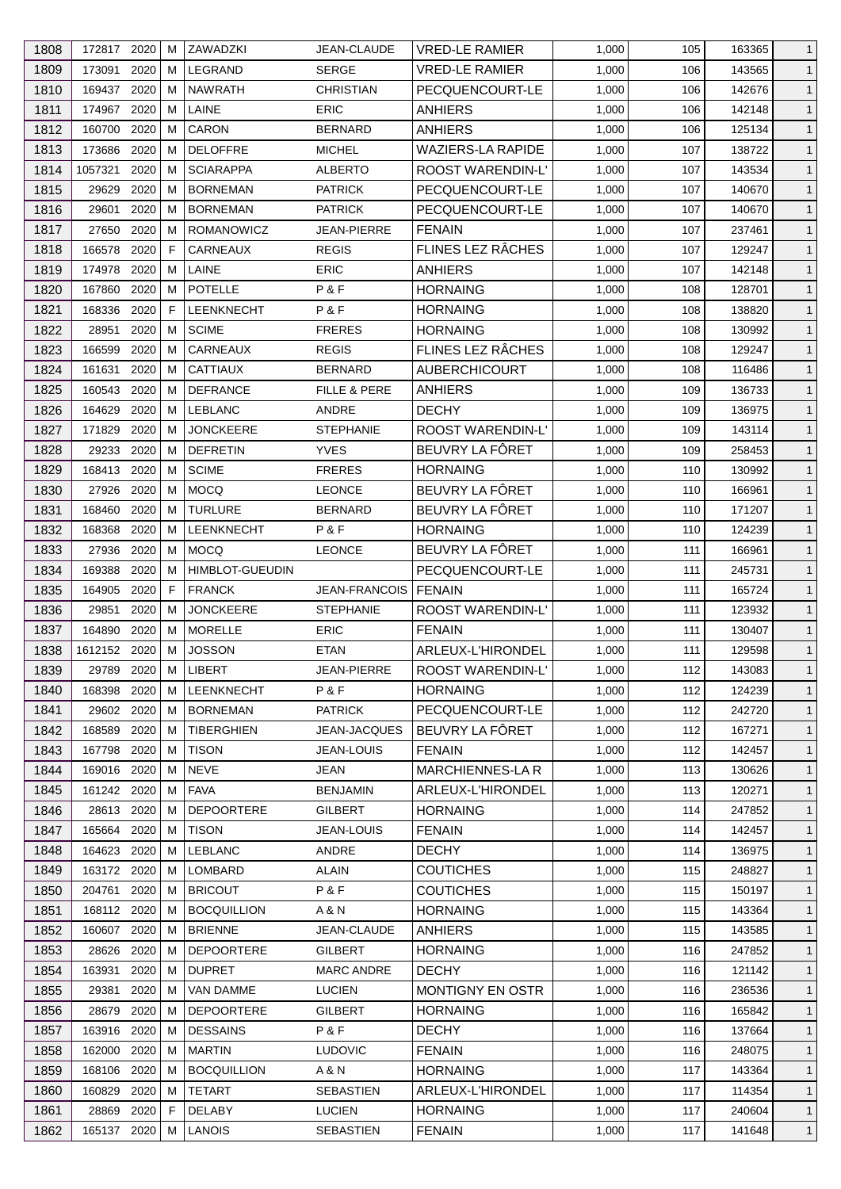| 1808 | 172817 | 2020 | M | ZAWADZKI | JEAN-CLAUDE | VRED-LE RAMIER | 1,000 | 105 | 163365 | 1 |
|---|---|---|---|---|---|---|---|---|---|---|
| 1809 | 173091 | 2020 | M | LEGRAND | SERGE | VRED-LE RAMIER | 1,000 | 106 | 143565 | 1 |
| 1810 | 169437 | 2020 | M | NAWRATH | CHRISTIAN | PECQUENCOURT-LE | 1,000 | 106 | 142676 | 1 |
| 1811 | 174967 | 2020 | M | LAINE | ERIC | ANHIERS | 1,000 | 106 | 142148 | 1 |
| 1812 | 160700 | 2020 | M | CARON | BERNARD | ANHIERS | 1,000 | 106 | 125134 | 1 |
| 1813 | 173686 | 2020 | M | DELOFFRE | MICHEL | WAZIERS-LA RAPIDE | 1,000 | 107 | 138722 | 1 |
| 1814 | 1057321 | 2020 | M | SCIARAPPA | ALBERTO | ROOST WARENDIN-L' | 1,000 | 107 | 143534 | 1 |
| 1815 | 29629 | 2020 | M | BORNEMAN | PATRICK | PECQUENCOURT-LE | 1,000 | 107 | 140670 | 1 |
| 1816 | 29601 | 2020 | M | BORNEMAN | PATRICK | PECQUENCOURT-LE | 1,000 | 107 | 140670 | 1 |
| 1817 | 27650 | 2020 | M | ROMANOWICZ | JEAN-PIERRE | FENAIN | 1,000 | 107 | 237461 | 1 |
| 1818 | 166578 | 2020 | F | CARNEAUX | REGIS | FLINES LEZ RÂCHES | 1,000 | 107 | 129247 | 1 |
| 1819 | 174978 | 2020 | M | LAINE | ERIC | ANHIERS | 1,000 | 107 | 142148 | 1 |
| 1820 | 167860 | 2020 | M | POTELLE | P & F | HORNAING | 1,000 | 108 | 128701 | 1 |
| 1821 | 168336 | 2020 | F | LEENKNECHT | P & F | HORNAING | 1,000 | 108 | 138820 | 1 |
| 1822 | 28951 | 2020 | M | SCIME | FRERES | HORNAING | 1,000 | 108 | 130992 | 1 |
| 1823 | 166599 | 2020 | M | CARNEAUX | REGIS | FLINES LEZ RÂCHES | 1,000 | 108 | 129247 | 1 |
| 1824 | 161631 | 2020 | M | CATTIAUX | BERNARD | AUBERCHICOURT | 1,000 | 108 | 116486 | 1 |
| 1825 | 160543 | 2020 | M | DEFRANCE | FILLE & PERE | ANHIERS | 1,000 | 109 | 136733 | 1 |
| 1826 | 164629 | 2020 | M | LEBLANC | ANDRE | DECHY | 1,000 | 109 | 136975 | 1 |
| 1827 | 171829 | 2020 | M | JONCKEERE | STEPHANIE | ROOST WARENDIN-L' | 1,000 | 109 | 143114 | 1 |
| 1828 | 29233 | 2020 | M | DEFRETIN | YVES | BEUVRY LA FÔRET | 1,000 | 109 | 258453 | 1 |
| 1829 | 168413 | 2020 | M | SCIME | FRERES | HORNAING | 1,000 | 110 | 130992 | 1 |
| 1830 | 27926 | 2020 | M | MOCQ | LEONCE | BEUVRY LA FÔRET | 1,000 | 110 | 166961 | 1 |
| 1831 | 168460 | 2020 | M | TURLURE | BERNARD | BEUVRY LA FÔRET | 1,000 | 110 | 171207 | 1 |
| 1832 | 168368 | 2020 | M | LEENKNECHT | P & F | HORNAING | 1,000 | 110 | 124239 | 1 |
| 1833 | 27936 | 2020 | M | MOCQ | LEONCE | BEUVRY LA FÔRET | 1,000 | 111 | 166961 | 1 |
| 1834 | 169388 | 2020 | M | HIMBLOT-GUEUDIN | | PECQUENCOURT-LE | 1,000 | 111 | 245731 | 1 |
| 1835 | 164905 | 2020 | F | FRANCK | JEAN-FRANCOIS | FENAIN | 1,000 | 111 | 165724 | 1 |
| 1836 | 29851 | 2020 | M | JONCKEERE | STEPHANIE | ROOST WARENDIN-L' | 1,000 | 111 | 123932 | 1 |
| 1837 | 164890 | 2020 | M | MORELLE | ERIC | FENAIN | 1,000 | 111 | 130407 | 1 |
| 1838 | 1612152 | 2020 | M | JOSSON | ETAN | ARLEUX-L'HIRONDEL | 1,000 | 111 | 129598 | 1 |
| 1839 | 29789 | 2020 | M | LIBERT | JEAN-PIERRE | ROOST WARENDIN-L' | 1,000 | 112 | 143083 | 1 |
| 1840 | 168398 | 2020 | M | LEENKNECHT | P & F | HORNAING | 1,000 | 112 | 124239 | 1 |
| 1841 | 29602 | 2020 | M | BORNEMAN | PATRICK | PECQUENCOURT-LE | 1,000 | 112 | 242720 | 1 |
| 1842 | 168589 | 2020 | M | TIBERGHIEN | JEAN-JACQUES | BEUVRY LA FÔRET | 1,000 | 112 | 167271 | 1 |
| 1843 | 167798 | 2020 | M | TISON | JEAN-LOUIS | FENAIN | 1,000 | 112 | 142457 | 1 |
| 1844 | 169016 | 2020 | M | NEVE | JEAN | MARCHIENNES-LA R | 1,000 | 113 | 130626 | 1 |
| 1845 | 161242 | 2020 | M | FAVA | BENJAMIN | ARLEUX-L'HIRONDEL | 1,000 | 113 | 120271 | 1 |
| 1846 | 28613 | 2020 | M | DEPOORTERE | GILBERT | HORNAING | 1,000 | 114 | 247852 | 1 |
| 1847 | 165664 | 2020 | M | TISON | JEAN-LOUIS | FENAIN | 1,000 | 114 | 142457 | 1 |
| 1848 | 164623 | 2020 | M | LEBLANC | ANDRE | DECHY | 1,000 | 114 | 136975 | 1 |
| 1849 | 163172 | 2020 | M | LOMBARD | ALAIN | COUTICHES | 1,000 | 115 | 248827 | 1 |
| 1850 | 204761 | 2020 | M | BRICOUT | P & F | COUTICHES | 1,000 | 115 | 150197 | 1 |
| 1851 | 168112 | 2020 | M | BOCQUILLION | A & N | HORNAING | 1,000 | 115 | 143364 | 1 |
| 1852 | 160607 | 2020 | M | BRIENNE | JEAN-CLAUDE | ANHIERS | 1,000 | 115 | 143585 | 1 |
| 1853 | 28626 | 2020 | M | DEPOORTERE | GILBERT | HORNAING | 1,000 | 116 | 247852 | 1 |
| 1854 | 163931 | 2020 | M | DUPRET | MARC ANDRE | DECHY | 1,000 | 116 | 121142 | 1 |
| 1855 | 29381 | 2020 | M | VAN DAMME | LUCIEN | MONTIGNY EN OSTR | 1,000 | 116 | 236536 | 1 |
| 1856 | 28679 | 2020 | M | DEPOORTERE | GILBERT | HORNAING | 1,000 | 116 | 165842 | 1 |
| 1857 | 163916 | 2020 | M | DESSAINS | P & F | DECHY | 1,000 | 116 | 137664 | 1 |
| 1858 | 162000 | 2020 | M | MARTIN | LUDOVIC | FENAIN | 1,000 | 116 | 248075 | 1 |
| 1859 | 168106 | 2020 | M | BOCQUILLION | A & N | HORNAING | 1,000 | 117 | 143364 | 1 |
| 1860 | 160829 | 2020 | M | TETART | SEBASTIEN | ARLEUX-L'HIRONDEL | 1,000 | 117 | 114354 | 1 |
| 1861 | 28869 | 2020 | F | DELABY | LUCIEN | HORNAING | 1,000 | 117 | 240604 | 1 |
| 1862 | 165137 | 2020 | M | LANOIS | SEBASTIEN | FENAIN | 1,000 | 117 | 141648 | 1 |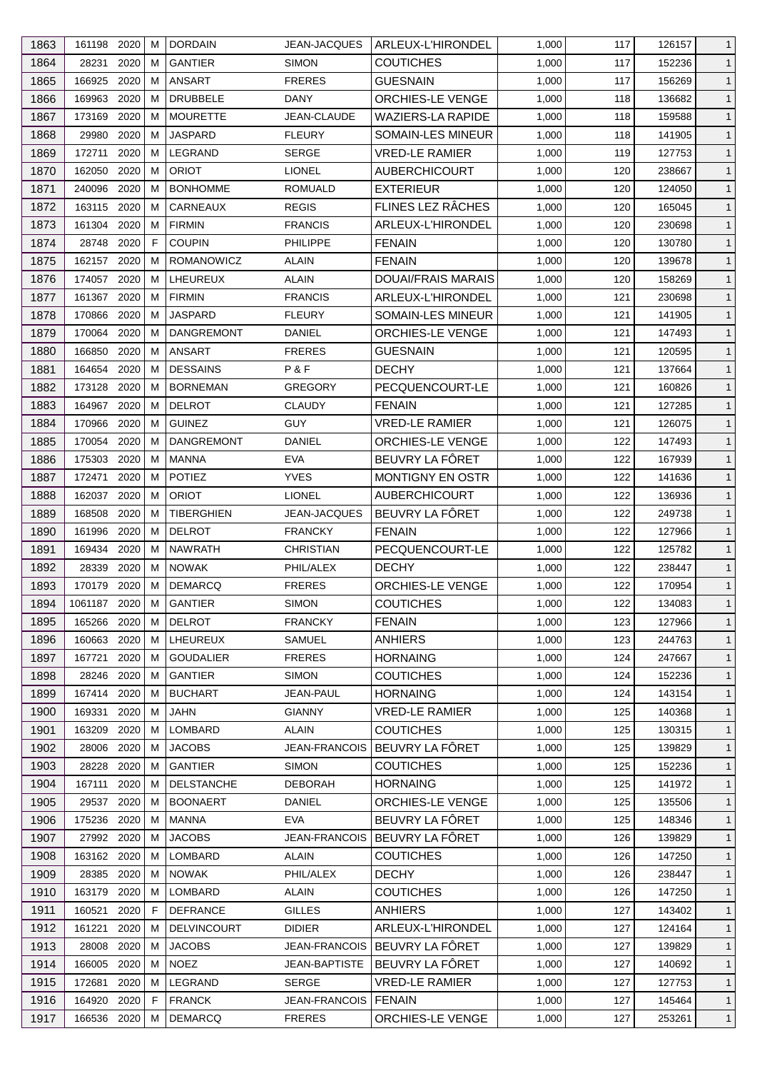| | | | | | | | | | | |
|---|---|---|---|---|---|---|---|---|---|---|
| 1863 | 161198 | 2020 | M | DORDAIN | JEAN-JACQUES | ARLEUX-L'HIRONDEL | 1,000 | 117 | 126157 | 1 |
| 1864 | 28231 | 2020 | M | GANTIER | SIMON | COUTICHES | 1,000 | 117 | 152236 | 1 |
| 1865 | 166925 | 2020 | M | ANSART | FRERES | GUESNAIN | 1,000 | 117 | 156269 | 1 |
| 1866 | 169963 | 2020 | M | DRUBBELE | DANY | ORCHIES-LE VENGE | 1,000 | 118 | 136682 | 1 |
| 1867 | 173169 | 2020 | M | MOURETTE | JEAN-CLAUDE | WAZIERS-LA RAPIDE | 1,000 | 118 | 159588 | 1 |
| 1868 | 29980 | 2020 | M | JASPARD | FLEURY | SOMAIN-LES MINEUR | 1,000 | 118 | 141905 | 1 |
| 1869 | 172711 | 2020 | M | LEGRAND | SERGE | VRED-LE RAMIER | 1,000 | 119 | 127753 | 1 |
| 1870 | 162050 | 2020 | M | ORIOT | LIONEL | AUBERCHICOURT | 1,000 | 120 | 238667 | 1 |
| 1871 | 240096 | 2020 | M | BONHOMME | ROMUALD | EXTERIEUR | 1,000 | 120 | 124050 | 1 |
| 1872 | 163115 | 2020 | M | CARNEAUX | REGIS | FLINES LEZ RÂCHES | 1,000 | 120 | 165045 | 1 |
| 1873 | 161304 | 2020 | M | FIRMIN | FRANCIS | ARLEUX-L'HIRONDEL | 1,000 | 120 | 230698 | 1 |
| 1874 | 28748 | 2020 | F | COUPIN | PHILIPPE | FENAIN | 1,000 | 120 | 130780 | 1 |
| 1875 | 162157 | 2020 | M | ROMANOWICZ | ALAIN | FENAIN | 1,000 | 120 | 139678 | 1 |
| 1876 | 174057 | 2020 | M | LHEUREUX | ALAIN | DOUAI/FRAIS MARAIS | 1,000 | 120 | 158269 | 1 |
| 1877 | 161367 | 2020 | M | FIRMIN | FRANCIS | ARLEUX-L'HIRONDEL | 1,000 | 121 | 230698 | 1 |
| 1878 | 170866 | 2020 | M | JASPARD | FLEURY | SOMAIN-LES MINEUR | 1,000 | 121 | 141905 | 1 |
| 1879 | 170064 | 2020 | M | DANGREMONT | DANIEL | ORCHIES-LE VENGE | 1,000 | 121 | 147493 | 1 |
| 1880 | 166850 | 2020 | M | ANSART | FRERES | GUESNAIN | 1,000 | 121 | 120595 | 1 |
| 1881 | 164654 | 2020 | M | DESSAINS | P & F | DECHY | 1,000 | 121 | 137664 | 1 |
| 1882 | 173128 | 2020 | M | BORNEMAN | GREGORY | PECQUENCOURT-LE | 1,000 | 121 | 160826 | 1 |
| 1883 | 164967 | 2020 | M | DELROT | CLAUDY | FENAIN | 1,000 | 121 | 127285 | 1 |
| 1884 | 170966 | 2020 | M | GUINEZ | GUY | VRED-LE RAMIER | 1,000 | 121 | 126075 | 1 |
| 1885 | 170054 | 2020 | M | DANGREMONT | DANIEL | ORCHIES-LE VENGE | 1,000 | 122 | 147493 | 1 |
| 1886 | 175303 | 2020 | M | MANNA | EVA | BEUVRY LA FÔRET | 1,000 | 122 | 167939 | 1 |
| 1887 | 172471 | 2020 | M | POTIEZ | YVES | MONTIGNY EN OSTR | 1,000 | 122 | 141636 | 1 |
| 1888 | 162037 | 2020 | M | ORIOT | LIONEL | AUBERCHICOURT | 1,000 | 122 | 136936 | 1 |
| 1889 | 168508 | 2020 | M | TIBERGHIEN | JEAN-JACQUES | BEUVRY LA FÔRET | 1,000 | 122 | 249738 | 1 |
| 1890 | 161996 | 2020 | M | DELROT | FRANCKY | FENAIN | 1,000 | 122 | 127966 | 1 |
| 1891 | 169434 | 2020 | M | NAWRATH | CHRISTIAN | PECQUENCOURT-LE | 1,000 | 122 | 125782 | 1 |
| 1892 | 28339 | 2020 | M | NOWAK | PHIL/ALEX | DECHY | 1,000 | 122 | 238447 | 1 |
| 1893 | 170179 | 2020 | M | DEMARCQ | FRERES | ORCHIES-LE VENGE | 1,000 | 122 | 170954 | 1 |
| 1894 | 1061187 | 2020 | M | GANTIER | SIMON | COUTICHES | 1,000 | 122 | 134083 | 1 |
| 1895 | 165266 | 2020 | M | DELROT | FRANCKY | FENAIN | 1,000 | 123 | 127966 | 1 |
| 1896 | 160663 | 2020 | M | LHEUREUX | SAMUEL | ANHIERS | 1,000 | 123 | 244763 | 1 |
| 1897 | 167721 | 2020 | M | GOUDALIER | FRERES | HORNAING | 1,000 | 124 | 247667 | 1 |
| 1898 | 28246 | 2020 | M | GANTIER | SIMON | COUTICHES | 1,000 | 124 | 152236 | 1 |
| 1899 | 167414 | 2020 | M | BUCHART | JEAN-PAUL | HORNAING | 1,000 | 124 | 143154 | 1 |
| 1900 | 169331 | 2020 | M | JAHN | GIANNY | VRED-LE RAMIER | 1,000 | 125 | 140368 | 1 |
| 1901 | 163209 | 2020 | M | LOMBARD | ALAIN | COUTICHES | 1,000 | 125 | 130315 | 1 |
| 1902 | 28006 | 2020 | M | JACOBS | JEAN-FRANCOIS | BEUVRY LA FÔRET | 1,000 | 125 | 139829 | 1 |
| 1903 | 28228 | 2020 | M | GANTIER | SIMON | COUTICHES | 1,000 | 125 | 152236 | 1 |
| 1904 | 167111 | 2020 | M | DELSTANCHE | DEBORAH | HORNAING | 1,000 | 125 | 141972 | 1 |
| 1905 | 29537 | 2020 | M | BOONAERT | DANIEL | ORCHIES-LE VENGE | 1,000 | 125 | 135506 | 1 |
| 1906 | 175236 | 2020 | M | MANNA | EVA | BEUVRY LA FÔRET | 1,000 | 125 | 148346 | 1 |
| 1907 | 27992 | 2020 | M | JACOBS | JEAN-FRANCOIS | BEUVRY LA FÔRET | 1,000 | 126 | 139829 | 1 |
| 1908 | 163162 | 2020 | M | LOMBARD | ALAIN | COUTICHES | 1,000 | 126 | 147250 | 1 |
| 1909 | 28385 | 2020 | M | NOWAK | PHIL/ALEX | DECHY | 1,000 | 126 | 238447 | 1 |
| 1910 | 163179 | 2020 | M | LOMBARD | ALAIN | COUTICHES | 1,000 | 126 | 147250 | 1 |
| 1911 | 160521 | 2020 | F | DEFRANCE | GILLES | ANHIERS | 1,000 | 127 | 143402 | 1 |
| 1912 | 161221 | 2020 | M | DELVINCOURT | DIDIER | ARLEUX-L'HIRONDEL | 1,000 | 127 | 124164 | 1 |
| 1913 | 28008 | 2020 | M | JACOBS | JEAN-FRANCOIS | BEUVRY LA FÔRET | 1,000 | 127 | 139829 | 1 |
| 1914 | 166005 | 2020 | M | NOEZ | JEAN-BAPTISTE | BEUVRY LA FÔRET | 1,000 | 127 | 140692 | 1 |
| 1915 | 172681 | 2020 | M | LEGRAND | SERGE | VRED-LE RAMIER | 1,000 | 127 | 127753 | 1 |
| 1916 | 164920 | 2020 | F | FRANCK | JEAN-FRANCOIS | FENAIN | 1,000 | 127 | 145464 | 1 |
| 1917 | 166536 | 2020 | M | DEMARCQ | FRERES | ORCHIES-LE VENGE | 1,000 | 127 | 253261 | 1 |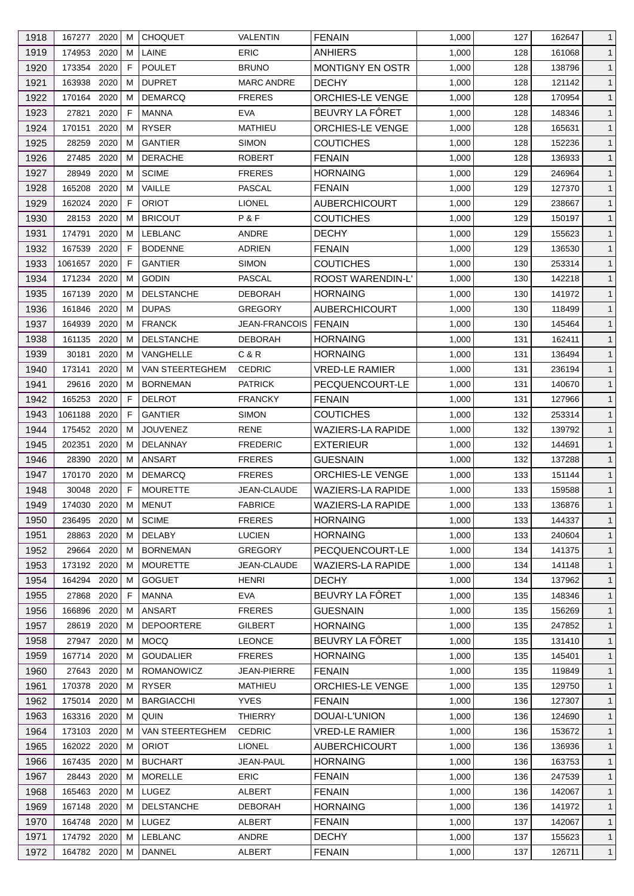| 1918 | 167277 | 2020 | M | CHOQUET | VALENTIN | FENAIN | 1,000 | 127 | 162647 | 1 |
|---|---|---|---|---|---|---|---|---|---|---|
| 1919 | 174953 | 2020 | M | LAINE | ERIC | ANHIERS | 1,000 | 128 | 161068 | 1 |
| 1920 | 173354 | 2020 | F | POULET | BRUNO | MONTIGNY EN OSTR | 1,000 | 128 | 138796 | 1 |
| 1921 | 163938 | 2020 | M | DUPRET | MARC ANDRE | DECHY | 1,000 | 128 | 121142 | 1 |
| 1922 | 170164 | 2020 | M | DEMARCQ | FRERES | ORCHIES-LE VENGE | 1,000 | 128 | 170954 | 1 |
| 1923 | 27821 | 2020 | F | MANNA | EVA | BEUVRY LA FÔRET | 1,000 | 128 | 148346 | 1 |
| 1924 | 170151 | 2020 | M | RYSER | MATHIEU | ORCHIES-LE VENGE | 1,000 | 128 | 165631 | 1 |
| 1925 | 28259 | 2020 | M | GANTIER | SIMON | COUTICHES | 1,000 | 128 | 152236 | 1 |
| 1926 | 27485 | 2020 | M | DERACHE | ROBERT | FENAIN | 1,000 | 128 | 136933 | 1 |
| 1927 | 28949 | 2020 | M | SCIME | FRERES | HORNAING | 1,000 | 129 | 246964 | 1 |
| 1928 | 165208 | 2020 | M | VAILLE | PASCAL | FENAIN | 1,000 | 129 | 127370 | 1 |
| 1929 | 162024 | 2020 | F | ORIOT | LIONEL | AUBERCHICOURT | 1,000 | 129 | 238667 | 1 |
| 1930 | 28153 | 2020 | M | BRICOUT | P & F | COUTICHES | 1,000 | 129 | 150197 | 1 |
| 1931 | 174791 | 2020 | M | LEBLANC | ANDRE | DECHY | 1,000 | 129 | 155623 | 1 |
| 1932 | 167539 | 2020 | F | BODENNE | ADRIEN | FENAIN | 1,000 | 129 | 136530 | 1 |
| 1933 | 1061657 | 2020 | F | GANTIER | SIMON | COUTICHES | 1,000 | 130 | 253314 | 1 |
| 1934 | 171234 | 2020 | M | GODIN | PASCAL | ROOST WARENDIN-L' | 1,000 | 130 | 142218 | 1 |
| 1935 | 167139 | 2020 | M | DELSTANCHE | DEBORAH | HORNAING | 1,000 | 130 | 141972 | 1 |
| 1936 | 161846 | 2020 | M | DUPAS | GREGORY | AUBERCHICOURT | 1,000 | 130 | 118499 | 1 |
| 1937 | 164939 | 2020 | M | FRANCK | JEAN-FRANCOIS | FENAIN | 1,000 | 130 | 145464 | 1 |
| 1938 | 161135 | 2020 | M | DELSTANCHE | DEBORAH | HORNAING | 1,000 | 131 | 162411 | 1 |
| 1939 | 30181 | 2020 | M | VANGHELLE | C & R | HORNAING | 1,000 | 131 | 136494 | 1 |
| 1940 | 173141 | 2020 | M | VAN STEERTEGHEM | CEDRIC | VRED-LE RAMIER | 1,000 | 131 | 236194 | 1 |
| 1941 | 29616 | 2020 | M | BORNEMAN | PATRICK | PECQUENCOURT-LE | 1,000 | 131 | 140670 | 1 |
| 1942 | 165253 | 2020 | F | DELROT | FRANCKY | FENAIN | 1,000 | 131 | 127966 | 1 |
| 1943 | 1061188 | 2020 | F | GANTIER | SIMON | COUTICHES | 1,000 | 132 | 253314 | 1 |
| 1944 | 175452 | 2020 | M | JOUVENEZ | RENE | WAZIERS-LA RAPIDE | 1,000 | 132 | 139792 | 1 |
| 1945 | 202351 | 2020 | M | DELANNAY | FREDERIC | EXTERIEUR | 1,000 | 132 | 144691 | 1 |
| 1946 | 28390 | 2020 | M | ANSART | FRERES | GUESNAIN | 1,000 | 132 | 137288 | 1 |
| 1947 | 170170 | 2020 | M | DEMARCQ | FRERES | ORCHIES-LE VENGE | 1,000 | 133 | 151144 | 1 |
| 1948 | 30048 | 2020 | F | MOURETTE | JEAN-CLAUDE | WAZIERS-LA RAPIDE | 1,000 | 133 | 159588 | 1 |
| 1949 | 174030 | 2020 | M | MENUT | FABRICE | WAZIERS-LA RAPIDE | 1,000 | 133 | 136876 | 1 |
| 1950 | 236495 | 2020 | M | SCIME | FRERES | HORNAING | 1,000 | 133 | 144337 | 1 |
| 1951 | 28863 | 2020 | M | DELABY | LUCIEN | HORNAING | 1,000 | 133 | 240604 | 1 |
| 1952 | 29664 | 2020 | M | BORNEMAN | GREGORY | PECQUENCOURT-LE | 1,000 | 134 | 141375 | 1 |
| 1953 | 173192 | 2020 | M | MOURETTE | JEAN-CLAUDE | WAZIERS-LA RAPIDE | 1,000 | 134 | 141148 | 1 |
| 1954 | 164294 | 2020 | M | GOGUET | HENRI | DECHY | 1,000 | 134 | 137962 | 1 |
| 1955 | 27868 | 2020 | F | MANNA | EVA | BEUVRY LA FÔRET | 1,000 | 135 | 148346 | 1 |
| 1956 | 166896 | 2020 | M | ANSART | FRERES | GUESNAIN | 1,000 | 135 | 156269 | 1 |
| 1957 | 28619 | 2020 | M | DEPOORTERE | GILBERT | HORNAING | 1,000 | 135 | 247852 | 1 |
| 1958 | 27947 | 2020 | M | MOCQ | LEONCE | BEUVRY LA FÔRET | 1,000 | 135 | 131410 | 1 |
| 1959 | 167714 | 2020 | M | GOUDALIER | FRERES | HORNAING | 1,000 | 135 | 145401 | 1 |
| 1960 | 27643 | 2020 | M | ROMANOWICZ | JEAN-PIERRE | FENAIN | 1,000 | 135 | 119849 | 1 |
| 1961 | 170378 | 2020 | M | RYSER | MATHIEU | ORCHIES-LE VENGE | 1,000 | 135 | 129750 | 1 |
| 1962 | 175014 | 2020 | M | BARGIACCHI | YVES | FENAIN | 1,000 | 136 | 127307 | 1 |
| 1963 | 163316 | 2020 | M | QUIN | THIERRY | DOUAI-L'UNION | 1,000 | 136 | 124690 | 1 |
| 1964 | 173103 | 2020 | M | VAN STEERTEGHEM | CEDRIC | VRED-LE RAMIER | 1,000 | 136 | 153672 | 1 |
| 1965 | 162022 | 2020 | M | ORIOT | LIONEL | AUBERCHICOURT | 1,000 | 136 | 136936 | 1 |
| 1966 | 167435 | 2020 | M | BUCHART | JEAN-PAUL | HORNAING | 1,000 | 136 | 163753 | 1 |
| 1967 | 28443 | 2020 | M | MORELLE | ERIC | FENAIN | 1,000 | 136 | 247539 | 1 |
| 1968 | 165463 | 2020 | M | LUGEZ | ALBERT | FENAIN | 1,000 | 136 | 142067 | 1 |
| 1969 | 167148 | 2020 | M | DELSTANCHE | DEBORAH | HORNAING | 1,000 | 136 | 141972 | 1 |
| 1970 | 164748 | 2020 | M | LUGEZ | ALBERT | FENAIN | 1,000 | 137 | 142067 | 1 |
| 1971 | 174792 | 2020 | M | LEBLANC | ANDRE | DECHY | 1,000 | 137 | 155623 | 1 |
| 1972 | 164782 | 2020 | M | DANNEL | ALBERT | FENAIN | 1,000 | 137 | 126711 | 1 |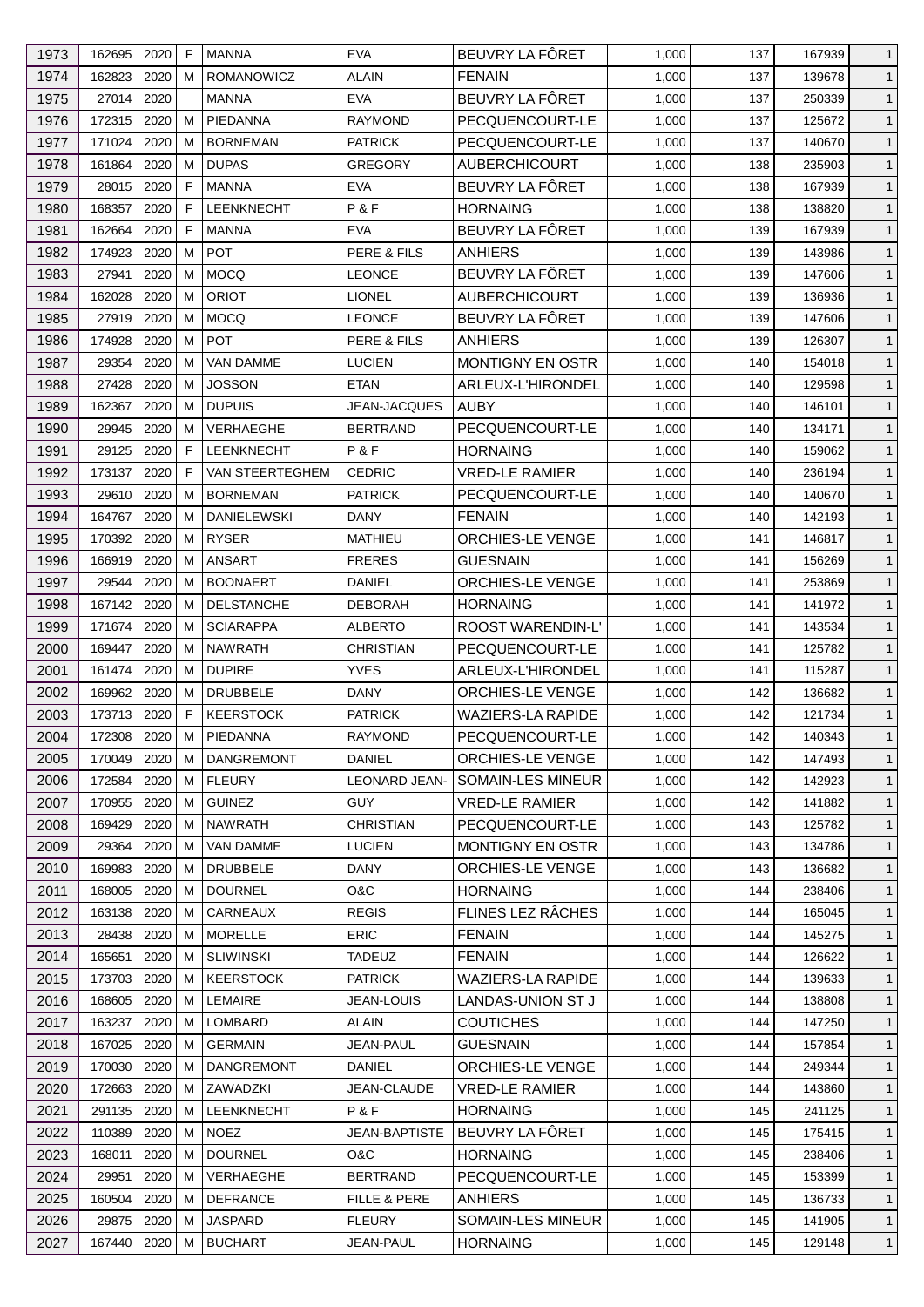| 1973 | 162695 | 2020 | F | MANNA | EVA | BEUVRY LA FÔRET | 1,000 | 137 | 167939 | 1 |
|---|---|---|---|---|---|---|---|---|---|---|
| 1974 | 162823 | 2020 | M | ROMANOWICZ | ALAIN | FENAIN | 1,000 | 137 | 139678 | 1 |
| 1975 | 27014 | 2020 | | MANNA | EVA | BEUVRY LA FÔRET | 1,000 | 137 | 250339 | 1 |
| 1976 | 172315 | 2020 | M | PIEDANNA | RAYMOND | PECQUENCOURT-LE | 1,000 | 137 | 125672 | 1 |
| 1977 | 171024 | 2020 | M | BORNEMAN | PATRICK | PECQUENCOURT-LE | 1,000 | 137 | 140670 | 1 |
| 1978 | 161864 | 2020 | M | DUPAS | GREGORY | AUBERCHICOURT | 1,000 | 138 | 235903 | 1 |
| 1979 | 28015 | 2020 | F | MANNA | EVA | BEUVRY LA FÔRET | 1,000 | 138 | 167939 | 1 |
| 1980 | 168357 | 2020 | F | LEENKNECHT | P & F | HORNAING | 1,000 | 138 | 138820 | 1 |
| 1981 | 162664 | 2020 | F | MANNA | EVA | BEUVRY LA FÔRET | 1,000 | 139 | 167939 | 1 |
| 1982 | 174923 | 2020 | M | POT | PERE & FILS | ANHIERS | 1,000 | 139 | 143986 | 1 |
| 1983 | 27941 | 2020 | M | MOCQ | LEONCE | BEUVRY LA FÔRET | 1,000 | 139 | 147606 | 1 |
| 1984 | 162028 | 2020 | M | ORIOT | LIONEL | AUBERCHICOURT | 1,000 | 139 | 136936 | 1 |
| 1985 | 27919 | 2020 | M | MOCQ | LEONCE | BEUVRY LA FÔRET | 1,000 | 139 | 147606 | 1 |
| 1986 | 174928 | 2020 | M | POT | PERE & FILS | ANHIERS | 1,000 | 139 | 126307 | 1 |
| 1987 | 29354 | 2020 | M | VAN DAMME | LUCIEN | MONTIGNY EN OSTR | 1,000 | 140 | 154018 | 1 |
| 1988 | 27428 | 2020 | M | JOSSON | ETAN | ARLEUX-L'HIRONDEL | 1,000 | 140 | 129598 | 1 |
| 1989 | 162367 | 2020 | M | DUPUIS | JEAN-JACQUES | AUBY | 1,000 | 140 | 146101 | 1 |
| 1990 | 29945 | 2020 | M | VERHAEGHE | BERTRAND | PECQUENCOURT-LE | 1,000 | 140 | 134171 | 1 |
| 1991 | 29125 | 2020 | F | LEENKNECHT | P & F | HORNAING | 1,000 | 140 | 159062 | 1 |
| 1992 | 173137 | 2020 | F | VAN STEERTEGHEM | CEDRIC | VRED-LE RAMIER | 1,000 | 140 | 236194 | 1 |
| 1993 | 29610 | 2020 | M | BORNEMAN | PATRICK | PECQUENCOURT-LE | 1,000 | 140 | 140670 | 1 |
| 1994 | 164767 | 2020 | M | DANIELEWSKI | DANY | FENAIN | 1,000 | 140 | 142193 | 1 |
| 1995 | 170392 | 2020 | M | RYSER | MATHIEU | ORCHIES-LE VENGE | 1,000 | 141 | 146817 | 1 |
| 1996 | 166919 | 2020 | M | ANSART | FRERES | GUESNAIN | 1,000 | 141 | 156269 | 1 |
| 1997 | 29544 | 2020 | M | BOONAERT | DANIEL | ORCHIES-LE VENGE | 1,000 | 141 | 253869 | 1 |
| 1998 | 167142 | 2020 | M | DELSTANCHE | DEBORAH | HORNAING | 1,000 | 141 | 141972 | 1 |
| 1999 | 171674 | 2020 | M | SCIARAPPA | ALBERTO | ROOST WARENDIN-L' | 1,000 | 141 | 143534 | 1 |
| 2000 | 169447 | 2020 | M | NAWRATH | CHRISTIAN | PECQUENCOURT-LE | 1,000 | 141 | 125782 | 1 |
| 2001 | 161474 | 2020 | M | DUPIRE | YVES | ARLEUX-L'HIRONDEL | 1,000 | 141 | 115287 | 1 |
| 2002 | 169962 | 2020 | M | DRUBBELE | DANY | ORCHIES-LE VENGE | 1,000 | 142 | 136682 | 1 |
| 2003 | 173713 | 2020 | F | KEERSTOCK | PATRICK | WAZIERS-LA RAPIDE | 1,000 | 142 | 121734 | 1 |
| 2004 | 172308 | 2020 | M | PIEDANNA | RAYMOND | PECQUENCOURT-LE | 1,000 | 142 | 140343 | 1 |
| 2005 | 170049 | 2020 | M | DANGREMONT | DANIEL | ORCHIES-LE VENGE | 1,000 | 142 | 147493 | 1 |
| 2006 | 172584 | 2020 | M | FLEURY | LEONARD JEAN- | SOMAIN-LES MINEUR | 1,000 | 142 | 142923 | 1 |
| 2007 | 170955 | 2020 | M | GUINEZ | GUY | VRED-LE RAMIER | 1,000 | 142 | 141882 | 1 |
| 2008 | 169429 | 2020 | M | NAWRATH | CHRISTIAN | PECQUENCOURT-LE | 1,000 | 143 | 125782 | 1 |
| 2009 | 29364 | 2020 | M | VAN DAMME | LUCIEN | MONTIGNY EN OSTR | 1,000 | 143 | 134786 | 1 |
| 2010 | 169983 | 2020 | M | DRUBBELE | DANY | ORCHIES-LE VENGE | 1,000 | 143 | 136682 | 1 |
| 2011 | 168005 | 2020 | M | DOURNEL | O&C | HORNAING | 1,000 | 144 | 238406 | 1 |
| 2012 | 163138 | 2020 | M | CARNEAUX | REGIS | FLINES LEZ RÂCHES | 1,000 | 144 | 165045 | 1 |
| 2013 | 28438 | 2020 | M | MORELLE | ERIC | FENAIN | 1,000 | 144 | 145275 | 1 |
| 2014 | 165651 | 2020 | M | SLIWINSKI | TADEUZ | FENAIN | 1,000 | 144 | 126622 | 1 |
| 2015 | 173703 | 2020 | M | KEERSTOCK | PATRICK | WAZIERS-LA RAPIDE | 1,000 | 144 | 139633 | 1 |
| 2016 | 168605 | 2020 | M | LEMAIRE | JEAN-LOUIS | LANDAS-UNION ST J | 1,000 | 144 | 138808 | 1 |
| 2017 | 163237 | 2020 | M | LOMBARD | ALAIN | COUTICHES | 1,000 | 144 | 147250 | 1 |
| 2018 | 167025 | 2020 | M | GERMAIN | JEAN-PAUL | GUESNAIN | 1,000 | 144 | 157854 | 1 |
| 2019 | 170030 | 2020 | M | DANGREMONT | DANIEL | ORCHIES-LE VENGE | 1,000 | 144 | 249344 | 1 |
| 2020 | 172663 | 2020 | M | ZAWADZKI | JEAN-CLAUDE | VRED-LE RAMIER | 1,000 | 144 | 143860 | 1 |
| 2021 | 291135 | 2020 | M | LEENKNECHT | P & F | HORNAING | 1,000 | 145 | 241125 | 1 |
| 2022 | 110389 | 2020 | M | NOEZ | JEAN-BAPTISTE | BEUVRY LA FÔRET | 1,000 | 145 | 175415 | 1 |
| 2023 | 168011 | 2020 | M | DOURNEL | O&C | HORNAING | 1,000 | 145 | 238406 | 1 |
| 2024 | 29951 | 2020 | M | VERHAEGHE | BERTRAND | PECQUENCOURT-LE | 1,000 | 145 | 153399 | 1 |
| 2025 | 160504 | 2020 | M | DEFRANCE | FILLE & PERE | ANHIERS | 1,000 | 145 | 136733 | 1 |
| 2026 | 29875 | 2020 | M | JASPARD | FLEURY | SOMAIN-LES MINEUR | 1,000 | 145 | 141905 | 1 |
| 2027 | 167440 | 2020 | M | BUCHART | JEAN-PAUL | HORNAING | 1,000 | 145 | 129148 | 1 |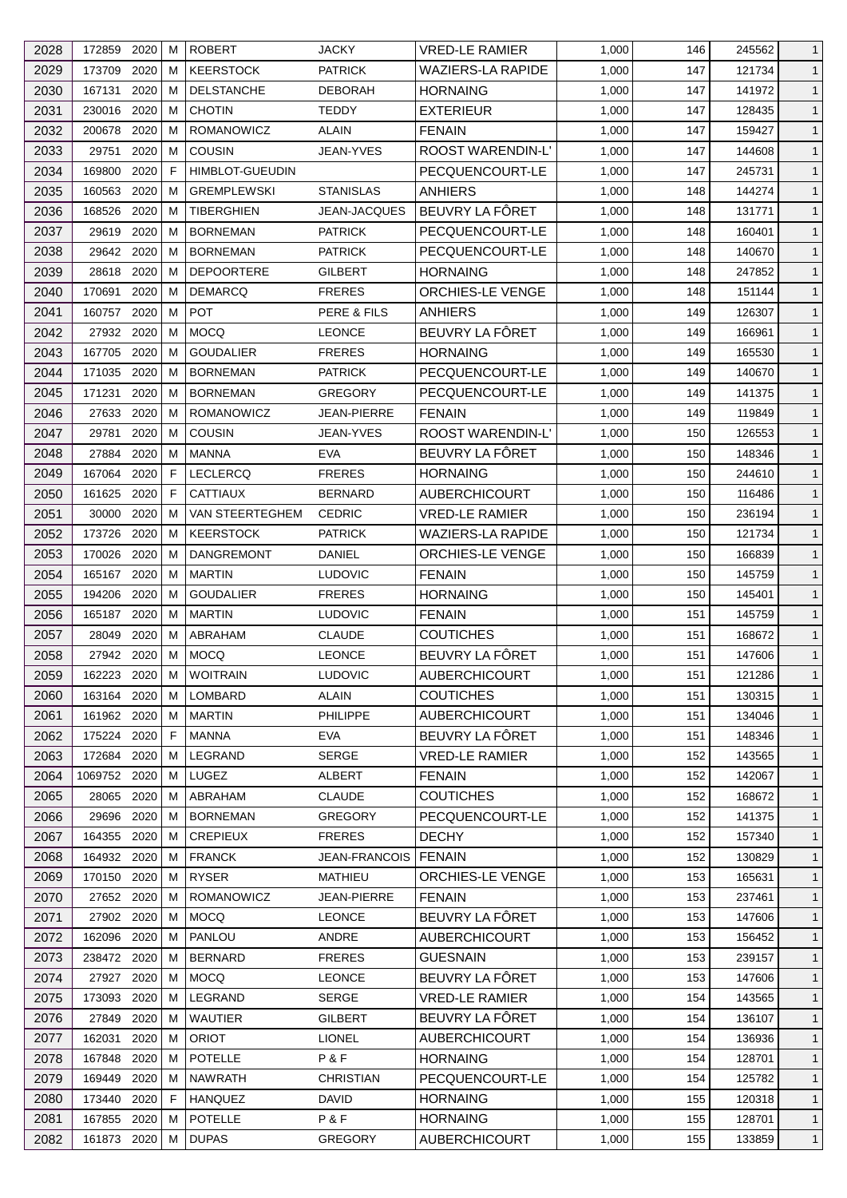| 2028 | 172859 | 2020 | M | ROBERT | JACKY | VRED-LE RAMIER | 1,000 | 146 | 245562 | 1 |
|---|---|---|---|---|---|---|---|---|---|---|
| 2029 | 173709 | 2020 | M | KEERSTOCK | PATRICK | WAZIERS-LA RAPIDE | 1,000 | 147 | 121734 | 1 |
| 2030 | 167131 | 2020 | M | DELSTANCHE | DEBORAH | HORNAING | 1,000 | 147 | 141972 | 1 |
| 2031 | 230016 | 2020 | M | CHOTIN | TEDDY | EXTERIEUR | 1,000 | 147 | 128435 | 1 |
| 2032 | 200678 | 2020 | M | ROMANOWICZ | ALAIN | FENAIN | 1,000 | 147 | 159427 | 1 |
| 2033 | 29751 | 2020 | M | COUSIN | JEAN-YVES | ROOST WARENDIN-L' | 1,000 | 147 | 144608 | 1 |
| 2034 | 169800 | 2020 | F | HIMBLOT-GUEUDIN | | PECQUENCOURT-LE | 1,000 | 147 | 245731 | 1 |
| 2035 | 160563 | 2020 | M | GREMPLEWSKI | STANISLAS | ANHIERS | 1,000 | 148 | 144274 | 1 |
| 2036 | 168526 | 2020 | M | TIBERGHIEN | JEAN-JACQUES | BEUVRY LA FÔRET | 1,000 | 148 | 131771 | 1 |
| 2037 | 29619 | 2020 | M | BORNEMAN | PATRICK | PECQUENCOURT-LE | 1,000 | 148 | 160401 | 1 |
| 2038 | 29642 | 2020 | M | BORNEMAN | PATRICK | PECQUENCOURT-LE | 1,000 | 148 | 140670 | 1 |
| 2039 | 28618 | 2020 | M | DEPOORTERE | GILBERT | HORNAING | 1,000 | 148 | 247852 | 1 |
| 2040 | 170691 | 2020 | M | DEMARCQ | FRERES | ORCHIES-LE VENGE | 1,000 | 148 | 151144 | 1 |
| 2041 | 160757 | 2020 | M | POT | PERE & FILS | ANHIERS | 1,000 | 149 | 126307 | 1 |
| 2042 | 27932 | 2020 | M | MOCQ | LEONCE | BEUVRY LA FÔRET | 1,000 | 149 | 166961 | 1 |
| 2043 | 167705 | 2020 | M | GOUDALIER | FRERES | HORNAING | 1,000 | 149 | 165530 | 1 |
| 2044 | 171035 | 2020 | M | BORNEMAN | PATRICK | PECQUENCOURT-LE | 1,000 | 149 | 140670 | 1 |
| 2045 | 171231 | 2020 | M | BORNEMAN | GREGORY | PECQUENCOURT-LE | 1,000 | 149 | 141375 | 1 |
| 2046 | 27633 | 2020 | M | ROMANOWICZ | JEAN-PIERRE | FENAIN | 1,000 | 149 | 119849 | 1 |
| 2047 | 29781 | 2020 | M | COUSIN | JEAN-YVES | ROOST WARENDIN-L' | 1,000 | 150 | 126553 | 1 |
| 2048 | 27884 | 2020 | M | MANNA | EVA | BEUVRY LA FÔRET | 1,000 | 150 | 148346 | 1 |
| 2049 | 167064 | 2020 | F | LECLERCQ | FRERES | HORNAING | 1,000 | 150 | 244610 | 1 |
| 2050 | 161625 | 2020 | F | CATTIAUX | BERNARD | AUBERCHICOURT | 1,000 | 150 | 116486 | 1 |
| 2051 | 30000 | 2020 | M | VAN STEERTEGHEM | CEDRIC | VRED-LE RAMIER | 1,000 | 150 | 236194 | 1 |
| 2052 | 173726 | 2020 | M | KEERSTOCK | PATRICK | WAZIERS-LA RAPIDE | 1,000 | 150 | 121734 | 1 |
| 2053 | 170026 | 2020 | M | DANGREMONT | DANIEL | ORCHIES-LE VENGE | 1,000 | 150 | 166839 | 1 |
| 2054 | 165167 | 2020 | M | MARTIN | LUDOVIC | FENAIN | 1,000 | 150 | 145759 | 1 |
| 2055 | 194206 | 2020 | M | GOUDALIER | FRERES | HORNAING | 1,000 | 150 | 145401 | 1 |
| 2056 | 165187 | 2020 | M | MARTIN | LUDOVIC | FENAIN | 1,000 | 151 | 145759 | 1 |
| 2057 | 28049 | 2020 | M | ABRAHAM | CLAUDE | COUTICHES | 1,000 | 151 | 168672 | 1 |
| 2058 | 27942 | 2020 | M | MOCQ | LEONCE | BEUVRY LA FÔRET | 1,000 | 151 | 147606 | 1 |
| 2059 | 162223 | 2020 | M | WOITRAIN | LUDOVIC | AUBERCHICOURT | 1,000 | 151 | 121286 | 1 |
| 2060 | 163164 | 2020 | M | LOMBARD | ALAIN | COUTICHES | 1,000 | 151 | 130315 | 1 |
| 2061 | 161962 | 2020 | M | MARTIN | PHILIPPE | AUBERCHICOURT | 1,000 | 151 | 134046 | 1 |
| 2062 | 175224 | 2020 | F | MANNA | EVA | BEUVRY LA FÔRET | 1,000 | 151 | 148346 | 1 |
| 2063 | 172684 | 2020 | M | LEGRAND | SERGE | VRED-LE RAMIER | 1,000 | 152 | 143565 | 1 |
| 2064 | 1069752 | 2020 | M | LUGEZ | ALBERT | FENAIN | 1,000 | 152 | 142067 | 1 |
| 2065 | 28065 | 2020 | M | ABRAHAM | CLAUDE | COUTICHES | 1,000 | 152 | 168672 | 1 |
| 2066 | 29696 | 2020 | M | BORNEMAN | GREGORY | PECQUENCOURT-LE | 1,000 | 152 | 141375 | 1 |
| 2067 | 164355 | 2020 | M | CREPIEUX | FRERES | DECHY | 1,000 | 152 | 157340 | 1 |
| 2068 | 164932 | 2020 | M | FRANCK | JEAN-FRANCOIS | FENAIN | 1,000 | 152 | 130829 | 1 |
| 2069 | 170150 | 2020 | M | RYSER | MATHIEU | ORCHIES-LE VENGE | 1,000 | 153 | 165631 | 1 |
| 2070 | 27652 | 2020 | M | ROMANOWICZ | JEAN-PIERRE | FENAIN | 1,000 | 153 | 237461 | 1 |
| 2071 | 27902 | 2020 | M | MOCQ | LEONCE | BEUVRY LA FÔRET | 1,000 | 153 | 147606 | 1 |
| 2072 | 162096 | 2020 | M | PANLOU | ANDRE | AUBERCHICOURT | 1,000 | 153 | 156452 | 1 |
| 2073 | 238472 | 2020 | M | BERNARD | FRERES | GUESNAIN | 1,000 | 153 | 239157 | 1 |
| 2074 | 27927 | 2020 | M | MOCQ | LEONCE | BEUVRY LA FÔRET | 1,000 | 153 | 147606 | 1 |
| 2075 | 173093 | 2020 | M | LEGRAND | SERGE | VRED-LE RAMIER | 1,000 | 154 | 143565 | 1 |
| 2076 | 27849 | 2020 | M | WAUTIER | GILBERT | BEUVRY LA FÔRET | 1,000 | 154 | 136107 | 1 |
| 2077 | 162031 | 2020 | M | ORIOT | LIONEL | AUBERCHICOURT | 1,000 | 154 | 136936 | 1 |
| 2078 | 167848 | 2020 | M | POTELLE | P & F | HORNAING | 1,000 | 154 | 128701 | 1 |
| 2079 | 169449 | 2020 | M | NAWRATH | CHRISTIAN | PECQUENCOURT-LE | 1,000 | 154 | 125782 | 1 |
| 2080 | 173440 | 2020 | F | HANQUEZ | DAVID | HORNAING | 1,000 | 155 | 120318 | 1 |
| 2081 | 167855 | 2020 | M | POTELLE | P & F | HORNAING | 1,000 | 155 | 128701 | 1 |
| 2082 | 161873 | 2020 | M | DUPAS | GREGORY | AUBERCHICOURT | 1,000 | 155 | 133859 | 1 |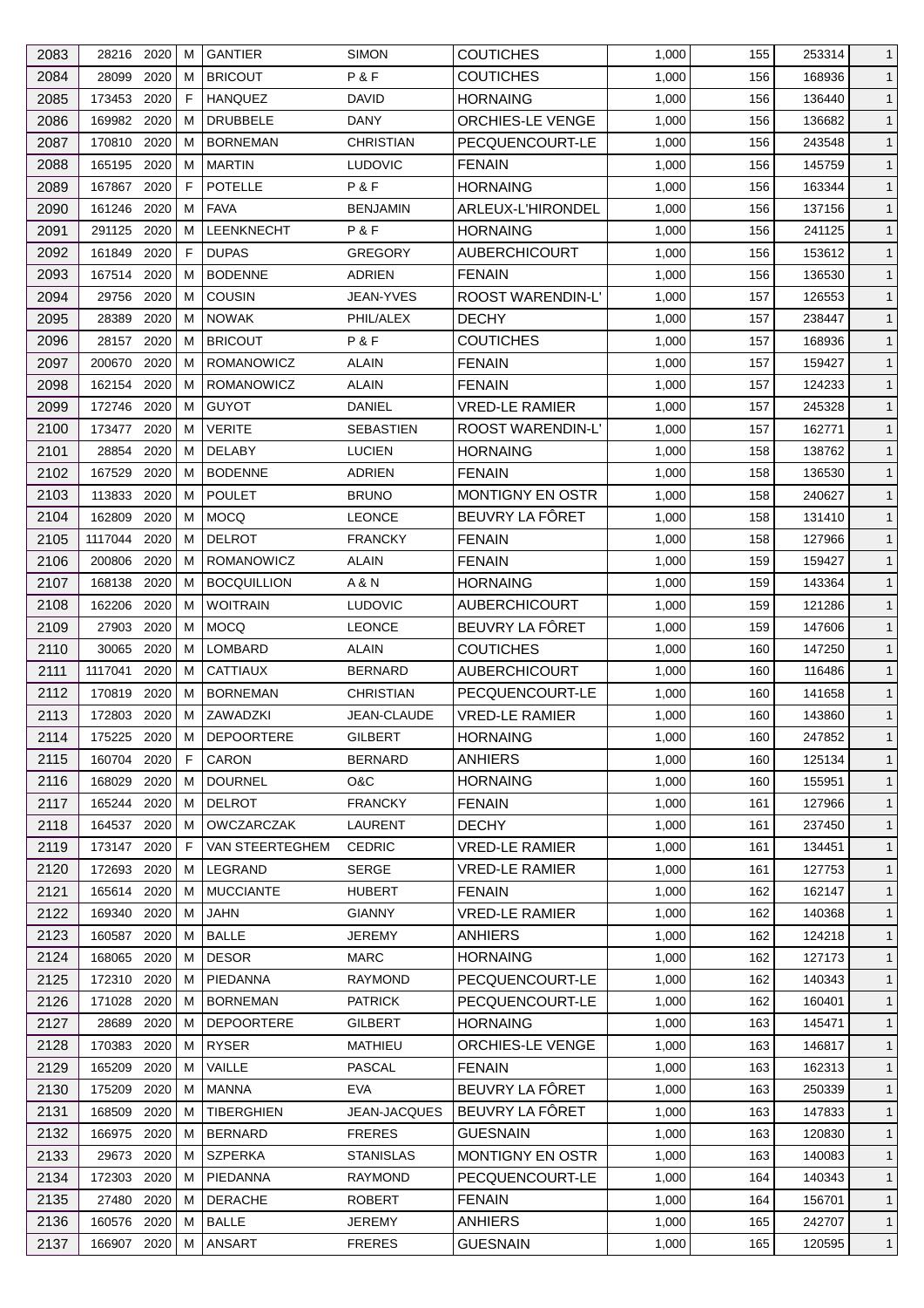| 2083 | 28216 | 2020 | M | GANTIER | SIMON | COUTICHES | 1,000 | 155 | 253314 | 1 |
|---|---|---|---|---|---|---|---|---|---|---|
| 2084 | 28099 | 2020 | M | BRICOUT | P & F | COUTICHES | 1,000 | 156 | 168936 | 1 |
| 2085 | 173453 | 2020 | F | HANQUEZ | DAVID | HORNAING | 1,000 | 156 | 136440 | 1 |
| 2086 | 169982 | 2020 | M | DRUBBELE | DANY | ORCHIES-LE VENGE | 1,000 | 156 | 136682 | 1 |
| 2087 | 170810 | 2020 | M | BORNEMAN | CHRISTIAN | PECQUENCOURT-LE | 1,000 | 156 | 243548 | 1 |
| 2088 | 165195 | 2020 | M | MARTIN | LUDOVIC | FENAIN | 1,000 | 156 | 145759 | 1 |
| 2089 | 167867 | 2020 | F | POTELLE | P & F | HORNAING | 1,000 | 156 | 163344 | 1 |
| 2090 | 161246 | 2020 | M | FAVA | BENJAMIN | ARLEUX-L'HIRONDEL | 1,000 | 156 | 137156 | 1 |
| 2091 | 291125 | 2020 | M | LEENKNECHT | P & F | HORNAING | 1,000 | 156 | 241125 | 1 |
| 2092 | 161849 | 2020 | F | DUPAS | GREGORY | AUBERCHICOURT | 1,000 | 156 | 153612 | 1 |
| 2093 | 167514 | 2020 | M | BODENNE | ADRIEN | FENAIN | 1,000 | 156 | 136530 | 1 |
| 2094 | 29756 | 2020 | M | COUSIN | JEAN-YVES | ROOST WARENDIN-L' | 1,000 | 157 | 126553 | 1 |
| 2095 | 28389 | 2020 | M | NOWAK | PHIL/ALEX | DECHY | 1,000 | 157 | 238447 | 1 |
| 2096 | 28157 | 2020 | M | BRICOUT | P & F | COUTICHES | 1,000 | 157 | 168936 | 1 |
| 2097 | 200670 | 2020 | M | ROMANOWICZ | ALAIN | FENAIN | 1,000 | 157 | 159427 | 1 |
| 2098 | 162154 | 2020 | M | ROMANOWICZ | ALAIN | FENAIN | 1,000 | 157 | 124233 | 1 |
| 2099 | 172746 | 2020 | M | GUYOT | DANIEL | VRED-LE RAMIER | 1,000 | 157 | 245328 | 1 |
| 2100 | 173477 | 2020 | M | VERITE | SEBASTIEN | ROOST WARENDIN-L' | 1,000 | 157 | 162771 | 1 |
| 2101 | 28854 | 2020 | M | DELABY | LUCIEN | HORNAING | 1,000 | 158 | 138762 | 1 |
| 2102 | 167529 | 2020 | M | BODENNE | ADRIEN | FENAIN | 1,000 | 158 | 136530 | 1 |
| 2103 | 113833 | 2020 | M | POULET | BRUNO | MONTIGNY EN OSTR | 1,000 | 158 | 240627 | 1 |
| 2104 | 162809 | 2020 | M | MOCQ | LEONCE | BEUVRY LA FÔRET | 1,000 | 158 | 131410 | 1 |
| 2105 | 1117044 | 2020 | M | DELROT | FRANCKY | FENAIN | 1,000 | 158 | 127966 | 1 |
| 2106 | 200806 | 2020 | M | ROMANOWICZ | ALAIN | FENAIN | 1,000 | 159 | 159427 | 1 |
| 2107 | 168138 | 2020 | M | BOCQUILLION | A & N | HORNAING | 1,000 | 159 | 143364 | 1 |
| 2108 | 162206 | 2020 | M | WOITRAIN | LUDOVIC | AUBERCHICOURT | 1,000 | 159 | 121286 | 1 |
| 2109 | 27903 | 2020 | M | MOCQ | LEONCE | BEUVRY LA FÔRET | 1,000 | 159 | 147606 | 1 |
| 2110 | 30065 | 2020 | M | LOMBARD | ALAIN | COUTICHES | 1,000 | 160 | 147250 | 1 |
| 2111 | 1117041 | 2020 | M | CATTIAUX | BERNARD | AUBERCHICOURT | 1,000 | 160 | 116486 | 1 |
| 2112 | 170819 | 2020 | M | BORNEMAN | CHRISTIAN | PECQUENCOURT-LE | 1,000 | 160 | 141658 | 1 |
| 2113 | 172803 | 2020 | M | ZAWADZKI | JEAN-CLAUDE | VRED-LE RAMIER | 1,000 | 160 | 143860 | 1 |
| 2114 | 175225 | 2020 | M | DEPOORTERE | GILBERT | HORNAING | 1,000 | 160 | 247852 | 1 |
| 2115 | 160704 | 2020 | F | CARON | BERNARD | ANHIERS | 1,000 | 160 | 125134 | 1 |
| 2116 | 168029 | 2020 | M | DOURNEL | O&C | HORNAING | 1,000 | 160 | 155951 | 1 |
| 2117 | 165244 | 2020 | M | DELROT | FRANCKY | FENAIN | 1,000 | 161 | 127966 | 1 |
| 2118 | 164537 | 2020 | M | OWCZARCZAK | LAURENT | DECHY | 1,000 | 161 | 237450 | 1 |
| 2119 | 173147 | 2020 | F | VAN STEERTEGHEM | CEDRIC | VRED-LE RAMIER | 1,000 | 161 | 134451 | 1 |
| 2120 | 172693 | 2020 | M | LEGRAND | SERGE | VRED-LE RAMIER | 1,000 | 161 | 127753 | 1 |
| 2121 | 165614 | 2020 | M | MUCCIANTE | HUBERT | FENAIN | 1,000 | 162 | 162147 | 1 |
| 2122 | 169340 | 2020 | M | JAHN | GIANNY | VRED-LE RAMIER | 1,000 | 162 | 140368 | 1 |
| 2123 | 160587 | 2020 | M | BALLE | JEREMY | ANHIERS | 1,000 | 162 | 124218 | 1 |
| 2124 | 168065 | 2020 | M | DESOR | MARC | HORNAING | 1,000 | 162 | 127173 | 1 |
| 2125 | 172310 | 2020 | M | PIEDANNA | RAYMOND | PECQUENCOURT-LE | 1,000 | 162 | 140343 | 1 |
| 2126 | 171028 | 2020 | M | BORNEMAN | PATRICK | PECQUENCOURT-LE | 1,000 | 162 | 160401 | 1 |
| 2127 | 28689 | 2020 | M | DEPOORTERE | GILBERT | HORNAING | 1,000 | 163 | 145471 | 1 |
| 2128 | 170383 | 2020 | M | RYSER | MATHIEU | ORCHIES-LE VENGE | 1,000 | 163 | 146817 | 1 |
| 2129 | 165209 | 2020 | M | VAILLE | PASCAL | FENAIN | 1,000 | 163 | 162313 | 1 |
| 2130 | 175209 | 2020 | M | MANNA | EVA | BEUVRY LA FÔRET | 1,000 | 163 | 250339 | 1 |
| 2131 | 168509 | 2020 | M | TIBERGHIEN | JEAN-JACQUES | BEUVRY LA FÔRET | 1,000 | 163 | 147833 | 1 |
| 2132 | 166975 | 2020 | M | BERNARD | FRERES | GUESNAIN | 1,000 | 163 | 120830 | 1 |
| 2133 | 29673 | 2020 | M | SZPERKA | STANISLAS | MONTIGNY EN OSTR | 1,000 | 163 | 140083 | 1 |
| 2134 | 172303 | 2020 | M | PIEDANNA | RAYMOND | PECQUENCOURT-LE | 1,000 | 164 | 140343 | 1 |
| 2135 | 27480 | 2020 | M | DERACHE | ROBERT | FENAIN | 1,000 | 164 | 156701 | 1 |
| 2136 | 160576 | 2020 | M | BALLE | JEREMY | ANHIERS | 1,000 | 165 | 242707 | 1 |
| 2137 | 166907 | 2020 | M | ANSART | FRERES | GUESNAIN | 1,000 | 165 | 120595 | 1 |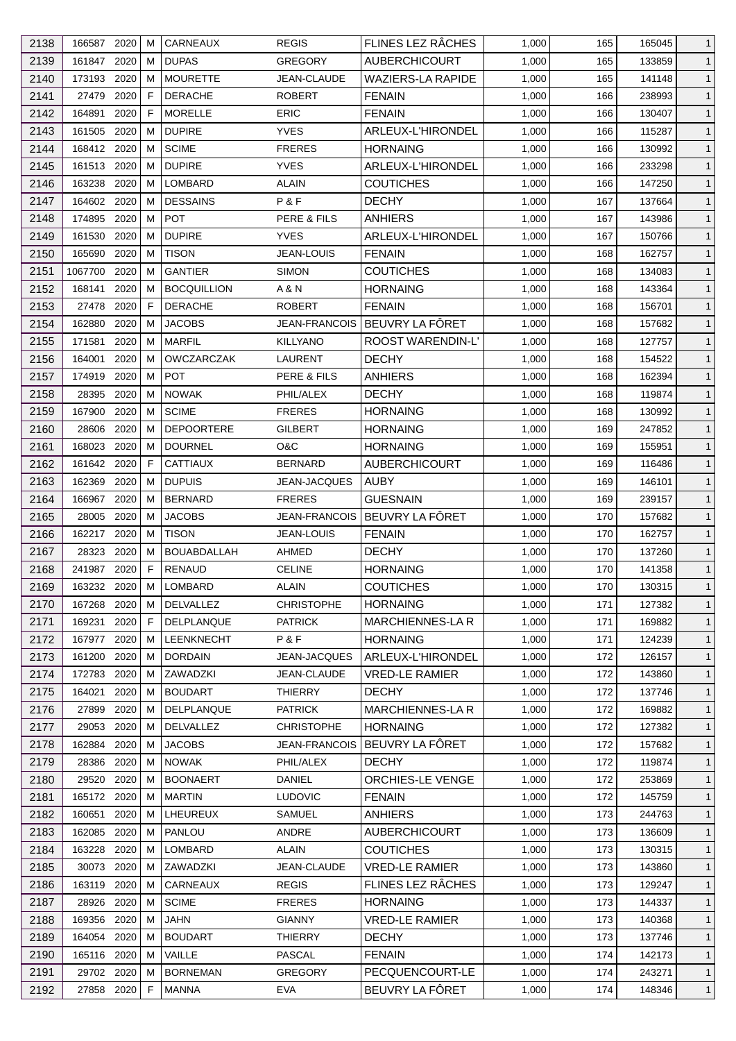| 2138 | 166587 | 2020 | M | CARNEAUX | REGIS | FLINES LEZ RÂCHES | 1,000 | 165 | 165045 | 1 |
|---|---|---|---|---|---|---|---|---|---|---|
| 2139 | 161847 | 2020 | M | DUPAS | GREGORY | AUBERCHICOURT | 1,000 | 165 | 133859 | 1 |
| 2140 | 173193 | 2020 | M | MOURETTE | JEAN-CLAUDE | WAZIERS-LA RAPIDE | 1,000 | 165 | 141148 | 1 |
| 2141 | 27479 | 2020 | F | DERACHE | ROBERT | FENAIN | 1,000 | 166 | 238993 | 1 |
| 2142 | 164891 | 2020 | F | MORELLE | ERIC | FENAIN | 1,000 | 166 | 130407 | 1 |
| 2143 | 161505 | 2020 | M | DUPIRE | YVES | ARLEUX-L'HIRONDEL | 1,000 | 166 | 115287 | 1 |
| 2144 | 168412 | 2020 | M | SCIME | FRERES | HORNAING | 1,000 | 166 | 130992 | 1 |
| 2145 | 161513 | 2020 | M | DUPIRE | YVES | ARLEUX-L'HIRONDEL | 1,000 | 166 | 233298 | 1 |
| 2146 | 163238 | 2020 | M | LOMBARD | ALAIN | COUTICHES | 1,000 | 166 | 147250 | 1 |
| 2147 | 164602 | 2020 | M | DESSAINS | P & F | DECHY | 1,000 | 167 | 137664 | 1 |
| 2148 | 174895 | 2020 | M | POT | PERE & FILS | ANHIERS | 1,000 | 167 | 143986 | 1 |
| 2149 | 161530 | 2020 | M | DUPIRE | YVES | ARLEUX-L'HIRONDEL | 1,000 | 167 | 150766 | 1 |
| 2150 | 165690 | 2020 | M | TISON | JEAN-LOUIS | FENAIN | 1,000 | 168 | 162757 | 1 |
| 2151 | 1067700 | 2020 | M | GANTIER | SIMON | COUTICHES | 1,000 | 168 | 134083 | 1 |
| 2152 | 168141 | 2020 | M | BOCQUILLION | A & N | HORNAING | 1,000 | 168 | 143364 | 1 |
| 2153 | 27478 | 2020 | F | DERACHE | ROBERT | FENAIN | 1,000 | 168 | 156701 | 1 |
| 2154 | 162880 | 2020 | M | JACOBS | JEAN-FRANCOIS | BEUVRY LA FÔRET | 1,000 | 168 | 157682 | 1 |
| 2155 | 171581 | 2020 | M | MARFIL | KILLYANO | ROOST WARENDIN-L' | 1,000 | 168 | 127757 | 1 |
| 2156 | 164001 | 2020 | M | OWCZARCZAK | LAURENT | DECHY | 1,000 | 168 | 154522 | 1 |
| 2157 | 174919 | 2020 | M | POT | PERE & FILS | ANHIERS | 1,000 | 168 | 162394 | 1 |
| 2158 | 28395 | 2020 | M | NOWAK | PHIL/ALEX | DECHY | 1,000 | 168 | 119874 | 1 |
| 2159 | 167900 | 2020 | M | SCIME | FRERES | HORNAING | 1,000 | 168 | 130992 | 1 |
| 2160 | 28606 | 2020 | M | DEPOORTERE | GILBERT | HORNAING | 1,000 | 169 | 247852 | 1 |
| 2161 | 168023 | 2020 | M | DOURNEL | O&C | HORNAING | 1,000 | 169 | 155951 | 1 |
| 2162 | 161642 | 2020 | F | CATTIAUX | BERNARD | AUBERCHICOURT | 1,000 | 169 | 116486 | 1 |
| 2163 | 162369 | 2020 | M | DUPUIS | JEAN-JACQUES | AUBY | 1,000 | 169 | 146101 | 1 |
| 2164 | 166967 | 2020 | M | BERNARD | FRERES | GUESNAIN | 1,000 | 169 | 239157 | 1 |
| 2165 | 28005 | 2020 | M | JACOBS | JEAN-FRANCOIS | BEUVRY LA FÔRET | 1,000 | 170 | 157682 | 1 |
| 2166 | 162217 | 2020 | M | TISON | JEAN-LOUIS | FENAIN | 1,000 | 170 | 162757 | 1 |
| 2167 | 28323 | 2020 | M | BOUABDALLAH | AHMED | DECHY | 1,000 | 170 | 137260 | 1 |
| 2168 | 241987 | 2020 | F | RENAUD | CELINE | HORNAING | 1,000 | 170 | 141358 | 1 |
| 2169 | 163232 | 2020 | M | LOMBARD | ALAIN | COUTICHES | 1,000 | 170 | 130315 | 1 |
| 2170 | 167268 | 2020 | M | DELVALLEZ | CHRISTOPHE | HORNAING | 1,000 | 171 | 127382 | 1 |
| 2171 | 169231 | 2020 | F | DELPLANQUE | PATRICK | MARCHIENNES-LA R | 1,000 | 171 | 169882 | 1 |
| 2172 | 167977 | 2020 | M | LEENKNECHT | P & F | HORNAING | 1,000 | 171 | 124239 | 1 |
| 2173 | 161200 | 2020 | M | DORDAIN | JEAN-JACQUES | ARLEUX-L'HIRONDEL | 1,000 | 172 | 126157 | 1 |
| 2174 | 172783 | 2020 | M | ZAWADZKI | JEAN-CLAUDE | VRED-LE RAMIER | 1,000 | 172 | 143860 | 1 |
| 2175 | 164021 | 2020 | M | BOUDART | THIERRY | DECHY | 1,000 | 172 | 137746 | 1 |
| 2176 | 27899 | 2020 | M | DELPLANQUE | PATRICK | MARCHIENNES-LA R | 1,000 | 172 | 169882 | 1 |
| 2177 | 29053 | 2020 | M | DELVALLEZ | CHRISTOPHE | HORNAING | 1,000 | 172 | 127382 | 1 |
| 2178 | 162884 | 2020 | M | JACOBS | JEAN-FRANCOIS | BEUVRY LA FÔRET | 1,000 | 172 | 157682 | 1 |
| 2179 | 28386 | 2020 | M | NOWAK | PHIL/ALEX | DECHY | 1,000 | 172 | 119874 | 1 |
| 2180 | 29520 | 2020 | M | BOONAERT | DANIEL | ORCHIES-LE VENGE | 1,000 | 172 | 253869 | 1 |
| 2181 | 165172 | 2020 | M | MARTIN | LUDOVIC | FENAIN | 1,000 | 172 | 145759 | 1 |
| 2182 | 160651 | 2020 | M | LHEUREUX | SAMUEL | ANHIERS | 1,000 | 173 | 244763 | 1 |
| 2183 | 162085 | 2020 | M | PANLOU | ANDRE | AUBERCHICOURT | 1,000 | 173 | 136609 | 1 |
| 2184 | 163228 | 2020 | M | LOMBARD | ALAIN | COUTICHES | 1,000 | 173 | 130315 | 1 |
| 2185 | 30073 | 2020 | M | ZAWADZKI | JEAN-CLAUDE | VRED-LE RAMIER | 1,000 | 173 | 143860 | 1 |
| 2186 | 163119 | 2020 | M | CARNEAUX | REGIS | FLINES LEZ RÂCHES | 1,000 | 173 | 129247 | 1 |
| 2187 | 28926 | 2020 | M | SCIME | FRERES | HORNAING | 1,000 | 173 | 144337 | 1 |
| 2188 | 169356 | 2020 | M | JAHN | GIANNY | VRED-LE RAMIER | 1,000 | 173 | 140368 | 1 |
| 2189 | 164054 | 2020 | M | BOUDART | THIERRY | DECHY | 1,000 | 173 | 137746 | 1 |
| 2190 | 165116 | 2020 | M | VAILLE | PASCAL | FENAIN | 1,000 | 174 | 142173 | 1 |
| 2191 | 29702 | 2020 | M | BORNEMAN | GREGORY | PECQUENCOURT-LE | 1,000 | 174 | 243271 | 1 |
| 2192 | 27858 | 2020 | F | MANNA | EVA | BEUVRY LA FÔRET | 1,000 | 174 | 148346 | 1 |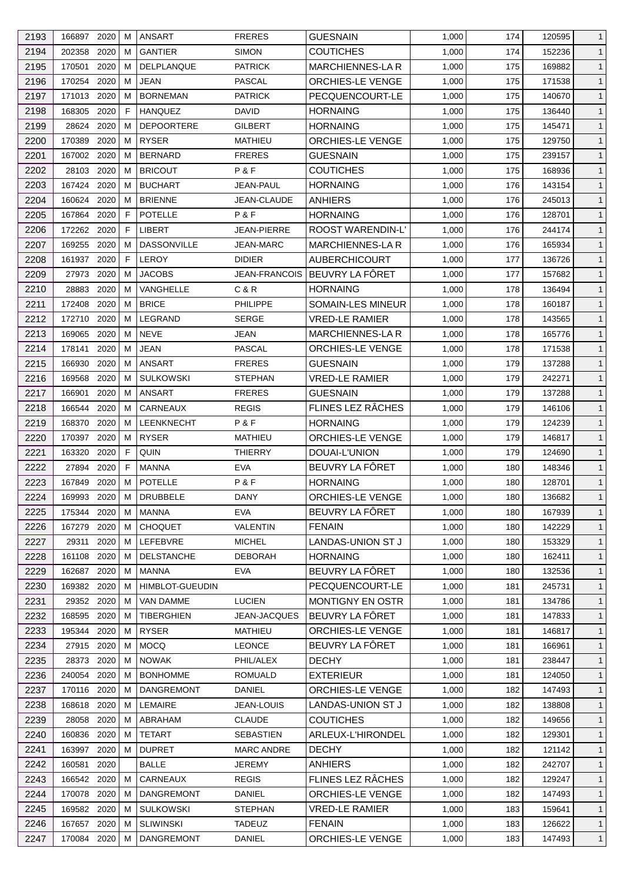| 2193 | 166897 | 2020 | M | ANSART | FRERES | GUESNAIN | 1,000 | 174 | 120595 | 1 |
|---|---|---|---|---|---|---|---|---|---|---|
| 2194 | 202358 | 2020 | M | GANTIER | SIMON | COUTICHES | 1,000 | 174 | 152236 | 1 |
| 2195 | 170501 | 2020 | M | DELPLANQUE | PATRICK | MARCHIENNES-LA R | 1,000 | 175 | 169882 | 1 |
| 2196 | 170254 | 2020 | M | JEAN | PASCAL | ORCHIES-LE VENGE | 1,000 | 175 | 171538 | 1 |
| 2197 | 171013 | 2020 | M | BORNEMAN | PATRICK | PECQUENCOURT-LE | 1,000 | 175 | 140670 | 1 |
| 2198 | 168305 | 2020 | F | HANQUEZ | DAVID | HORNAING | 1,000 | 175 | 136440 | 1 |
| 2199 | 28624 | 2020 | M | DEPOORTERE | GILBERT | HORNAING | 1,000 | 175 | 145471 | 1 |
| 2200 | 170389 | 2020 | M | RYSER | MATHIEU | ORCHIES-LE VENGE | 1,000 | 175 | 129750 | 1 |
| 2201 | 167002 | 2020 | M | BERNARD | FRERES | GUESNAIN | 1,000 | 175 | 239157 | 1 |
| 2202 | 28103 | 2020 | M | BRICOUT | P & F | COUTICHES | 1,000 | 175 | 168936 | 1 |
| 2203 | 167424 | 2020 | M | BUCHART | JEAN-PAUL | HORNAING | 1,000 | 176 | 143154 | 1 |
| 2204 | 160624 | 2020 | M | BRIENNE | JEAN-CLAUDE | ANHIERS | 1,000 | 176 | 245013 | 1 |
| 2205 | 167864 | 2020 | F | POTELLE | P & F | HORNAING | 1,000 | 176 | 128701 | 1 |
| 2206 | 172262 | 2020 | F | LIBERT | JEAN-PIERRE | ROOST WARENDIN-L' | 1,000 | 176 | 244174 | 1 |
| 2207 | 169255 | 2020 | M | DASSONVILLE | JEAN-MARC | MARCHIENNES-LA R | 1,000 | 176 | 165934 | 1 |
| 2208 | 161937 | 2020 | F | LEROY | DIDIER | AUBERCHICOURT | 1,000 | 177 | 136726 | 1 |
| 2209 | 27973 | 2020 | M | JACOBS | JEAN-FRANCOIS | BEUVRY LA FÔRET | 1,000 | 177 | 157682 | 1 |
| 2210 | 28883 | 2020 | M | VANGHELLE | C & R | HORNAING | 1,000 | 178 | 136494 | 1 |
| 2211 | 172408 | 2020 | M | BRICE | PHILIPPE | SOMAIN-LES MINEUR | 1,000 | 178 | 160187 | 1 |
| 2212 | 172710 | 2020 | M | LEGRAND | SERGE | VRED-LE RAMIER | 1,000 | 178 | 143565 | 1 |
| 2213 | 169065 | 2020 | M | NEVE | JEAN | MARCHIENNES-LA R | 1,000 | 178 | 165776 | 1 |
| 2214 | 178141 | 2020 | M | JEAN | PASCAL | ORCHIES-LE VENGE | 1,000 | 178 | 171538 | 1 |
| 2215 | 166930 | 2020 | M | ANSART | FRERES | GUESNAIN | 1,000 | 179 | 137288 | 1 |
| 2216 | 169568 | 2020 | M | SULKOWSKI | STEPHAN | VRED-LE RAMIER | 1,000 | 179 | 242271 | 1 |
| 2217 | 166901 | 2020 | M | ANSART | FRERES | GUESNAIN | 1,000 | 179 | 137288 | 1 |
| 2218 | 166544 | 2020 | M | CARNEAUX | REGIS | FLINES LEZ RÂCHES | 1,000 | 179 | 146106 | 1 |
| 2219 | 168370 | 2020 | M | LEENKNECHT | P & F | HORNAING | 1,000 | 179 | 124239 | 1 |
| 2220 | 170397 | 2020 | M | RYSER | MATHIEU | ORCHIES-LE VENGE | 1,000 | 179 | 146817 | 1 |
| 2221 | 163320 | 2020 | F | QUIN | THIERRY | DOUAI-L'UNION | 1,000 | 179 | 124690 | 1 |
| 2222 | 27894 | 2020 | F | MANNA | EVA | BEUVRY LA FÔRET | 1,000 | 180 | 148346 | 1 |
| 2223 | 167849 | 2020 | M | POTELLE | P & F | HORNAING | 1,000 | 180 | 128701 | 1 |
| 2224 | 169993 | 2020 | M | DRUBBELE | DANY | ORCHIES-LE VENGE | 1,000 | 180 | 136682 | 1 |
| 2225 | 175344 | 2020 | M | MANNA | EVA | BEUVRY LA FÔRET | 1,000 | 180 | 167939 | 1 |
| 2226 | 167279 | 2020 | M | CHOQUET | VALENTIN | FENAIN | 1,000 | 180 | 142229 | 1 |
| 2227 | 29311 | 2020 | M | LEFEBVRE | MICHEL | LANDAS-UNION ST J | 1,000 | 180 | 153329 | 1 |
| 2228 | 161108 | 2020 | M | DELSTANCHE | DEBORAH | HORNAING | 1,000 | 180 | 162411 | 1 |
| 2229 | 162687 | 2020 | M | MANNA | EVA | BEUVRY LA FÔRET | 1,000 | 180 | 132536 | 1 |
| 2230 | 169382 | 2020 | M | HIMBLOT-GUEUDIN | | PECQUENCOURT-LE | 1,000 | 181 | 245731 | 1 |
| 2231 | 29352 | 2020 | M | VAN DAMME | LUCIEN | MONTIGNY EN OSTR | 1,000 | 181 | 134786 | 1 |
| 2232 | 168595 | 2020 | M | TIBERGHIEN | JEAN-JACQUES | BEUVRY LA FÔRET | 1,000 | 181 | 147833 | 1 |
| 2233 | 195344 | 2020 | M | RYSER | MATHIEU | ORCHIES-LE VENGE | 1,000 | 181 | 146817 | 1 |
| 2234 | 27915 | 2020 | M | MOCQ | LEONCE | BEUVRY LA FÔRET | 1,000 | 181 | 166961 | 1 |
| 2235 | 28373 | 2020 | M | NOWAK | PHIL/ALEX | DECHY | 1,000 | 181 | 238447 | 1 |
| 2236 | 240054 | 2020 | M | BONHOMME | ROMUALD | EXTERIEUR | 1,000 | 181 | 124050 | 1 |
| 2237 | 170116 | 2020 | M | DANGREMONT | DANIEL | ORCHIES-LE VENGE | 1,000 | 182 | 147493 | 1 |
| 2238 | 168618 | 2020 | M | LEMAIRE | JEAN-LOUIS | LANDAS-UNION ST J | 1,000 | 182 | 138808 | 1 |
| 2239 | 28058 | 2020 | M | ABRAHAM | CLAUDE | COUTICHES | 1,000 | 182 | 149656 | 1 |
| 2240 | 160836 | 2020 | M | TETART | SEBASTIEN | ARLEUX-L'HIRONDEL | 1,000 | 182 | 129301 | 1 |
| 2241 | 163997 | 2020 | M | DUPRET | MARC ANDRE | DECHY | 1,000 | 182 | 121142 | 1 |
| 2242 | 160581 | 2020 | | BALLE | JEREMY | ANHIERS | 1,000 | 182 | 242707 | 1 |
| 2243 | 166542 | 2020 | M | CARNEAUX | REGIS | FLINES LEZ RÂCHES | 1,000 | 182 | 129247 | 1 |
| 2244 | 170078 | 2020 | M | DANGREMONT | DANIEL | ORCHIES-LE VENGE | 1,000 | 182 | 147493 | 1 |
| 2245 | 169582 | 2020 | M | SULKOWSKI | STEPHAN | VRED-LE RAMIER | 1,000 | 183 | 159641 | 1 |
| 2246 | 167657 | 2020 | M | SLIWINSKI | TADEUZ | FENAIN | 1,000 | 183 | 126622 | 1 |
| 2247 | 170084 | 2020 | M | DANGREMONT | DANIEL | ORCHIES-LE VENGE | 1,000 | 183 | 147493 | 1 |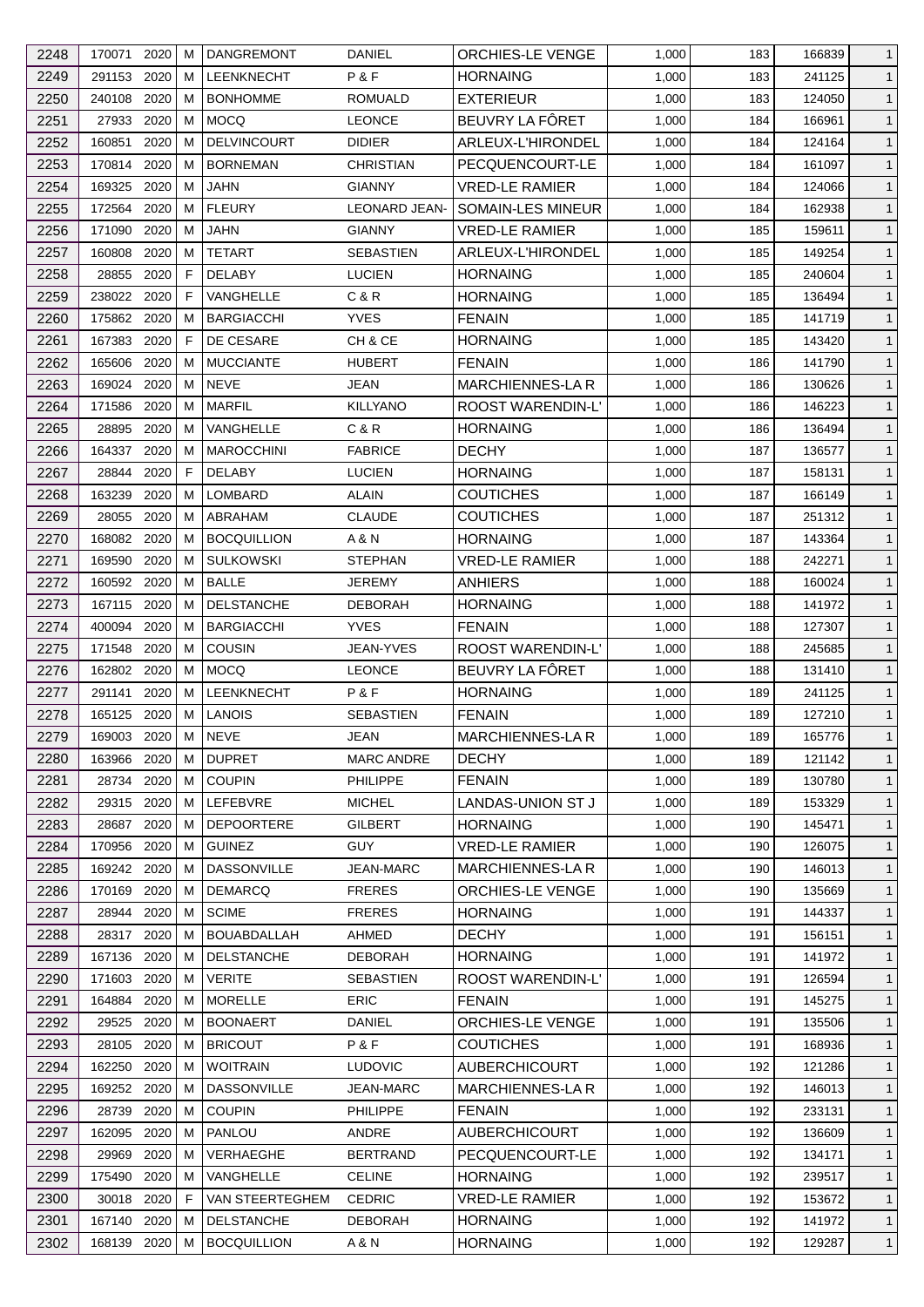| 2248 | 170071 | 2020 | M | DANGREMONT | DANIEL | ORCHIES-LE VENGE | 1,000 | 183 | 166839 | 1 |
|---|---|---|---|---|---|---|---|---|---|---|
| 2249 | 291153 | 2020 | M | LEENKNECHT | P & F | HORNAING | 1,000 | 183 | 241125 | 1 |
| 2250 | 240108 | 2020 | M | BONHOMME | ROMUALD | EXTERIEUR | 1,000 | 183 | 124050 | 1 |
| 2251 | 27933 | 2020 | M | MOCQ | LEONCE | BEUVRY LA FÔRET | 1,000 | 184 | 166961 | 1 |
| 2252 | 160851 | 2020 | M | DELVINCOURT | DIDIER | ARLEUX-L'HIRONDEL | 1,000 | 184 | 124164 | 1 |
| 2253 | 170814 | 2020 | M | BORNEMAN | CHRISTIAN | PECQUENCOURT-LE | 1,000 | 184 | 161097 | 1 |
| 2254 | 169325 | 2020 | M | JAHN | GIANNY | VRED-LE RAMIER | 1,000 | 184 | 124066 | 1 |
| 2255 | 172564 | 2020 | M | FLEURY | LEONARD JEAN- | SOMAIN-LES MINEUR | 1,000 | 184 | 162938 | 1 |
| 2256 | 171090 | 2020 | M | JAHN | GIANNY | VRED-LE RAMIER | 1,000 | 185 | 159611 | 1 |
| 2257 | 160808 | 2020 | M | TETART | SEBASTIEN | ARLEUX-L'HIRONDEL | 1,000 | 185 | 149254 | 1 |
| 2258 | 28855 | 2020 | F | DELABY | LUCIEN | HORNAING | 1,000 | 185 | 240604 | 1 |
| 2259 | 238022 | 2020 | F | VANGHELLE | C & R | HORNAING | 1,000 | 185 | 136494 | 1 |
| 2260 | 175862 | 2020 | M | BARGIACCHI | YVES | FENAIN | 1,000 | 185 | 141719 | 1 |
| 2261 | 167383 | 2020 | F | DE CESARE | CH & CE | HORNAING | 1,000 | 185 | 143420 | 1 |
| 2262 | 165606 | 2020 | M | MUCCIANTE | HUBERT | FENAIN | 1,000 | 186 | 141790 | 1 |
| 2263 | 169024 | 2020 | M | NEVE | JEAN | MARCHIENNES-LA R | 1,000 | 186 | 130626 | 1 |
| 2264 | 171586 | 2020 | M | MARFIL | KILLYANO | ROOST WARENDIN-L' | 1,000 | 186 | 146223 | 1 |
| 2265 | 28895 | 2020 | M | VANGHELLE | C & R | HORNAING | 1,000 | 186 | 136494 | 1 |
| 2266 | 164337 | 2020 | M | MAROCCHINI | FABRICE | DECHY | 1,000 | 187 | 136577 | 1 |
| 2267 | 28844 | 2020 | F | DELABY | LUCIEN | HORNAING | 1,000 | 187 | 158131 | 1 |
| 2268 | 163239 | 2020 | M | LOMBARD | ALAIN | COUTICHES | 1,000 | 187 | 166149 | 1 |
| 2269 | 28055 | 2020 | M | ABRAHAM | CLAUDE | COUTICHES | 1,000 | 187 | 251312 | 1 |
| 2270 | 168082 | 2020 | M | BOCQUILLION | A & N | HORNAING | 1,000 | 187 | 143364 | 1 |
| 2271 | 169590 | 2020 | M | SULKOWSKI | STEPHAN | VRED-LE RAMIER | 1,000 | 188 | 242271 | 1 |
| 2272 | 160592 | 2020 | M | BALLE | JEREMY | ANHIERS | 1,000 | 188 | 160024 | 1 |
| 2273 | 167115 | 2020 | M | DELSTANCHE | DEBORAH | HORNAING | 1,000 | 188 | 141972 | 1 |
| 2274 | 400094 | 2020 | M | BARGIACCHI | YVES | FENAIN | 1,000 | 188 | 127307 | 1 |
| 2275 | 171548 | 2020 | M | COUSIN | JEAN-YVES | ROOST WARENDIN-L' | 1,000 | 188 | 245685 | 1 |
| 2276 | 162802 | 2020 | M | MOCQ | LEONCE | BEUVRY LA FÔRET | 1,000 | 188 | 131410 | 1 |
| 2277 | 291141 | 2020 | M | LEENKNECHT | P & F | HORNAING | 1,000 | 189 | 241125 | 1 |
| 2278 | 165125 | 2020 | M | LANOIS | SEBASTIEN | FENAIN | 1,000 | 189 | 127210 | 1 |
| 2279 | 169003 | 2020 | M | NEVE | JEAN | MARCHIENNES-LA R | 1,000 | 189 | 165776 | 1 |
| 2280 | 163966 | 2020 | M | DUPRET | MARC ANDRE | DECHY | 1,000 | 189 | 121142 | 1 |
| 2281 | 28734 | 2020 | M | COUPIN | PHILIPPE | FENAIN | 1,000 | 189 | 130780 | 1 |
| 2282 | 29315 | 2020 | M | LEFEBVRE | MICHEL | LANDAS-UNION ST J | 1,000 | 189 | 153329 | 1 |
| 2283 | 28687 | 2020 | M | DEPOORTERE | GILBERT | HORNAING | 1,000 | 190 | 145471 | 1 |
| 2284 | 170956 | 2020 | M | GUINEZ | GUY | VRED-LE RAMIER | 1,000 | 190 | 126075 | 1 |
| 2285 | 169242 | 2020 | M | DASSONVILLE | JEAN-MARC | MARCHIENNES-LA R | 1,000 | 190 | 146013 | 1 |
| 2286 | 170169 | 2020 | M | DEMARCQ | FRERES | ORCHIES-LE VENGE | 1,000 | 190 | 135669 | 1 |
| 2287 | 28944 | 2020 | M | SCIME | FRERES | HORNAING | 1,000 | 191 | 144337 | 1 |
| 2288 | 28317 | 2020 | M | BOUABDALLAH | AHMED | DECHY | 1,000 | 191 | 156151 | 1 |
| 2289 | 167136 | 2020 | M | DELSTANCHE | DEBORAH | HORNAING | 1,000 | 191 | 141972 | 1 |
| 2290 | 171603 | 2020 | M | VERITE | SEBASTIEN | ROOST WARENDIN-L' | 1,000 | 191 | 126594 | 1 |
| 2291 | 164884 | 2020 | M | MORELLE | ERIC | FENAIN | 1,000 | 191 | 145275 | 1 |
| 2292 | 29525 | 2020 | M | BOONAERT | DANIEL | ORCHIES-LE VENGE | 1,000 | 191 | 135506 | 1 |
| 2293 | 28105 | 2020 | M | BRICOUT | P & F | COUTICHES | 1,000 | 191 | 168936 | 1 |
| 2294 | 162250 | 2020 | M | WOITRAIN | LUDOVIC | AUBERCHICOURT | 1,000 | 192 | 121286 | 1 |
| 2295 | 169252 | 2020 | M | DASSONVILLE | JEAN-MARC | MARCHIENNES-LA R | 1,000 | 192 | 146013 | 1 |
| 2296 | 28739 | 2020 | M | COUPIN | PHILIPPE | FENAIN | 1,000 | 192 | 233131 | 1 |
| 2297 | 162095 | 2020 | M | PANLOU | ANDRE | AUBERCHICOURT | 1,000 | 192 | 136609 | 1 |
| 2298 | 29969 | 2020 | M | VERHAEGHE | BERTRAND | PECQUENCOURT-LE | 1,000 | 192 | 134171 | 1 |
| 2299 | 175490 | 2020 | M | VANGHELLE | CELINE | HORNAING | 1,000 | 192 | 239517 | 1 |
| 2300 | 30018 | 2020 | F | VAN STEERTEGHEM | CEDRIC | VRED-LE RAMIER | 1,000 | 192 | 153672 | 1 |
| 2301 | 167140 | 2020 | M | DELSTANCHE | DEBORAH | HORNAING | 1,000 | 192 | 141972 | 1 |
| 2302 | 168139 | 2020 | M | BOCQUILLION | A & N | HORNAING | 1,000 | 192 | 129287 | 1 |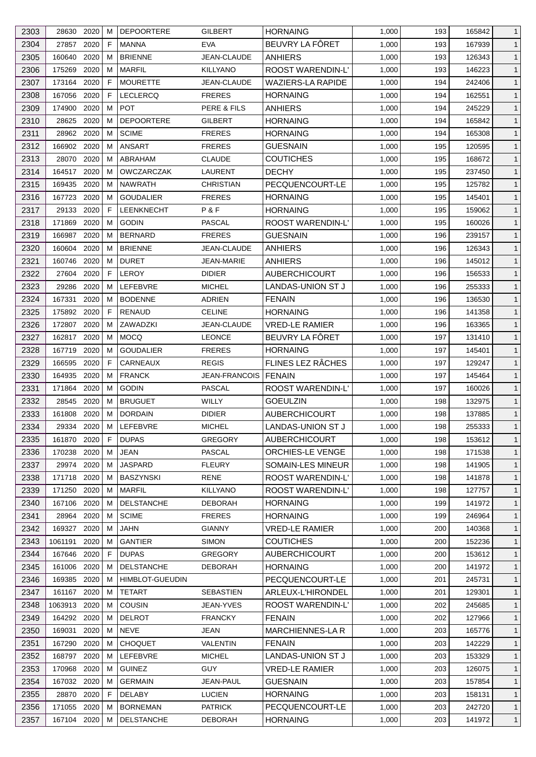| 2303 | 28630 | 2020 | M | DEPOORTERE | GILBERT | HORNAING | 1,000 | 193 | 165842 | 1 |
|---|---|---|---|---|---|---|---|---|---|---|
| 2304 | 27857 | 2020 | F | MANNA | EVA | BEUVRY LA FÔRET | 1,000 | 193 | 167939 | 1 |
| 2305 | 160640 | 2020 | M | BRIENNE | JEAN-CLAUDE | ANHIERS | 1,000 | 193 | 126343 | 1 |
| 2306 | 175269 | 2020 | M | MARFIL | KILLYANO | ROOST WARENDIN-L' | 1,000 | 193 | 146223 | 1 |
| 2307 | 173164 | 2020 | F | MOURETTE | JEAN-CLAUDE | WAZIERS-LA RAPIDE | 1,000 | 194 | 242406 | 1 |
| 2308 | 167056 | 2020 | F | LECLERCQ | FRERES | HORNAING | 1,000 | 194 | 162551 | 1 |
| 2309 | 174900 | 2020 | M | POT | PERE & FILS | ANHIERS | 1,000 | 194 | 245229 | 1 |
| 2310 | 28625 | 2020 | M | DEPOORTERE | GILBERT | HORNAING | 1,000 | 194 | 165842 | 1 |
| 2311 | 28962 | 2020 | M | SCIME | FRERES | HORNAING | 1,000 | 194 | 165308 | 1 |
| 2312 | 166902 | 2020 | M | ANSART | FRERES | GUESNAIN | 1,000 | 195 | 120595 | 1 |
| 2313 | 28070 | 2020 | M | ABRAHAM | CLAUDE | COUTICHES | 1,000 | 195 | 168672 | 1 |
| 2314 | 164517 | 2020 | M | OWCZARCZAK | LAURENT | DECHY | 1,000 | 195 | 237450 | 1 |
| 2315 | 169435 | 2020 | M | NAWRATH | CHRISTIAN | PECQUENCOURT-LE | 1,000 | 195 | 125782 | 1 |
| 2316 | 167723 | 2020 | M | GOUDALIER | FRERES | HORNAING | 1,000 | 195 | 145401 | 1 |
| 2317 | 29133 | 2020 | F | LEENKNECHT | P & F | HORNAING | 1,000 | 195 | 159062 | 1 |
| 2318 | 171869 | 2020 | M | GODIN | PASCAL | ROOST WARENDIN-L' | 1,000 | 195 | 160026 | 1 |
| 2319 | 166987 | 2020 | M | BERNARD | FRERES | GUESNAIN | 1,000 | 196 | 239157 | 1 |
| 2320 | 160604 | 2020 | M | BRIENNE | JEAN-CLAUDE | ANHIERS | 1,000 | 196 | 126343 | 1 |
| 2321 | 160746 | 2020 | M | DURET | JEAN-MARIE | ANHIERS | 1,000 | 196 | 145012 | 1 |
| 2322 | 27604 | 2020 | F | LEROY | DIDIER | AUBERCHICOURT | 1,000 | 196 | 156533 | 1 |
| 2323 | 29286 | 2020 | M | LEFEBVRE | MICHEL | LANDAS-UNION ST J | 1,000 | 196 | 255333 | 1 |
| 2324 | 167331 | 2020 | M | BODENNE | ADRIEN | FENAIN | 1,000 | 196 | 136530 | 1 |
| 2325 | 175892 | 2020 | F | RENAUD | CELINE | HORNAING | 1,000 | 196 | 141358 | 1 |
| 2326 | 172807 | 2020 | M | ZAWADZKI | JEAN-CLAUDE | VRED-LE RAMIER | 1,000 | 196 | 163365 | 1 |
| 2327 | 162817 | 2020 | M | MOCQ | LEONCE | BEUVRY LA FÔRET | 1,000 | 197 | 131410 | 1 |
| 2328 | 167719 | 2020 | M | GOUDALIER | FRERES | HORNAING | 1,000 | 197 | 145401 | 1 |
| 2329 | 166595 | 2020 | F | CARNEAUX | REGIS | FLINES LEZ RÂCHES | 1,000 | 197 | 129247 | 1 |
| 2330 | 164935 | 2020 | M | FRANCK | JEAN-FRANCOIS | FENAIN | 1,000 | 197 | 145464 | 1 |
| 2331 | 171864 | 2020 | M | GODIN | PASCAL | ROOST WARENDIN-L' | 1,000 | 197 | 160026 | 1 |
| 2332 | 28545 | 2020 | M | BRUGUET | WILLY | GOEULZIN | 1,000 | 198 | 132975 | 1 |
| 2333 | 161808 | 2020 | M | DORDAIN | DIDIER | AUBERCHICOURT | 1,000 | 198 | 137885 | 1 |
| 2334 | 29334 | 2020 | M | LEFEBVRE | MICHEL | LANDAS-UNION ST J | 1,000 | 198 | 255333 | 1 |
| 2335 | 161870 | 2020 | F | DUPAS | GREGORY | AUBERCHICOURT | 1,000 | 198 | 153612 | 1 |
| 2336 | 170238 | 2020 | M | JEAN | PASCAL | ORCHIES-LE VENGE | 1,000 | 198 | 171538 | 1 |
| 2337 | 29974 | 2020 | M | JASPARD | FLEURY | SOMAIN-LES MINEUR | 1,000 | 198 | 141905 | 1 |
| 2338 | 171718 | 2020 | M | BASZYNSKI | RENE | ROOST WARENDIN-L' | 1,000 | 198 | 141878 | 1 |
| 2339 | 171250 | 2020 | M | MARFIL | KILLYANO | ROOST WARENDIN-L' | 1,000 | 198 | 127757 | 1 |
| 2340 | 167106 | 2020 | M | DELSTANCHE | DEBORAH | HORNAING | 1,000 | 199 | 141972 | 1 |
| 2341 | 28964 | 2020 | M | SCIME | FRERES | HORNAING | 1,000 | 199 | 246964 | 1 |
| 2342 | 169327 | 2020 | M | JAHN | GIANNY | VRED-LE RAMIER | 1,000 | 200 | 140368 | 1 |
| 2343 | 1061191 | 2020 | M | GANTIER | SIMON | COUTICHES | 1,000 | 200 | 152236 | 1 |
| 2344 | 167646 | 2020 | F | DUPAS | GREGORY | AUBERCHICOURT | 1,000 | 200 | 153612 | 1 |
| 2345 | 161006 | 2020 | M | DELSTANCHE | DEBORAH | HORNAING | 1,000 | 200 | 141972 | 1 |
| 2346 | 169385 | 2020 | M | HIMBLOT-GUEUDIN | | PECQUENCOURT-LE | 1,000 | 201 | 245731 | 1 |
| 2347 | 161167 | 2020 | M | TETART | SEBASTIEN | ARLEUX-L'HIRONDEL | 1,000 | 201 | 129301 | 1 |
| 2348 | 1063913 | 2020 | M | COUSIN | JEAN-YVES | ROOST WARENDIN-L' | 1,000 | 202 | 245685 | 1 |
| 2349 | 164292 | 2020 | M | DELROT | FRANCKY | FENAIN | 1,000 | 202 | 127966 | 1 |
| 2350 | 169031 | 2020 | M | NEVE | JEAN | MARCHIENNES-LA R | 1,000 | 203 | 165776 | 1 |
| 2351 | 167290 | 2020 | M | CHOQUET | VALENTIN | FENAIN | 1,000 | 203 | 142229 | 1 |
| 2352 | 168797 | 2020 | M | LEFEBVRE | MICHEL | LANDAS-UNION ST J | 1,000 | 203 | 153329 | 1 |
| 2353 | 170968 | 2020 | M | GUINEZ | GUY | VRED-LE RAMIER | 1,000 | 203 | 126075 | 1 |
| 2354 | 167032 | 2020 | M | GERMAIN | JEAN-PAUL | GUESNAIN | 1,000 | 203 | 157854 | 1 |
| 2355 | 28870 | 2020 | F | DELABY | LUCIEN | HORNAING | 1,000 | 203 | 158131 | 1 |
| 2356 | 171055 | 2020 | M | BORNEMAN | PATRICK | PECQUENCOURT-LE | 1,000 | 203 | 242720 | 1 |
| 2357 | 167104 | 2020 | M | DELSTANCHE | DEBORAH | HORNAING | 1,000 | 203 | 141972 | 1 |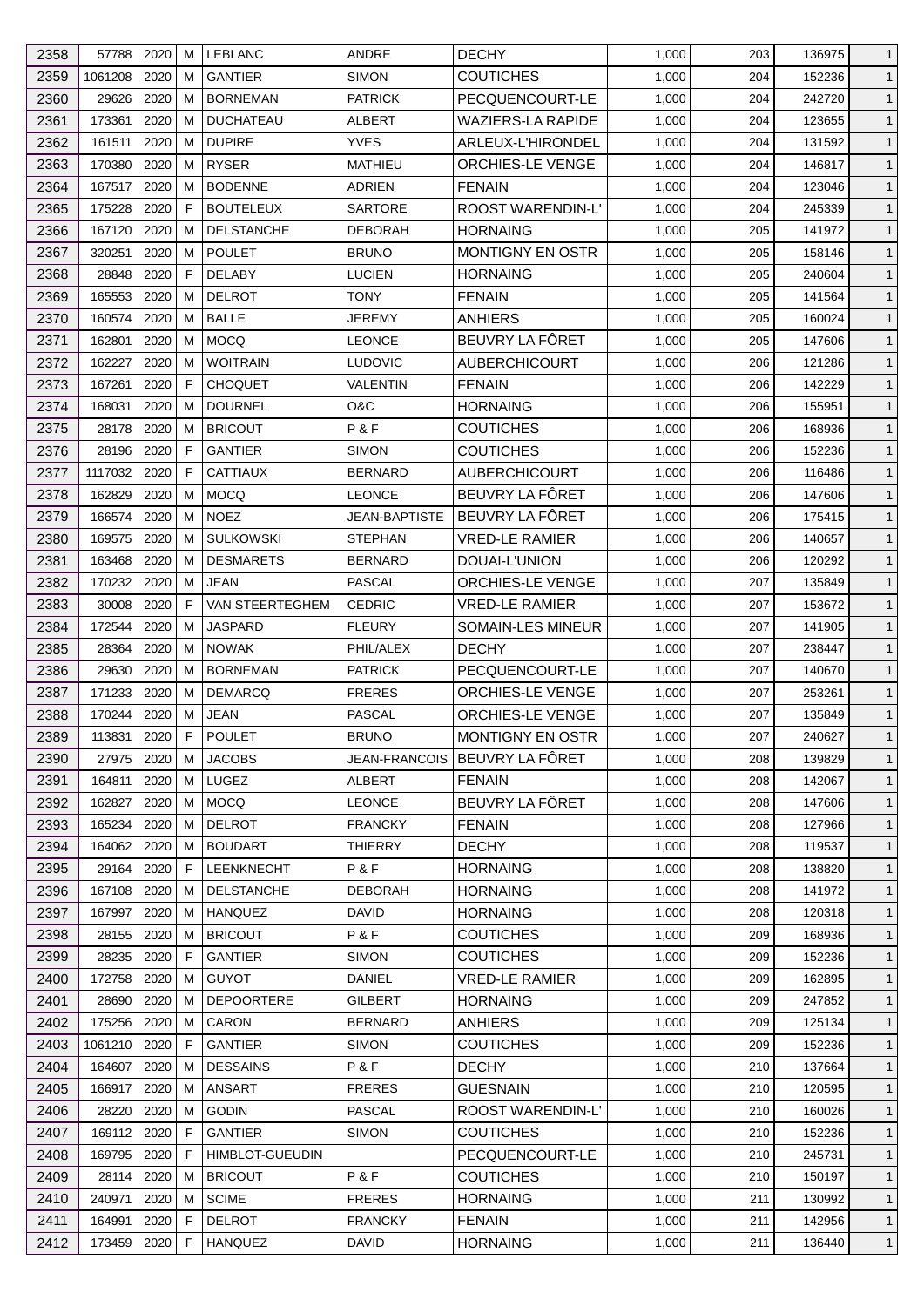| 2358 | 57788 | 2020 | M | LEBLANC | ANDRE | DECHY | 1,000 | 203 | 136975 | 1 |
|---|---|---|---|---|---|---|---|---|---|---|
| 2359 | 1061208 | 2020 | M | GANTIER | SIMON | COUTICHES | 1,000 | 204 | 152236 | 1 |
| 2360 | 29626 | 2020 | M | BORNEMAN | PATRICK | PECQUENCOURT-LE | 1,000 | 204 | 242720 | 1 |
| 2361 | 173361 | 2020 | M | DUCHATEAU | ALBERT | WAZIERS-LA RAPIDE | 1,000 | 204 | 123655 | 1 |
| 2362 | 161511 | 2020 | M | DUPIRE | YVES | ARLEUX-L'HIRONDEL | 1,000 | 204 | 131592 | 1 |
| 2363 | 170380 | 2020 | M | RYSER | MATHIEU | ORCHIES-LE VENGE | 1,000 | 204 | 146817 | 1 |
| 2364 | 167517 | 2020 | M | BODENNE | ADRIEN | FENAIN | 1,000 | 204 | 123046 | 1 |
| 2365 | 175228 | 2020 | F | BOUTELEUX | SARTORE | ROOST WARENDIN-L' | 1,000 | 204 | 245339 | 1 |
| 2366 | 167120 | 2020 | M | DELSTANCHE | DEBORAH | HORNAING | 1,000 | 205 | 141972 | 1 |
| 2367 | 320251 | 2020 | M | POULET | BRUNO | MONTIGNY EN OSTR | 1,000 | 205 | 158146 | 1 |
| 2368 | 28848 | 2020 | F | DELABY | LUCIEN | HORNAING | 1,000 | 205 | 240604 | 1 |
| 2369 | 165553 | 2020 | M | DELROT | TONY | FENAIN | 1,000 | 205 | 141564 | 1 |
| 2370 | 160574 | 2020 | M | BALLE | JEREMY | ANHIERS | 1,000 | 205 | 160024 | 1 |
| 2371 | 162801 | 2020 | M | MOCQ | LEONCE | BEUVRY LA FÔRET | 1,000 | 205 | 147606 | 1 |
| 2372 | 162227 | 2020 | M | WOITRAIN | LUDOVIC | AUBERCHICOURT | 1,000 | 206 | 121286 | 1 |
| 2373 | 167261 | 2020 | F | CHOQUET | VALENTIN | FENAIN | 1,000 | 206 | 142229 | 1 |
| 2374 | 168031 | 2020 | M | DOURNEL | O&C | HORNAING | 1,000 | 206 | 155951 | 1 |
| 2375 | 28178 | 2020 | M | BRICOUT | P & F | COUTICHES | 1,000 | 206 | 168936 | 1 |
| 2376 | 28196 | 2020 | F | GANTIER | SIMON | COUTICHES | 1,000 | 206 | 152236 | 1 |
| 2377 | 1117032 | 2020 | F | CATTIAUX | BERNARD | AUBERCHICOURT | 1,000 | 206 | 116486 | 1 |
| 2378 | 162829 | 2020 | M | MOCQ | LEONCE | BEUVRY LA FÔRET | 1,000 | 206 | 147606 | 1 |
| 2379 | 166574 | 2020 | M | NOEZ | JEAN-BAPTISTE | BEUVRY LA FÔRET | 1,000 | 206 | 175415 | 1 |
| 2380 | 169575 | 2020 | M | SULKOWSKI | STEPHAN | VRED-LE RAMIER | 1,000 | 206 | 140657 | 1 |
| 2381 | 163468 | 2020 | M | DESMARETS | BERNARD | DOUAI-L'UNION | 1,000 | 206 | 120292 | 1 |
| 2382 | 170232 | 2020 | M | JEAN | PASCAL | ORCHIES-LE VENGE | 1,000 | 207 | 135849 | 1 |
| 2383 | 30008 | 2020 | F | VAN STEERTEGHEM | CEDRIC | VRED-LE RAMIER | 1,000 | 207 | 153672 | 1 |
| 2384 | 172544 | 2020 | M | JASPARD | FLEURY | SOMAIN-LES MINEUR | 1,000 | 207 | 141905 | 1 |
| 2385 | 28364 | 2020 | M | NOWAK | PHIL/ALEX | DECHY | 1,000 | 207 | 238447 | 1 |
| 2386 | 29630 | 2020 | M | BORNEMAN | PATRICK | PECQUENCOURT-LE | 1,000 | 207 | 140670 | 1 |
| 2387 | 171233 | 2020 | M | DEMARCQ | FRERES | ORCHIES-LE VENGE | 1,000 | 207 | 253261 | 1 |
| 2388 | 170244 | 2020 | M | JEAN | PASCAL | ORCHIES-LE VENGE | 1,000 | 207 | 135849 | 1 |
| 2389 | 113831 | 2020 | F | POULET | BRUNO | MONTIGNY EN OSTR | 1,000 | 207 | 240627 | 1 |
| 2390 | 27975 | 2020 | M | JACOBS | JEAN-FRANCOIS | BEUVRY LA FÔRET | 1,000 | 208 | 139829 | 1 |
| 2391 | 164811 | 2020 | M | LUGEZ | ALBERT | FENAIN | 1,000 | 208 | 142067 | 1 |
| 2392 | 162827 | 2020 | M | MOCQ | LEONCE | BEUVRY LA FÔRET | 1,000 | 208 | 147606 | 1 |
| 2393 | 165234 | 2020 | M | DELROT | FRANCKY | FENAIN | 1,000 | 208 | 127966 | 1 |
| 2394 | 164062 | 2020 | M | BOUDART | THIERRY | DECHY | 1,000 | 208 | 119537 | 1 |
| 2395 | 29164 | 2020 | F | LEENKNECHT | P & F | HORNAING | 1,000 | 208 | 138820 | 1 |
| 2396 | 167108 | 2020 | M | DELSTANCHE | DEBORAH | HORNAING | 1,000 | 208 | 141972 | 1 |
| 2397 | 167997 | 2020 | M | HANQUEZ | DAVID | HORNAING | 1,000 | 208 | 120318 | 1 |
| 2398 | 28155 | 2020 | M | BRICOUT | P & F | COUTICHES | 1,000 | 209 | 168936 | 1 |
| 2399 | 28235 | 2020 | F | GANTIER | SIMON | COUTICHES | 1,000 | 209 | 152236 | 1 |
| 2400 | 172758 | 2020 | M | GUYOT | DANIEL | VRED-LE RAMIER | 1,000 | 209 | 162895 | 1 |
| 2401 | 28690 | 2020 | M | DEPOORTERE | GILBERT | HORNAING | 1,000 | 209 | 247852 | 1 |
| 2402 | 175256 | 2020 | M | CARON | BERNARD | ANHIERS | 1,000 | 209 | 125134 | 1 |
| 2403 | 1061210 | 2020 | F | GANTIER | SIMON | COUTICHES | 1,000 | 209 | 152236 | 1 |
| 2404 | 164607 | 2020 | M | DESSAINS | P & F | DECHY | 1,000 | 210 | 137664 | 1 |
| 2405 | 166917 | 2020 | M | ANSART | FRERES | GUESNAIN | 1,000 | 210 | 120595 | 1 |
| 2406 | 28220 | 2020 | M | GODIN | PASCAL | ROOST WARENDIN-L' | 1,000 | 210 | 160026 | 1 |
| 2407 | 169112 | 2020 | F | GANTIER | SIMON | COUTICHES | 1,000 | 210 | 152236 | 1 |
| 2408 | 169795 | 2020 | F | HIMBLOT-GUEUDIN | | PECQUENCOURT-LE | 1,000 | 210 | 245731 | 1 |
| 2409 | 28114 | 2020 | M | BRICOUT | P & F | COUTICHES | 1,000 | 210 | 150197 | 1 |
| 2410 | 240971 | 2020 | M | SCIME | FRERES | HORNAING | 1,000 | 211 | 130992 | 1 |
| 2411 | 164991 | 2020 | F | DELROT | FRANCKY | FENAIN | 1,000 | 211 | 142956 | 1 |
| 2412 | 173459 | 2020 | F | HANQUEZ | DAVID | HORNAING | 1,000 | 211 | 136440 | 1 |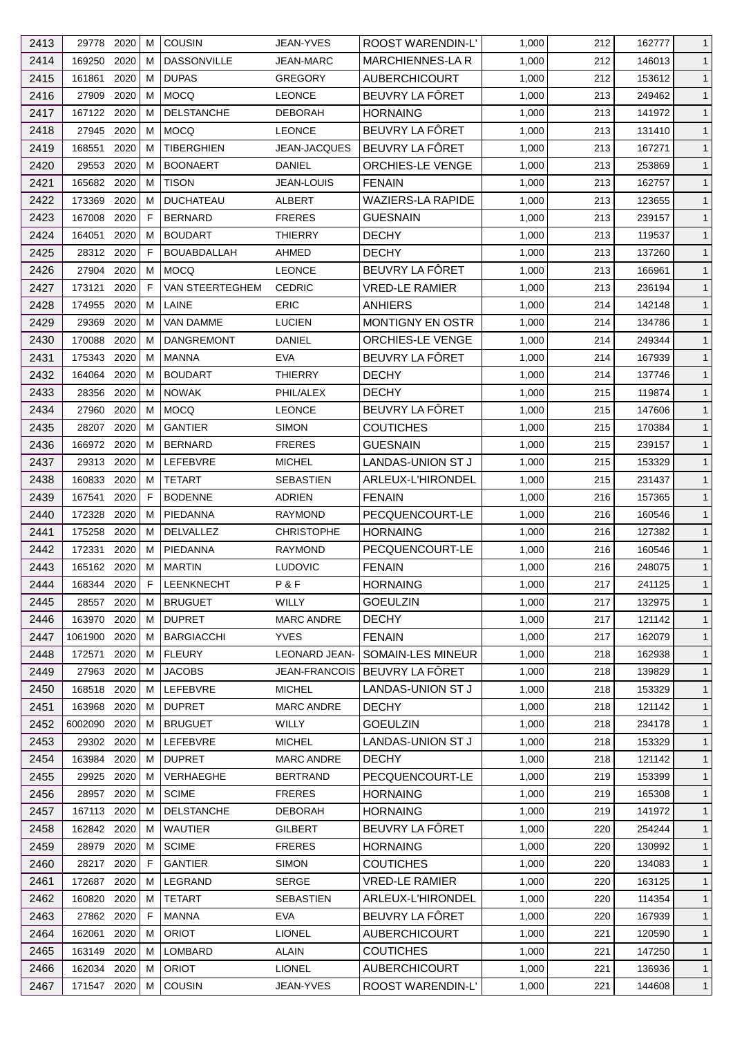| 2413 | 29778 | 2020 | M | COUSIN | JEAN-YVES | ROOST WARENDIN-L' | 1,000 | 212 | 162777 | 1 |
|---|---|---|---|---|---|---|---|---|---|---|
| 2414 | 169250 | 2020 | M | DASSONVILLE | JEAN-MARC | MARCHIENNES-LA R | 1,000 | 212 | 146013 | 1 |
| 2415 | 161861 | 2020 | M | DUPAS | GREGORY | AUBERCHICOURT | 1,000 | 212 | 153612 | 1 |
| 2416 | 27909 | 2020 | M | MOCQ | LEONCE | BEUVRY LA FÔRET | 1,000 | 213 | 249462 | 1 |
| 2417 | 167122 | 2020 | M | DELSTANCHE | DEBORAH | HORNAING | 1,000 | 213 | 141972 | 1 |
| 2418 | 27945 | 2020 | M | MOCQ | LEONCE | BEUVRY LA FÔRET | 1,000 | 213 | 131410 | 1 |
| 2419 | 168551 | 2020 | M | TIBERGHIEN | JEAN-JACQUES | BEUVRY LA FÔRET | 1,000 | 213 | 167271 | 1 |
| 2420 | 29553 | 2020 | M | BOONAERT | DANIEL | ORCHIES-LE VENGE | 1,000 | 213 | 253869 | 1 |
| 2421 | 165682 | 2020 | M | TISON | JEAN-LOUIS | FENAIN | 1,000 | 213 | 162757 | 1 |
| 2422 | 173369 | 2020 | M | DUCHATEAU | ALBERT | WAZIERS-LA RAPIDE | 1,000 | 213 | 123655 | 1 |
| 2423 | 167008 | 2020 | F | BERNARD | FRERES | GUESNAIN | 1,000 | 213 | 239157 | 1 |
| 2424 | 164051 | 2020 | M | BOUDART | THIERRY | DECHY | 1,000 | 213 | 119537 | 1 |
| 2425 | 28312 | 2020 | F | BOUABDALLAH | AHMED | DECHY | 1,000 | 213 | 137260 | 1 |
| 2426 | 27904 | 2020 | M | MOCQ | LEONCE | BEUVRY LA FÔRET | 1,000 | 213 | 166961 | 1 |
| 2427 | 173121 | 2020 | F | VAN STEERTEGHEM | CEDRIC | VRED-LE RAMIER | 1,000 | 213 | 236194 | 1 |
| 2428 | 174955 | 2020 | M | LAINE | ERIC | ANHIERS | 1,000 | 214 | 142148 | 1 |
| 2429 | 29369 | 2020 | M | VAN DAMME | LUCIEN | MONTIGNY EN OSTR | 1,000 | 214 | 134786 | 1 |
| 2430 | 170088 | 2020 | M | DANGREMONT | DANIEL | ORCHIES-LE VENGE | 1,000 | 214 | 249344 | 1 |
| 2431 | 175343 | 2020 | M | MANNA | EVA | BEUVRY LA FÔRET | 1,000 | 214 | 167939 | 1 |
| 2432 | 164064 | 2020 | M | BOUDART | THIERRY | DECHY | 1,000 | 214 | 137746 | 1 |
| 2433 | 28356 | 2020 | M | NOWAK | PHIL/ALEX | DECHY | 1,000 | 215 | 119874 | 1 |
| 2434 | 27960 | 2020 | M | MOCQ | LEONCE | BEUVRY LA FÔRET | 1,000 | 215 | 147606 | 1 |
| 2435 | 28207 | 2020 | M | GANTIER | SIMON | COUTICHES | 1,000 | 215 | 170384 | 1 |
| 2436 | 166972 | 2020 | M | BERNARD | FRERES | GUESNAIN | 1,000 | 215 | 239157 | 1 |
| 2437 | 29313 | 2020 | M | LEFEBVRE | MICHEL | LANDAS-UNION ST J | 1,000 | 215 | 153329 | 1 |
| 2438 | 160833 | 2020 | M | TETART | SEBASTIEN | ARLEUX-L'HIRONDEL | 1,000 | 215 | 231437 | 1 |
| 2439 | 167541 | 2020 | F | BODENNE | ADRIEN | FENAIN | 1,000 | 216 | 157365 | 1 |
| 2440 | 172328 | 2020 | M | PIEDANNA | RAYMOND | PECQUENCOURT-LE | 1,000 | 216 | 160546 | 1 |
| 2441 | 175258 | 2020 | M | DELVALLEZ | CHRISTOPHE | HORNAING | 1,000 | 216 | 127382 | 1 |
| 2442 | 172331 | 2020 | M | PIEDANNA | RAYMOND | PECQUENCOURT-LE | 1,000 | 216 | 160546 | 1 |
| 2443 | 165162 | 2020 | M | MARTIN | LUDOVIC | FENAIN | 1,000 | 216 | 248075 | 1 |
| 2444 | 168344 | 2020 | F | LEENKNECHT | P & F | HORNAING | 1,000 | 217 | 241125 | 1 |
| 2445 | 28557 | 2020 | M | BRUGUET | WILLY | GOEULZIN | 1,000 | 217 | 132975 | 1 |
| 2446 | 163970 | 2020 | M | DUPRET | MARC ANDRE | DECHY | 1,000 | 217 | 121142 | 1 |
| 2447 | 1061900 | 2020 | M | BARGIACCHI | YVES | FENAIN | 1,000 | 217 | 162079 | 1 |
| 2448 | 172571 | 2020 | M | FLEURY | LEONARD JEAN- | SOMAIN-LES MINEUR | 1,000 | 218 | 162938 | 1 |
| 2449 | 27963 | 2020 | M | JACOBS | JEAN-FRANCOIS | BEUVRY LA FÔRET | 1,000 | 218 | 139829 | 1 |
| 2450 | 168518 | 2020 | M | LEFEBVRE | MICHEL | LANDAS-UNION ST J | 1,000 | 218 | 153329 | 1 |
| 2451 | 163968 | 2020 | M | DUPRET | MARC ANDRE | DECHY | 1,000 | 218 | 121142 | 1 |
| 2452 | 6002090 | 2020 | M | BRUGUET | WILLY | GOEULZIN | 1,000 | 218 | 234178 | 1 |
| 2453 | 29302 | 2020 | M | LEFEBVRE | MICHEL | LANDAS-UNION ST J | 1,000 | 218 | 153329 | 1 |
| 2454 | 163984 | 2020 | M | DUPRET | MARC ANDRE | DECHY | 1,000 | 218 | 121142 | 1 |
| 2455 | 29925 | 2020 | M | VERHAEGHE | BERTRAND | PECQUENCOURT-LE | 1,000 | 219 | 153399 | 1 |
| 2456 | 28957 | 2020 | M | SCIME | FRERES | HORNAING | 1,000 | 219 | 165308 | 1 |
| 2457 | 167113 | 2020 | M | DELSTANCHE | DEBORAH | HORNAING | 1,000 | 219 | 141972 | 1 |
| 2458 | 162842 | 2020 | M | WAUTIER | GILBERT | BEUVRY LA FÔRET | 1,000 | 220 | 254244 | 1 |
| 2459 | 28979 | 2020 | M | SCIME | FRERES | HORNAING | 1,000 | 220 | 130992 | 1 |
| 2460 | 28217 | 2020 | F | GANTIER | SIMON | COUTICHES | 1,000 | 220 | 134083 | 1 |
| 2461 | 172687 | 2020 | M | LEGRAND | SERGE | VRED-LE RAMIER | 1,000 | 220 | 163125 | 1 |
| 2462 | 160820 | 2020 | M | TETART | SEBASTIEN | ARLEUX-L'HIRONDEL | 1,000 | 220 | 114354 | 1 |
| 2463 | 27862 | 2020 | F | MANNA | EVA | BEUVRY LA FÔRET | 1,000 | 220 | 167939 | 1 |
| 2464 | 162061 | 2020 | M | ORIOT | LIONEL | AUBERCHICOURT | 1,000 | 221 | 120590 | 1 |
| 2465 | 163149 | 2020 | M | LOMBARD | ALAIN | COUTICHES | 1,000 | 221 | 147250 | 1 |
| 2466 | 162034 | 2020 | M | ORIOT | LIONEL | AUBERCHICOURT | 1,000 | 221 | 136936 | 1 |
| 2467 | 171547 | 2020 | M | COUSIN | JEAN-YVES | ROOST WARENDIN-L' | 1,000 | 221 | 144608 | 1 |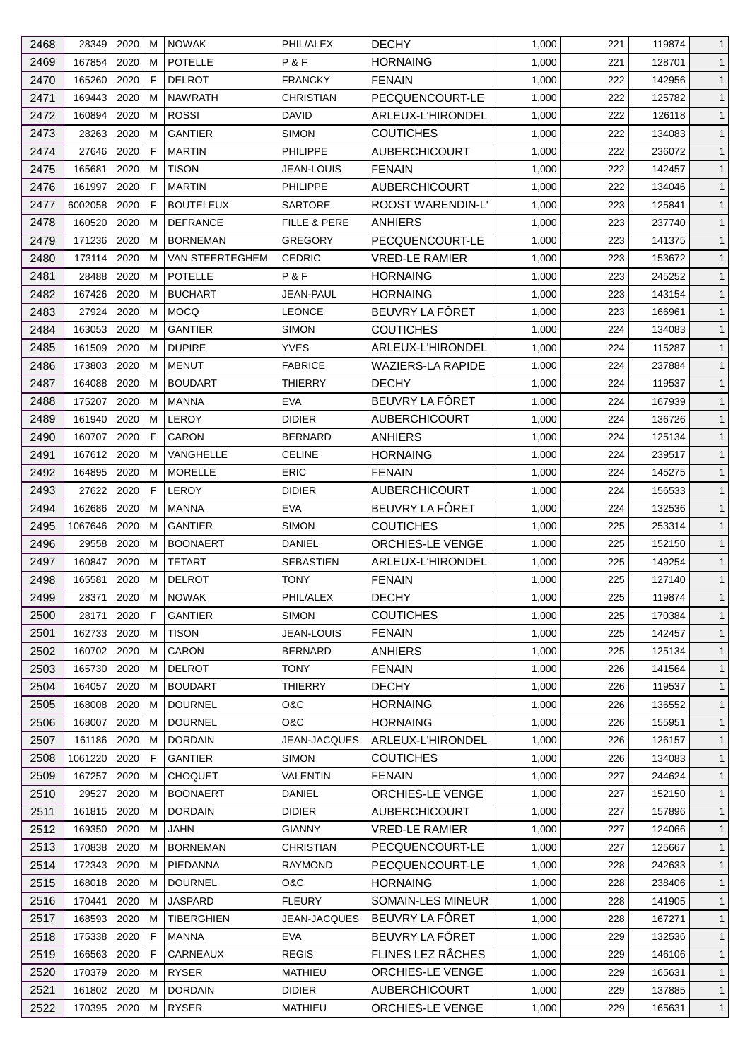| 2468 | 28349 | 2020 | M | NOWAK | PHIL/ALEX | DECHY | 1,000 | 221 | 119874 | 1 |
|---|---|---|---|---|---|---|---|---|---|---|
| 2469 | 167854 | 2020 | M | POTELLE | P & F | HORNAING | 1,000 | 221 | 128701 | 1 |
| 2470 | 165260 | 2020 | F | DELROT | FRANCKY | FENAIN | 1,000 | 222 | 142956 | 1 |
| 2471 | 169443 | 2020 | M | NAWRATH | CHRISTIAN | PECQUENCOURT-LE | 1,000 | 222 | 125782 | 1 |
| 2472 | 160894 | 2020 | M | ROSSI | DAVID | ARLEUX-L'HIRONDEL | 1,000 | 222 | 126118 | 1 |
| 2473 | 28263 | 2020 | M | GANTIER | SIMON | COUTICHES | 1,000 | 222 | 134083 | 1 |
| 2474 | 27646 | 2020 | F | MARTIN | PHILIPPE | AUBERCHICOURT | 1,000 | 222 | 236072 | 1 |
| 2475 | 165681 | 2020 | M | TISON | JEAN-LOUIS | FENAIN | 1,000 | 222 | 142457 | 1 |
| 2476 | 161997 | 2020 | F | MARTIN | PHILIPPE | AUBERCHICOURT | 1,000 | 222 | 134046 | 1 |
| 2477 | 6002058 | 2020 | F | BOUTELEUX | SARTORE | ROOST WARENDIN-L' | 1,000 | 223 | 125841 | 1 |
| 2478 | 160520 | 2020 | M | DEFRANCE | FILLE & PERE | ANHIERS | 1,000 | 223 | 237740 | 1 |
| 2479 | 171236 | 2020 | M | BORNEMAN | GREGORY | PECQUENCOURT-LE | 1,000 | 223 | 141375 | 1 |
| 2480 | 173114 | 2020 | M | VAN STEERTEGHEM | CEDRIC | VRED-LE RAMIER | 1,000 | 223 | 153672 | 1 |
| 2481 | 28488 | 2020 | M | POTELLE | P & F | HORNAING | 1,000 | 223 | 245252 | 1 |
| 2482 | 167426 | 2020 | M | BUCHART | JEAN-PAUL | HORNAING | 1,000 | 223 | 143154 | 1 |
| 2483 | 27924 | 2020 | M | MOCQ | LEONCE | BEUVRY LA FÔRET | 1,000 | 223 | 166961 | 1 |
| 2484 | 163053 | 2020 | M | GANTIER | SIMON | COUTICHES | 1,000 | 224 | 134083 | 1 |
| 2485 | 161509 | 2020 | M | DUPIRE | YVES | ARLEUX-L'HIRONDEL | 1,000 | 224 | 115287 | 1 |
| 2486 | 173803 | 2020 | M | MENUT | FABRICE | WAZIERS-LA RAPIDE | 1,000 | 224 | 237884 | 1 |
| 2487 | 164088 | 2020 | M | BOUDART | THIERRY | DECHY | 1,000 | 224 | 119537 | 1 |
| 2488 | 175207 | 2020 | M | MANNA | EVA | BEUVRY LA FÔRET | 1,000 | 224 | 167939 | 1 |
| 2489 | 161940 | 2020 | M | LEROY | DIDIER | AUBERCHICOURT | 1,000 | 224 | 136726 | 1 |
| 2490 | 160707 | 2020 | F | CARON | BERNARD | ANHIERS | 1,000 | 224 | 125134 | 1 |
| 2491 | 167612 | 2020 | M | VANGHELLE | CELINE | HORNAING | 1,000 | 224 | 239517 | 1 |
| 2492 | 164895 | 2020 | M | MORELLE | ERIC | FENAIN | 1,000 | 224 | 145275 | 1 |
| 2493 | 27622 | 2020 | F | LEROY | DIDIER | AUBERCHICOURT | 1,000 | 224 | 156533 | 1 |
| 2494 | 162686 | 2020 | M | MANNA | EVA | BEUVRY LA FÔRET | 1,000 | 224 | 132536 | 1 |
| 2495 | 1067646 | 2020 | M | GANTIER | SIMON | COUTICHES | 1,000 | 225 | 253314 | 1 |
| 2496 | 29558 | 2020 | M | BOONAERT | DANIEL | ORCHIES-LE VENGE | 1,000 | 225 | 152150 | 1 |
| 2497 | 160847 | 2020 | M | TETART | SEBASTIEN | ARLEUX-L'HIRONDEL | 1,000 | 225 | 149254 | 1 |
| 2498 | 165581 | 2020 | M | DELROT | TONY | FENAIN | 1,000 | 225 | 127140 | 1 |
| 2499 | 28371 | 2020 | M | NOWAK | PHIL/ALEX | DECHY | 1,000 | 225 | 119874 | 1 |
| 2500 | 28171 | 2020 | F | GANTIER | SIMON | COUTICHES | 1,000 | 225 | 170384 | 1 |
| 2501 | 162733 | 2020 | M | TISON | JEAN-LOUIS | FENAIN | 1,000 | 225 | 142457 | 1 |
| 2502 | 160702 | 2020 | M | CARON | BERNARD | ANHIERS | 1,000 | 225 | 125134 | 1 |
| 2503 | 165730 | 2020 | M | DELROT | TONY | FENAIN | 1,000 | 226 | 141564 | 1 |
| 2504 | 164057 | 2020 | M | BOUDART | THIERRY | DECHY | 1,000 | 226 | 119537 | 1 |
| 2505 | 168008 | 2020 | M | DOURNEL | O&C | HORNAING | 1,000 | 226 | 136552 | 1 |
| 2506 | 168007 | 2020 | M | DOURNEL | O&C | HORNAING | 1,000 | 226 | 155951 | 1 |
| 2507 | 161186 | 2020 | M | DORDAIN | JEAN-JACQUES | ARLEUX-L'HIRONDEL | 1,000 | 226 | 126157 | 1 |
| 2508 | 1061220 | 2020 | F | GANTIER | SIMON | COUTICHES | 1,000 | 226 | 134083 | 1 |
| 2509 | 167257 | 2020 | M | CHOQUET | VALENTIN | FENAIN | 1,000 | 227 | 244624 | 1 |
| 2510 | 29527 | 2020 | M | BOONAERT | DANIEL | ORCHIES-LE VENGE | 1,000 | 227 | 152150 | 1 |
| 2511 | 161815 | 2020 | M | DORDAIN | DIDIER | AUBERCHICOURT | 1,000 | 227 | 157896 | 1 |
| 2512 | 169350 | 2020 | M | JAHN | GIANNY | VRED-LE RAMIER | 1,000 | 227 | 124066 | 1 |
| 2513 | 170838 | 2020 | M | BORNEMAN | CHRISTIAN | PECQUENCOURT-LE | 1,000 | 227 | 125667 | 1 |
| 2514 | 172343 | 2020 | M | PIEDANNA | RAYMOND | PECQUENCOURT-LE | 1,000 | 228 | 242633 | 1 |
| 2515 | 168018 | 2020 | M | DOURNEL | O&C | HORNAING | 1,000 | 228 | 238406 | 1 |
| 2516 | 170441 | 2020 | M | JASPARD | FLEURY | SOMAIN-LES MINEUR | 1,000 | 228 | 141905 | 1 |
| 2517 | 168593 | 2020 | M | TIBERGHIEN | JEAN-JACQUES | BEUVRY LA FÔRET | 1,000 | 228 | 167271 | 1 |
| 2518 | 175338 | 2020 | F | MANNA | EVA | BEUVRY LA FÔRET | 1,000 | 229 | 132536 | 1 |
| 2519 | 166563 | 2020 | F | CARNEAUX | REGIS | FLINES LEZ RÂCHES | 1,000 | 229 | 146106 | 1 |
| 2520 | 170379 | 2020 | M | RYSER | MATHIEU | ORCHIES-LE VENGE | 1,000 | 229 | 165631 | 1 |
| 2521 | 161802 | 2020 | M | DORDAIN | DIDIER | AUBERCHICOURT | 1,000 | 229 | 137885 | 1 |
| 2522 | 170395 | 2020 | M | RYSER | MATHIEU | ORCHIES-LE VENGE | 1,000 | 229 | 165631 | 1 |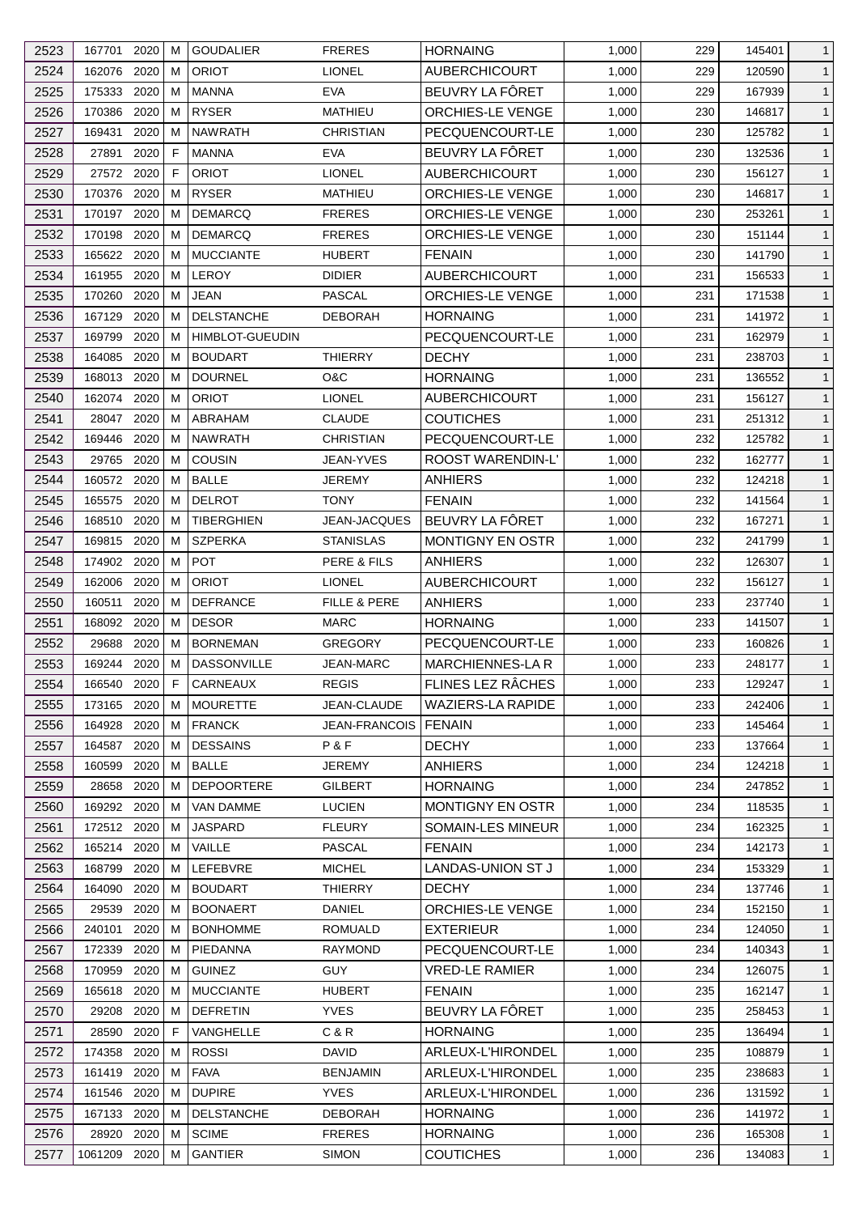| 2523 | 167701 | 2020 | M | GOUDALIER | FRERES | HORNAING | 1,000 | 229 | 145401 | 1 |
|---|---|---|---|---|---|---|---|---|---|---|
| 2524 | 162076 | 2020 | M | ORIOT | LIONEL | AUBERCHICOURT | 1,000 | 229 | 120590 | 1 |
| 2525 | 175333 | 2020 | M | MANNA | EVA | BEUVRY LA FÔRET | 1,000 | 229 | 167939 | 1 |
| 2526 | 170386 | 2020 | M | RYSER | MATHIEU | ORCHIES-LE VENGE | 1,000 | 230 | 146817 | 1 |
| 2527 | 169431 | 2020 | M | NAWRATH | CHRISTIAN | PECQUENCOURT-LE | 1,000 | 230 | 125782 | 1 |
| 2528 | 27891 | 2020 | F | MANNA | EVA | BEUVRY LA FÔRET | 1,000 | 230 | 132536 | 1 |
| 2529 | 27572 | 2020 | F | ORIOT | LIONEL | AUBERCHICOURT | 1,000 | 230 | 156127 | 1 |
| 2530 | 170376 | 2020 | M | RYSER | MATHIEU | ORCHIES-LE VENGE | 1,000 | 230 | 146817 | 1 |
| 2531 | 170197 | 2020 | M | DEMARCQ | FRERES | ORCHIES-LE VENGE | 1,000 | 230 | 253261 | 1 |
| 2532 | 170198 | 2020 | M | DEMARCQ | FRERES | ORCHIES-LE VENGE | 1,000 | 230 | 151144 | 1 |
| 2533 | 165622 | 2020 | M | MUCCIANTE | HUBERT | FENAIN | 1,000 | 230 | 141790 | 1 |
| 2534 | 161955 | 2020 | M | LEROY | DIDIER | AUBERCHICOURT | 1,000 | 231 | 156533 | 1 |
| 2535 | 170260 | 2020 | M | JEAN | PASCAL | ORCHIES-LE VENGE | 1,000 | 231 | 171538 | 1 |
| 2536 | 167129 | 2020 | M | DELSTANCHE | DEBORAH | HORNAING | 1,000 | 231 | 141972 | 1 |
| 2537 | 169799 | 2020 | M | HIMBLOT-GUEUDIN | | PECQUENCOURT-LE | 1,000 | 231 | 162979 | 1 |
| 2538 | 164085 | 2020 | M | BOUDART | THIERRY | DECHY | 1,000 | 231 | 238703 | 1 |
| 2539 | 168013 | 2020 | M | DOURNEL | O&C | HORNAING | 1,000 | 231 | 136552 | 1 |
| 2540 | 162074 | 2020 | M | ORIOT | LIONEL | AUBERCHICOURT | 1,000 | 231 | 156127 | 1 |
| 2541 | 28047 | 2020 | M | ABRAHAM | CLAUDE | COUTICHES | 1,000 | 231 | 251312 | 1 |
| 2542 | 169446 | 2020 | M | NAWRATH | CHRISTIAN | PECQUENCOURT-LE | 1,000 | 232 | 125782 | 1 |
| 2543 | 29765 | 2020 | M | COUSIN | JEAN-YVES | ROOST WARENDIN-L' | 1,000 | 232 | 162777 | 1 |
| 2544 | 160572 | 2020 | M | BALLE | JEREMY | ANHIERS | 1,000 | 232 | 124218 | 1 |
| 2545 | 165575 | 2020 | M | DELROT | TONY | FENAIN | 1,000 | 232 | 141564 | 1 |
| 2546 | 168510 | 2020 | M | TIBERGHIEN | JEAN-JACQUES | BEUVRY LA FÔRET | 1,000 | 232 | 167271 | 1 |
| 2547 | 169815 | 2020 | M | SZPERKA | STANISLAS | MONTIGNY EN OSTR | 1,000 | 232 | 241799 | 1 |
| 2548 | 174902 | 2020 | M | POT | PERE & FILS | ANHIERS | 1,000 | 232 | 126307 | 1 |
| 2549 | 162006 | 2020 | M | ORIOT | LIONEL | AUBERCHICOURT | 1,000 | 232 | 156127 | 1 |
| 2550 | 160511 | 2020 | M | DEFRANCE | FILLE & PERE | ANHIERS | 1,000 | 233 | 237740 | 1 |
| 2551 | 168092 | 2020 | M | DESOR | MARC | HORNAING | 1,000 | 233 | 141507 | 1 |
| 2552 | 29688 | 2020 | M | BORNEMAN | GREGORY | PECQUENCOURT-LE | 1,000 | 233 | 160826 | 1 |
| 2553 | 169244 | 2020 | M | DASSONVILLE | JEAN-MARC | MARCHIENNES-LA R | 1,000 | 233 | 248177 | 1 |
| 2554 | 166540 | 2020 | F | CARNEAUX | REGIS | FLINES LEZ RÂCHES | 1,000 | 233 | 129247 | 1 |
| 2555 | 173165 | 2020 | M | MOURETTE | JEAN-CLAUDE | WAZIERS-LA RAPIDE | 1,000 | 233 | 242406 | 1 |
| 2556 | 164928 | 2020 | M | FRANCK | JEAN-FRANCOIS | FENAIN | 1,000 | 233 | 145464 | 1 |
| 2557 | 164587 | 2020 | M | DESSAINS | P & F | DECHY | 1,000 | 233 | 137664 | 1 |
| 2558 | 160599 | 2020 | M | BALLE | JEREMY | ANHIERS | 1,000 | 234 | 124218 | 1 |
| 2559 | 28658 | 2020 | M | DEPOORTERE | GILBERT | HORNAING | 1,000 | 234 | 247852 | 1 |
| 2560 | 169292 | 2020 | M | VAN DAMME | LUCIEN | MONTIGNY EN OSTR | 1,000 | 234 | 118535 | 1 |
| 2561 | 172512 | 2020 | M | JASPARD | FLEURY | SOMAIN-LES MINEUR | 1,000 | 234 | 162325 | 1 |
| 2562 | 165214 | 2020 | M | VAILLE | PASCAL | FENAIN | 1,000 | 234 | 142173 | 1 |
| 2563 | 168799 | 2020 | M | LEFEBVRE | MICHEL | LANDAS-UNION ST J | 1,000 | 234 | 153329 | 1 |
| 2564 | 164090 | 2020 | M | BOUDART | THIERRY | DECHY | 1,000 | 234 | 137746 | 1 |
| 2565 | 29539 | 2020 | M | BOONAERT | DANIEL | ORCHIES-LE VENGE | 1,000 | 234 | 152150 | 1 |
| 2566 | 240101 | 2020 | M | BONHOMME | ROMUALD | EXTERIEUR | 1,000 | 234 | 124050 | 1 |
| 2567 | 172339 | 2020 | M | PIEDANNA | RAYMOND | PECQUENCOURT-LE | 1,000 | 234 | 140343 | 1 |
| 2568 | 170959 | 2020 | M | GUINEZ | GUY | VRED-LE RAMIER | 1,000 | 234 | 126075 | 1 |
| 2569 | 165618 | 2020 | M | MUCCIANTE | HUBERT | FENAIN | 1,000 | 235 | 162147 | 1 |
| 2570 | 29208 | 2020 | M | DEFRETIN | YVES | BEUVRY LA FÔRET | 1,000 | 235 | 258453 | 1 |
| 2571 | 28590 | 2020 | F | VANGHELLE | C & R | HORNAING | 1,000 | 235 | 136494 | 1 |
| 2572 | 174358 | 2020 | M | ROSSI | DAVID | ARLEUX-L'HIRONDEL | 1,000 | 235 | 108879 | 1 |
| 2573 | 161419 | 2020 | M | FAVA | BENJAMIN | ARLEUX-L'HIRONDEL | 1,000 | 235 | 238683 | 1 |
| 2574 | 161546 | 2020 | M | DUPIRE | YVES | ARLEUX-L'HIRONDEL | 1,000 | 236 | 131592 | 1 |
| 2575 | 167133 | 2020 | M | DELSTANCHE | DEBORAH | HORNAING | 1,000 | 236 | 141972 | 1 |
| 2576 | 28920 | 2020 | M | SCIME | FRERES | HORNAING | 1,000 | 236 | 165308 | 1 |
| 2577 | 1061209 | 2020 | M | GANTIER | SIMON | COUTICHES | 1,000 | 236 | 134083 | 1 |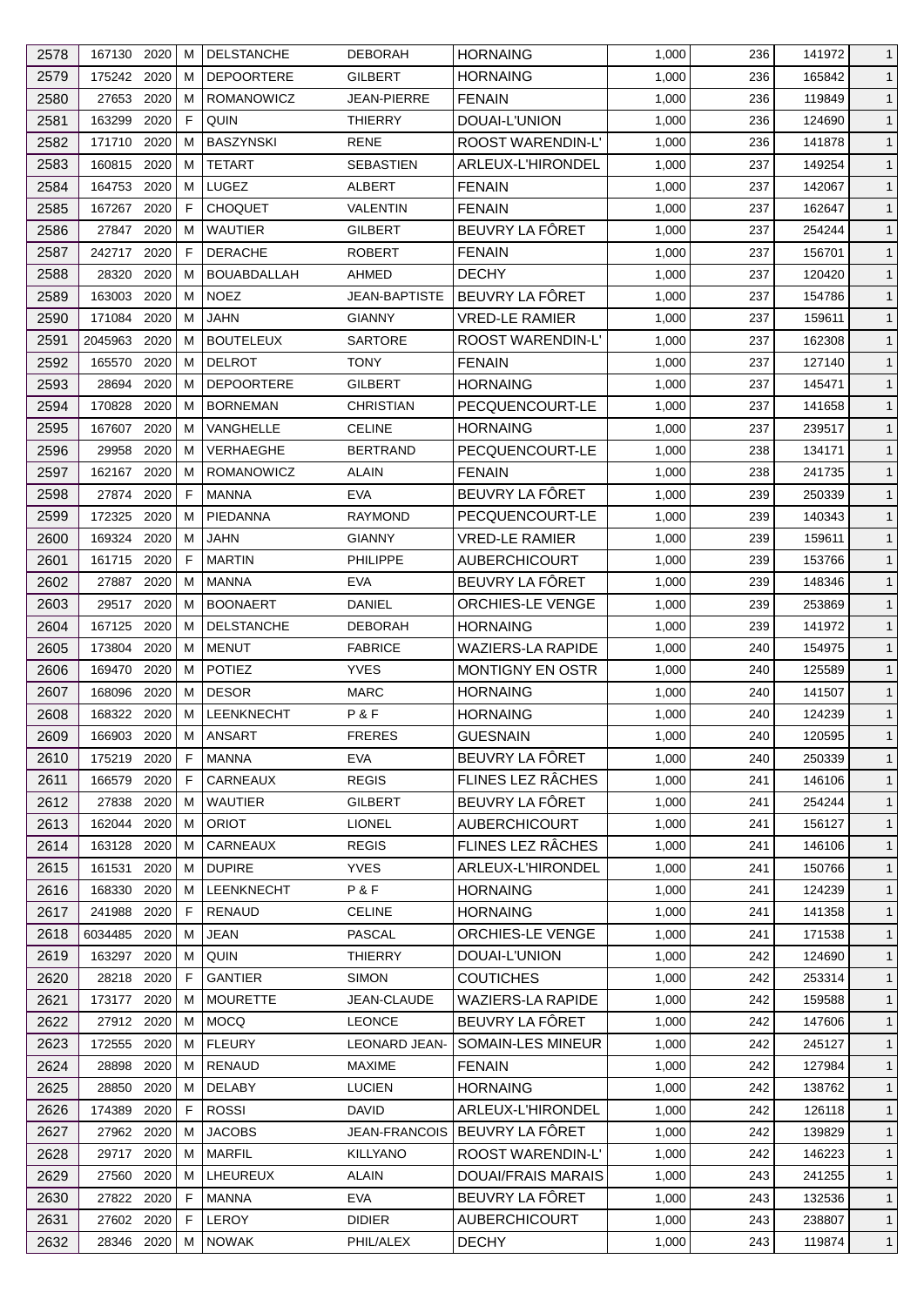| 2578 | 167130 | 2020 | M | DELSTANCHE | DEBORAH | HORNAING | 1,000 | 236 | 141972 | 1 |
|---|---|---|---|---|---|---|---|---|---|---|
| 2579 | 175242 | 2020 | M | DEPOORTERE | GILBERT | HORNAING | 1,000 | 236 | 165842 | 1 |
| 2580 | 27653 | 2020 | M | ROMANOWICZ | JEAN-PIERRE | FENAIN | 1,000 | 236 | 119849 | 1 |
| 2581 | 163299 | 2020 | F | QUIN | THIERRY | DOUAI-L'UNION | 1,000 | 236 | 124690 | 1 |
| 2582 | 171710 | 2020 | M | BASZYNSKI | RENE | ROOST WARENDIN-L' | 1,000 | 236 | 141878 | 1 |
| 2583 | 160815 | 2020 | M | TETART | SEBASTIEN | ARLEUX-L'HIRONDEL | 1,000 | 237 | 149254 | 1 |
| 2584 | 164753 | 2020 | M | LUGEZ | ALBERT | FENAIN | 1,000 | 237 | 142067 | 1 |
| 2585 | 167267 | 2020 | F | CHOQUET | VALENTIN | FENAIN | 1,000 | 237 | 162647 | 1 |
| 2586 | 27847 | 2020 | M | WAUTIER | GILBERT | BEUVRY LA FÔRET | 1,000 | 237 | 254244 | 1 |
| 2587 | 242717 | 2020 | F | DERACHE | ROBERT | FENAIN | 1,000 | 237 | 156701 | 1 |
| 2588 | 28320 | 2020 | M | BOUABDALLAH | AHMED | DECHY | 1,000 | 237 | 120420 | 1 |
| 2589 | 163003 | 2020 | M | NOEZ | JEAN-BAPTISTE | BEUVRY LA FÔRET | 1,000 | 237 | 154786 | 1 |
| 2590 | 171084 | 2020 | M | JAHN | GIANNY | VRED-LE RAMIER | 1,000 | 237 | 159611 | 1 |
| 2591 | 2045963 | 2020 | M | BOUTELEUX | SARTORE | ROOST WARENDIN-L' | 1,000 | 237 | 162308 | 1 |
| 2592 | 165570 | 2020 | M | DELROT | TONY | FENAIN | 1,000 | 237 | 127140 | 1 |
| 2593 | 28694 | 2020 | M | DEPOORTERE | GILBERT | HORNAING | 1,000 | 237 | 145471 | 1 |
| 2594 | 170828 | 2020 | M | BORNEMAN | CHRISTIAN | PECQUENCOURT-LE | 1,000 | 237 | 141658 | 1 |
| 2595 | 167607 | 2020 | M | VANGHELLE | CELINE | HORNAING | 1,000 | 237 | 239517 | 1 |
| 2596 | 29958 | 2020 | M | VERHAEGHE | BERTRAND | PECQUENCOURT-LE | 1,000 | 238 | 134171 | 1 |
| 2597 | 162167 | 2020 | M | ROMANOWICZ | ALAIN | FENAIN | 1,000 | 238 | 241735 | 1 |
| 2598 | 27874 | 2020 | F | MANNA | EVA | BEUVRY LA FÔRET | 1,000 | 239 | 250339 | 1 |
| 2599 | 172325 | 2020 | M | PIEDANNA | RAYMOND | PECQUENCOURT-LE | 1,000 | 239 | 140343 | 1 |
| 2600 | 169324 | 2020 | M | JAHN | GIANNY | VRED-LE RAMIER | 1,000 | 239 | 159611 | 1 |
| 2601 | 161715 | 2020 | F | MARTIN | PHILIPPE | AUBERCHICOURT | 1,000 | 239 | 153766 | 1 |
| 2602 | 27887 | 2020 | M | MANNA | EVA | BEUVRY LA FÔRET | 1,000 | 239 | 148346 | 1 |
| 2603 | 29517 | 2020 | M | BOONAERT | DANIEL | ORCHIES-LE VENGE | 1,000 | 239 | 253869 | 1 |
| 2604 | 167125 | 2020 | M | DELSTANCHE | DEBORAH | HORNAING | 1,000 | 239 | 141972 | 1 |
| 2605 | 173804 | 2020 | M | MENUT | FABRICE | WAZIERS-LA RAPIDE | 1,000 | 240 | 154975 | 1 |
| 2606 | 169470 | 2020 | M | POTIEZ | YVES | MONTIGNY EN OSTR | 1,000 | 240 | 125589 | 1 |
| 2607 | 168096 | 2020 | M | DESOR | MARC | HORNAING | 1,000 | 240 | 141507 | 1 |
| 2608 | 168322 | 2020 | M | LEENKNECHT | P & F | HORNAING | 1,000 | 240 | 124239 | 1 |
| 2609 | 166903 | 2020 | M | ANSART | FRERES | GUESNAIN | 1,000 | 240 | 120595 | 1 |
| 2610 | 175219 | 2020 | F | MANNA | EVA | BEUVRY LA FÔRET | 1,000 | 240 | 250339 | 1 |
| 2611 | 166579 | 2020 | F | CARNEAUX | REGIS | FLINES LEZ RÂCHES | 1,000 | 241 | 146106 | 1 |
| 2612 | 27838 | 2020 | M | WAUTIER | GILBERT | BEUVRY LA FÔRET | 1,000 | 241 | 254244 | 1 |
| 2613 | 162044 | 2020 | M | ORIOT | LIONEL | AUBERCHICOURT | 1,000 | 241 | 156127 | 1 |
| 2614 | 163128 | 2020 | M | CARNEAUX | REGIS | FLINES LEZ RÂCHES | 1,000 | 241 | 146106 | 1 |
| 2615 | 161531 | 2020 | M | DUPIRE | YVES | ARLEUX-L'HIRONDEL | 1,000 | 241 | 150766 | 1 |
| 2616 | 168330 | 2020 | M | LEENKNECHT | P & F | HORNAING | 1,000 | 241 | 124239 | 1 |
| 2617 | 241988 | 2020 | F | RENAUD | CELINE | HORNAING | 1,000 | 241 | 141358 | 1 |
| 2618 | 6034485 | 2020 | M | JEAN | PASCAL | ORCHIES-LE VENGE | 1,000 | 241 | 171538 | 1 |
| 2619 | 163297 | 2020 | M | QUIN | THIERRY | DOUAI-L'UNION | 1,000 | 242 | 124690 | 1 |
| 2620 | 28218 | 2020 | F | GANTIER | SIMON | COUTICHES | 1,000 | 242 | 253314 | 1 |
| 2621 | 173177 | 2020 | M | MOURETTE | JEAN-CLAUDE | WAZIERS-LA RAPIDE | 1,000 | 242 | 159588 | 1 |
| 2622 | 27912 | 2020 | M | MOCQ | LEONCE | BEUVRY LA FÔRET | 1,000 | 242 | 147606 | 1 |
| 2623 | 172555 | 2020 | M | FLEURY | LEONARD JEAN- | SOMAIN-LES MINEUR | 1,000 | 242 | 245127 | 1 |
| 2624 | 28898 | 2020 | M | RENAUD | MAXIME | FENAIN | 1,000 | 242 | 127984 | 1 |
| 2625 | 28850 | 2020 | M | DELABY | LUCIEN | HORNAING | 1,000 | 242 | 138762 | 1 |
| 2626 | 174389 | 2020 | F | ROSSI | DAVID | ARLEUX-L'HIRONDEL | 1,000 | 242 | 126118 | 1 |
| 2627 | 27962 | 2020 | M | JACOBS | JEAN-FRANCOIS | BEUVRY LA FÔRET | 1,000 | 242 | 139829 | 1 |
| 2628 | 29717 | 2020 | M | MARFIL | KILLYANO | ROOST WARENDIN-L' | 1,000 | 242 | 146223 | 1 |
| 2629 | 27560 | 2020 | M | LHEUREUX | ALAIN | DOUAI/FRAIS MARAIS | 1,000 | 243 | 241255 | 1 |
| 2630 | 27822 | 2020 | F | MANNA | EVA | BEUVRY LA FÔRET | 1,000 | 243 | 132536 | 1 |
| 2631 | 27602 | 2020 | F | LEROY | DIDIER | AUBERCHICOURT | 1,000 | 243 | 238807 | 1 |
| 2632 | 28346 | 2020 | M | NOWAK | PHIL/ALEX | DECHY | 1,000 | 243 | 119874 | 1 |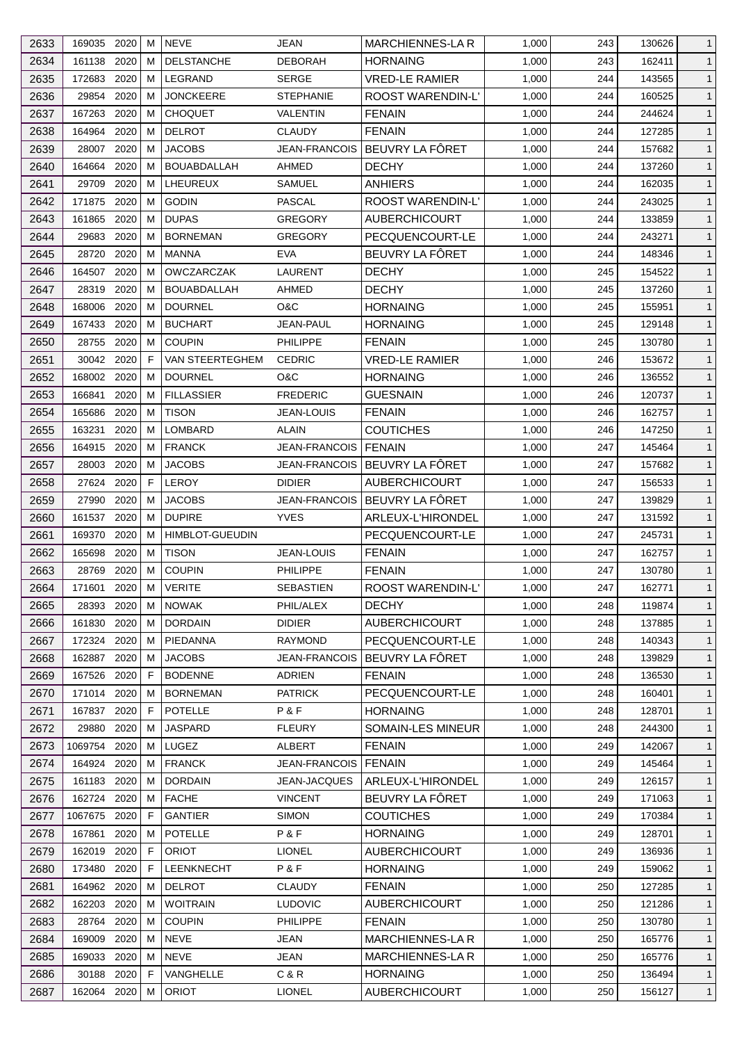| 2633 | 169035 | 2020 | M | NEVE | JEAN | MARCHIENNES-LA R | 1,000 | 243 | 130626 | 1 |
|---|---|---|---|---|---|---|---|---|---|---|
| 2634 | 161138 | 2020 | M | DELSTANCHE | DEBORAH | HORNAING | 1,000 | 243 | 162411 | 1 |
| 2635 | 172683 | 2020 | M | LEGRAND | SERGE | VRED-LE RAMIER | 1,000 | 244 | 143565 | 1 |
| 2636 | 29854 | 2020 | M | JONCKEERE | STEPHANIE | ROOST WARENDIN-L' | 1,000 | 244 | 160525 | 1 |
| 2637 | 167263 | 2020 | M | CHOQUET | VALENTIN | FENAIN | 1,000 | 244 | 244624 | 1 |
| 2638 | 164964 | 2020 | M | DELROT | CLAUDY | FENAIN | 1,000 | 244 | 127285 | 1 |
| 2639 | 28007 | 2020 | M | JACOBS | JEAN-FRANCOIS | BEUVRY LA FÔRET | 1,000 | 244 | 157682 | 1 |
| 2640 | 164664 | 2020 | M | BOUABDALLAH | AHMED | DECHY | 1,000 | 244 | 137260 | 1 |
| 2641 | 29709 | 2020 | M | LHEUREUX | SAMUEL | ANHIERS | 1,000 | 244 | 162035 | 1 |
| 2642 | 171875 | 2020 | M | GODIN | PASCAL | ROOST WARENDIN-L' | 1,000 | 244 | 243025 | 1 |
| 2643 | 161865 | 2020 | M | DUPAS | GREGORY | AUBERCHICOURT | 1,000 | 244 | 133859 | 1 |
| 2644 | 29683 | 2020 | M | BORNEMAN | GREGORY | PECQUENCOURT-LE | 1,000 | 244 | 243271 | 1 |
| 2645 | 28720 | 2020 | M | MANNA | EVA | BEUVRY LA FÔRET | 1,000 | 244 | 148346 | 1 |
| 2646 | 164507 | 2020 | M | OWCZARCZAK | LAURENT | DECHY | 1,000 | 245 | 154522 | 1 |
| 2647 | 28319 | 2020 | M | BOUABDALLAH | AHMED | DECHY | 1,000 | 245 | 137260 | 1 |
| 2648 | 168006 | 2020 | M | DOURNEL | O&C | HORNAING | 1,000 | 245 | 155951 | 1 |
| 2649 | 167433 | 2020 | M | BUCHART | JEAN-PAUL | HORNAING | 1,000 | 245 | 129148 | 1 |
| 2650 | 28755 | 2020 | M | COUPIN | PHILIPPE | FENAIN | 1,000 | 245 | 130780 | 1 |
| 2651 | 30042 | 2020 | F | VAN STEERTEGHEM | CEDRIC | VRED-LE RAMIER | 1,000 | 246 | 153672 | 1 |
| 2652 | 168002 | 2020 | M | DOURNEL | O&C | HORNAING | 1,000 | 246 | 136552 | 1 |
| 2653 | 166841 | 2020 | M | FILLASSIER | FREDERIC | GUESNAIN | 1,000 | 246 | 120737 | 1 |
| 2654 | 165686 | 2020 | M | TISON | JEAN-LOUIS | FENAIN | 1,000 | 246 | 162757 | 1 |
| 2655 | 163231 | 2020 | M | LOMBARD | ALAIN | COUTICHES | 1,000 | 246 | 147250 | 1 |
| 2656 | 164915 | 2020 | M | FRANCK | JEAN-FRANCOIS | FENAIN | 1,000 | 247 | 145464 | 1 |
| 2657 | 28003 | 2020 | M | JACOBS | JEAN-FRANCOIS | BEUVRY LA FÔRET | 1,000 | 247 | 157682 | 1 |
| 2658 | 27624 | 2020 | F | LEROY | DIDIER | AUBERCHICOURT | 1,000 | 247 | 156533 | 1 |
| 2659 | 27990 | 2020 | M | JACOBS | JEAN-FRANCOIS | BEUVRY LA FÔRET | 1,000 | 247 | 139829 | 1 |
| 2660 | 161537 | 2020 | M | DUPIRE | YVES | ARLEUX-L'HIRONDEL | 1,000 | 247 | 131592 | 1 |
| 2661 | 169370 | 2020 | M | HIMBLOT-GUEUDIN | | PECQUENCOURT-LE | 1,000 | 247 | 245731 | 1 |
| 2662 | 165698 | 2020 | M | TISON | JEAN-LOUIS | FENAIN | 1,000 | 247 | 162757 | 1 |
| 2663 | 28769 | 2020 | M | COUPIN | PHILIPPE | FENAIN | 1,000 | 247 | 130780 | 1 |
| 2664 | 171601 | 2020 | M | VERITE | SEBASTIEN | ROOST WARENDIN-L' | 1,000 | 247 | 162771 | 1 |
| 2665 | 28393 | 2020 | M | NOWAK | PHIL/ALEX | DECHY | 1,000 | 248 | 119874 | 1 |
| 2666 | 161830 | 2020 | M | DORDAIN | DIDIER | AUBERCHICOURT | 1,000 | 248 | 137885 | 1 |
| 2667 | 172324 | 2020 | M | PIEDANNA | RAYMOND | PECQUENCOURT-LE | 1,000 | 248 | 140343 | 1 |
| 2668 | 162887 | 2020 | M | JACOBS | JEAN-FRANCOIS | BEUVRY LA FÔRET | 1,000 | 248 | 139829 | 1 |
| 2669 | 167526 | 2020 | F | BODENNE | ADRIEN | FENAIN | 1,000 | 248 | 136530 | 1 |
| 2670 | 171014 | 2020 | M | BORNEMAN | PATRICK | PECQUENCOURT-LE | 1,000 | 248 | 160401 | 1 |
| 2671 | 167837 | 2020 | F | POTELLE | P & F | HORNAING | 1,000 | 248 | 128701 | 1 |
| 2672 | 29880 | 2020 | M | JASPARD | FLEURY | SOMAIN-LES MINEUR | 1,000 | 248 | 244300 | 1 |
| 2673 | 1069754 | 2020 | M | LUGEZ | ALBERT | FENAIN | 1,000 | 249 | 142067 | 1 |
| 2674 | 164924 | 2020 | M | FRANCK | JEAN-FRANCOIS | FENAIN | 1,000 | 249 | 145464 | 1 |
| 2675 | 161183 | 2020 | M | DORDAIN | JEAN-JACQUES | ARLEUX-L'HIRONDEL | 1,000 | 249 | 126157 | 1 |
| 2676 | 162724 | 2020 | M | FACHE | VINCENT | BEUVRY LA FÔRET | 1,000 | 249 | 171063 | 1 |
| 2677 | 1067675 | 2020 | F | GANTIER | SIMON | COUTICHES | 1,000 | 249 | 170384 | 1 |
| 2678 | 167861 | 2020 | M | POTELLE | P & F | HORNAING | 1,000 | 249 | 128701 | 1 |
| 2679 | 162019 | 2020 | F | ORIOT | LIONEL | AUBERCHICOURT | 1,000 | 249 | 136936 | 1 |
| 2680 | 173480 | 2020 | F | LEENKNECHT | P & F | HORNAING | 1,000 | 249 | 159062 | 1 |
| 2681 | 164962 | 2020 | M | DELROT | CLAUDY | FENAIN | 1,000 | 250 | 127285 | 1 |
| 2682 | 162203 | 2020 | M | WOITRAIN | LUDOVIC | AUBERCHICOURT | 1,000 | 250 | 121286 | 1 |
| 2683 | 28764 | 2020 | M | COUPIN | PHILIPPE | FENAIN | 1,000 | 250 | 130780 | 1 |
| 2684 | 169009 | 2020 | M | NEVE | JEAN | MARCHIENNES-LA R | 1,000 | 250 | 165776 | 1 |
| 2685 | 169033 | 2020 | M | NEVE | JEAN | MARCHIENNES-LA R | 1,000 | 250 | 165776 | 1 |
| 2686 | 30188 | 2020 | F | VANGHELLE | C & R | HORNAING | 1,000 | 250 | 136494 | 1 |
| 2687 | 162064 | 2020 | M | ORIOT | LIONEL | AUBERCHICOURT | 1,000 | 250 | 156127 | 1 |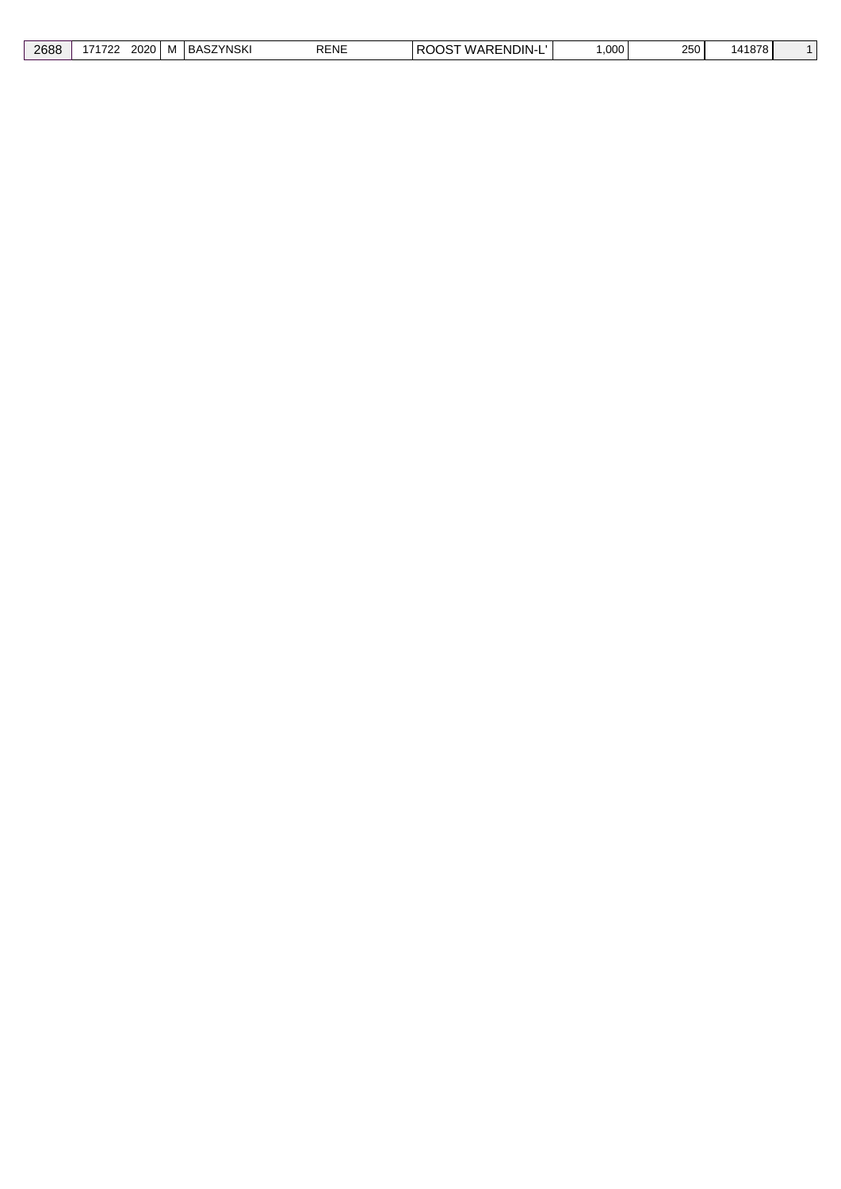| | | | | | | | | | | |
|---|---|---|---|---|---|---|---|---|---|---|
| 2688 | 171722 | 2020 | M | BASZYNSKI | RENE | ROOST WARENDIN-L' | 1,000 | 250 | 141878 | 1 |